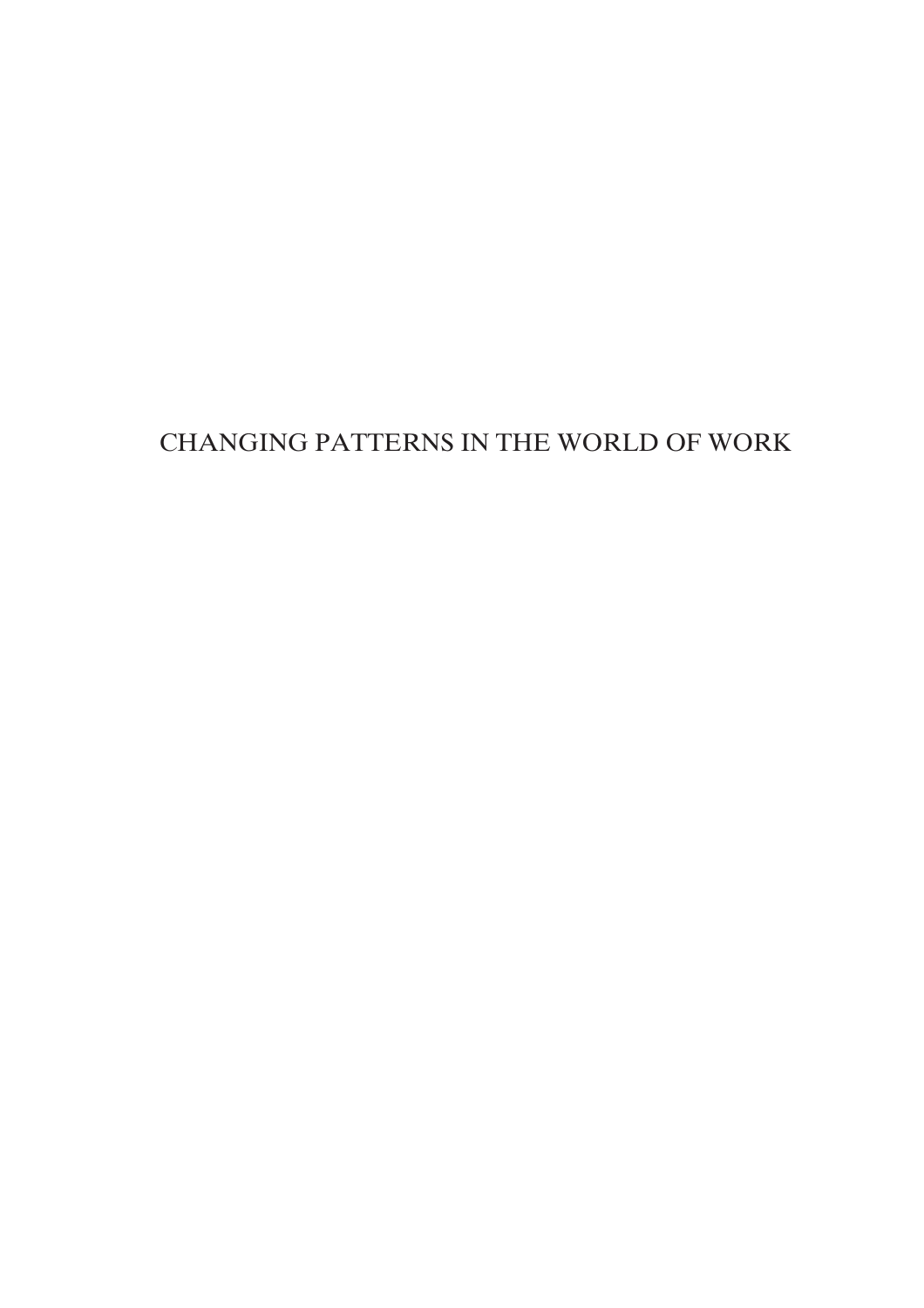# CHANGING PATTERNS IN THE WORLD OF WORK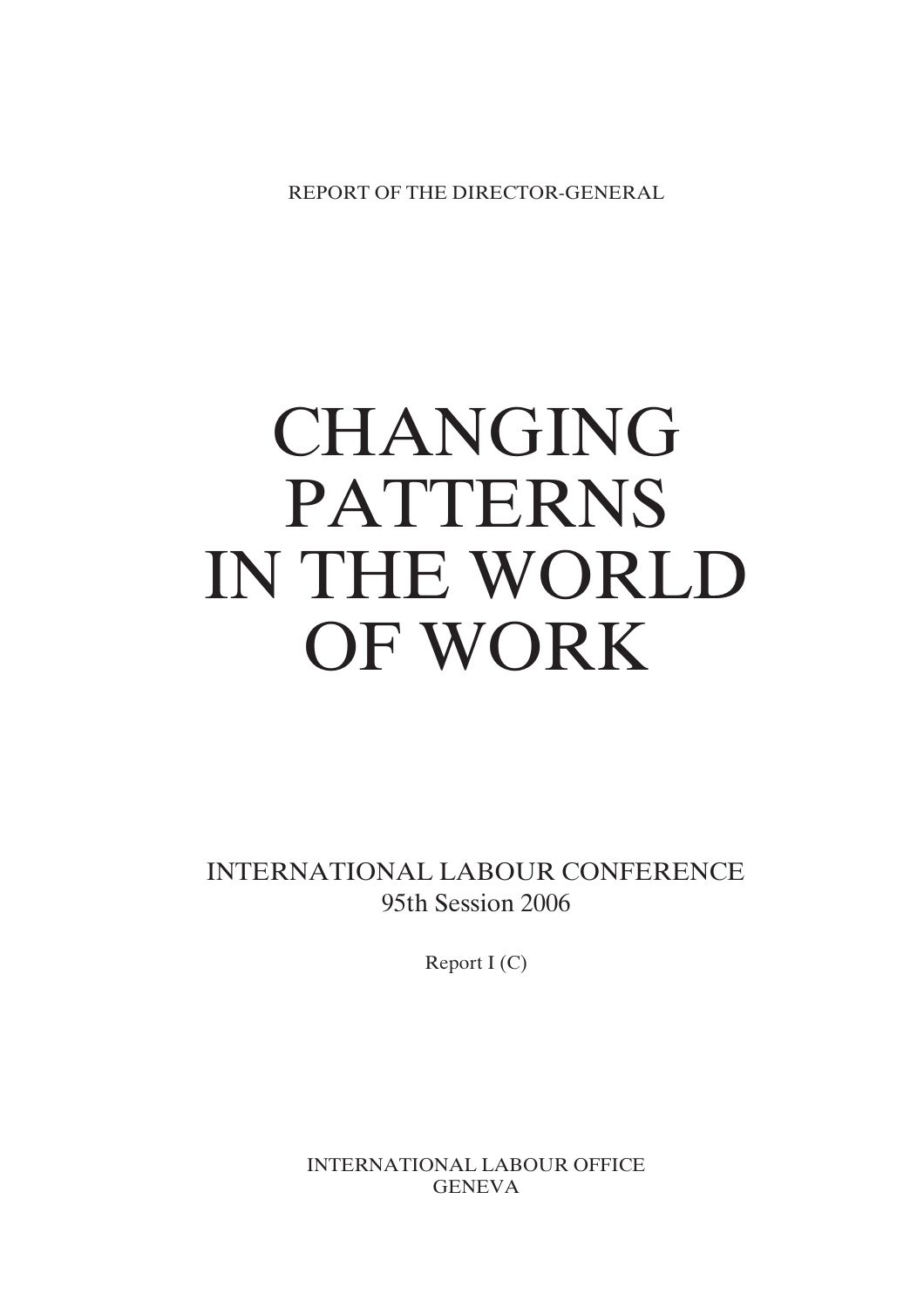REPORT OF THE DIRECTOR-GENERAL

# CHANGING PATTERNS IN THE WORLD OF WORK

INTERNATIONAL LABOUR CONFERENCE
95th Session 2006

Report I (C)

INTERNATIONAL LABOUR OFFICE
GENEVA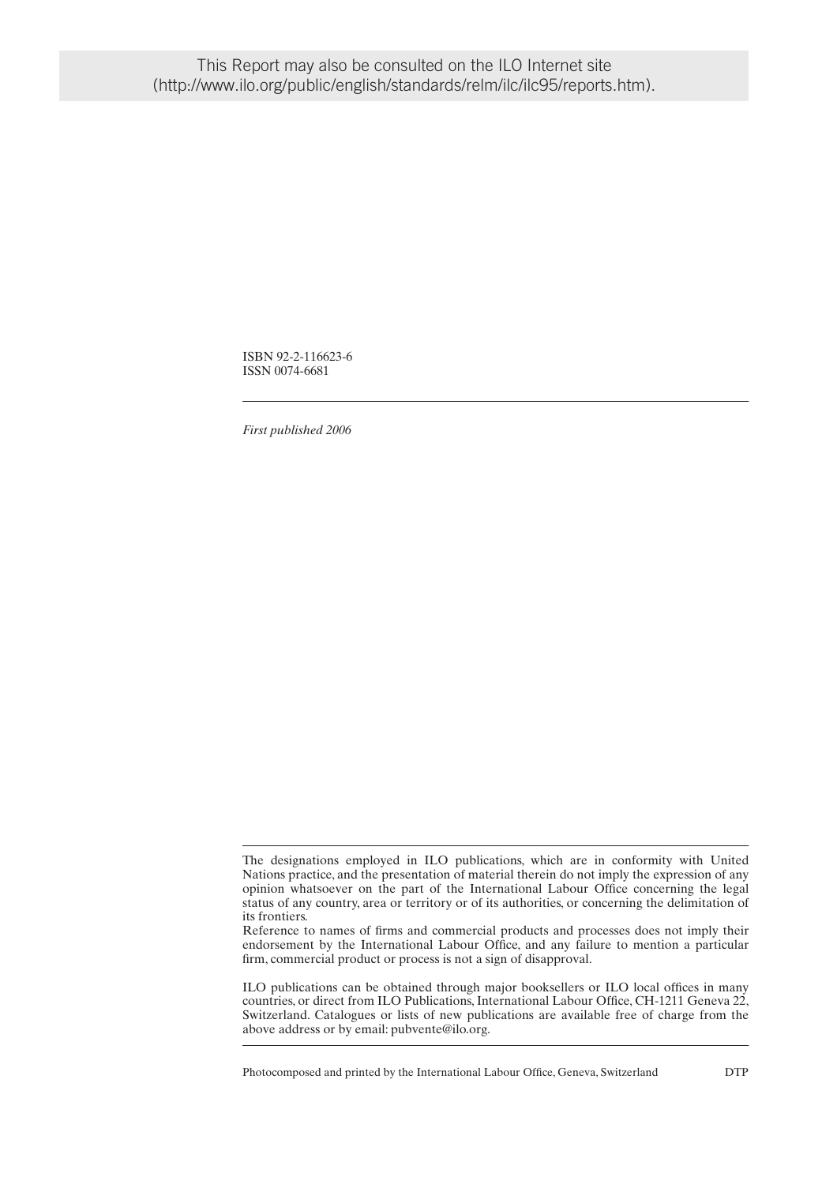This Report may also be consulted on the ILO Internet site (http://www.ilo.org/public/english/standards/relm/ilc/ilc95/reports.htm).

ISBN 92-2-116623-6
ISSN 0074-6681

*First published 2006*

The designations employed in ILO publications, which are in conformity with United Nations practice, and the presentation of material therein do not imply the expression of any opinion whatsoever on the part of the International Labour Office concerning the legal status of any country, area or territory or of its authorities, or concerning the delimitation of its frontiers.

Reference to names of firms and commercial products and processes does not imply their endorsement by the International Labour Office, and any failure to mention a particular firm, commercial product or process is not a sign of disapproval.

ILO publications can be obtained through major booksellers or ILO local offices in many countries, or direct from ILO Publications, International Labour Office, CH-1211 Geneva 22, Switzerland. Catalogues or lists of new publications are available free of charge from the above address or by email: pubvente@ilo.org.

Photocomposed and printed by the International Labour Office, Geneva, Switzerland DTP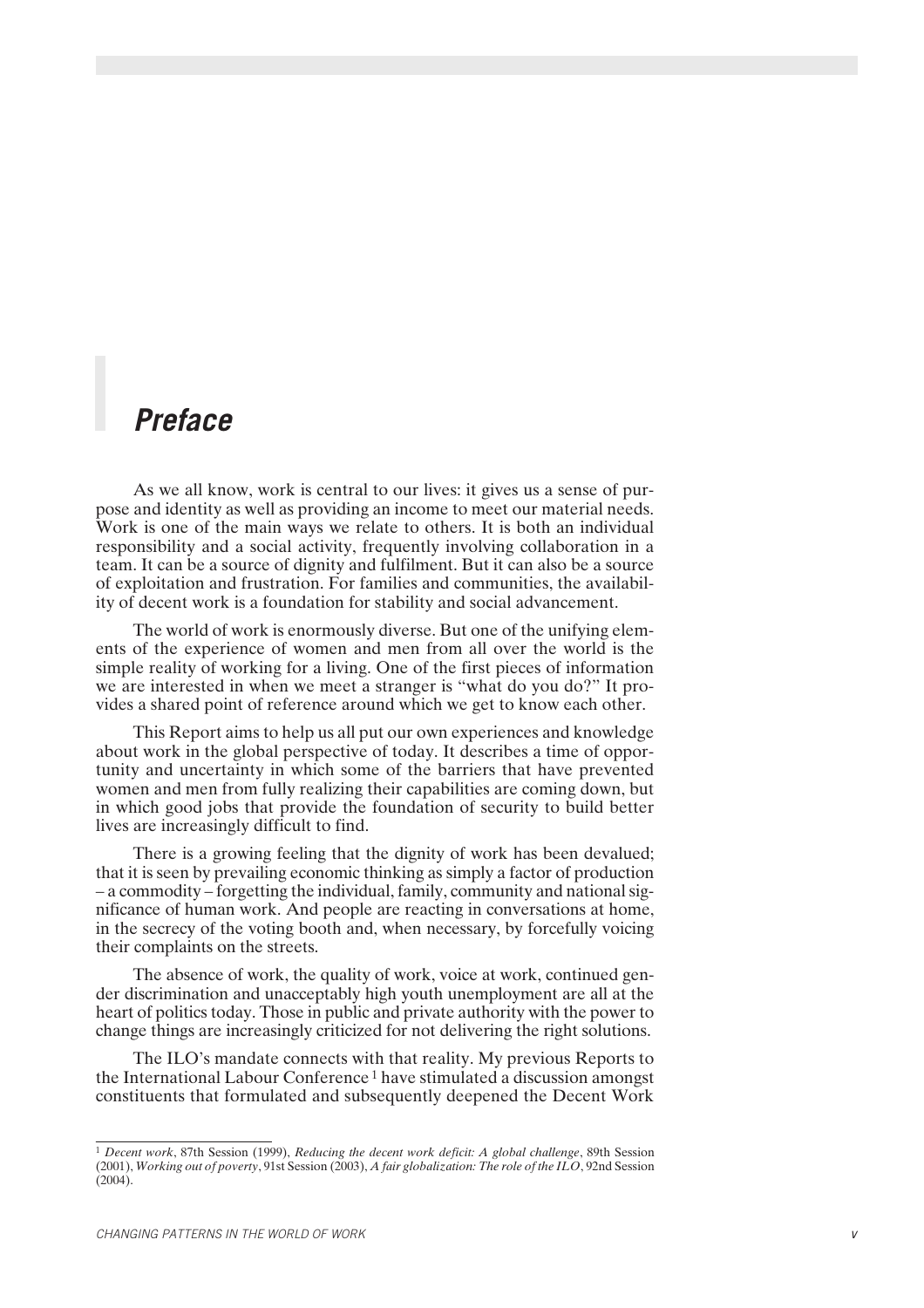# *Preface*

As we all know, work is central to our lives: it gives us a sense of purpose and identity as well as providing an income to meet our material needs. Work is one of the main ways we relate to others. It is both an individual responsibility and a social activity, frequently involving collaboration in a team. It can be a source of dignity and fulfilment. But it can also be a source of exploitation and frustration. For families and communities, the availability of decent work is a foundation for stability and social advancement.

The world of work is enormously diverse. But one of the unifying elements of the experience of women and men from all over the world is the simple reality of working for a living. One of the first pieces of information we are interested in when we meet a stranger is "what do you do?" It provides a shared point of reference around which we get to know each other.

This Report aims to help us all put our own experiences and knowledge about work in the global perspective of today. It describes a time of opportunity and uncertainty in which some of the barriers that have prevented women and men from fully realizing their capabilities are coming down, but in which good jobs that provide the foundation of security to build better lives are increasingly difficult to find.

There is a growing feeling that the dignity of work has been devalued; that it is seen by prevailing economic thinking as simply a factor of production – a commodity – forgetting the individual, family, community and national significance of human work. And people are reacting in conversations at home, in the secrecy of the voting booth and, when necessary, by forcefully voicing their complaints on the streets.

The absence of work, the quality of work, voice at work, continued gender discrimination and unacceptably high youth unemployment are all at the heart of politics today. Those in public and private authority with the power to change things are increasingly criticized for not delivering the right solutions.

The ILO's mandate connects with that reality. My previous Reports to the International Labour Conference [1] have stimulated a discussion amongst constituents that formulated and subsequently deepened the Decent Work

---

[1] *Decent work*, 87th Session (1999), *Reducing the decent work deficit: A global challenge*, 89th Session (2001), *Working out of poverty*, 91st Session (2003), *A fair globalization: The role of the ILO*, 92nd Session (2004).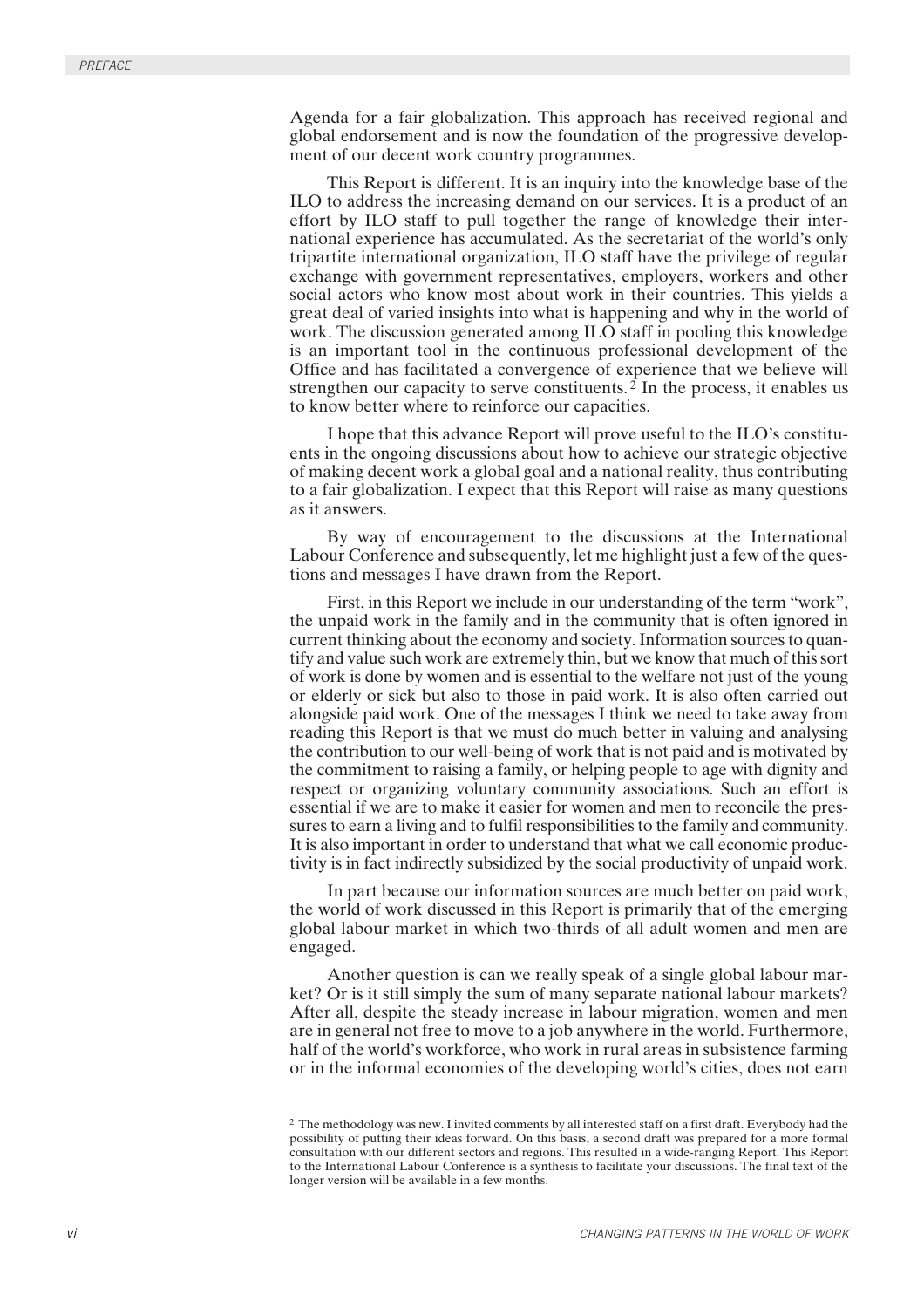Agenda for a fair globalization. This approach has received regional and global endorsement and is now the foundation of the progressive development of our decent work country programmes.

This Report is different. It is an inquiry into the knowledge base of the ILO to address the increasing demand on our services. It is a product of an effort by ILO staff to pull together the range of knowledge their international experience has accumulated. As the secretariat of the world's only tripartite international organization, ILO staff have the privilege of regular exchange with government representatives, employers, workers and other social actors who know most about work in their countries. This yields a great deal of varied insights into what is happening and why in the world of work. The discussion generated among ILO staff in pooling this knowledge is an important tool in the continuous professional development of the Office and has facilitated a convergence of experience that we believe will strengthen our capacity to serve constituents.[2] In the process, it enables us to know better where to reinforce our capacities.

I hope that this advance Report will prove useful to the ILO's constituents in the ongoing discussions about how to achieve our strategic objective of making decent work a global goal and a national reality, thus contributing to a fair globalization. I expect that this Report will raise as many questions as it answers.

By way of encouragement to the discussions at the International Labour Conference and subsequently, let me highlight just a few of the questions and messages I have drawn from the Report.

First, in this Report we include in our understanding of the term "work", the unpaid work in the family and in the community that is often ignored in current thinking about the economy and society. Information sources to quantify and value such work are extremely thin, but we know that much of this sort of work is done by women and is essential to the welfare not just of the young or elderly or sick but also to those in paid work. It is also often carried out alongside paid work. One of the messages I think we need to take away from reading this Report is that we must do much better in valuing and analysing the contribution to our well-being of work that is not paid and is motivated by the commitment to raising a family, or helping people to age with dignity and respect or organizing voluntary community associations. Such an effort is essential if we are to make it easier for women and men to reconcile the pressures to earn a living and to fulfil responsibilities to the family and community. It is also important in order to understand that what we call economic productivity is in fact indirectly subsidized by the social productivity of unpaid work.

In part because our information sources are much better on paid work, the world of work discussed in this Report is primarily that of the emerging global labour market in which two-thirds of all adult women and men are engaged.

Another question is can we really speak of a single global labour market? Or is it still simply the sum of many separate national labour markets? After all, despite the steady increase in labour migration, women and men are in general not free to move to a job anywhere in the world. Furthermore, half of the world's workforce, who work in rural areas in subsistence farming or in the informal economies of the developing world's cities, does not earn

---

[2] The methodology was new. I invited comments by all interested staff on a first draft. Everybody had the possibility of putting their ideas forward. On this basis, a second draft was prepared for a more formal consultation with our different sectors and regions. This resulted in a wide-ranging Report. This Report to the International Labour Conference is a synthesis to facilitate your discussions. The final text of the longer version will be available in a few months.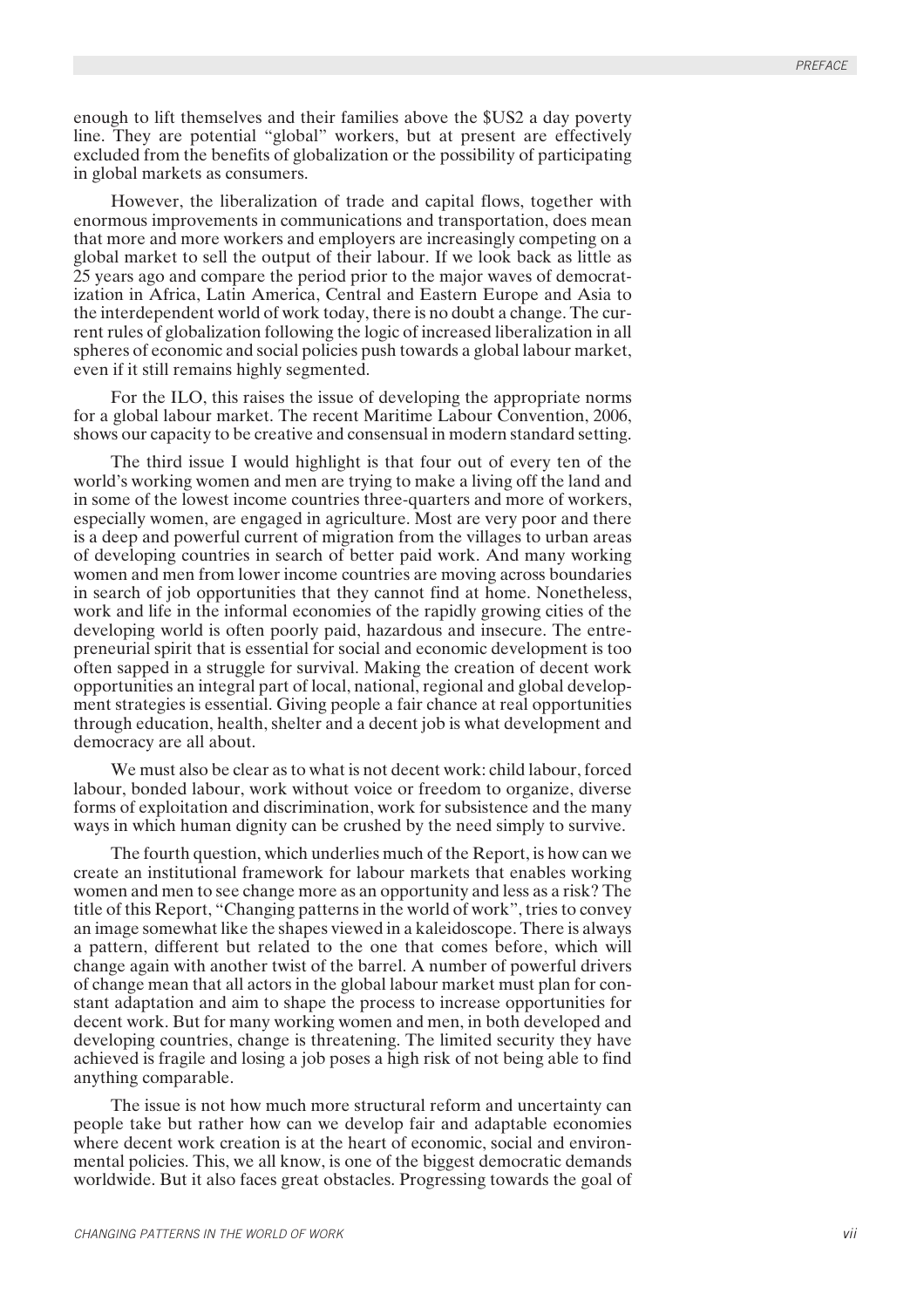enough to lift themselves and their families above the $US2 a day poverty line. They are potential "global" workers, but at present are effectively excluded from the benefits of globalization or the possibility of participating in global markets as consumers.

However, the liberalization of trade and capital flows, together with enormous improvements in communications and transportation, does mean that more and more workers and employers are increasingly competing on a global market to sell the output of their labour. If we look back as little as 25 years ago and compare the period prior to the major waves of democratization in Africa, Latin America, Central and Eastern Europe and Asia to the interdependent world of work today, there is no doubt a change. The current rules of globalization following the logic of increased liberalization in all spheres of economic and social policies push towards a global labour market, even if it still remains highly segmented.

For the ILO, this raises the issue of developing the appropriate norms for a global labour market. The recent Maritime Labour Convention, 2006, shows our capacity to be creative and consensual in modern standard setting.

The third issue I would highlight is that four out of every ten of the world's working women and men are trying to make a living off the land and in some of the lowest income countries three-quarters and more of workers, especially women, are engaged in agriculture. Most are very poor and there is a deep and powerful current of migration from the villages to urban areas of developing countries in search of better paid work. And many working women and men from lower income countries are moving across boundaries in search of job opportunities that they cannot find at home. Nonetheless, work and life in the informal economies of the rapidly growing cities of the developing world is often poorly paid, hazardous and insecure. The entrepreneurial spirit that is essential for social and economic development is too often sapped in a struggle for survival. Making the creation of decent work opportunities an integral part of local, national, regional and global development strategies is essential. Giving people a fair chance at real opportunities through education, health, shelter and a decent job is what development and democracy are all about.

We must also be clear as to what is not decent work: child labour, forced labour, bonded labour, work without voice or freedom to organize, diverse forms of exploitation and discrimination, work for subsistence and the many ways in which human dignity can be crushed by the need simply to survive.

The fourth question, which underlies much of the Report, is how can we create an institutional framework for labour markets that enables working women and men to see change more as an opportunity and less as a risk? The title of this Report, "Changing patterns in the world of work", tries to convey an image somewhat like the shapes viewed in a kaleidoscope. There is always a pattern, different but related to the one that comes before, which will change again with another twist of the barrel. A number of powerful drivers of change mean that all actors in the global labour market must plan for constant adaptation and aim to shape the process to increase opportunities for decent work. But for many working women and men, in both developed and developing countries, change is threatening. The limited security they have achieved is fragile and losing a job poses a high risk of not being able to find anything comparable.

The issue is not how much more structural reform and uncertainty can people take but rather how can we develop fair and adaptable economies where decent work creation is at the heart of economic, social and environmental policies. This, we all know, is one of the biggest democratic demands worldwide. But it also faces great obstacles. Progressing towards the goal of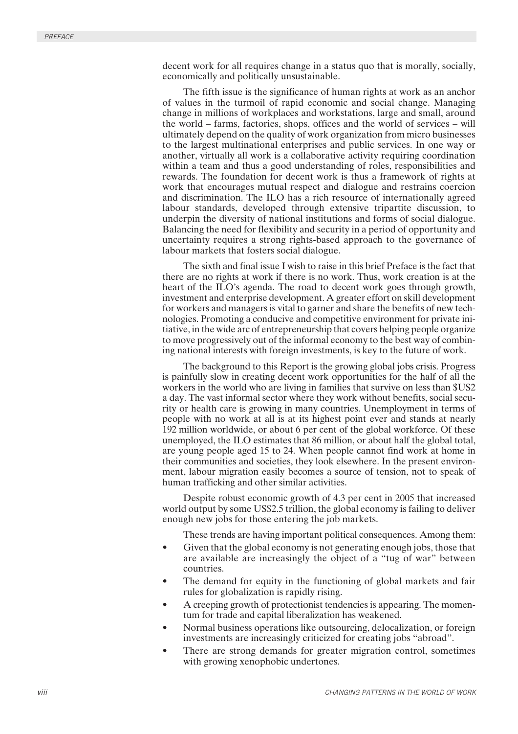decent work for all requires change in a status quo that is morally, socially, economically and politically unsustainable.

The fifth issue is the significance of human rights at work as an anchor of values in the turmoil of rapid economic and social change. Managing change in millions of workplaces and workstations, large and small, around the world – farms, factories, shops, offices and the world of services – will ultimately depend on the quality of work organization from micro businesses to the largest multinational enterprises and public services. In one way or another, virtually all work is a collaborative activity requiring coordination within a team and thus a good understanding of roles, responsibilities and rewards. The foundation for decent work is thus a framework of rights at work that encourages mutual respect and dialogue and restrains coercion and discrimination. The ILO has a rich resource of internationally agreed labour standards, developed through extensive tripartite discussion, to underpin the diversity of national institutions and forms of social dialogue. Balancing the need for flexibility and security in a period of opportunity and uncertainty requires a strong rights-based approach to the governance of labour markets that fosters social dialogue.

The sixth and final issue I wish to raise in this brief Preface is the fact that there are no rights at work if there is no work. Thus, work creation is at the heart of the ILO's agenda. The road to decent work goes through growth, investment and enterprise development. A greater effort on skill development for workers and managers is vital to garner and share the benefits of new technologies. Promoting a conducive and competitive environment for private initiative, in the wide arc of entrepreneurship that covers helping people organize to move progressively out of the informal economy to the best way of combining national interests with foreign investments, is key to the future of work.

The background to this Report is the growing global jobs crisis. Progress is painfully slow in creating decent work opportunities for the half of all the workers in the world who are living in families that survive on less than $US2 a day. The vast informal sector where they work without benefits, social security or health care is growing in many countries. Unemployment in terms of people with no work at all is at its highest point ever and stands at nearly 192 million worldwide, or about 6 per cent of the global workforce. Of these unemployed, the ILO estimates that 86 million, or about half the global total, are young people aged 15 to 24. When people cannot find work at home in their communities and societies, they look elsewhere. In the present environment, labour migration easily becomes a source of tension, not to speak of human trafficking and other similar activities.

Despite robust economic growth of 4.3 per cent in 2005 that increased world output by some US$2.5 trillion, the global economy is failing to deliver enough new jobs for those entering the job markets.

These trends are having important political consequences. Among them:

- Given that the global economy is not generating enough jobs, those that are available are increasingly the object of a "tug of war" between countries.
- The demand for equity in the functioning of global markets and fair rules for globalization is rapidly rising.
- A creeping growth of protectionist tendencies is appearing. The momentum for trade and capital liberalization has weakened.
- Normal business operations like outsourcing, delocalization, or foreign investments are increasingly criticized for creating jobs "abroad".
- There are strong demands for greater migration control, sometimes with growing xenophobic undertones.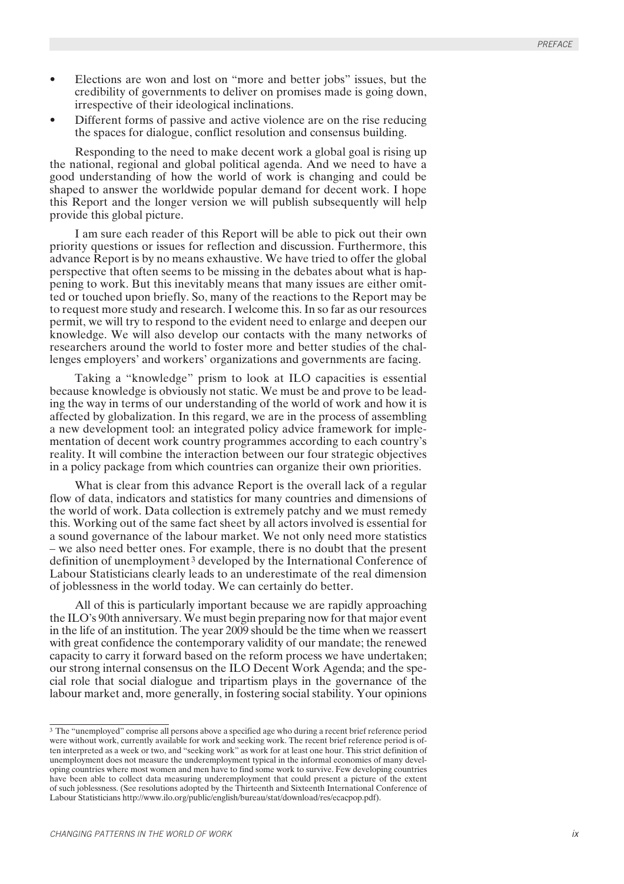- Elections are won and lost on "more and better jobs" issues, but the credibility of governments to deliver on promises made is going down, irrespective of their ideological inclinations.
- Different forms of passive and active violence are on the rise reducing the spaces for dialogue, conflict resolution and consensus building.

Responding to the need to make decent work a global goal is rising up the national, regional and global political agenda. And we need to have a good understanding of how the world of work is changing and could be shaped to answer the worldwide popular demand for decent work. I hope this Report and the longer version we will publish subsequently will help provide this global picture.

I am sure each reader of this Report will be able to pick out their own priority questions or issues for reflection and discussion. Furthermore, this advance Report is by no means exhaustive. We have tried to offer the global perspective that often seems to be missing in the debates about what is happening to work. But this inevitably means that many issues are either omitted or touched upon briefly. So, many of the reactions to the Report may be to request more study and research. I welcome this. In so far as our resources permit, we will try to respond to the evident need to enlarge and deepen our knowledge. We will also develop our contacts with the many networks of researchers around the world to foster more and better studies of the challenges employers' and workers' organizations and governments are facing.

Taking a "knowledge" prism to look at ILO capacities is essential because knowledge is obviously not static. We must be and prove to be leading the way in terms of our understanding of the world of work and how it is affected by globalization. In this regard, we are in the process of assembling a new development tool: an integrated policy advice framework for implementation of decent work country programmes according to each country's reality. It will combine the interaction between our four strategic objectives in a policy package from which countries can organize their own priorities.

What is clear from this advance Report is the overall lack of a regular flow of data, indicators and statistics for many countries and dimensions of the world of work. Data collection is extremely patchy and we must remedy this. Working out of the same fact sheet by all actors involved is essential for a sound governance of the labour market. We not only need more statistics – we also need better ones. For example, there is no doubt that the present definition of unemployment [3] developed by the International Conference of Labour Statisticians clearly leads to an underestimate of the real dimension of joblessness in the world today. We can certainly do better.

All of this is particularly important because we are rapidly approaching the ILO's 90th anniversary. We must begin preparing now for that major event in the life of an institution. The year 2009 should be the time when we reassert with great confidence the contemporary validity of our mandate; the renewed capacity to carry it forward based on the reform process we have undertaken; our strong internal consensus on the ILO Decent Work Agenda; and the special role that social dialogue and tripartism plays in the governance of the labour market and, more generally, in fostering social stability. Your opinions

---

[3] The "unemployed" comprise all persons above a specified age who during a recent brief reference period were without work, currently available for work and seeking work. The recent brief reference period is often interpreted as a week or two, and "seeking work" as work for at least one hour. This strict definition of unemployment does not measure the underemployment typical in the informal economies of many developing countries where most women and men have to find some work to survive. Few developing countries have been able to collect data measuring underemployment that could present a picture of the extent of such joblessness. (See resolutions adopted by the Thirteenth and Sixteenth International Conference of Labour Statisticians http://www.ilo.org/public/english/bureau/stat/download/res/ecacpop.pdf).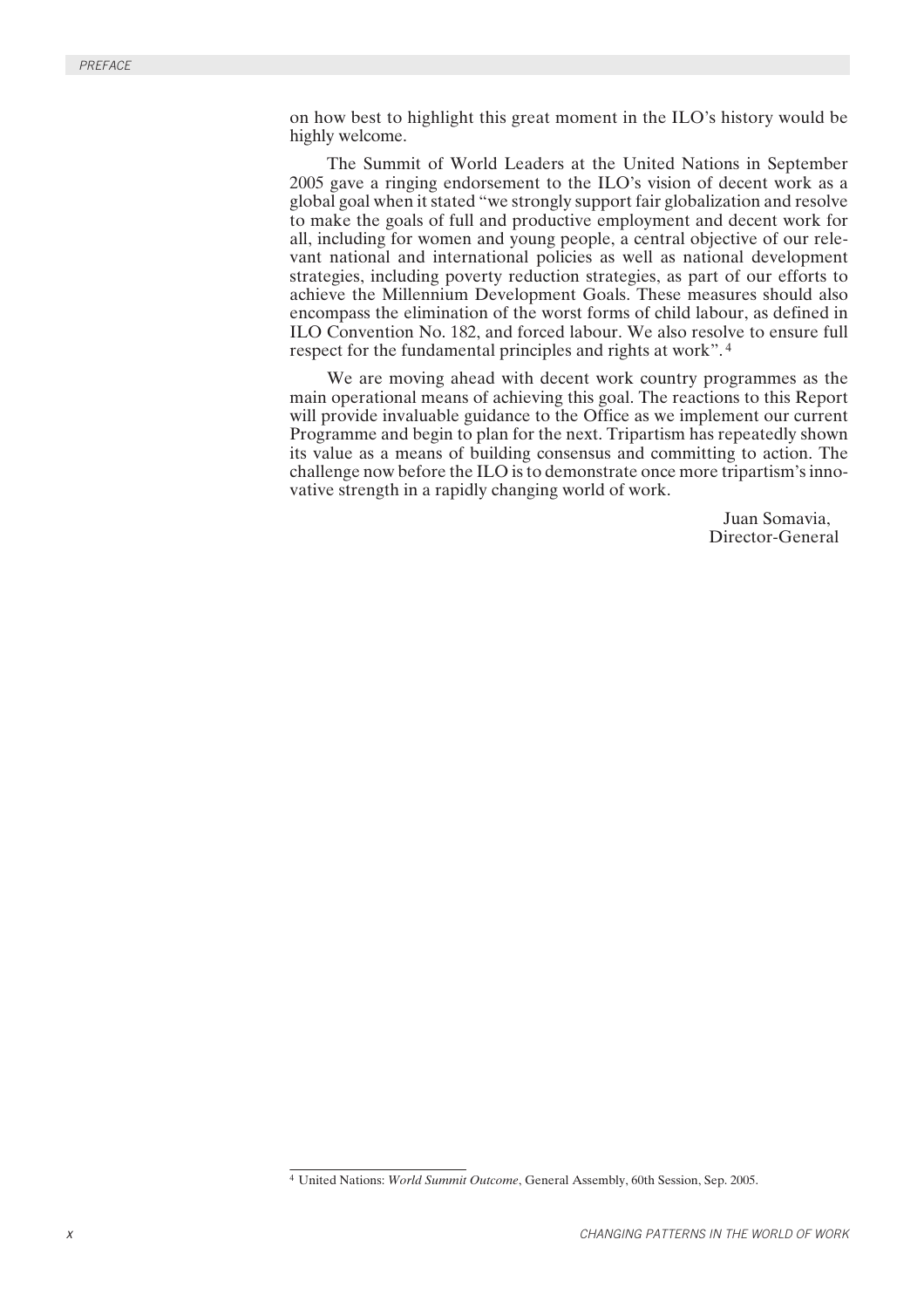on how best to highlight this great moment in the ILO's history would be highly welcome.

The Summit of World Leaders at the United Nations in September 2005 gave a ringing endorsement to the ILO's vision of decent work as a global goal when it stated "we strongly support fair globalization and resolve to make the goals of full and productive employment and decent work for all, including for women and young people, a central objective of our relevant national and international policies as well as national development strategies, including poverty reduction strategies, as part of our efforts to achieve the Millennium Development Goals. These measures should also encompass the elimination of the worst forms of child labour, as defined in ILO Convention No. 182, and forced labour. We also resolve to ensure full respect for the fundamental principles and rights at work".[4]

We are moving ahead with decent work country programmes as the main operational means of achieving this goal. The reactions to this Report will provide invaluable guidance to the Office as we implement our current Programme and begin to plan for the next. Tripartism has repeatedly shown its value as a means of building consensus and committing to action. The challenge now before the ILO is to demonstrate once more tripartism's innovative strength in a rapidly changing world of work.

Juan Somavia,
Director-General

---

[4] United Nations: *World Summit Outcome*, General Assembly, 60th Session, Sep. 2005.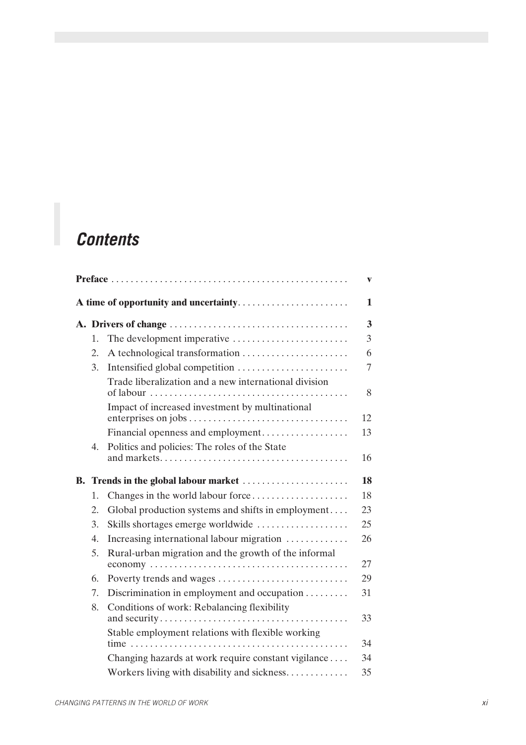# *Contents*

| | | |
|---|---|---|
| **Preface** | | **v** |
| **A time of opportunity and uncertainty** | | **1** |
| **A. Drivers of change** | | **3** |
| 1. | The development imperative | 3 |
| 2. | A technological transformation | 6 |
| 3. | Intensified global competition | 7 |
| | Trade liberalization and a new international division of labour | 8 |
| | Impact of increased investment by multinational enterprises on jobs | 12 |
| | Financial openness and employment | 13 |
| 4. | Politics and policies: The roles of the State and markets | 16 |
| **B. Trends in the global labour market** | | **18** |
| 1. | Changes in the world labour force | 18 |
| 2. | Global production systems and shifts in employment | 23 |
| 3. | Skills shortages emerge worldwide | 25 |
| 4. | Increasing international labour migration | 26 |
| 5. | Rural-urban migration and the growth of the informal economy | 27 |
| 6. | Poverty trends and wages | 29 |
| 7. | Discrimination in employment and occupation | 31 |
| 8. | Conditions of work: Rebalancing flexibility and security | 33 |
| | Stable employment relations with flexible working time | 34 |
| | Changing hazards at work require constant vigilance | 34 |
| | Workers living with disability and sickness | 35 |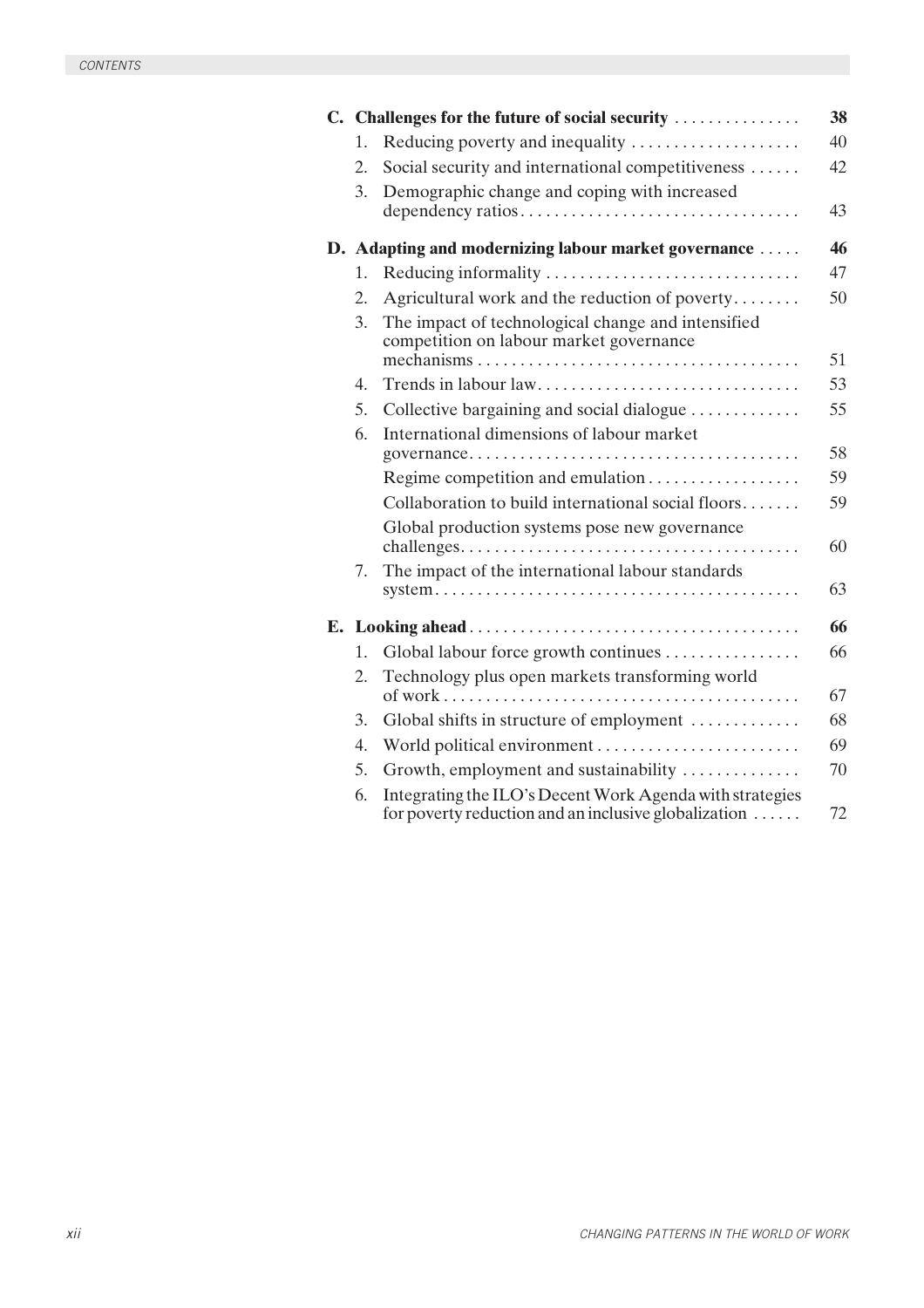**C. Challenges for the future of social security** . . . . . . . . . . . . . . . **38**

1. Reducing poverty and inequality . . . . . . . . . . . . . . . . . . . . 40
2. Social security and international competitiveness . . . . . . 42
3. Demographic change and coping with increased dependency ratios . . . . . . . . . . . . . . . . . . . . . . . . . . . . . . . . . 43

**D. Adapting and modernizing labour market governance** . . . . . **46**

1. Reducing informality . . . . . . . . . . . . . . . . . . . . . . . . . . . . . 47
2. Agricultural work and the reduction of poverty . . . . . . . . 50
3. The impact of technological change and intensified competition on labour market governance mechanisms . . . . . . . . . . . . . . . . . . . . . . . . . . . . . . . . . . . . . 51
4. Trends in labour law . . . . . . . . . . . . . . . . . . . . . . . . . . . . . . 53
5. Collective bargaining and social dialogue . . . . . . . . . . . . . 55
6. International dimensions of labour market governance . . . . . . . . . . . . . . . . . . . . . . . . . . . . . . . . . . . . . . 58
   - Regime competition and emulation . . . . . . . . . . . . . . . . . . 59
   - Collaboration to build international social floors . . . . . . . 59
   - Global production systems pose new governance challenges . . . . . . . . . . . . . . . . . . . . . . . . . . . . . . . . . . . . . . . 60
7. The impact of the international labour standards system . . . . . . . . . . . . . . . . . . . . . . . . . . . . . . . . . . . . . . . . . . 63

**E. Looking ahead** . . . . . . . . . . . . . . . . . . . . . . . . . . . . . . . . . . . . . . **66**

1. Global labour force growth continues . . . . . . . . . . . . . . . . 66
2. Technology plus open markets transforming world of work . . . . . . . . . . . . . . . . . . . . . . . . . . . . . . . . . . . . . . . . . . 67
3. Global shifts in structure of employment . . . . . . . . . . . . . 68
4. World political environment . . . . . . . . . . . . . . . . . . . . . . . . 69
5. Growth, employment and sustainability . . . . . . . . . . . . . . 70
6. Integrating the ILO's Decent Work Agenda with strategies for poverty reduction and an inclusive globalization . . . . . . 72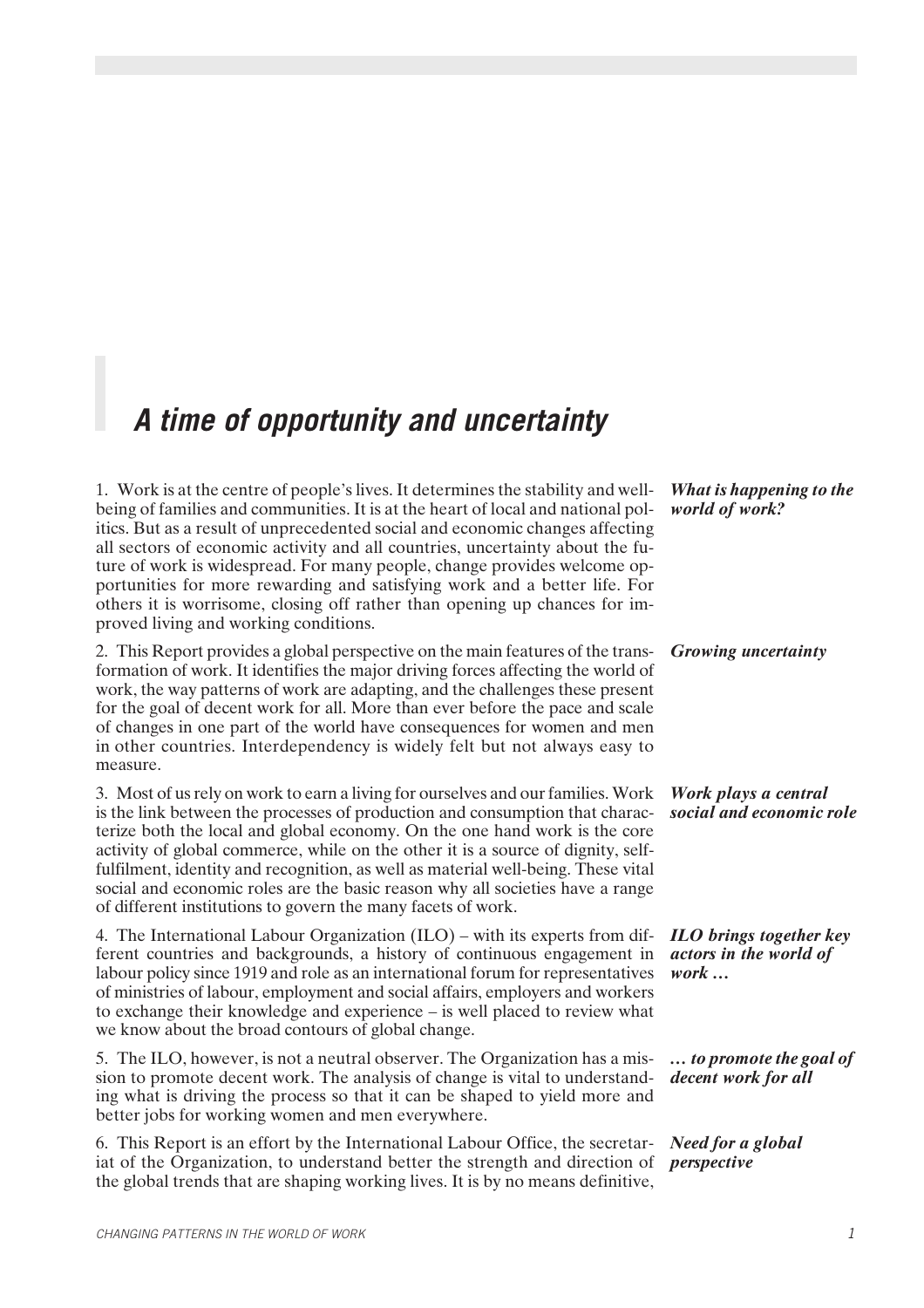# *A time of opportunity and uncertainty*

***What is happening to the world of work?***

1. Work is at the centre of people's lives. It determines the stability and well-being of families and communities. It is at the heart of local and national politics. But as a result of unprecedented social and economic changes affecting all sectors of economic activity and all countries, uncertainty about the future of work is widespread. For many people, change provides welcome opportunities for more rewarding and satisfying work and a better life. For others it is worrisome, closing off rather than opening up chances for improved living and working conditions.

***Growing uncertainty***

2. This Report provides a global perspective on the main features of the transformation of work. It identifies the major driving forces affecting the world of work, the way patterns of work are adapting, and the challenges these present for the goal of decent work for all. More than ever before the pace and scale of changes in one part of the world have consequences for women and men in other countries. Interdependency is widely felt but not always easy to measure.

***Work plays a central social and economic role***

3. Most of us rely on work to earn a living for ourselves and our families. Work is the link between the processes of production and consumption that characterize both the local and global economy. On the one hand work is the core activity of global commerce, while on the other it is a source of dignity, self-fulfilment, identity and recognition, as well as material well-being. These vital social and economic roles are the basic reason why all societies have a range of different institutions to govern the many facets of work.

***ILO brings together key actors in the world of work …***

4. The International Labour Organization (ILO) – with its experts from different countries and backgrounds, a history of continuous engagement in labour policy since 1919 and role as an international forum for representatives of ministries of labour, employment and social affairs, employers and workers to exchange their knowledge and experience – is well placed to review what we know about the broad contours of global change.

***… to promote the goal of decent work for all***

5. The ILO, however, is not a neutral observer. The Organization has a mission to promote decent work. The analysis of change is vital to understanding what is driving the process so that it can be shaped to yield more and better jobs for working women and men everywhere.

***Need for a global perspective***

6. This Report is an effort by the International Labour Office, the secretariat of the Organization, to understand better the strength and direction of the global trends that are shaping working lives. It is by no means definitive,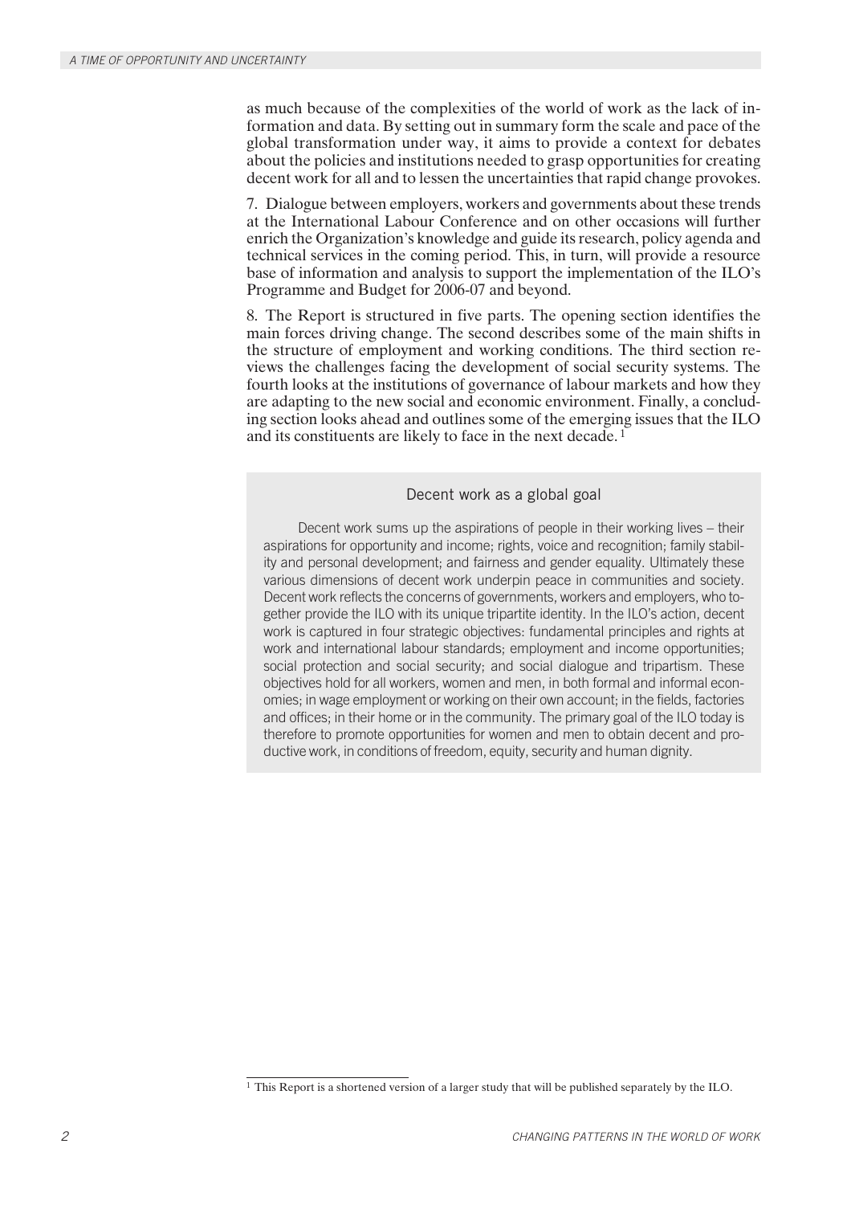as much because of the complexities of the world of work as the lack of information and data. By setting out in summary form the scale and pace of the global transformation under way, it aims to provide a context for debates about the policies and institutions needed to grasp opportunities for creating decent work for all and to lessen the uncertainties that rapid change provokes.

7. Dialogue between employers, workers and governments about these trends at the International Labour Conference and on other occasions will further enrich the Organization's knowledge and guide its research, policy agenda and technical services in the coming period. This, in turn, will provide a resource base of information and analysis to support the implementation of the ILO's Programme and Budget for 2006-07 and beyond.

8. The Report is structured in five parts. The opening section identifies the main forces driving change. The second describes some of the main shifts in the structure of employment and working conditions. The third section reviews the challenges facing the development of social security systems. The fourth looks at the institutions of governance of labour markets and how they are adapting to the new social and economic environment. Finally, a concluding section looks ahead and outlines some of the emerging issues that the ILO and its constituents are likely to face in the next decade.[1]

### Decent work as a global goal

Decent work sums up the aspirations of people in their working lives – their aspirations for opportunity and income; rights, voice and recognition; family stability and personal development; and fairness and gender equality. Ultimately these various dimensions of decent work underpin peace in communities and society. Decent work reflects the concerns of governments, workers and employers, who together provide the ILO with its unique tripartite identity. In the ILO's action, decent work is captured in four strategic objectives: fundamental principles and rights at work and international labour standards; employment and income opportunities; social protection and social security; and social dialogue and tripartism. These objectives hold for all workers, women and men, in both formal and informal economies; in wage employment or working on their own account; in the fields, factories and offices; in their home or in the community. The primary goal of the ILO today is therefore to promote opportunities for women and men to obtain decent and productive work, in conditions of freedom, equity, security and human dignity.

[1] This Report is a shortened version of a larger study that will be published separately by the ILO.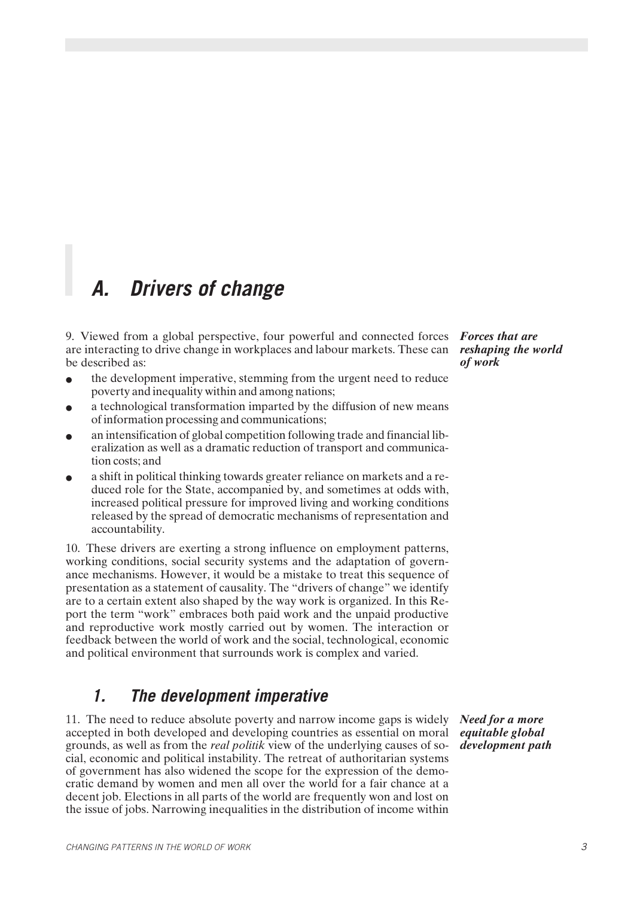## A. Drivers of change

*Forces that are reshaping the world of work*

9. Viewed from a global perspective, four powerful and connected forces are interacting to drive change in workplaces and labour markets. These can be described as:

- the development imperative, stemming from the urgent need to reduce poverty and inequality within and among nations;
- a technological transformation imparted by the diffusion of new means of information processing and communications;
- an intensification of global competition following trade and financial liberalization as well as a dramatic reduction of transport and communication costs; and
- a shift in political thinking towards greater reliance on markets and a reduced role for the State, accompanied by, and sometimes at odds with, increased political pressure for improved living and working conditions released by the spread of democratic mechanisms of representation and accountability.

10. These drivers are exerting a strong influence on employment patterns, working conditions, social security systems and the adaptation of governance mechanisms. However, it would be a mistake to treat this sequence of presentation as a statement of causality. The "drivers of change" we identify are to a certain extent also shaped by the way work is organized. In this Report the term "work" embraces both paid work and the unpaid productive and reproductive work mostly carried out by women. The interaction or feedback between the world of work and the social, technological, economic and political environment that surrounds work is complex and varied.

### 1. The development imperative

*Need for a more equitable global development path*

11. The need to reduce absolute poverty and narrow income gaps is widely accepted in both developed and developing countries as essential on moral grounds, as well as from the *real politik* view of the underlying causes of social, economic and political instability. The retreat of authoritarian systems of government has also widened the scope for the expression of the democratic demand by women and men all over the world for a fair chance at a decent job. Elections in all parts of the world are frequently won and lost on the issue of jobs. Narrowing inequalities in the distribution of income within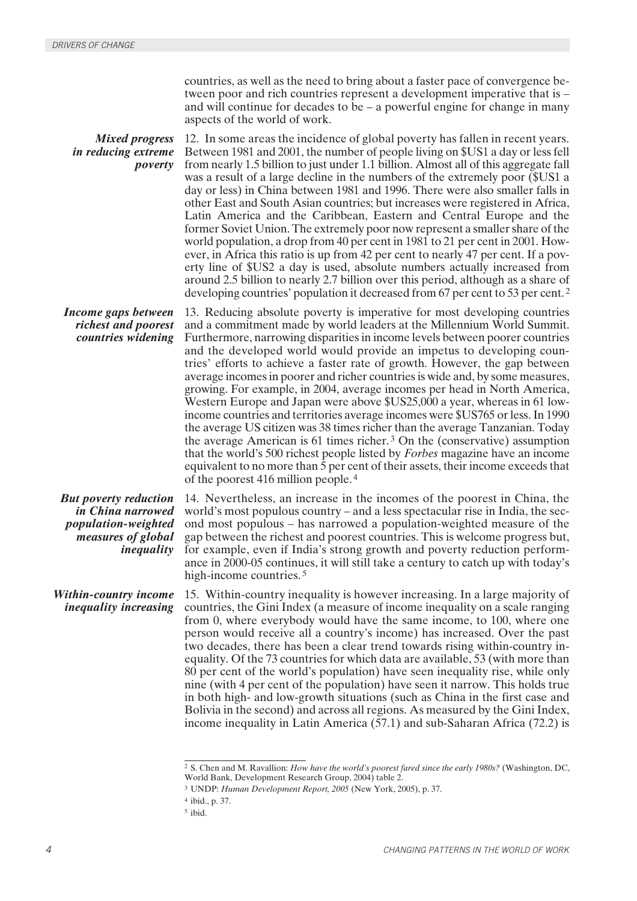countries, as well as the need to bring about a faster pace of convergence between poor and rich countries represent a development imperative that is – and will continue for decades to be – a powerful engine for change in many aspects of the world of work.

***Mixed progress in reducing extreme poverty***

12. In some areas the incidence of global poverty has fallen in recent years. Between 1981 and 2001, the number of people living on $US1 a day or less fell from nearly 1.5 billion to just under 1.1 billion. Almost all of this aggregate fall was a result of a large decline in the numbers of the extremely poor ($US1 a day or less) in China between 1981 and 1996. There were also smaller falls in other East and South Asian countries; but increases were registered in Africa, Latin America and the Caribbean, Eastern and Central Europe and the former Soviet Union. The extremely poor now represent a smaller share of the world population, a drop from 40 per cent in 1981 to 21 per cent in 2001. However, in Africa this ratio is up from 42 per cent to nearly 47 per cent. If a poverty line of $US2 a day is used, absolute numbers actually increased from around 2.5 billion to nearly 2.7 billion over this period, although as a share of developing countries' population it decreased from 67 per cent to 53 per cent.[2]

***Income gaps between richest and poorest countries widening***

13. Reducing absolute poverty is imperative for most developing countries and a commitment made by world leaders at the Millennium World Summit. Furthermore, narrowing disparities in income levels between poorer countries and the developed world would provide an impetus to developing countries' efforts to achieve a faster rate of growth. However, the gap between average incomes in poorer and richer countries is wide and, by some measures, growing. For example, in 2004, average incomes per head in North America, Western Europe and Japan were above $US25,000 a year, whereas in 61 low-income countries and territories average incomes were $US765 or less. In 1990 the average US citizen was 38 times richer than the average Tanzanian. Today the average American is 61 times richer.[3] On the (conservative) assumption that the world's 500 richest people listed by *Forbes* magazine have an income equivalent to no more than 5 per cent of their assets, their income exceeds that of the poorest 416 million people.[4]

***But poverty reduction in China narrowed population-weighted measures of global inequality***

14. Nevertheless, an increase in the incomes of the poorest in China, the world's most populous country – and a less spectacular rise in India, the second most populous – has narrowed a population-weighted measure of the gap between the richest and poorest countries. This is welcome progress but, for example, even if India's strong growth and poverty reduction performance in 2000-05 continues, it will still take a century to catch up with today's high-income countries.[5]

***Within-country income inequality increasing***

15. Within-country inequality is however increasing. In a large majority of countries, the Gini Index (a measure of income inequality on a scale ranging from 0, where everybody would have the same income, to 100, where one person would receive all a country's income) has increased. Over the past two decades, there has been a clear trend towards rising within-country inequality. Of the 73 countries for which data are available, 53 (with more than 80 per cent of the world's population) have seen inequality rise, while only nine (with 4 per cent of the population) have seen it narrow. This holds true in both high- and low-growth situations (such as China in the first case and Bolivia in the second) and across all regions. As measured by the Gini Index, income inequality in Latin America (57.1) and sub-Saharan Africa (72.2) is

---

[2] S. Chen and M. Ravallion: *How have the world's poorest fared since the early 1980s?* (Washington, DC, World Bank, Development Research Group, 2004) table 2.

[3] UNDP: *Human Development Report, 2005* (New York, 2005), p. 37.

[4] ibid., p. 37.

[5] ibid.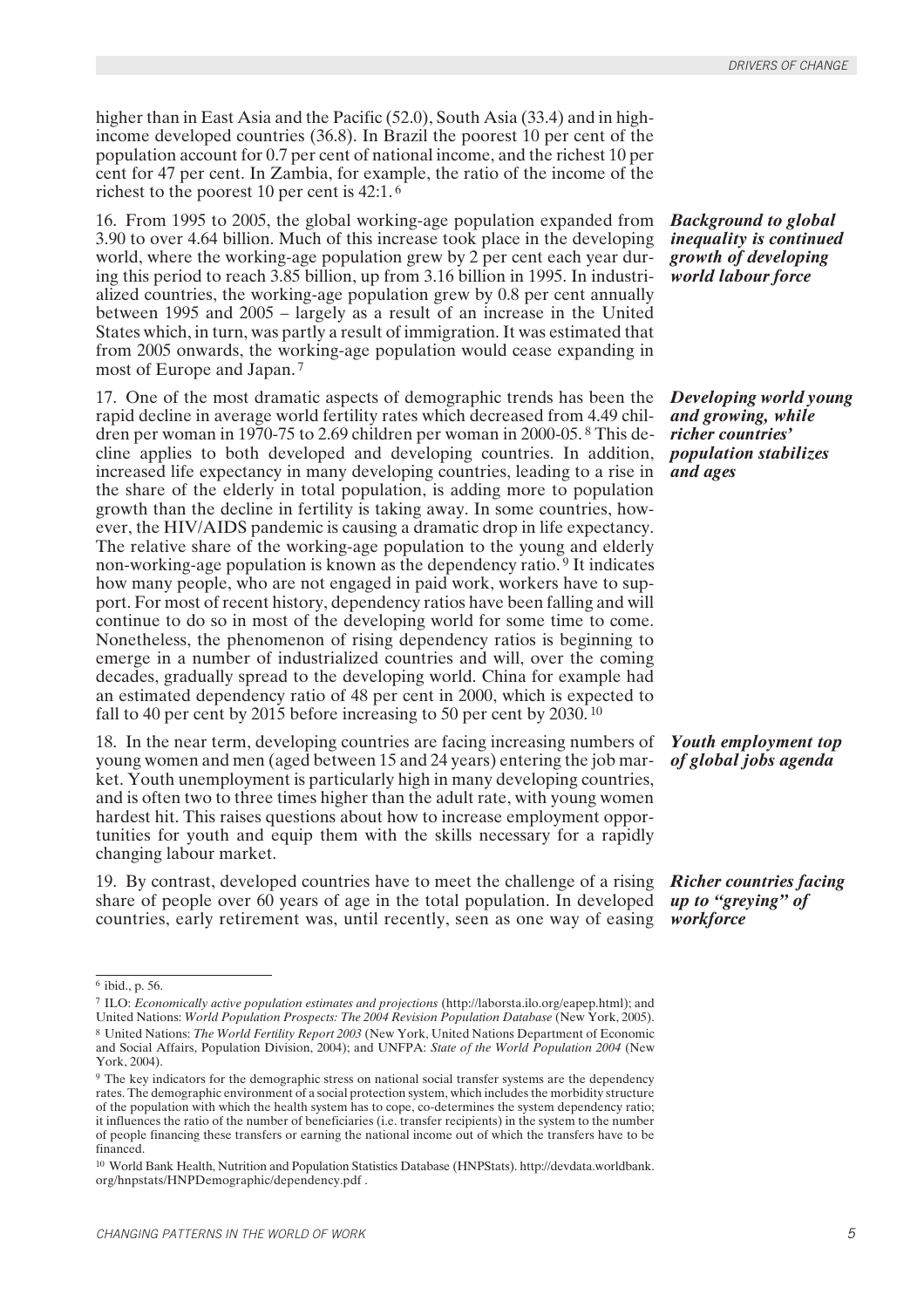higher than in East Asia and the Pacific (52.0), South Asia (33.4) and in high-income developed countries (36.8). In Brazil the poorest 10 per cent of the population account for 0.7 per cent of national income, and the richest 10 per cent for 47 per cent. In Zambia, for example, the ratio of the income of the richest to the poorest 10 per cent is 42:1.[6]

***Background to global inequality is continued growth of developing world labour force***

16. From 1995 to 2005, the global working-age population expanded from 3.90 to over 4.64 billion. Much of this increase took place in the developing world, where the working-age population grew by 2 per cent each year during this period to reach 3.85 billion, up from 3.16 billion in 1995. In industrialized countries, the working-age population grew by 0.8 per cent annually between 1995 and 2005 – largely as a result of an increase in the United States which, in turn, was partly a result of immigration. It was estimated that from 2005 onwards, the working-age population would cease expanding in most of Europe and Japan.[7]

***Developing world young and growing, while richer countries' population stabilizes and ages***

17. One of the most dramatic aspects of demographic trends has been the rapid decline in average world fertility rates which decreased from 4.49 children per woman in 1970-75 to 2.69 children per woman in 2000-05.[8] This decline applies to both developed and developing countries. In addition, increased life expectancy in many developing countries, leading to a rise in the share of the elderly in total population, is adding more to population growth than the decline in fertility is taking away. In some countries, however, the HIV/AIDS pandemic is causing a dramatic drop in life expectancy. The relative share of the working-age population to the young and elderly non-working-age population is known as the dependency ratio.[9] It indicates how many people, who are not engaged in paid work, workers have to support. For most of recent history, dependency ratios have been falling and will continue to do so in most of the developing world for some time to come. Nonetheless, the phenomenon of rising dependency ratios is beginning to emerge in a number of industrialized countries and will, over the coming decades, gradually spread to the developing world. China for example had an estimated dependency ratio of 48 per cent in 2000, which is expected to fall to 40 per cent by 2015 before increasing to 50 per cent by 2030.[10]

***Youth employment top of global jobs agenda***

18. In the near term, developing countries are facing increasing numbers of young women and men (aged between 15 and 24 years) entering the job market. Youth unemployment is particularly high in many developing countries, and is often two to three times higher than the adult rate, with young women hardest hit. This raises questions about how to increase employment opportunities for youth and equip them with the skills necessary for a rapidly changing labour market.

***Richer countries facing up to "greying" of workforce***

19. By contrast, developed countries have to meet the challenge of a rising share of people over 60 years of age in the total population. In developed countries, early retirement was, until recently, seen as one way of easing

---

[6] ibid., p. 56.

[7] ILO: *Economically active population estimates and projections* (http://laborsta.ilo.org/eapep.html); and United Nations: *World Population Prospects: The 2004 Revision Population Database* (New York, 2005).

[8] United Nations: *The World Fertility Report 2003* (New York, United Nations Department of Economic and Social Affairs, Population Division, 2004); and UNFPA: *State of the World Population 2004* (New York, 2004).

[9] The key indicators for the demographic stress on national social transfer systems are the dependency rates. The demographic environment of a social protection system, which includes the morbidity structure of the population with which the health system has to cope, co-determines the system dependency ratio; it influences the ratio of the number of beneficiaries (i.e. transfer recipients) in the system to the number of people financing these transfers or earning the national income out of which the transfers have to be financed.

[10] World Bank Health, Nutrition and Population Statistics Database (HNPStats). http://devdata.worldbank.org/hnpstats/HNPDemographic/dependency.pdf .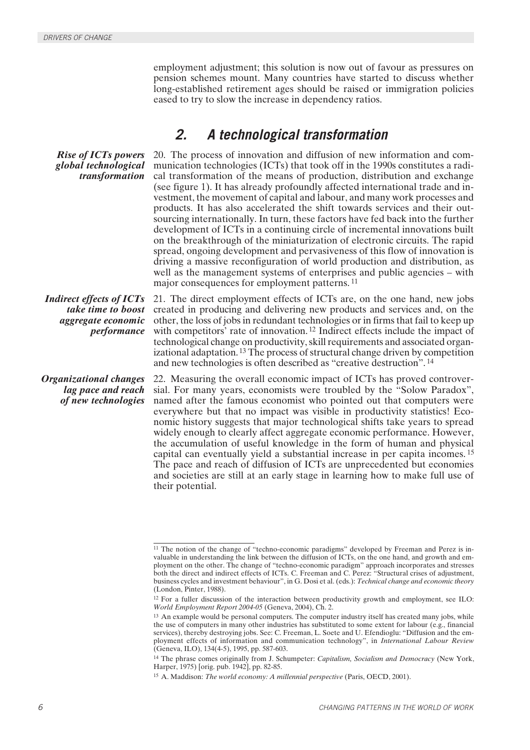employment adjustment; this solution is now out of favour as pressures on pension schemes mount. Many countries have started to discuss whether long-established retirement ages should be raised or immigration policies eased to try to slow the increase in dependency ratios.

## 2. A technological transformation

***Rise of ICTs powers global technological transformation***

20. The process of innovation and diffusion of new information and communication technologies (ICTs) that took off in the 1990s constitutes a radical transformation of the means of production, distribution and exchange (see figure 1). It has already profoundly affected international trade and investment, the movement of capital and labour, and many work processes and products. It has also accelerated the shift towards services and their outsourcing internationally. In turn, these factors have fed back into the further development of ICTs in a continuing circle of incremental innovations built on the breakthrough of the miniaturization of electronic circuits. The rapid spread, ongoing development and pervasiveness of this flow of innovation is driving a massive reconfiguration of world production and distribution, as well as the management systems of enterprises and public agencies – with major consequences for employment patterns. [11]

***Indirect effects of ICTs take time to boost aggregate economic performance***

21. The direct employment effects of ICTs are, on the one hand, new jobs created in producing and delivering new products and services and, on the other, the loss of jobs in redundant technologies or in firms that fail to keep up with competitors' rate of innovation. [12] Indirect effects include the impact of technological change on productivity, skill requirements and associated organizational adaptation. [13] The process of structural change driven by competition and new technologies is often described as "creative destruction". [14]

***Organizational changes lag pace and reach of new technologies***

22. Measuring the overall economic impact of ICTs has proved controversial. For many years, economists were troubled by the "Solow Paradox", named after the famous economist who pointed out that computers were everywhere but that no impact was visible in productivity statistics! Economic history suggests that major technological shifts take years to spread widely enough to clearly affect aggregate economic performance. However, the accumulation of useful knowledge in the form of human and physical capital can eventually yield a substantial increase in per capita incomes. [15] The pace and reach of diffusion of ICTs are unprecedented but economies and societies are still at an early stage in learning how to make full use of their potential.

---

[11] The notion of the change of "techno-economic paradigms" developed by Freeman and Perez is invaluable in understanding the link between the diffusion of ICTs, on the one hand, and growth and employment on the other. The change of "techno-economic paradigm" approach incorporates and stresses both the direct and indirect effects of ICTs. C. Freeman and C. Perez: "Structural crises of adjustment, business cycles and investment behaviour", in G. Dosi et al. (eds.): *Technical change and economic theory* (London, Pinter, 1988).

[12] For a fuller discussion of the interaction between productivity growth and employment, see ILO: *World Employment Report 2004-05* (Geneva, 2004), Ch. 2.

[13] An example would be personal computers. The computer industry itself has created many jobs, while the use of computers in many other industries has substituted to some extent for labour (e.g., financial services), thereby destroying jobs. See: C. Freeman, L. Soete and U. Efendioglu: "Diffusion and the employment effects of information and communication technology", in *International Labour Review* (Geneva, ILO), 134(4-5), 1995, pp. 587-603.

[14] The phrase comes originally from J. Schumpeter: *Capitalism, Socialism and Democracy* (New York, Harper, 1975) [orig. pub. 1942], pp. 82-85.

[15] A. Maddison: *The world economy: A millennial perspective* (Paris, OECD, 2001).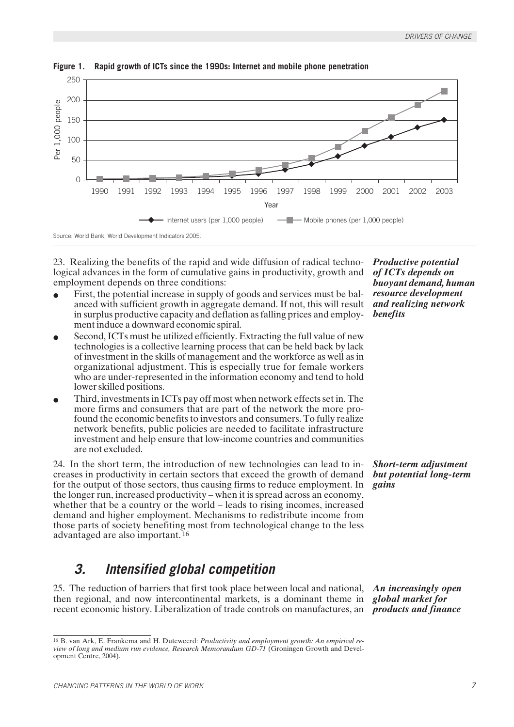**Figure 1. Rapid growth of ICTs since the 1990s: Internet and mobile phone penetration**

Source: World Bank, World Development Indicators 2005.

*Productive potential of ICTs depends on buoyant demand, human resource development and realizing network benefits*

23. Realizing the benefits of the rapid and wide diffusion of radical technological advances in the form of cumulative gains in productivity, growth and employment depends on three conditions:

- First, the potential increase in supply of goods and services must be balanced with sufficient growth in aggregate demand. If not, this will result in surplus productive capacity and deflation as falling prices and employment induce a downward economic spiral.
- Second, ICTs must be utilized efficiently. Extracting the full value of new technologies is a collective learning process that can be held back by lack of investment in the skills of management and the workforce as well as in organizational adjustment. This is especially true for female workers who are under-represented in the information economy and tend to hold lower skilled positions.
- Third, investments in ICTs pay off most when network effects set in. The more firms and consumers that are part of the network the more profound the economic benefits to investors and consumers. To fully realize network benefits, public policies are needed to facilitate infrastructure investment and help ensure that low-income countries and communities are not excluded.

*Short-term adjustment but potential long-term gains*

24. In the short term, the introduction of new technologies can lead to increases in productivity in certain sectors that exceed the growth of demand for the output of those sectors, thus causing firms to reduce employment. In the longer run, increased productivity – when it is spread across an economy, whether that be a country or the world – leads to rising incomes, increased demand and higher employment. Mechanisms to redistribute income from those parts of society benefiting most from technological change to the less advantaged are also important.[16]

## 3. Intensified global competition

*An increasingly open global market for products and finance*

25. The reduction of barriers that first took place between local and national, then regional, and now intercontinental markets, is a dominant theme in recent economic history. Liberalization of trade controls on manufactures, an

[16] B. van Ark, E. Frankema and H. Duteweerd: *Productivity and employment growth: An empirical review of long and medium run evidence, Research Memorandum GD-71* (Groningen Growth and Development Centre, 2004).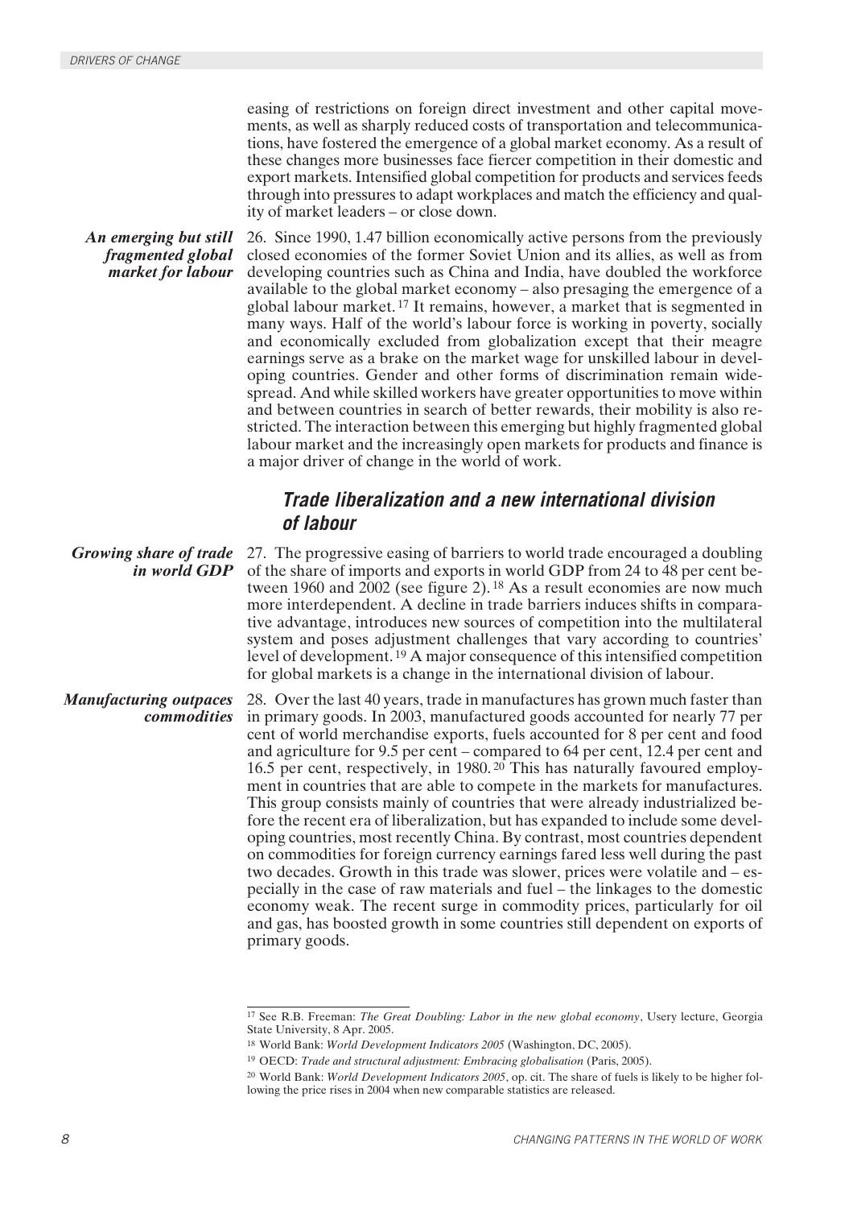easing of restrictions on foreign direct investment and other capital movements, as well as sharply reduced costs of transportation and telecommunications, have fostered the emergence of a global market economy. As a result of these changes more businesses face fiercer competition in their domestic and export markets. Intensified global competition for products and services feeds through into pressures to adapt workplaces and match the efficiency and quality of market leaders – or close down.

***An emerging but still fragmented global market for labour***

26. Since 1990, 1.47 billion economically active persons from the previously closed economies of the former Soviet Union and its allies, as well as from developing countries such as China and India, have doubled the workforce available to the global market economy – also presaging the emergence of a global labour market.[17] It remains, however, a market that is segmented in many ways. Half of the world's labour force is working in poverty, socially and economically excluded from globalization except that their meagre earnings serve as a brake on the market wage for unskilled labour in developing countries. Gender and other forms of discrimination remain widespread. And while skilled workers have greater opportunities to move within and between countries in search of better rewards, their mobility is also restricted. The interaction between this emerging but highly fragmented global labour market and the increasingly open markets for products and finance is a major driver of change in the world of work.

## Trade liberalization and a new international division of labour

***Growing share of trade in world GDP***

27. The progressive easing of barriers to world trade encouraged a doubling of the share of imports and exports in world GDP from 24 to 48 per cent between 1960 and 2002 (see figure 2).[18] As a result economies are now much more interdependent. A decline in trade barriers induces shifts in comparative advantage, introduces new sources of competition into the multilateral system and poses adjustment challenges that vary according to countries' level of development.[19] A major consequence of this intensified competition for global markets is a change in the international division of labour.

***Manufacturing outpaces commodities***

28. Over the last 40 years, trade in manufactures has grown much faster than in primary goods. In 2003, manufactured goods accounted for nearly 77 per cent of world merchandise exports, fuels accounted for 8 per cent and food and agriculture for 9.5 per cent – compared to 64 per cent, 12.4 per cent and 16.5 per cent, respectively, in 1980.[20] This has naturally favoured employment in countries that are able to compete in the markets for manufactures. This group consists mainly of countries that were already industrialized before the recent era of liberalization, but has expanded to include some developing countries, most recently China. By contrast, most countries dependent on commodities for foreign currency earnings fared less well during the past two decades. Growth in this trade was slower, prices were volatile and – especially in the case of raw materials and fuel – the linkages to the domestic economy weak. The recent surge in commodity prices, particularly for oil and gas, has boosted growth in some countries still dependent on exports of primary goods.

---

[17] See R.B. Freeman: *The Great Doubling: Labor in the new global economy*, Usery lecture, Georgia State University, 8 Apr. 2005.

[18] World Bank: *World Development Indicators 2005* (Washington, DC, 2005).

[19] OECD: *Trade and structural adjustment: Embracing globalisation* (Paris, 2005).

[20] World Bank: *World Development Indicators 2005*, op. cit. The share of fuels is likely to be higher following the price rises in 2004 when new comparable statistics are released.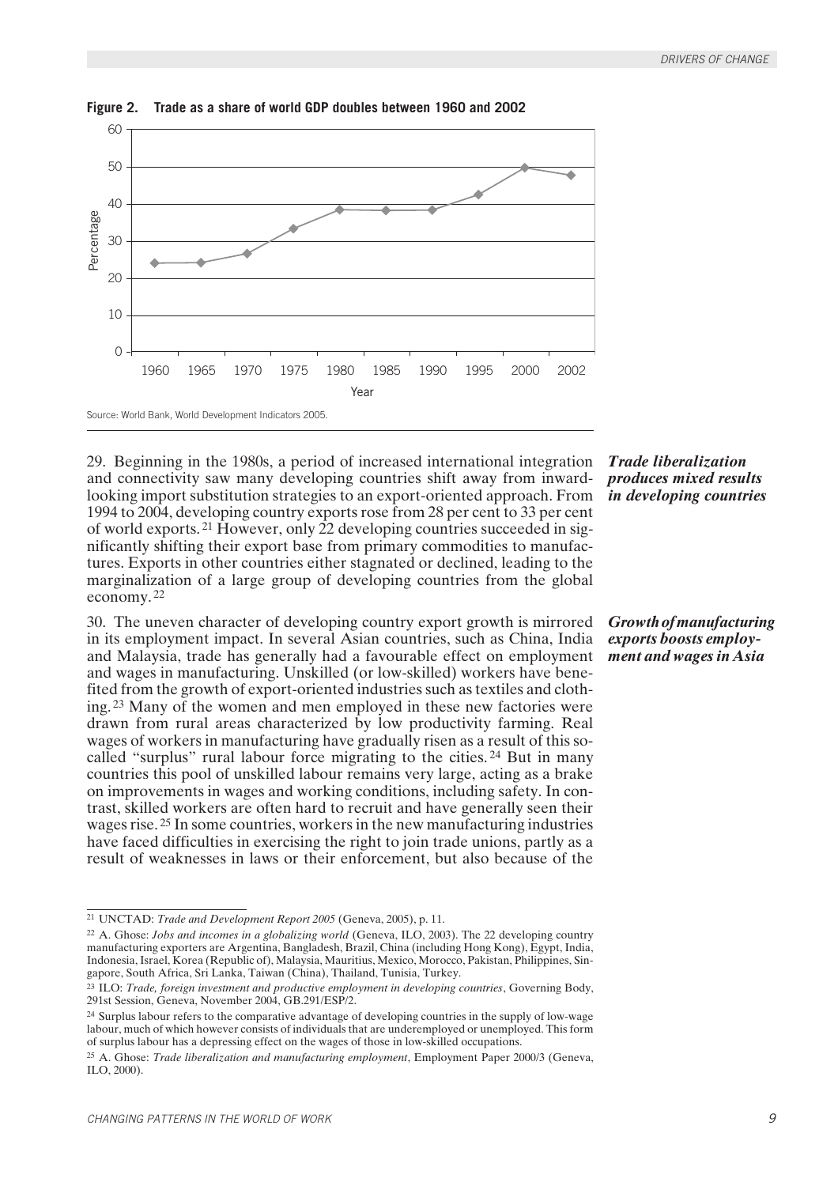**Figure 2. Trade as a share of world GDP doubles between 1960 and 2002**

Source: World Bank, World Development Indicators 2005.

*Trade liberalization produces mixed results in developing countries*

29. Beginning in the 1980s, a period of increased international integration and connectivity saw many developing countries shift away from inward-looking import substitution strategies to an export-oriented approach. From 1994 to 2004, developing country exports rose from 28 per cent to 33 per cent of world exports.[21] However, only 22 developing countries succeeded in significantly shifting their export base from primary commodities to manufactures. Exports in other countries either stagnated or declined, leading to the marginalization of a large group of developing countries from the global economy.[22]

*Growth of manufacturing exports boosts employment and wages in Asia*

30. The uneven character of developing country export growth is mirrored in its employment impact. In several Asian countries, such as China, India and Malaysia, trade has generally had a favourable effect on employment and wages in manufacturing. Unskilled (or low-skilled) workers have benefited from the growth of export-oriented industries such as textiles and clothing.[23] Many of the women and men employed in these new factories were drawn from rural areas characterized by low productivity farming. Real wages of workers in manufacturing have gradually risen as a result of this so-called "surplus" rural labour force migrating to the cities.[24] But in many countries this pool of unskilled labour remains very large, acting as a brake on improvements in wages and working conditions, including safety. In contrast, skilled workers are often hard to recruit and have generally seen their wages rise.[25] In some countries, workers in the new manufacturing industries have faced difficulties in exercising the right to join trade unions, partly as a result of weaknesses in laws or their enforcement, but also because of the

---

[21] UNCTAD: *Trade and Development Report 2005* (Geneva, 2005), p. 11.

[22] A. Ghose: *Jobs and incomes in a globalizing world* (Geneva, ILO, 2003). The 22 developing country manufacturing exporters are Argentina, Bangladesh, Brazil, China (including Hong Kong), Egypt, India, Indonesia, Israel, Korea (Republic of), Malaysia, Mauritius, Mexico, Morocco, Pakistan, Philippines, Singapore, South Africa, Sri Lanka, Taiwan (China), Thailand, Tunisia, Turkey.

[23] ILO: *Trade, foreign investment and productive employment in developing countries*, Governing Body, 291st Session, Geneva, November 2004, GB.291/ESP/2.

[24] Surplus labour refers to the comparative advantage of developing countries in the supply of low-wage labour, much of which however consists of individuals that are underemployed or unemployed. This form of surplus labour has a depressing effect on the wages of those in low-skilled occupations.

[25] A. Ghose: *Trade liberalization and manufacturing employment*, Employment Paper 2000/3 (Geneva, ILO, 2000).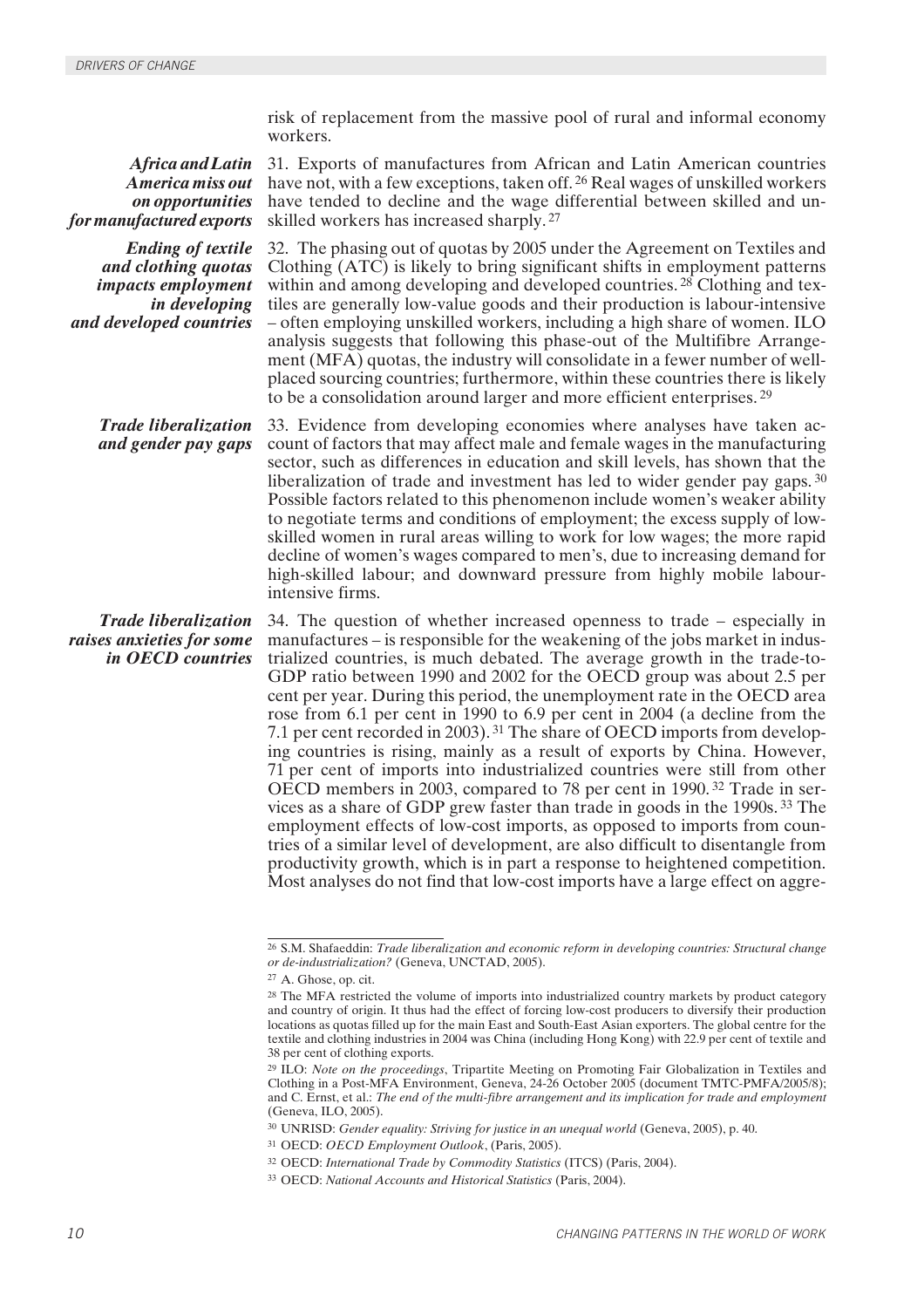risk of replacement from the massive pool of rural and informal economy workers.

***Africa and Latin America miss out on opportunities for manufactured exports***

31. Exports of manufactures from African and Latin American countries have not, with a few exceptions, taken off.[26] Real wages of unskilled workers have tended to decline and the wage differential between skilled and unskilled workers has increased sharply.[27]

***Ending of textile and clothing quotas impacts employment in developing and developed countries***

32. The phasing out of quotas by 2005 under the Agreement on Textiles and Clothing (ATC) is likely to bring significant shifts in employment patterns within and among developing and developed countries.[28] Clothing and textiles are generally low-value goods and their production is labour-intensive – often employing unskilled workers, including a high share of women. ILO analysis suggests that following this phase-out of the Multifibre Arrangement (MFA) quotas, the industry will consolidate in a fewer number of well-placed sourcing countries; furthermore, within these countries there is likely to be a consolidation around larger and more efficient enterprises.[29]

***Trade liberalization and gender pay gaps***

33. Evidence from developing economies where analyses have taken account of factors that may affect male and female wages in the manufacturing sector, such as differences in education and skill levels, has shown that the liberalization of trade and investment has led to wider gender pay gaps.[30] Possible factors related to this phenomenon include women's weaker ability to negotiate terms and conditions of employment; the excess supply of low-skilled women in rural areas willing to work for low wages; the more rapid decline of women's wages compared to men's, due to increasing demand for high-skilled labour; and downward pressure from highly mobile labour-intensive firms.

***Trade liberalization raises anxieties for some in OECD countries***

34. The question of whether increased openness to trade – especially in manufactures – is responsible for the weakening of the jobs market in industrialized countries, is much debated. The average growth in the trade-to-GDP ratio between 1990 and 2002 for the OECD group was about 2.5 per cent per year. During this period, the unemployment rate in the OECD area rose from 6.1 per cent in 1990 to 6.9 per cent in 2004 (a decline from the 7.1 per cent recorded in 2003).[31] The share of OECD imports from developing countries is rising, mainly as a result of exports by China. However, 71 per cent of imports into industrialized countries were still from other OECD members in 2003, compared to 78 per cent in 1990.[32] Trade in services as a share of GDP grew faster than trade in goods in the 1990s.[33] The employment effects of low-cost imports, as opposed to imports from countries of a similar level of development, are also difficult to disentangle from productivity growth, which is in part a response to heightened competition. Most analyses do not find that low-cost imports have a large effect on aggre-

---

[26] S.M. Shafaeddin: *Trade liberalization and economic reform in developing countries: Structural change or de-industrialization?* (Geneva, UNCTAD, 2005).

[27] A. Ghose, op. cit.

[28] The MFA restricted the volume of imports into industrialized country markets by product category and country of origin. It thus had the effect of forcing low-cost producers to diversify their production locations as quotas filled up for the main East and South-East Asian exporters. The global centre for the textile and clothing industries in 2004 was China (including Hong Kong) with 22.9 per cent of textile and 38 per cent of clothing exports.

[29] ILO: *Note on the proceedings*, Tripartite Meeting on Promoting Fair Globalization in Textiles and Clothing in a Post-MFA Environment, Geneva, 24-26 October 2005 (document TMTC-PMFA/2005/8); and C. Ernst, et al.: *The end of the multi-fibre arrangement and its implication for trade and employment* (Geneva, ILO, 2005).

[30] UNRISD: *Gender equality: Striving for justice in an unequal world* (Geneva, 2005), p. 40.

[31] OECD: *OECD Employment Outlook*, (Paris, 2005).

[32] OECD: *International Trade by Commodity Statistics* (ITCS) (Paris, 2004).

[33] OECD: *National Accounts and Historical Statistics* (Paris, 2004).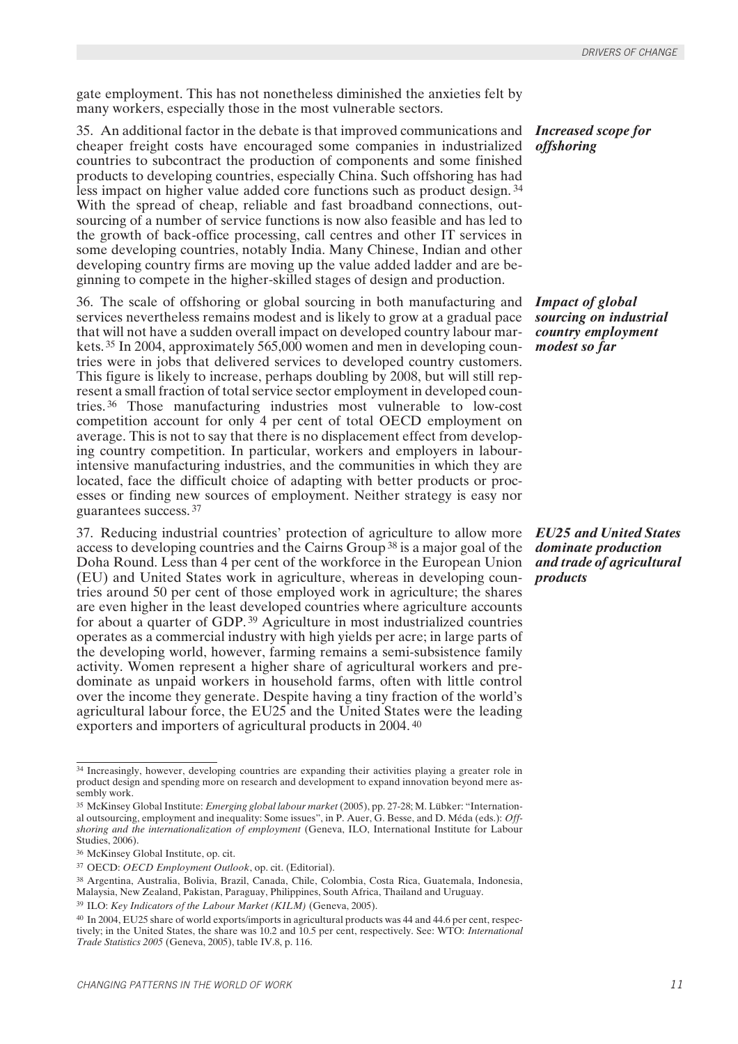gate employment. This has not nonetheless diminished the anxieties felt by many workers, especially those in the most vulnerable sectors.

***Increased scope for offshoring***

35. An additional factor in the debate is that improved communications and cheaper freight costs have encouraged some companies in industrialized countries to subcontract the production of components and some finished products to developing countries, especially China. Such offshoring has had less impact on higher value added core functions such as product design.[34] With the spread of cheap, reliable and fast broadband connections, outsourcing of a number of service functions is now also feasible and has led to the growth of back-office processing, call centres and other IT services in some developing countries, notably India. Many Chinese, Indian and other developing country firms are moving up the value added ladder and are beginning to compete in the higher-skilled stages of design and production.

***Impact of global sourcing on industrial country employment modest so far***

36. The scale of offshoring or global sourcing in both manufacturing and services nevertheless remains modest and is likely to grow at a gradual pace that will not have a sudden overall impact on developed country labour markets.[35] In 2004, approximately 565,000 women and men in developing countries were in jobs that delivered services to developed country customers. This figure is likely to increase, perhaps doubling by 2008, but will still represent a small fraction of total service sector employment in developed countries.[36] Those manufacturing industries most vulnerable to low-cost competition account for only 4 per cent of total OECD employment on average. This is not to say that there is no displacement effect from developing country competition. In particular, workers and employers in labour-intensive manufacturing industries, and the communities in which they are located, face the difficult choice of adapting with better products or processes or finding new sources of employment. Neither strategy is easy nor guarantees success.[37]

***EU25 and United States dominate production and trade of agricultural products***

37. Reducing industrial countries' protection of agriculture to allow more access to developing countries and the Cairns Group[38] is a major goal of the Doha Round. Less than 4 per cent of the workforce in the European Union (EU) and United States work in agriculture, whereas in developing countries around 50 per cent of those employed work in agriculture; the shares are even higher in the least developed countries where agriculture accounts for about a quarter of GDP.[39] Agriculture in most industrialized countries operates as a commercial industry with high yields per acre; in large parts of the developing world, however, farming remains a semi-subsistence family activity. Women represent a higher share of agricultural workers and predominate as unpaid workers in household farms, often with little control over the income they generate. Despite having a tiny fraction of the world's agricultural labour force, the EU25 and the United States were the leading exporters and importers of agricultural products in 2004.[40]

---

[34] Increasingly, however, developing countries are expanding their activities playing a greater role in product design and spending more on research and development to expand innovation beyond mere assembly work.

[35] McKinsey Global Institute: *Emerging global labour market* (2005), pp. 27-28; M. Lübker: "International outsourcing, employment and inequality: Some issues", in P. Auer, G. Besse, and D. Méda (eds.): *Offshoring and the internationalization of employment* (Geneva, ILO, International Institute for Labour Studies, 2006).

[36] McKinsey Global Institute, op. cit.

[37] OECD: *OECD Employment Outlook*, op. cit. (Editorial).

[38] Argentina, Australia, Bolivia, Brazil, Canada, Chile, Colombia, Costa Rica, Guatemala, Indonesia, Malaysia, New Zealand, Pakistan, Paraguay, Philippines, South Africa, Thailand and Uruguay.

[39] ILO: *Key Indicators of the Labour Market (KILM)* (Geneva, 2005).

[40] In 2004, EU25 share of world exports/imports in agricultural products was 44 and 44.6 per cent, respectively; in the United States, the share was 10.2 and 10.5 per cent, respectively. See: WTO: *International Trade Statistics 2005* (Geneva, 2005), table IV.8, p. 116.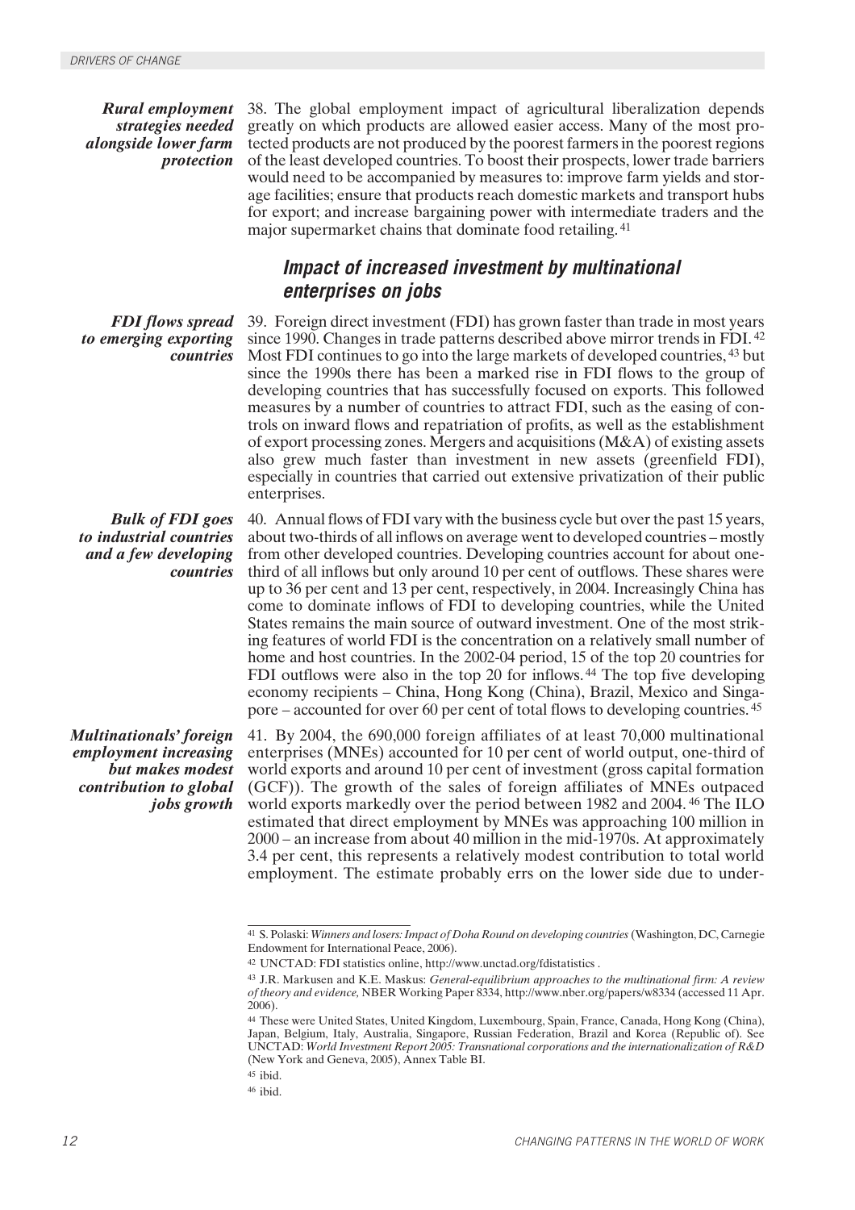*Rural employment strategies needed alongside lower farm protection*

38. The global employment impact of agricultural liberalization depends greatly on which products are allowed easier access. Many of the most protected products are not produced by the poorest farmers in the poorest regions of the least developed countries. To boost their prospects, lower trade barriers would need to be accompanied by measures to: improve farm yields and storage facilities; ensure that products reach domestic markets and transport hubs for export; and increase bargaining power with intermediate traders and the major supermarket chains that dominate food retailing.[41]

## Impact of increased investment by multinational enterprises on jobs

*FDI flows spread to emerging exporting countries*

39. Foreign direct investment (FDI) has grown faster than trade in most years since 1990. Changes in trade patterns described above mirror trends in FDI.[42] Most FDI continues to go into the large markets of developed countries,[43] but since the 1990s there has been a marked rise in FDI flows to the group of developing countries that has successfully focused on exports. This followed measures by a number of countries to attract FDI, such as the easing of controls on inward flows and repatriation of profits, as well as the establishment of export processing zones. Mergers and acquisitions (M&A) of existing assets also grew much faster than investment in new assets (greenfield FDI), especially in countries that carried out extensive privatization of their public enterprises.

*Bulk of FDI goes to industrial countries and a few developing countries*

40. Annual flows of FDI vary with the business cycle but over the past 15 years, about two-thirds of all inflows on average went to developed countries – mostly from other developed countries. Developing countries account for about one-third of all inflows but only around 10 per cent of outflows. These shares were up to 36 per cent and 13 per cent, respectively, in 2004. Increasingly China has come to dominate inflows of FDI to developing countries, while the United States remains the main source of outward investment. One of the most striking features of world FDI is the concentration on a relatively small number of home and host countries. In the 2002-04 period, 15 of the top 20 countries for FDI outflows were also in the top 20 for inflows.[44] The top five developing economy recipients – China, Hong Kong (China), Brazil, Mexico and Singapore – accounted for over 60 per cent of total flows to developing countries.[45]

*Multinationals' foreign employment increasing but makes modest contribution to global jobs growth*

41. By 2004, the 690,000 foreign affiliates of at least 70,000 multinational enterprises (MNEs) accounted for 10 per cent of world output, one-third of world exports and around 10 per cent of investment (gross capital formation (GCF)). The growth of the sales of foreign affiliates of MNEs outpaced world exports markedly over the period between 1982 and 2004.[46] The ILO estimated that direct employment by MNEs was approaching 100 million in 2000 – an increase from about 40 million in the mid-1970s. At approximately 3.4 per cent, this represents a relatively modest contribution to total world employment. The estimate probably errs on the lower side due to under-

---

[41] S. Polaski: *Winners and losers: Impact of Doha Round on developing countries* (Washington, DC, Carnegie Endowment for International Peace, 2006).

[42] UNCTAD: FDI statistics online, http://www.unctad.org/fdistatistics .

[43] J.R. Markusen and K.E. Maskus: *General-equilibrium approaches to the multinational firm: A review of theory and evidence,* NBER Working Paper 8334, http://www.nber.org/papers/w8334 (accessed 11 Apr. 2006).

[44] These were United States, United Kingdom, Luxembourg, Spain, France, Canada, Hong Kong (China), Japan, Belgium, Italy, Australia, Singapore, Russian Federation, Brazil and Korea (Republic of). See UNCTAD: *World Investment Report 2005: Transnational corporations and the internationalization of R&D* (New York and Geneva, 2005), Annex Table BI.

[45] ibid.

[46] ibid.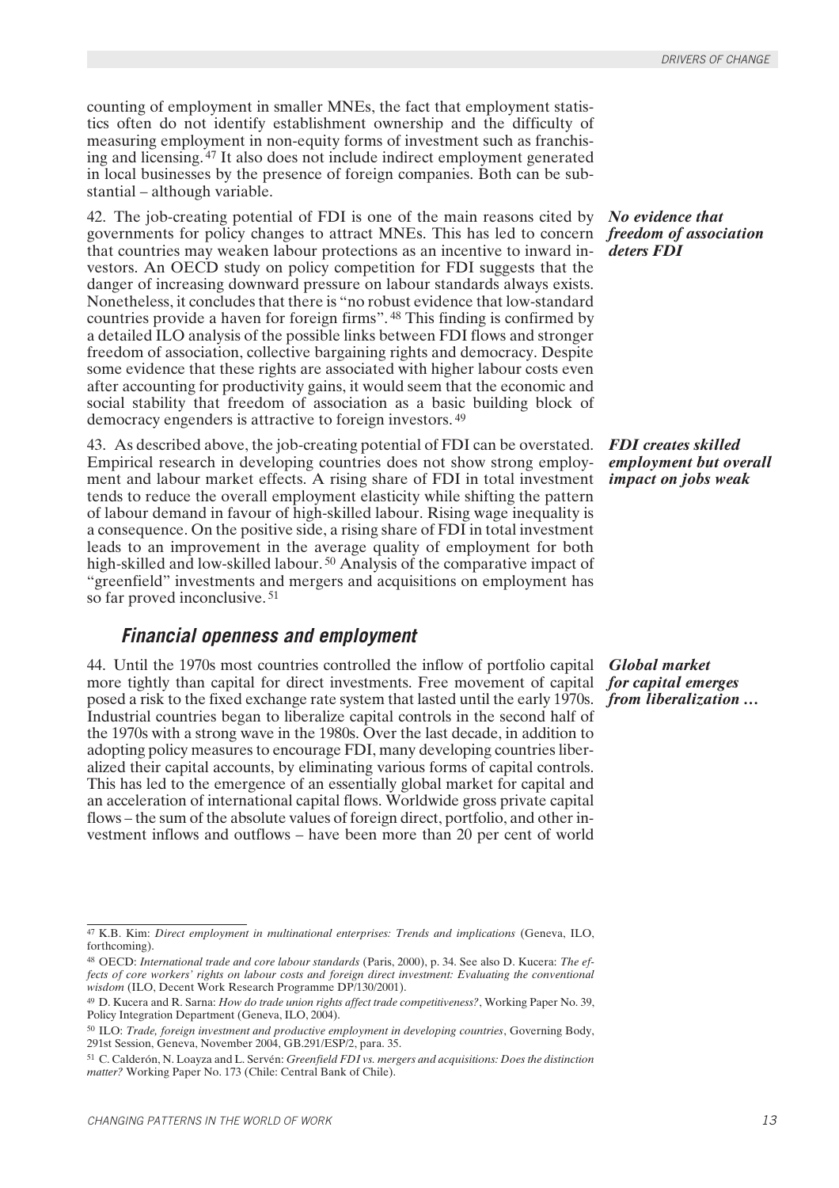counting of employment in smaller MNEs, the fact that employment statistics often do not identify establishment ownership and the difficulty of measuring employment in non-equity forms of investment such as franchising and licensing.[47] It also does not include indirect employment generated in local businesses by the presence of foreign companies. Both can be substantial – although variable.

*No evidence that freedom of association deters FDI*

42. The job-creating potential of FDI is one of the main reasons cited by governments for policy changes to attract MNEs. This has led to concern that countries may weaken labour protections as an incentive to inward investors. An OECD study on policy competition for FDI suggests that the danger of increasing downward pressure on labour standards always exists. Nonetheless, it concludes that there is "no robust evidence that low-standard countries provide a haven for foreign firms".[48] This finding is confirmed by a detailed ILO analysis of the possible links between FDI flows and stronger freedom of association, collective bargaining rights and democracy. Despite some evidence that these rights are associated with higher labour costs even after accounting for productivity gains, it would seem that the economic and social stability that freedom of association as a basic building block of democracy engenders is attractive to foreign investors.[49]

*FDI creates skilled employment but overall impact on jobs weak*

43. As described above, the job-creating potential of FDI can be overstated. Empirical research in developing countries does not show strong employment and labour market effects. A rising share of FDI in total investment tends to reduce the overall employment elasticity while shifting the pattern of labour demand in favour of high-skilled labour. Rising wage inequality is a consequence. On the positive side, a rising share of FDI in total investment leads to an improvement in the average quality of employment for both high-skilled and low-skilled labour.[50] Analysis of the comparative impact of "greenfield" investments and mergers and acquisitions on employment has so far proved inconclusive.[51]

## Financial openness and employment

*Global market for capital emerges from liberalization …*

44. Until the 1970s most countries controlled the inflow of portfolio capital more tightly than capital for direct investments. Free movement of capital posed a risk to the fixed exchange rate system that lasted until the early 1970s. Industrial countries began to liberalize capital controls in the second half of the 1970s with a strong wave in the 1980s. Over the last decade, in addition to adopting policy measures to encourage FDI, many developing countries liberalized their capital accounts, by eliminating various forms of capital controls. This has led to the emergence of an essentially global market for capital and an acceleration of international capital flows. Worldwide gross private capital flows – the sum of the absolute values of foreign direct, portfolio, and other investment inflows and outflows – have been more than 20 per cent of world

---

[47] K.B. Kim: *Direct employment in multinational enterprises: Trends and implications* (Geneva, ILO, forthcoming).

[48] OECD: *International trade and core labour standards* (Paris, 2000), p. 34. See also D. Kucera: *The effects of core workers' rights on labour costs and foreign direct investment: Evaluating the conventional wisdom* (ILO, Decent Work Research Programme DP/130/2001).

[49] D. Kucera and R. Sarna: *How do trade union rights affect trade competitiveness?*, Working Paper No. 39, Policy Integration Department (Geneva, ILO, 2004).

[50] ILO: *Trade, foreign investment and productive employment in developing countries*, Governing Body, 291st Session, Geneva, November 2004, GB.291/ESP/2, para. 35.

[51] C. Calderón, N. Loayza and L. Servén: *Greenfield FDI vs. mergers and acquisitions: Does the distinction matter?* Working Paper No. 173 (Chile: Central Bank of Chile).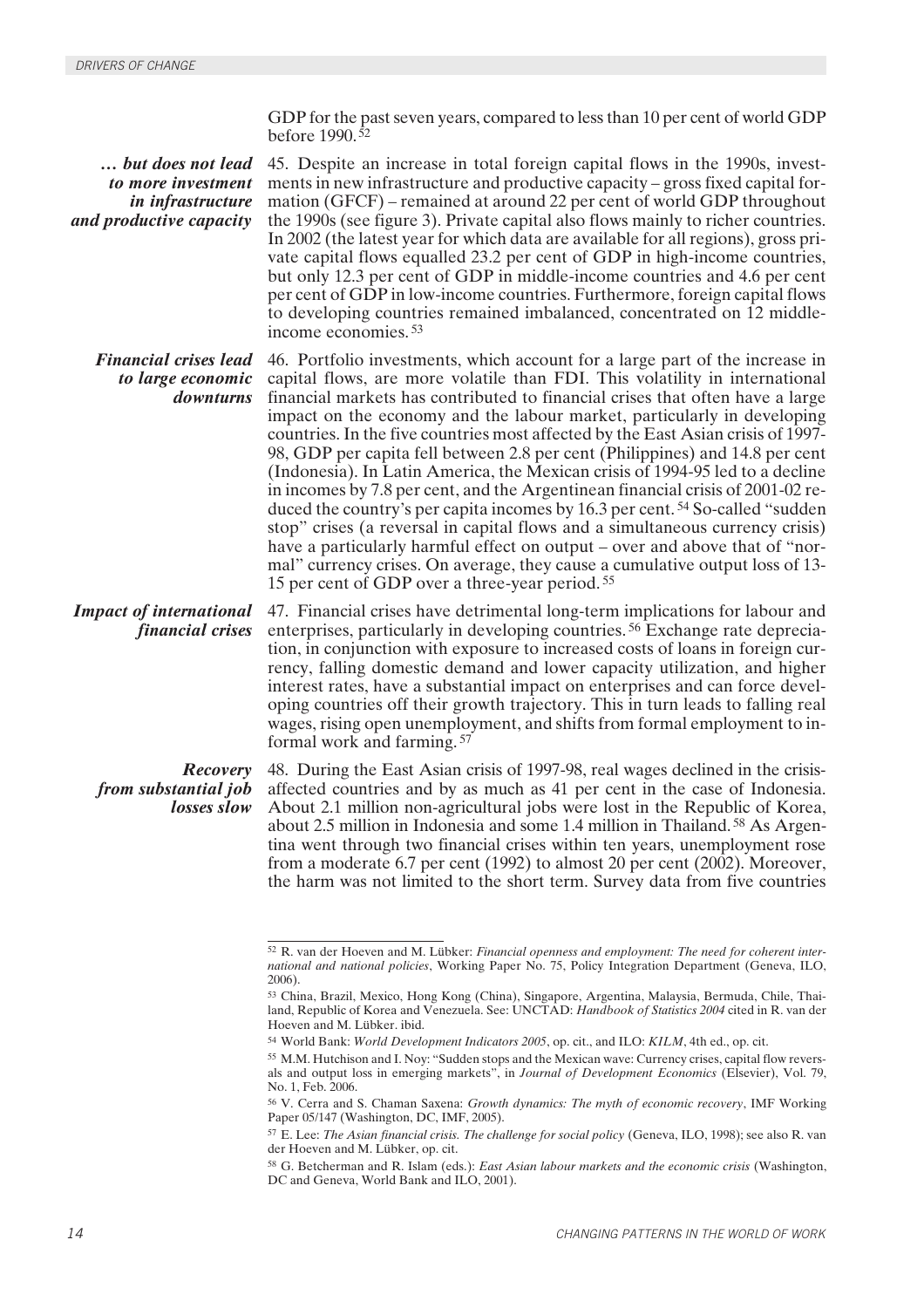GDP for the past seven years, compared to less than 10 per cent of world GDP before 1990.[52]

***… but does not lead to more investment in infrastructure and productive capacity***

45. Despite an increase in total foreign capital flows in the 1990s, investments in new infrastructure and productive capacity – gross fixed capital formation (GFCF) – remained at around 22 per cent of world GDP throughout the 1990s (see figure 3). Private capital also flows mainly to richer countries. In 2002 (the latest year for which data are available for all regions), gross private capital flows equalled 23.2 per cent of GDP in high-income countries, but only 12.3 per cent of GDP in middle-income countries and 4.6 per cent per cent of GDP in low-income countries. Furthermore, foreign capital flows to developing countries remained imbalanced, concentrated on 12 middle-income economies.[53]

***Financial crises lead to large economic downturns***

46. Portfolio investments, which account for a large part of the increase in capital flows, are more volatile than FDI. This volatility in international financial markets has contributed to financial crises that often have a large impact on the economy and the labour market, particularly in developing countries. In the five countries most affected by the East Asian crisis of 1997-98, GDP per capita fell between 2.8 per cent (Philippines) and 14.8 per cent (Indonesia). In Latin America, the Mexican crisis of 1994-95 led to a decline in incomes by 7.8 per cent, and the Argentinean financial crisis of 2001-02 reduced the country's per capita incomes by 16.3 per cent.[54] So-called "sudden stop" crises (a reversal in capital flows and a simultaneous currency crisis) have a particularly harmful effect on output – over and above that of "normal" currency crises. On average, they cause a cumulative output loss of 13-15 per cent of GDP over a three-year period.[55]

***Impact of international financial crises***

47. Financial crises have detrimental long-term implications for labour and enterprises, particularly in developing countries.[56] Exchange rate depreciation, in conjunction with exposure to increased costs of loans in foreign currency, falling domestic demand and lower capacity utilization, and higher interest rates, have a substantial impact on enterprises and can force developing countries off their growth trajectory. This in turn leads to falling real wages, rising open unemployment, and shifts from formal employment to informal work and farming.[57]

***Recovery from substantial job losses slow***

48. During the East Asian crisis of 1997-98, real wages declined in the crisis-affected countries and by as much as 41 per cent in the case of Indonesia. About 2.1 million non-agricultural jobs were lost in the Republic of Korea, about 2.5 million in Indonesia and some 1.4 million in Thailand.[58] As Argentina went through two financial crises within ten years, unemployment rose from a moderate 6.7 per cent (1992) to almost 20 per cent (2002). Moreover, the harm was not limited to the short term. Survey data from five countries

---

[52] R. van der Hoeven and M. Lübker: *Financial openness and employment: The need for coherent international and national policies*, Working Paper No. 75, Policy Integration Department (Geneva, ILO, 2006).

[53] China, Brazil, Mexico, Hong Kong (China), Singapore, Argentina, Malaysia, Bermuda, Chile, Thailand, Republic of Korea and Venezuela. See: UNCTAD: *Handbook of Statistics 2004* cited in R. van der Hoeven and M. Lübker. ibid.

[54] World Bank: *World Development Indicators 2005*, op. cit., and ILO: *KILM*, 4th ed., op. cit.

[55] M.M. Hutchison and I. Noy: "Sudden stops and the Mexican wave: Currency crises, capital flow reversals and output loss in emerging markets", in *Journal of Development Economics* (Elsevier), Vol. 79, No. 1, Feb. 2006.

[56] V. Cerra and S. Chaman Saxena: *Growth dynamics: The myth of economic recovery*, IMF Working Paper 05/147 (Washington, DC, IMF, 2005).

[57] E. Lee: *The Asian financial crisis. The challenge for social policy* (Geneva, ILO, 1998); see also R. van der Hoeven and M. Lübker, op. cit.

[58] G. Betcherman and R. Islam (eds.): *East Asian labour markets and the economic crisis* (Washington, DC and Geneva, World Bank and ILO, 2001).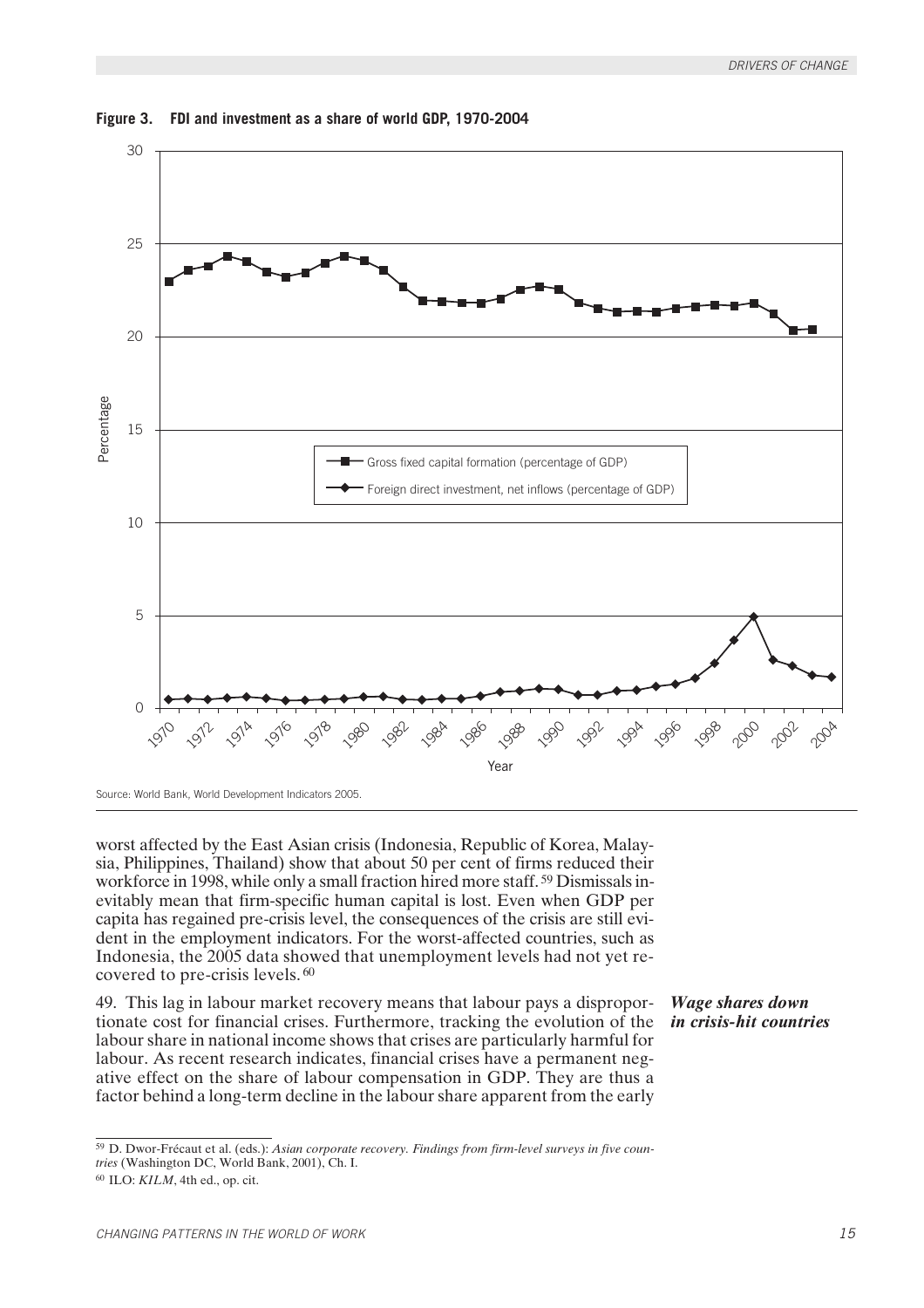**Figure 3. FDI and investment as a share of world GDP, 1970-2004**

Source: World Bank, World Development Indicators 2005.

worst affected by the East Asian crisis (Indonesia, Republic of Korea, Malaysia, Philippines, Thailand) show that about 50 per cent of firms reduced their workforce in 1998, while only a small fraction hired more staff.[59] Dismissals inevitably mean that firm-specific human capital is lost. Even when GDP per capita has regained pre-crisis level, the consequences of the crisis are still evident in the employment indicators. For the worst-affected countries, such as Indonesia, the 2005 data showed that unemployment levels had not yet recovered to pre-crisis levels.[60]

***Wage shares down in crisis-hit countries***

49. This lag in labour market recovery means that labour pays a disproportionate cost for financial crises. Furthermore, tracking the evolution of the labour share in national income shows that crises are particularly harmful for labour. As recent research indicates, financial crises have a permanent negative effect on the share of labour compensation in GDP. They are thus a factor behind a long-term decline in the labour share apparent from the early

---

[59] D. Dwor-Frécaut et al. (eds.): *Asian corporate recovery. Findings from firm-level surveys in five countries* (Washington DC, World Bank, 2001), Ch. I.

[60] ILO: *KILM*, 4th ed., op. cit.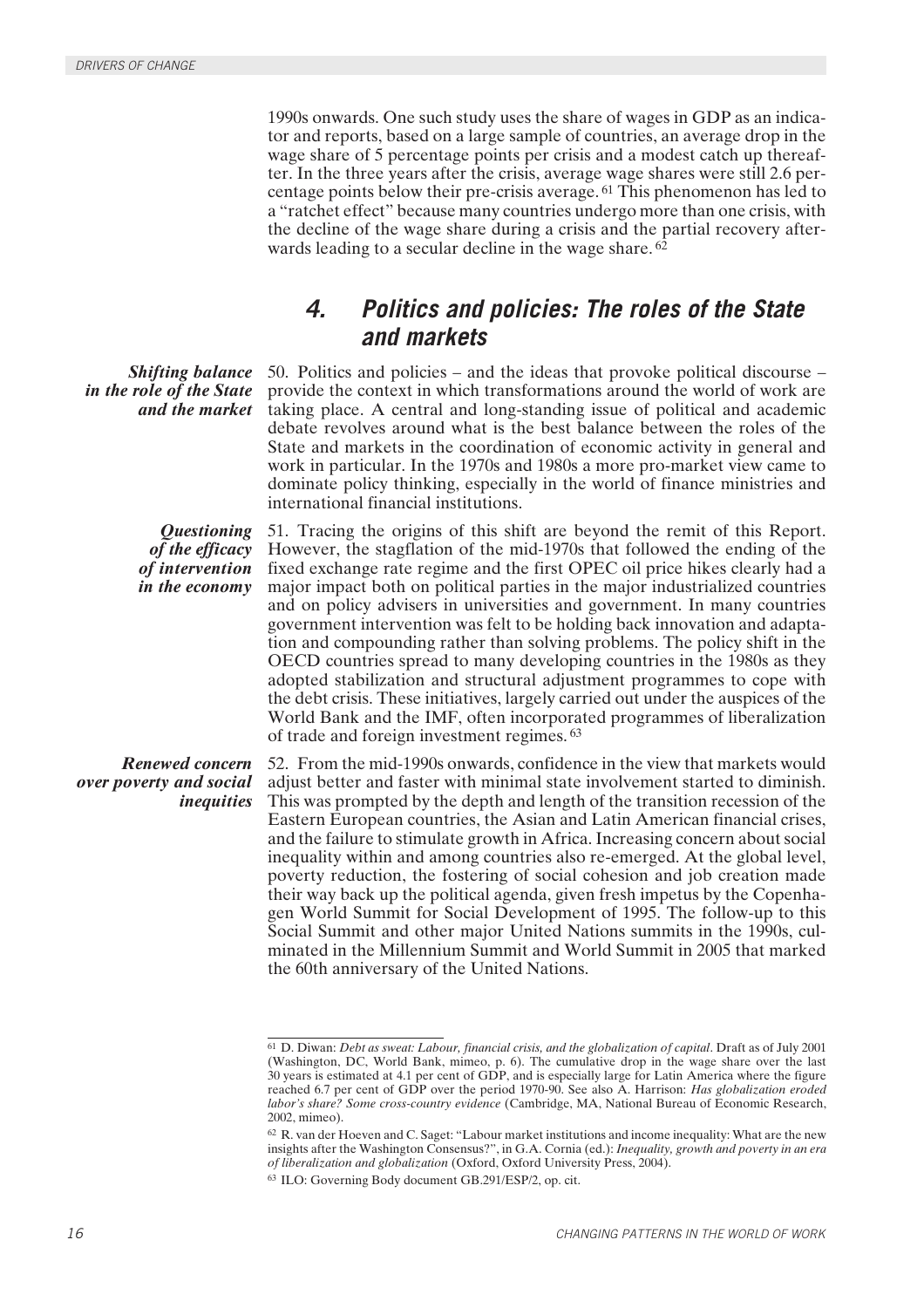1990s onwards. One such study uses the share of wages in GDP as an indicator and reports, based on a large sample of countries, an average drop in the wage share of 5 percentage points per crisis and a modest catch up thereafter. In the three years after the crisis, average wage shares were still 2.6 percentage points below their pre-crisis average.[61] This phenomenon has led to a "ratchet effect" because many countries undergo more than one crisis, with the decline of the wage share during a crisis and the partial recovery afterwards leading to a secular decline in the wage share.[62]

## 4. Politics and policies: The roles of the State and markets

***Shifting balance in the role of the State and the market***

50. Politics and policies – and the ideas that provoke political discourse – provide the context in which transformations around the world of work are taking place. A central and long-standing issue of political and academic debate revolves around what is the best balance between the roles of the State and markets in the coordination of economic activity in general and work in particular. In the 1970s and 1980s a more pro-market view came to dominate policy thinking, especially in the world of finance ministries and international financial institutions.

***Questioning of the efficacy of intervention in the economy***

51. Tracing the origins of this shift are beyond the remit of this Report. However, the stagflation of the mid-1970s that followed the ending of the fixed exchange rate regime and the first OPEC oil price hikes clearly had a major impact both on political parties in the major industrialized countries and on policy advisers in universities and government. In many countries government intervention was felt to be holding back innovation and adaptation and compounding rather than solving problems. The policy shift in the OECD countries spread to many developing countries in the 1980s as they adopted stabilization and structural adjustment programmes to cope with the debt crisis. These initiatives, largely carried out under the auspices of the World Bank and the IMF, often incorporated programmes of liberalization of trade and foreign investment regimes.[63]

***Renewed concern over poverty and social inequities***

52. From the mid-1990s onwards, confidence in the view that markets would adjust better and faster with minimal state involvement started to diminish. This was prompted by the depth and length of the transition recession of the Eastern European countries, the Asian and Latin American financial crises, and the failure to stimulate growth in Africa. Increasing concern about social inequality within and among countries also re-emerged. At the global level, poverty reduction, the fostering of social cohesion and job creation made their way back up the political agenda, given fresh impetus by the Copenhagen World Summit for Social Development of 1995. The follow-up to this Social Summit and other major United Nations summits in the 1990s, culminated in the Millennium Summit and World Summit in 2005 that marked the 60th anniversary of the United Nations.

---

[61] D. Diwan: *Debt as sweat: Labour, financial crisis, and the globalization of capital*. Draft as of July 2001 (Washington, DC, World Bank, mimeo, p. 6). The cumulative drop in the wage share over the last 30 years is estimated at 4.1 per cent of GDP, and is especially large for Latin America where the figure reached 6.7 per cent of GDP over the period 1970-90. See also A. Harrison: *Has globalization eroded labor's share? Some cross-country evidence* (Cambridge, MA, National Bureau of Economic Research, 2002, mimeo).

[62] R. van der Hoeven and C. Saget: "Labour market institutions and income inequality: What are the new insights after the Washington Consensus?", in G.A. Cornia (ed.): *Inequality, growth and poverty in an era of liberalization and globalization* (Oxford, Oxford University Press, 2004).

[63] ILO: Governing Body document GB.291/ESP/2, op. cit.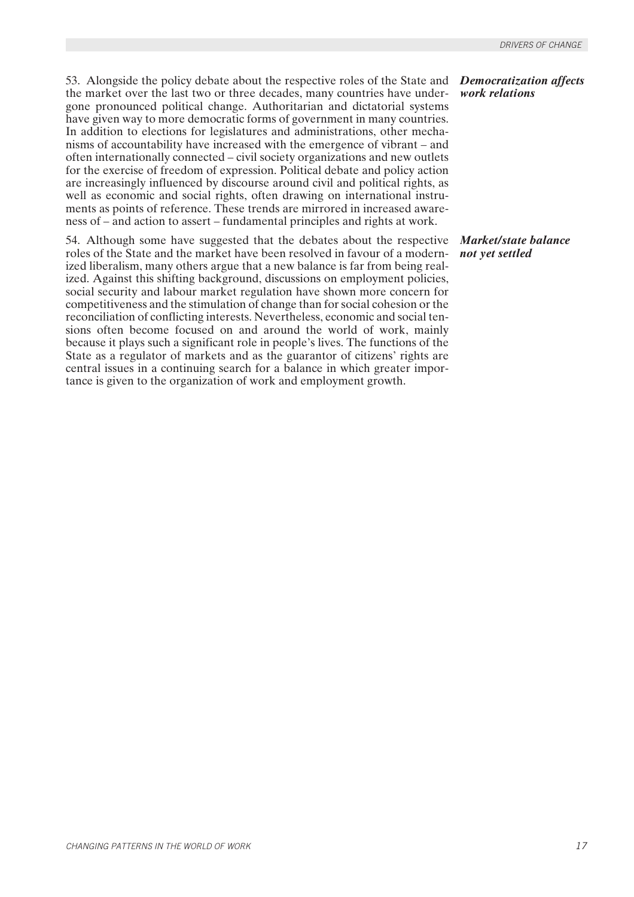*Democratization affects work relations*

53. Alongside the policy debate about the respective roles of the State and the market over the last two or three decades, many countries have undergone pronounced political change. Authoritarian and dictatorial systems have given way to more democratic forms of government in many countries. In addition to elections for legislatures and administrations, other mechanisms of accountability have increased with the emergence of vibrant – and often internationally connected – civil society organizations and new outlets for the exercise of freedom of expression. Political debate and policy action are increasingly influenced by discourse around civil and political rights, as well as economic and social rights, often drawing on international instruments as points of reference. These trends are mirrored in increased awareness of – and action to assert – fundamental principles and rights at work.

*Market/state balance not yet settled*

54. Although some have suggested that the debates about the respective roles of the State and the market have been resolved in favour of a modernized liberalism, many others argue that a new balance is far from being realized. Against this shifting background, discussions on employment policies, social security and labour market regulation have shown more concern for competitiveness and the stimulation of change than for social cohesion or the reconciliation of conflicting interests. Nevertheless, economic and social tensions often become focused on and around the world of work, mainly because it plays such a significant role in people's lives. The functions of the State as a regulator of markets and as the guarantor of citizens' rights are central issues in a continuing search for a balance in which greater importance is given to the organization of work and employment growth.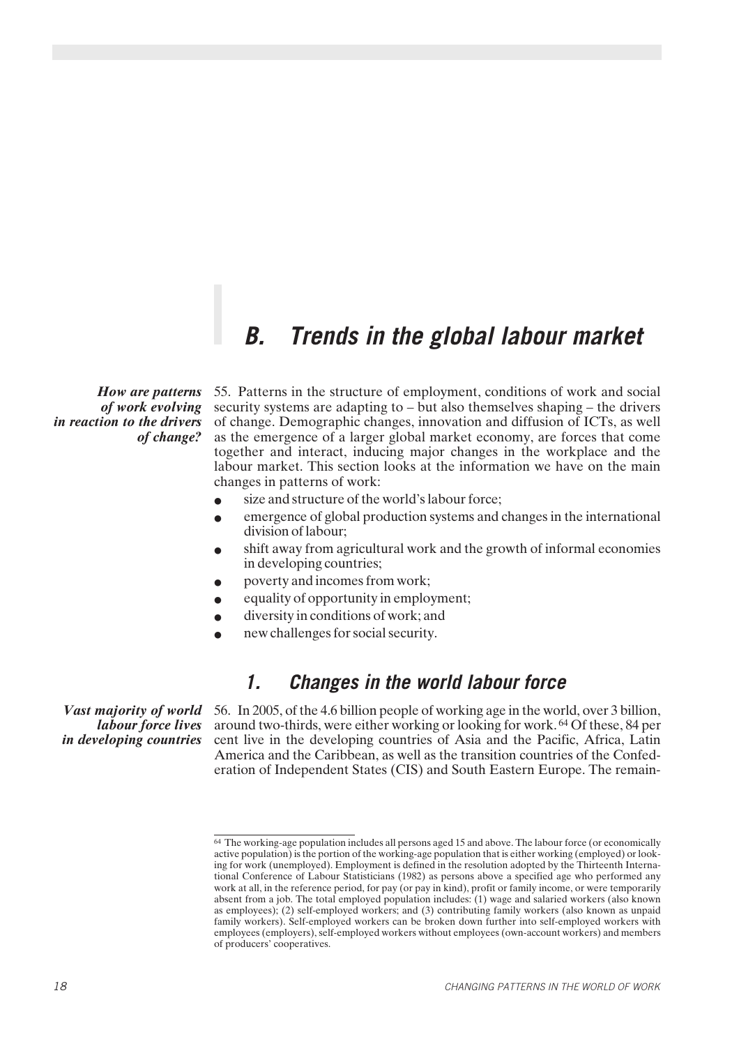## B. Trends in the global labour market

*How are patterns of work evolving in reaction to the drivers of change?*

55. Patterns in the structure of employment, conditions of work and social security systems are adapting to – but also themselves shaping – the drivers of change. Demographic changes, innovation and diffusion of ICTs, as well as the emergence of a larger global market economy, are forces that come together and interact, inducing major changes in the workplace and the labour market. This section looks at the information we have on the main changes in patterns of work:

- size and structure of the world's labour force;
- emergence of global production systems and changes in the international division of labour;
- shift away from agricultural work and the growth of informal economies in developing countries;
- poverty and incomes from work;
- equality of opportunity in employment;
- diversity in conditions of work; and
- new challenges for social security.

### 1. Changes in the world labour force

*Vast majority of world labour force lives in developing countries*

56. In 2005, of the 4.6 billion people of working age in the world, over 3 billion, around two-thirds, were either working or looking for work.[64] Of these, 84 per cent live in the developing countries of Asia and the Pacific, Africa, Latin America and the Caribbean, as well as the transition countries of the Confederation of Independent States (CIS) and South Eastern Europe. The remain-

---

[64] The working-age population includes all persons aged 15 and above. The labour force (or economically active population) is the portion of the working-age population that is either working (employed) or looking for work (unemployed). Employment is defined in the resolution adopted by the Thirteenth International Conference of Labour Statisticians (1982) as persons above a specified age who performed any work at all, in the reference period, for pay (or pay in kind), profit or family income, or were temporarily absent from a job. The total employed population includes: (1) wage and salaried workers (also known as employees); (2) self-employed workers; and (3) contributing family workers (also known as unpaid family workers). Self-employed workers can be broken down further into self-employed workers with employees (employers), self-employed workers without employees (own-account workers) and members of producers' cooperatives.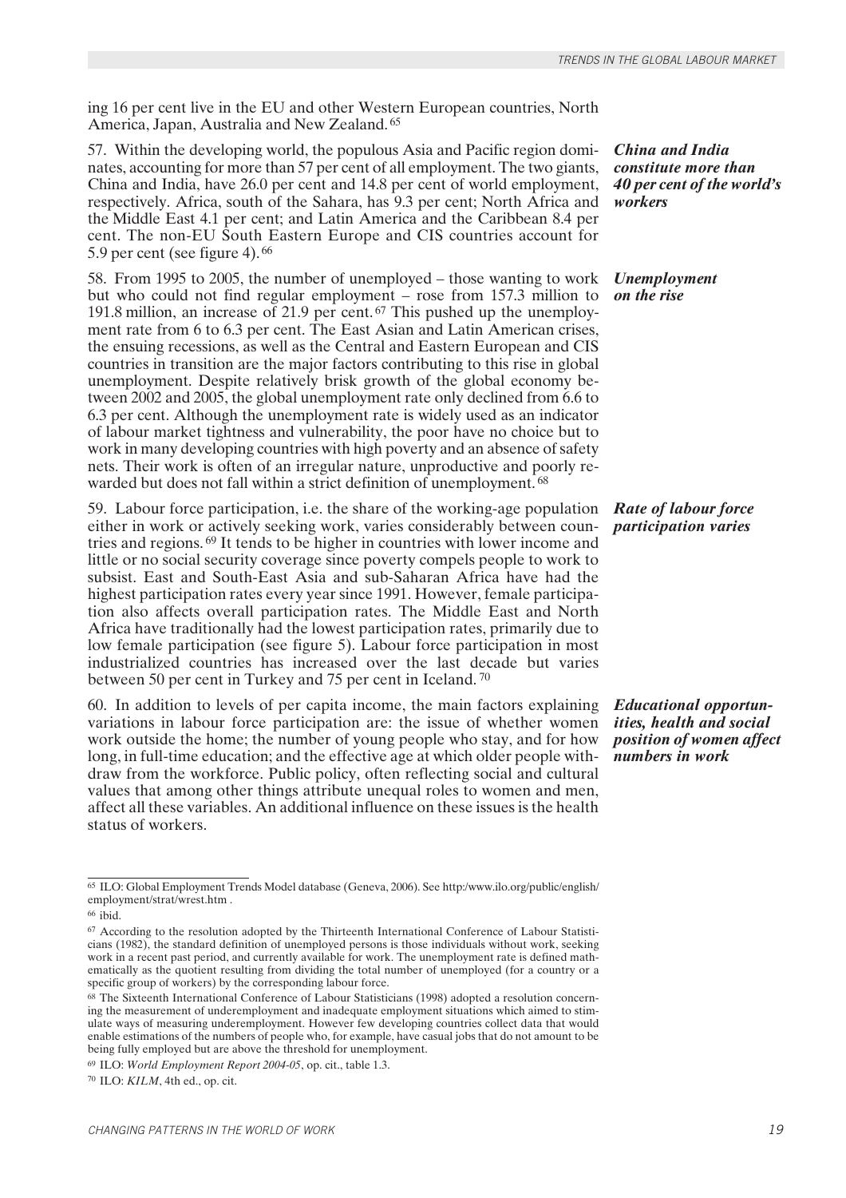ing 16 per cent live in the EU and other Western European countries, North America, Japan, Australia and New Zealand.[65]

*China and India constitute more than 40 per cent of the world's workers*

57. Within the developing world, the populous Asia and Pacific region dominates, accounting for more than 57 per cent of all employment. The two giants, China and India, have 26.0 per cent and 14.8 per cent of world employment, respectively. Africa, south of the Sahara, has 9.3 per cent; North Africa and the Middle East 4.1 per cent; and Latin America and the Caribbean 8.4 per cent. The non-EU South Eastern Europe and CIS countries account for 5.9 per cent (see figure 4).[66]

*Unemployment on the rise*

58. From 1995 to 2005, the number of unemployed – those wanting to work but who could not find regular employment – rose from 157.3 million to 191.8 million, an increase of 21.9 per cent.[67] This pushed up the unemployment rate from 6 to 6.3 per cent. The East Asian and Latin American crises, the ensuing recessions, as well as the Central and Eastern European and CIS countries in transition are the major factors contributing to this rise in global unemployment. Despite relatively brisk growth of the global economy between 2002 and 2005, the global unemployment rate only declined from 6.6 to 6.3 per cent. Although the unemployment rate is widely used as an indicator of labour market tightness and vulnerability, the poor have no choice but to work in many developing countries with high poverty and an absence of safety nets. Their work is often of an irregular nature, unproductive and poorly rewarded but does not fall within a strict definition of unemployment.[68]

*Rate of labour force participation varies*

59. Labour force participation, i.e. the share of the working-age population either in work or actively seeking work, varies considerably between countries and regions.[69] It tends to be higher in countries with lower income and little or no social security coverage since poverty compels people to work to subsist. East and South-East Asia and sub-Saharan Africa have had the highest participation rates every year since 1991. However, female participation also affects overall participation rates. The Middle East and North Africa have traditionally had the lowest participation rates, primarily due to low female participation (see figure 5). Labour force participation in most industrialized countries has increased over the last decade but varies between 50 per cent in Turkey and 75 per cent in Iceland.[70]

*Educational opportunities, health and social position of women affect numbers in work*

60. In addition to levels of per capita income, the main factors explaining variations in labour force participation are: the issue of whether women work outside the home; the number of young people who stay, and for how long, in full-time education; and the effective age at which older people withdraw from the workforce. Public policy, often reflecting social and cultural values that among other things attribute unequal roles to women and men, affect all these variables. An additional influence on these issues is the health status of workers.

---

[65] ILO: Global Employment Trends Model database (Geneva, 2006). See http:/www.ilo.org/public/english/employment/strat/wrest.htm .

[66] ibid.

[67] According to the resolution adopted by the Thirteenth International Conference of Labour Statisticians (1982), the standard definition of unemployed persons is those individuals without work, seeking work in a recent past period, and currently available for work. The unemployment rate is defined mathematically as the quotient resulting from dividing the total number of unemployed (for a country or a specific group of workers) by the corresponding labour force.

[68] The Sixteenth International Conference of Labour Statisticians (1998) adopted a resolution concerning the measurement of underemployment and inadequate employment situations which aimed to stimulate ways of measuring underemployment. However few developing countries collect data that would enable estimations of the numbers of people who, for example, have casual jobs that do not amount to be being fully employed but are above the threshold for unemployment.

[69] ILO: *World Employment Report 2004-05*, op. cit., table 1.3.

[70] ILO: *KILM*, 4th ed., op. cit.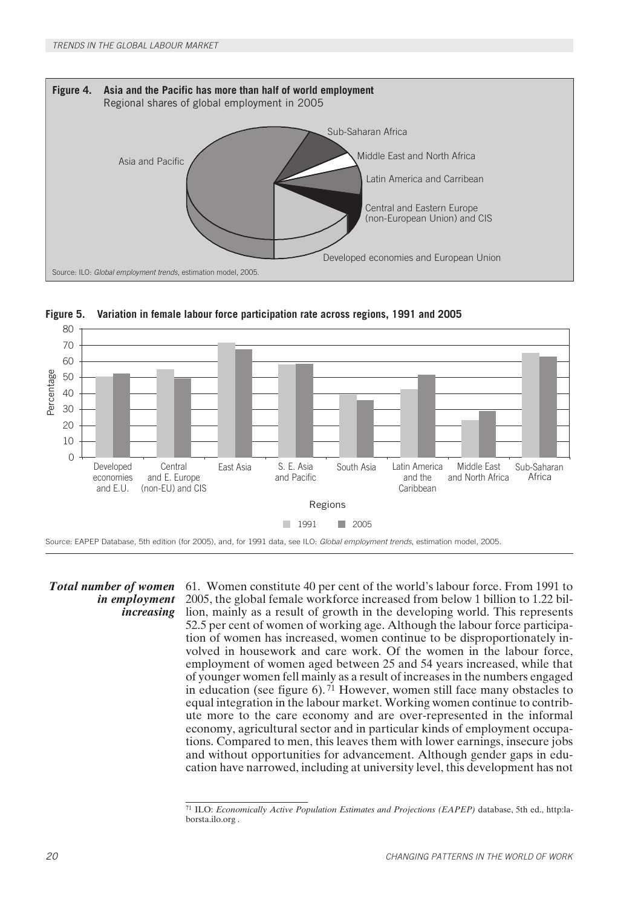**Figure 4. Asia and the Pacific has more than half of world employment**
Regional shares of global employment in 2005

Source: ILO: *Global employment trends*, estimation model, 2005.

**Figure 5. Variation in female labour force participation rate across regions, 1991 and 2005**

Source: EAPEP Database, 5th edition (for 2005), and, for 1991 data, see ILO: *Global employment trends*, estimation model, 2005.

***Total number of women in employment increasing***

61. Women constitute 40 per cent of the world's labour force. From 1991 to 2005, the global female workforce increased from below 1 billion to 1.22 billion, mainly as a result of growth in the developing world. This represents 52.5 per cent of women of working age. Although the labour force participation of women has increased, women continue to be disproportionately involved in housework and care work. Of the women in the labour force, employment of women aged between 25 and 54 years increased, while that of younger women fell mainly as a result of increases in the numbers engaged in education (see figure 6).[71] However, women still face many obstacles to equal integration in the labour market. Working women continue to contribute more to the care economy and are over-represented in the informal economy, agricultural sector and in particular kinds of employment occupations. Compared to men, this leaves them with lower earnings, insecure jobs and without opportunities for advancement. Although gender gaps in education have narrowed, including at university level, this development has not

[71] ILO: *Economically Active Population Estimates and Projections (EAPEP)* database, 5th ed., http:laborsta.ilo.org .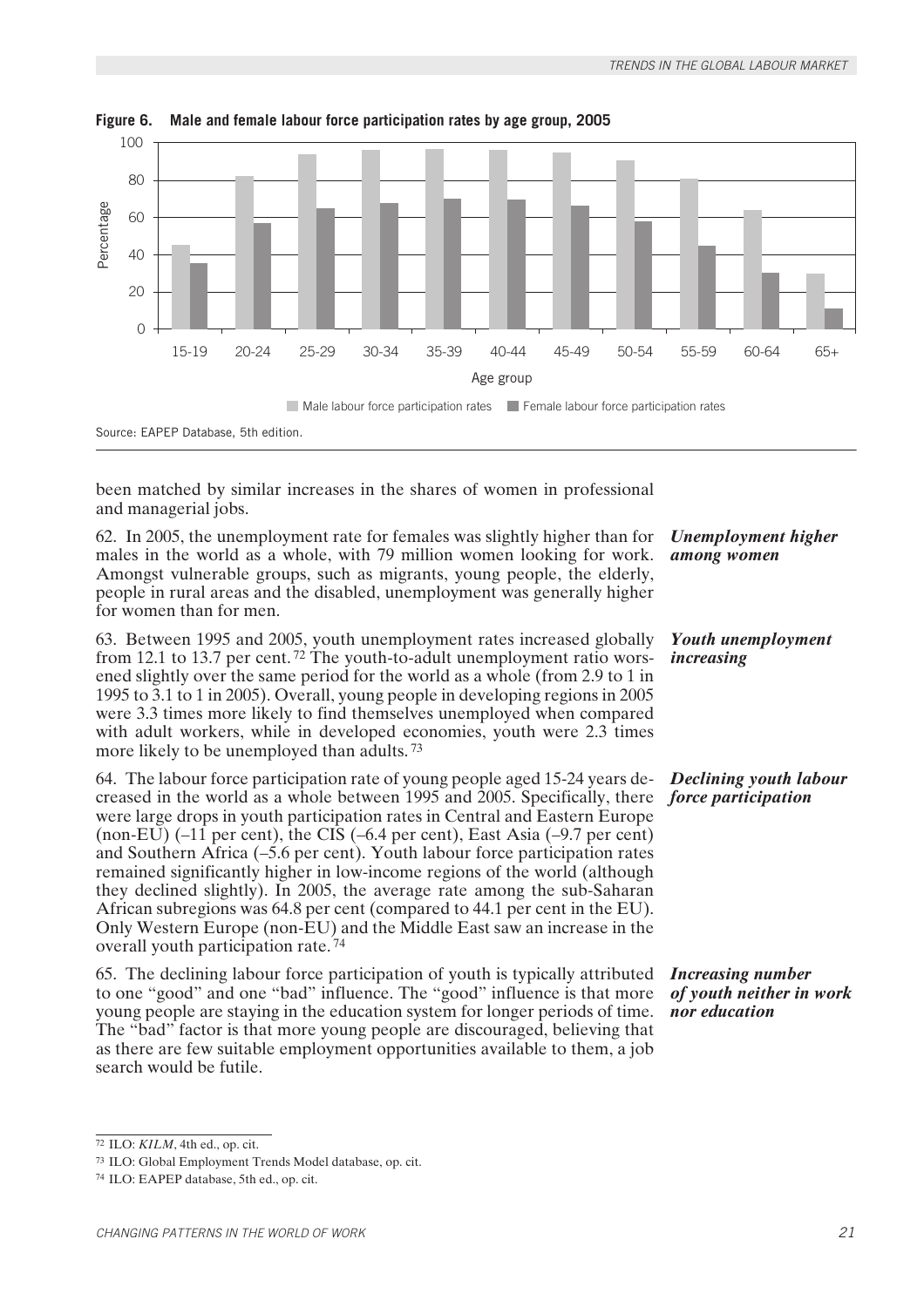**Figure 6. Male and female labour force participation rates by age group, 2005**

Source: EAPEP Database, 5th edition.

been matched by similar increases in the shares of women in professional and managerial jobs.

***Unemployment higher among women***

62. In 2005, the unemployment rate for females was slightly higher than for males in the world as a whole, with 79 million women looking for work. Amongst vulnerable groups, such as migrants, young people, the elderly, people in rural areas and the disabled, unemployment was generally higher for women than for men.

***Youth unemployment increasing***

63. Between 1995 and 2005, youth unemployment rates increased globally from 12.1 to 13.7 per cent.[72] The youth-to-adult unemployment ratio worsened slightly over the same period for the world as a whole (from 2.9 to 1 in 1995 to 3.1 to 1 in 2005). Overall, young people in developing regions in 2005 were 3.3 times more likely to find themselves unemployed when compared with adult workers, while in developed economies, youth were 2.3 times more likely to be unemployed than adults.[73]

***Declining youth labour force participation***

64. The labour force participation rate of young people aged 15-24 years decreased in the world as a whole between 1995 and 2005. Specifically, there were large drops in youth participation rates in Central and Eastern Europe (non-EU) (–11 per cent), the CIS (–6.4 per cent), East Asia (–9.7 per cent) and Southern Africa (–5.6 per cent). Youth labour force participation rates remained significantly higher in low-income regions of the world (although they declined slightly). In 2005, the average rate among the sub-Saharan African subregions was 64.8 per cent (compared to 44.1 per cent in the EU). Only Western Europe (non-EU) and the Middle East saw an increase in the overall youth participation rate.[74]

***Increasing number of youth neither in work nor education***

65. The declining labour force participation of youth is typically attributed to one "good" and one "bad" influence. The "good" influence is that more young people are staying in the education system for longer periods of time. The "bad" factor is that more young people are discouraged, believing that as there are few suitable employment opportunities available to them, a job search would be futile.

[72] ILO: *KILM*, 4th ed., op. cit.

[73] ILO: Global Employment Trends Model database, op. cit.

[74] ILO: EAPEP database, 5th ed., op. cit.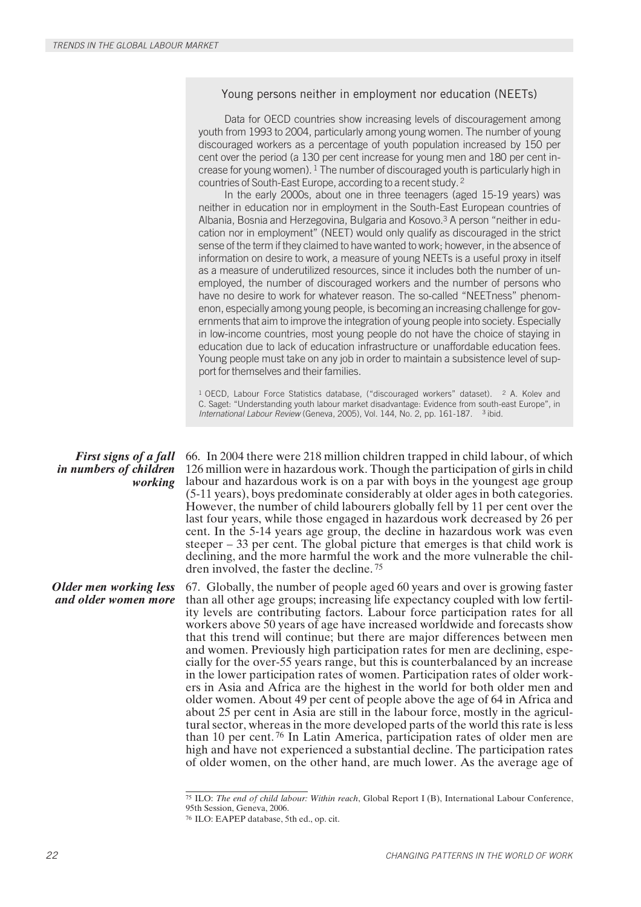### Young persons neither in employment nor education (NEETs)

Data for OECD countries show increasing levels of discouragement among youth from 1993 to 2004, particularly among young women. The number of young discouraged workers as a percentage of youth population increased by 150 per cent over the period (a 130 per cent increase for young men and 180 per cent increase for young women).[1] The number of discouraged youth is particularly high in countries of South-East Europe, according to a recent study.[2]

In the early 2000s, about one in three teenagers (aged 15-19 years) was neither in education nor in employment in the South-East European countries of Albania, Bosnia and Herzegovina, Bulgaria and Kosovo.[3] A person "neither in education nor in employment" (NEET) would only qualify as discouraged in the strict sense of the term if they claimed to have wanted to work; however, in the absence of information on desire to work, a measure of young NEETs is a useful proxy in itself as a measure of underutilized resources, since it includes both the number of unemployed, the number of discouraged workers and the number of persons who have no desire to work for whatever reason. The so-called "NEETness" phenomenon, especially among young people, is becoming an increasing challenge for governments that aim to improve the integration of young people into society. Especially in low-income countries, most young people do not have the choice of staying in education due to lack of education infrastructure or unaffordable education fees. Young people must take on any job in order to maintain a subsistence level of support for themselves and their families.

[1] OECD, Labour Force Statistics database, ("discouraged workers" dataset). [2] A. Kolev and C. Saget: "Understanding youth labour market disadvantage: Evidence from south-east Europe", in *International Labour Review* (Geneva, 2005), Vol. 144, No. 2, pp. 161-187. [3] ibid.

***First signs of a fall in numbers of children working***

66. In 2004 there were 218 million children trapped in child labour, of which 126 million were in hazardous work. Though the participation of girls in child labour and hazardous work is on a par with boys in the youngest age group (5-11 years), boys predominate considerably at older ages in both categories. However, the number of child labourers globally fell by 11 per cent over the last four years, while those engaged in hazardous work decreased by 26 per cent. In the 5-14 years age group, the decline in hazardous work was even steeper – 33 per cent. The global picture that emerges is that child work is declining, and the more harmful the work and the more vulnerable the children involved, the faster the decline.[75]

***Older men working less and older women more***

67. Globally, the number of people aged 60 years and over is growing faster than all other age groups; increasing life expectancy coupled with low fertility levels are contributing factors. Labour force participation rates for all workers above 50 years of age have increased worldwide and forecasts show that this trend will continue; but there are major differences between men and women. Previously high participation rates for men are declining, especially for the over-55 years range, but this is counterbalanced by an increase in the lower participation rates of women. Participation rates of older workers in Asia and Africa are the highest in the world for both older men and older women. About 49 per cent of people above the age of 64 in Africa and about 25 per cent in Asia are still in the labour force, mostly in the agricultural sector, whereas in the more developed parts of the world this rate is less than 10 per cent.[76] In Latin America, participation rates of older men are high and have not experienced a substantial decline. The participation rates of older women, on the other hand, are much lower. As the average age of

[75] ILO: *The end of child labour: Within reach*, Global Report I (B), International Labour Conference, 95th Session, Geneva, 2006.

[76] ILO: EAPEP database, 5th ed., op. cit.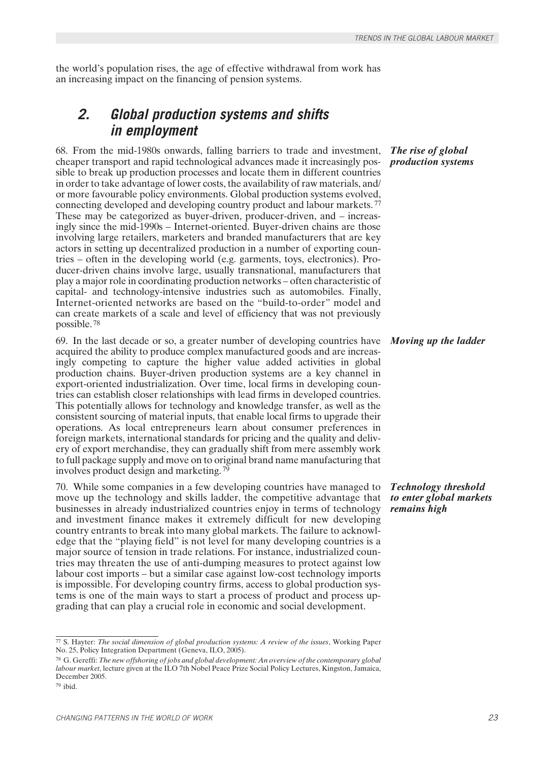the world's population rises, the age of effective withdrawal from work has an increasing impact on the financing of pension systems.

## *2. Global production systems and shifts in employment*

***The rise of global production systems***

68. From the mid-1980s onwards, falling barriers to trade and investment, cheaper transport and rapid technological advances made it increasingly possible to break up production processes and locate them in different countries in order to take advantage of lower costs, the availability of raw materials, and/or more favourable policy environments. Global production systems evolved, connecting developed and developing country product and labour markets.[77] These may be categorized as buyer-driven, producer-driven, and – increasingly since the mid-1990s – Internet-oriented. Buyer-driven chains are those involving large retailers, marketers and branded manufacturers that are key actors in setting up decentralized production in a number of exporting countries – often in the developing world (e.g. garments, toys, electronics). Producer-driven chains involve large, usually transnational, manufacturers that play a major role in coordinating production networks – often characteristic of capital- and technology-intensive industries such as automobiles. Finally, Internet-oriented networks are based on the "build-to-order" model and can create markets of a scale and level of efficiency that was not previously possible.[78]

***Moving up the ladder***

69. In the last decade or so, a greater number of developing countries have acquired the ability to produce complex manufactured goods and are increasingly competing to capture the higher value added activities in global production chains. Buyer-driven production systems are a key channel in export-oriented industrialization. Over time, local firms in developing countries can establish closer relationships with lead firms in developed countries. This potentially allows for technology and knowledge transfer, as well as the consistent sourcing of material inputs, that enable local firms to upgrade their operations. As local entrepreneurs learn about consumer preferences in foreign markets, international standards for pricing and the quality and delivery of export merchandise, they can gradually shift from mere assembly work to full package supply and move on to original brand name manufacturing that involves product design and marketing.[79]

***Technology threshold to enter global markets remains high***

70. While some companies in a few developing countries have managed to move up the technology and skills ladder, the competitive advantage that businesses in already industrialized countries enjoy in terms of technology and investment finance makes it extremely difficult for new developing country entrants to break into many global markets. The failure to acknowledge that the "playing field" is not level for many developing countries is a major source of tension in trade relations. For instance, industrialized countries may threaten the use of anti-dumping measures to protect against low labour cost imports – but a similar case against low-cost technology imports is impossible. For developing country firms, access to global production systems is one of the main ways to start a process of product and process upgrading that can play a crucial role in economic and social development.

---

[77] S. Hayter: *The social dimension of global production systems: A review of the issues*, Working Paper No. 25, Policy Integration Department (Geneva, ILO, 2005).

[78] G. Gereffi: *The new offshoring of jobs and global development: An overview of the contemporary global labour market*, lecture given at the ILO 7th Nobel Peace Prize Social Policy Lectures, Kingston, Jamaica, December 2005.

[79] ibid.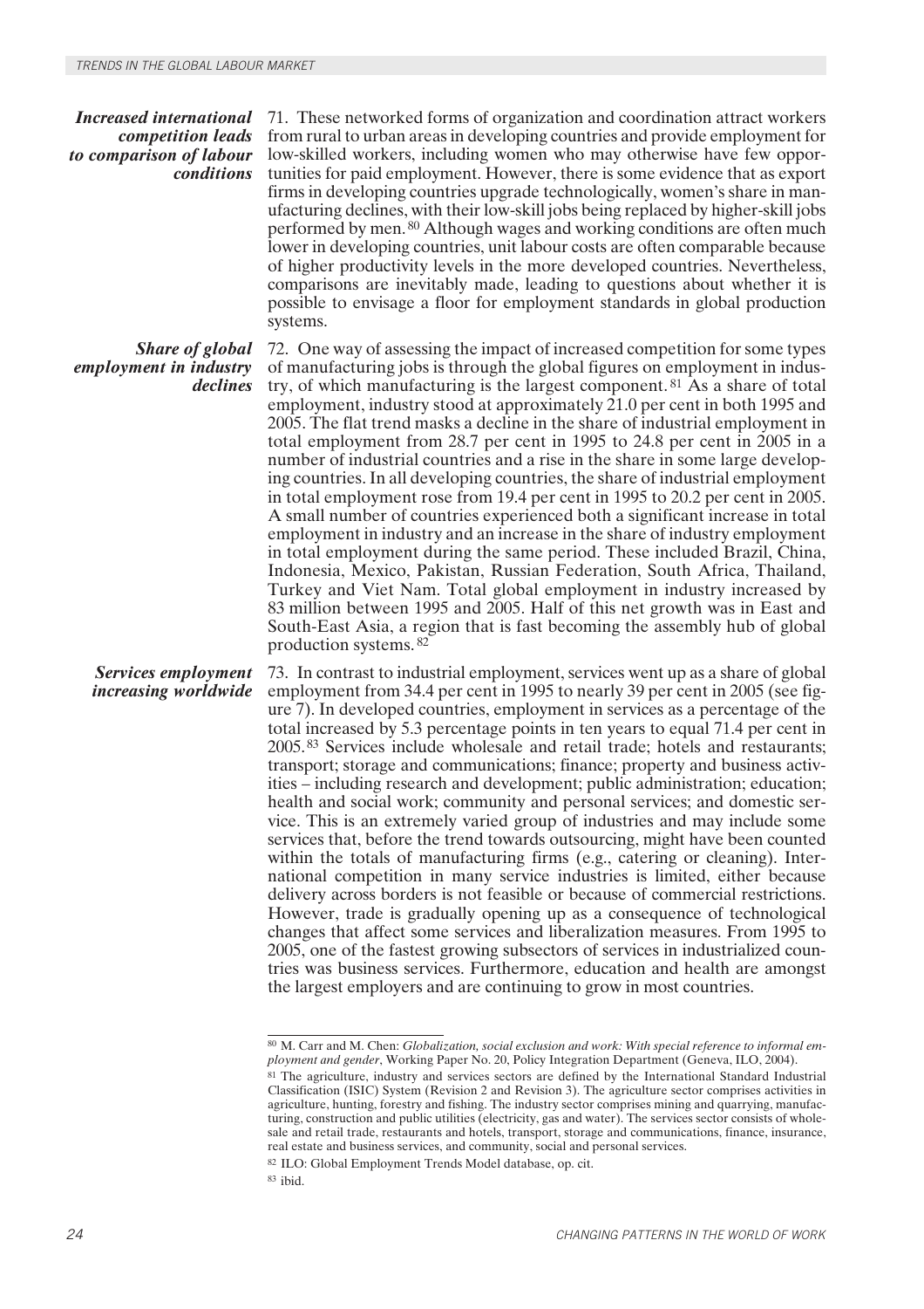*Increased international competition leads to comparison of labour conditions*

71. These networked forms of organization and coordination attract workers from rural to urban areas in developing countries and provide employment for low-skilled workers, including women who may otherwise have few opportunities for paid employment. However, there is some evidence that as export firms in developing countries upgrade technologically, women's share in manufacturing declines, with their low-skill jobs being replaced by higher-skill jobs performed by men.[80] Although wages and working conditions are often much lower in developing countries, unit labour costs are often comparable because of higher productivity levels in the more developed countries. Nevertheless, comparisons are inevitably made, leading to questions about whether it is possible to envisage a floor for employment standards in global production systems.

*Share of global employment in industry declines*

72. One way of assessing the impact of increased competition for some types of manufacturing jobs is through the global figures on employment in industry, of which manufacturing is the largest component.[81] As a share of total employment, industry stood at approximately 21.0 per cent in both 1995 and 2005. The flat trend masks a decline in the share of industrial employment in total employment from 28.7 per cent in 1995 to 24.8 per cent in 2005 in a number of industrial countries and a rise in the share in some large developing countries. In all developing countries, the share of industrial employment in total employment rose from 19.4 per cent in 1995 to 20.2 per cent in 2005. A small number of countries experienced both a significant increase in total employment in industry and an increase in the share of industry employment in total employment during the same period. These included Brazil, China, Indonesia, Mexico, Pakistan, Russian Federation, South Africa, Thailand, Turkey and Viet Nam. Total global employment in industry increased by 83 million between 1995 and 2005. Half of this net growth was in East and South-East Asia, a region that is fast becoming the assembly hub of global production systems.[82]

*Services employment increasing worldwide*

73. In contrast to industrial employment, services went up as a share of global employment from 34.4 per cent in 1995 to nearly 39 per cent in 2005 (see figure 7). In developed countries, employment in services as a percentage of the total increased by 5.3 percentage points in ten years to equal 71.4 per cent in 2005.[83] Services include wholesale and retail trade; hotels and restaurants; transport; storage and communications; finance; property and business activities – including research and development; public administration; education; health and social work; community and personal services; and domestic service. This is an extremely varied group of industries and may include some services that, before the trend towards outsourcing, might have been counted within the totals of manufacturing firms (e.g., catering or cleaning). International competition in many service industries is limited, either because delivery across borders is not feasible or because of commercial restrictions. However, trade is gradually opening up as a consequence of technological changes that affect some services and liberalization measures. From 1995 to 2005, one of the fastest growing subsectors of services in industrialized countries was business services. Furthermore, education and health are amongst the largest employers and are continuing to grow in most countries.

---

[80] M. Carr and M. Chen: *Globalization, social exclusion and work: With special reference to informal employment and gender*, Working Paper No. 20, Policy Integration Department (Geneva, ILO, 2004).

[81] The agriculture, industry and services sectors are defined by the International Standard Industrial Classification (ISIC) System (Revision 2 and Revision 3). The agriculture sector comprises activities in agriculture, hunting, forestry and fishing. The industry sector comprises mining and quarrying, manufacturing, construction and public utilities (electricity, gas and water). The services sector consists of wholesale and retail trade, restaurants and hotels, transport, storage and communications, finance, insurance, real estate and business services, and community, social and personal services.

[82] ILO: Global Employment Trends Model database, op. cit.

[83] ibid.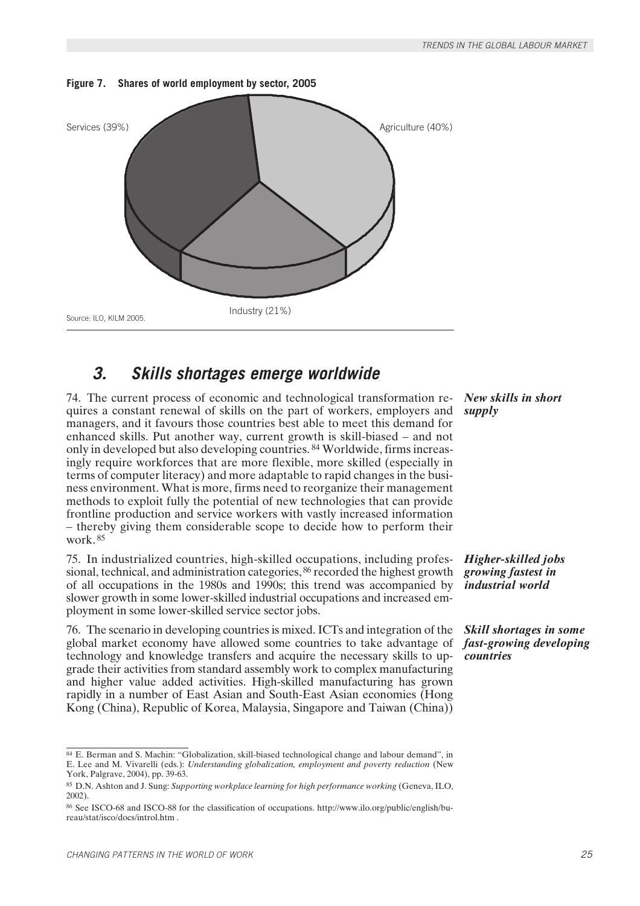**Figure 7. Shares of world employment by sector, 2005**

Services (39%)

Agriculture (40%)

Industry (21%)

Source: ILO, KILM 2005.

## *3. Skills shortages emerge worldwide*

***New skills in short supply***

74. The current process of economic and technological transformation requires a constant renewal of skills on the part of workers, employers and managers, and it favours those countries best able to meet this demand for enhanced skills. Put another way, current growth is skill-biased – and not only in developed but also developing countries. [84] Worldwide, firms increasingly require workforces that are more flexible, more skilled (especially in terms of computer literacy) and more adaptable to rapid changes in the business environment. What is more, firms need to reorganize their management methods to exploit fully the potential of new technologies that can provide frontline production and service workers with vastly increased information – thereby giving them considerable scope to decide how to perform their work. [85]

***Higher-skilled jobs growing fastest in industrial world***

75. In industrialized countries, high-skilled occupations, including professional, technical, and administration categories, [86] recorded the highest growth of all occupations in the 1980s and 1990s; this trend was accompanied by slower growth in some lower-skilled industrial occupations and increased employment in some lower-skilled service sector jobs.

***Skill shortages in some fast-growing developing countries***

76. The scenario in developing countries is mixed. ICTs and integration of the global market economy have allowed some countries to take advantage of technology and knowledge transfers and acquire the necessary skills to upgrade their activities from standard assembly work to complex manufacturing and higher value added activities. High-skilled manufacturing has grown rapidly in a number of East Asian and South-East Asian economies (Hong Kong (China), Republic of Korea, Malaysia, Singapore and Taiwan (China))

---

[84] E. Berman and S. Machin: "Globalization, skill-biased technological change and labour demand", in E. Lee and M. Vivarelli (eds.): *Understanding globalization, employment and poverty reduction* (New York, Palgrave, 2004), pp. 39-63.

[85] D.N. Ashton and J. Sung: *Supporting workplace learning for high performance working* (Geneva, ILO, 2002).

[86] See ISCO-68 and ISCO-88 for the classification of occupations. http://www.ilo.org/public/english/bureau/stat/isco/docs/introl.htm .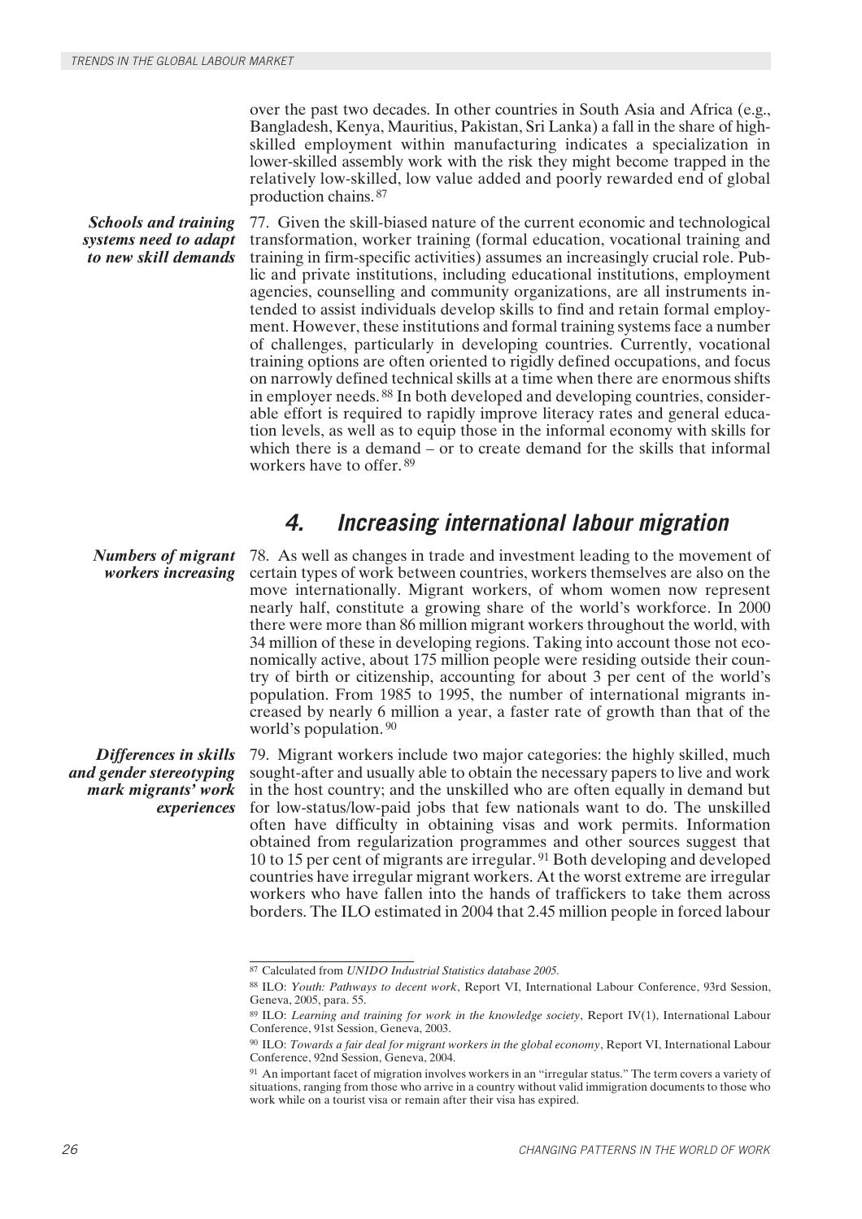over the past two decades. In other countries in South Asia and Africa (e.g., Bangladesh, Kenya, Mauritius, Pakistan, Sri Lanka) a fall in the share of high-skilled employment within manufacturing indicates a specialization in lower-skilled assembly work with the risk they might become trapped in the relatively low-skilled, low value added and poorly rewarded end of global production chains.[87]

***Schools and training systems need to adapt to new skill demands***

77. Given the skill-biased nature of the current economic and technological transformation, worker training (formal education, vocational training and training in firm-specific activities) assumes an increasingly crucial role. Public and private institutions, including educational institutions, employment agencies, counselling and community organizations, are all instruments intended to assist individuals develop skills to find and retain formal employment. However, these institutions and formal training systems face a number of challenges, particularly in developing countries. Currently, vocational training options are often oriented to rigidly defined occupations, and focus on narrowly defined technical skills at a time when there are enormous shifts in employer needs.[88] In both developed and developing countries, considerable effort is required to rapidly improve literacy rates and general education levels, as well as to equip those in the informal economy with skills for which there is a demand – or to create demand for the skills that informal workers have to offer.[89]

## *4. Increasing international labour migration*

***Numbers of migrant workers increasing***

78. As well as changes in trade and investment leading to the movement of certain types of work between countries, workers themselves are also on the move internationally. Migrant workers, of whom women now represent nearly half, constitute a growing share of the world's workforce. In 2000 there were more than 86 million migrant workers throughout the world, with 34 million of these in developing regions. Taking into account those not economically active, about 175 million people were residing outside their country of birth or citizenship, accounting for about 3 per cent of the world's population. From 1985 to 1995, the number of international migrants increased by nearly 6 million a year, a faster rate of growth than that of the world's population.[90]

***Differences in skills and gender stereotyping mark migrants' work experiences***

79. Migrant workers include two major categories: the highly skilled, much sought-after and usually able to obtain the necessary papers to live and work in the host country; and the unskilled who are often equally in demand but for low-status/low-paid jobs that few nationals want to do. The unskilled often have difficulty in obtaining visas and work permits. Information obtained from regularization programmes and other sources suggest that 10 to 15 per cent of migrants are irregular.[91] Both developing and developed countries have irregular migrant workers. At the worst extreme are irregular workers who have fallen into the hands of traffickers to take them across borders. The ILO estimated in 2004 that 2.45 million people in forced labour

---

[87] Calculated from *UNIDO Industrial Statistics database 2005.*

[88] ILO: *Youth: Pathways to decent work*, Report VI, International Labour Conference, 93rd Session, Geneva, 2005, para. 55.

[89] ILO: *Learning and training for work in the knowledge society*, Report IV(1), International Labour Conference, 91st Session, Geneva, 2003.

[90] ILO: *Towards a fair deal for migrant workers in the global economy*, Report VI, International Labour Conference, 92nd Session, Geneva, 2004.

[91] An important facet of migration involves workers in an "irregular status." The term covers a variety of situations, ranging from those who arrive in a country without valid immigration documents to those who work while on a tourist visa or remain after their visa has expired.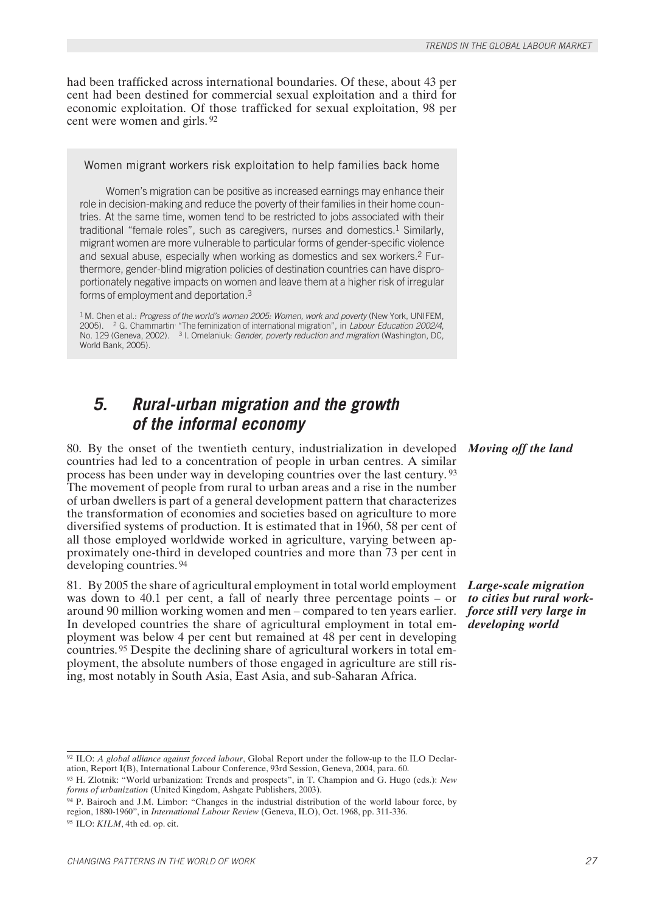had been trafficked across international boundaries. Of these, about 43 per cent had been destined for commercial sexual exploitation and a third for economic exploitation. Of those trafficked for sexual exploitation, 98 per cent were women and girls.[92]

> **Women migrant workers risk exploitation to help families back home**
>
> Women's migration can be positive as increased earnings may enhance their role in decision-making and reduce the poverty of their families in their home countries. At the same time, women tend to be restricted to jobs associated with their traditional "female roles", such as caregivers, nurses and domestics.[1] Similarly, migrant women are more vulnerable to particular forms of gender-specific violence and sexual abuse, especially when working as domestics and sex workers.[2] Furthermore, gender-blind migration policies of destination countries can have disproportionately negative impacts on women and leave them at a higher risk of irregular forms of employment and deportation.[3]
>
> [1] M. Chen et al.: *Progress of the world's women 2005: Women, work and poverty* (New York, UNIFEM, 2005). [2] G. Chammartin: "The feminization of international migration", in *Labour Education 2002/4*, No. 129 (Geneva, 2002). [3] I. Omelaniuk: *Gender, poverty reduction and migration* (Washington, DC, World Bank, 2005).

## 5. Rural-urban migration and the growth of the informal economy

***Moving off the land***

80. By the onset of the twentieth century, industrialization in developed countries had led to a concentration of people in urban centres. A similar process has been under way in developing countries over the last century.[93] The movement of people from rural to urban areas and a rise in the number of urban dwellers is part of a general development pattern that characterizes the transformation of economies and societies based on agriculture to more diversified systems of production. It is estimated that in 1960, 58 per cent of all those employed worldwide worked in agriculture, varying between approximately one-third in developed countries and more than 73 per cent in developing countries.[94]

***Large-scale migration to cities but rural workforce still very large in developing world***

81. By 2005 the share of agricultural employment in total world employment was down to 40.1 per cent, a fall of nearly three percentage points – or around 90 million working women and men – compared to ten years earlier. In developed countries the share of agricultural employment in total employment was below 4 per cent but remained at 48 per cent in developing countries.[95] Despite the declining share of agricultural workers in total employment, the absolute numbers of those engaged in agriculture are still rising, most notably in South Asia, East Asia, and sub-Saharan Africa.

---

[92] ILO: *A global alliance against forced labour*, Global Report under the follow-up to the ILO Declaration, Report I(B), International Labour Conference, 93rd Session, Geneva, 2004, para. 60.

[93] H. Zlotnik: "World urbanization: Trends and prospects", in T. Champion and G. Hugo (eds.): *New forms of urbanization* (United Kingdom, Ashgate Publishers, 2003).

[94] P. Bairoch and J.M. Limbor: "Changes in the industrial distribution of the world labour force, by region, 1880-1960", in *International Labour Review* (Geneva, ILO), Oct. 1968, pp. 311-336.

[95] ILO: *KILM*, 4th ed. op. cit.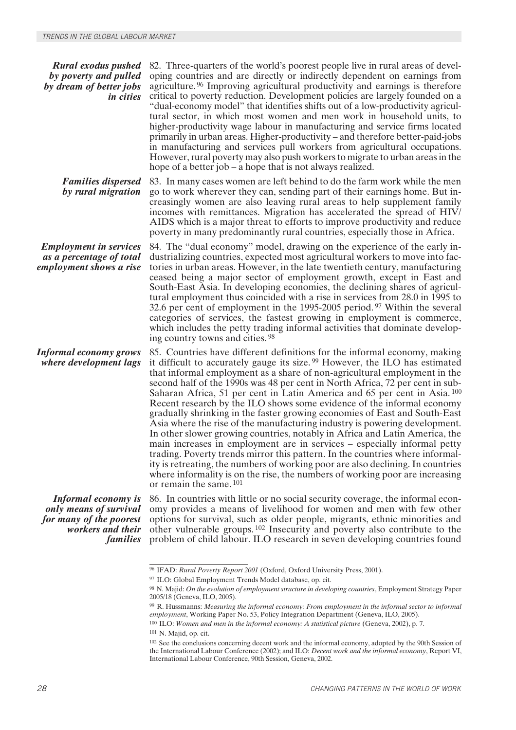*Rural exodus pushed by poverty and pulled by dream of better jobs in cities*

82. Three-quarters of the world's poorest people live in rural areas of developing countries and are directly or indirectly dependent on earnings from agriculture.[96] Improving agricultural productivity and earnings is therefore critical to poverty reduction. Development policies are largely founded on a "dual-economy model" that identifies shifts out of a low-productivity agricultural sector, in which most women and men work in household units, to higher-productivity wage labour in manufacturing and service firms located primarily in urban areas. Higher-productivity – and therefore better-paid-jobs in manufacturing and services pull workers from agricultural occupations. However, rural poverty may also push workers to migrate to urban areas in the hope of a better job – a hope that is not always realized.

*Families dispersed by rural migration*

83. In many cases women are left behind to do the farm work while the men go to work wherever they can, sending part of their earnings home. But increasingly women are also leaving rural areas to help supplement family incomes with remittances. Migration has accelerated the spread of HIV/AIDS which is a major threat to efforts to improve productivity and reduce poverty in many predominantly rural countries, especially those in Africa.

*Employment in services as a percentage of total employment shows a rise*

84. The "dual economy" model, drawing on the experience of the early industrializing countries, expected most agricultural workers to move into factories in urban areas. However, in the late twentieth century, manufacturing ceased being a major sector of employment growth, except in East and South-East Asia. In developing economies, the declining shares of agricultural employment thus coincided with a rise in services from 28.0 in 1995 to 32.6 per cent of employment in the 1995-2005 period.[97] Within the several categories of services, the fastest growing in employment is commerce, which includes the petty trading informal activities that dominate developing country towns and cities.[98]

*Informal economy grows where development lags*

85. Countries have different definitions for the informal economy, making it difficult to accurately gauge its size.[99] However, the ILO has estimated that informal employment as a share of non-agricultural employment in the second half of the 1990s was 48 per cent in North Africa, 72 per cent in sub-Saharan Africa, 51 per cent in Latin America and 65 per cent in Asia.[100] Recent research by the ILO shows some evidence of the informal economy gradually shrinking in the faster growing economies of East and South-East Asia where the rise of the manufacturing industry is powering development. In other slower growing countries, notably in Africa and Latin America, the main increases in employment are in services – especially informal petty trading. Poverty trends mirror this pattern. In the countries where informality is retreating, the numbers of working poor are also declining. In countries where informality is on the rise, the numbers of working poor are increasing or remain the same.[101]

*Informal economy is only means of survival for many of the poorest workers and their families*

86. In countries with little or no social security coverage, the informal economy provides a means of livelihood for women and men with few other options for survival, such as older people, migrants, ethnic minorities and other vulnerable groups.[102] Insecurity and poverty also contribute to the problem of child labour. ILO research in seven developing countries found

---

[96] IFAD: *Rural Poverty Report 2001* (Oxford, Oxford University Press, 2001).

[97] ILO: Global Employment Trends Model database, op. cit.

[98] N. Majid: *On the evolution of employment structure in developing countries*, Employment Strategy Paper 2005/18 (Geneva, ILO, 2005).

[99] R. Hussmanns: *Measuring the informal economy: From employment in the informal sector to informal employment*, Working Paper No. 53, Policy Integration Department (Geneva, ILO, 2005).

[100] ILO: *Women and men in the informal economy: A statistical picture* (Geneva, 2002), p. 7.

[101] N. Majid, op. cit.

[102] See the conclusions concerning decent work and the informal economy, adopted by the 90th Session of the International Labour Conference (2002); and ILO: *Decent work and the informal economy*, Report VI, International Labour Conference, 90th Session, Geneva, 2002.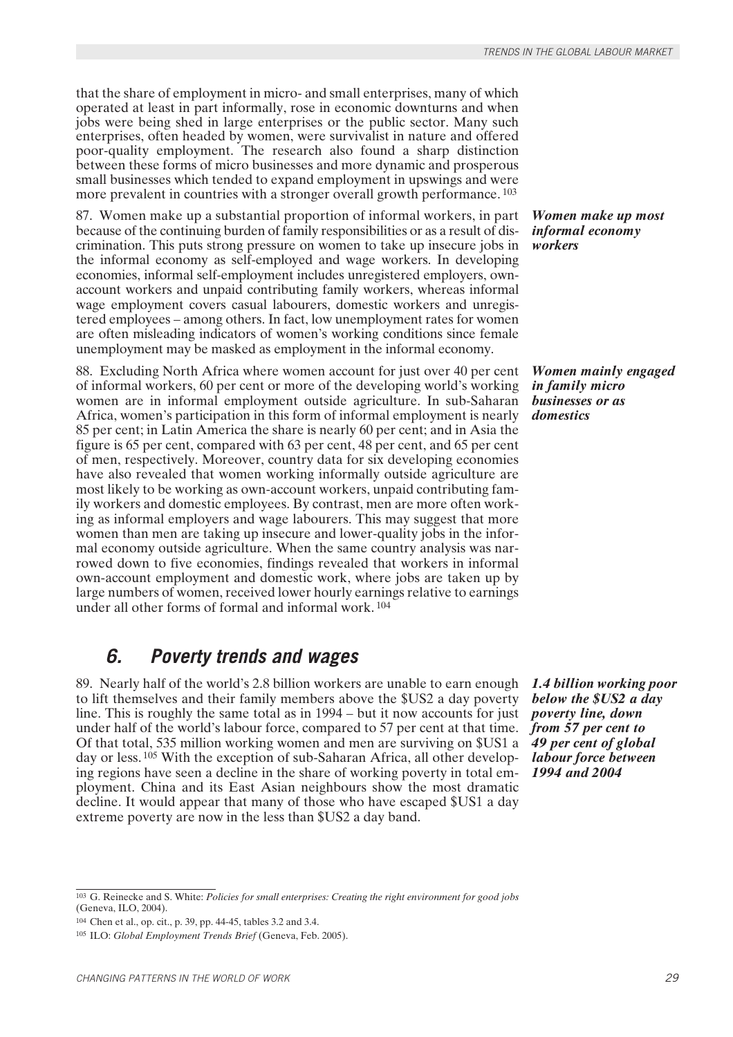that the share of employment in micro- and small enterprises, many of which operated at least in part informally, rose in economic downturns and when jobs were being shed in large enterprises or the public sector. Many such enterprises, often headed by women, were survivalist in nature and offered poor-quality employment. The research also found a sharp distinction between these forms of micro businesses and more dynamic and prosperous small businesses which tended to expand employment in upswings and were more prevalent in countries with a stronger overall growth performance. [103]

***Women make up most informal economy workers***

87. Women make up a substantial proportion of informal workers, in part because of the continuing burden of family responsibilities or as a result of discrimination. This puts strong pressure on women to take up insecure jobs in the informal economy as self-employed and wage workers. In developing economies, informal self-employment includes unregistered employers, own-account workers and unpaid contributing family workers, whereas informal wage employment covers casual labourers, domestic workers and unregistered employees – among others. In fact, low unemployment rates for women are often misleading indicators of women's working conditions since female unemployment may be masked as employment in the informal economy.

***Women mainly engaged in family micro businesses or as domestics***

88. Excluding North Africa where women account for just over 40 per cent of informal workers, 60 per cent or more of the developing world's working women are in informal employment outside agriculture. In sub-Saharan Africa, women's participation in this form of informal employment is nearly 85 per cent; in Latin America the share is nearly 60 per cent; and in Asia the figure is 65 per cent, compared with 63 per cent, 48 per cent, and 65 per cent of men, respectively. Moreover, country data for six developing economies have also revealed that women working informally outside agriculture are most likely to be working as own-account workers, unpaid contributing family workers and domestic employees. By contrast, men are more often working as informal employers and wage labourers. This may suggest that more women than men are taking up insecure and lower-quality jobs in the informal economy outside agriculture. When the same country analysis was narrowed down to five economies, findings revealed that workers in informal own-account employment and domestic work, where jobs are taken up by large numbers of women, received lower hourly earnings relative to earnings under all other forms of formal and informal work. [104]

## 6. Poverty trends and wages

***1.4 billion working poor below the $US2 a day poverty line, down from 57 per cent to 49 per cent of global labour force between 1994 and 2004***

89. Nearly half of the world's 2.8 billion workers are unable to earn enough to lift themselves and their family members above the $US2 a day poverty line. This is roughly the same total as in 1994 – but it now accounts for just under half of the world's labour force, compared to 57 per cent at that time. Of that total, 535 million working women and men are surviving on $US1 a day or less. [105] With the exception of sub-Saharan Africa, all other developing regions have seen a decline in the share of working poverty in total employment. China and its East Asian neighbours show the most dramatic decline. It would appear that many of those who have escaped $US1 a day extreme poverty are now in the less than $US2 a day band.

---

[103] G. Reinecke and S. White: *Policies for small enterprises: Creating the right environment for good jobs* (Geneva, ILO, 2004).

[104] Chen et al., op. cit., p. 39, pp. 44-45, tables 3.2 and 3.4.

[105] ILO: *Global Employment Trends Brief* (Geneva, Feb. 2005).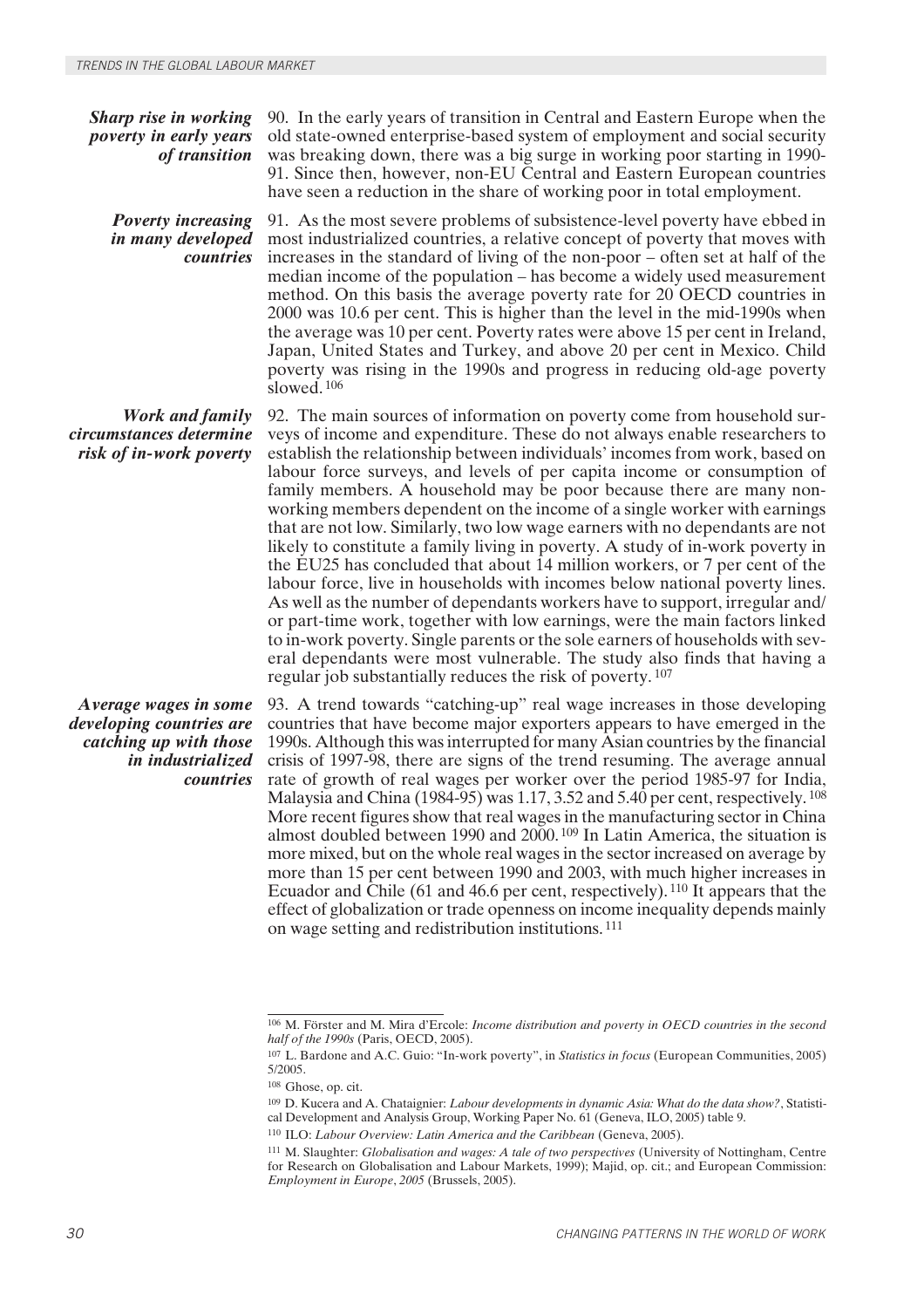*Sharp rise in working poverty in early years of transition*

90. In the early years of transition in Central and Eastern Europe when the old state-owned enterprise-based system of employment and social security was breaking down, there was a big surge in working poor starting in 1990-91. Since then, however, non-EU Central and Eastern European countries have seen a reduction in the share of working poor in total employment.

*Poverty increasing in many developed countries*

91. As the most severe problems of subsistence-level poverty have ebbed in most industrialized countries, a relative concept of poverty that moves with increases in the standard of living of the non-poor – often set at half of the median income of the population – has become a widely used measurement method. On this basis the average poverty rate for 20 OECD countries in 2000 was 10.6 per cent. This is higher than the level in the mid-1990s when the average was 10 per cent. Poverty rates were above 15 per cent in Ireland, Japan, United States and Turkey, and above 20 per cent in Mexico. Child poverty was rising in the 1990s and progress in reducing old-age poverty slowed.[106]

*Work and family circumstances determine risk of in-work poverty*

92. The main sources of information on poverty come from household surveys of income and expenditure. These do not always enable researchers to establish the relationship between individuals' incomes from work, based on labour force surveys, and levels of per capita income or consumption of family members. A household may be poor because there are many non-working members dependent on the income of a single worker with earnings that are not low. Similarly, two low wage earners with no dependants are not likely to constitute a family living in poverty. A study of in-work poverty in the EU25 has concluded that about 14 million workers, or 7 per cent of the labour force, live in households with incomes below national poverty lines. As well as the number of dependants workers have to support, irregular and/or part-time work, together with low earnings, were the main factors linked to in-work poverty. Single parents or the sole earners of households with several dependants were most vulnerable. The study also finds that having a regular job substantially reduces the risk of poverty.[107]

*Average wages in some developing countries are catching up with those in industrialized countries*

93. A trend towards "catching-up" real wage increases in those developing countries that have become major exporters appears to have emerged in the 1990s. Although this was interrupted for many Asian countries by the financial crisis of 1997-98, there are signs of the trend resuming. The average annual rate of growth of real wages per worker over the period 1985-97 for India, Malaysia and China (1984-95) was 1.17, 3.52 and 5.40 per cent, respectively.[108] More recent figures show that real wages in the manufacturing sector in China almost doubled between 1990 and 2000.[109] In Latin America, the situation is more mixed, but on the whole real wages in the sector increased on average by more than 15 per cent between 1990 and 2003, with much higher increases in Ecuador and Chile (61 and 46.6 per cent, respectively).[110] It appears that the effect of globalization or trade openness on income inequality depends mainly on wage setting and redistribution institutions.[111]

---

[106] M. Förster and M. Mira d'Ercole: *Income distribution and poverty in OECD countries in the second half of the 1990s* (Paris, OECD, 2005).

[107] L. Bardone and A.C. Guio: "In-work poverty", in *Statistics in focus* (European Communities, 2005) 5/2005.

[108] Ghose, op. cit.

[109] D. Kucera and A. Chataignier: *Labour developments in dynamic Asia: What do the data show?*, Statistical Development and Analysis Group, Working Paper No. 61 (Geneva, ILO, 2005) table 9.

[110] ILO: *Labour Overview: Latin America and the Caribbean* (Geneva, 2005).

[111] M. Slaughter: *Globalisation and wages: A tale of two perspectives* (University of Nottingham, Centre for Research on Globalisation and Labour Markets, 1999); Majid, op. cit.; and European Commission: *Employment in Europe*, *2005* (Brussels, 2005).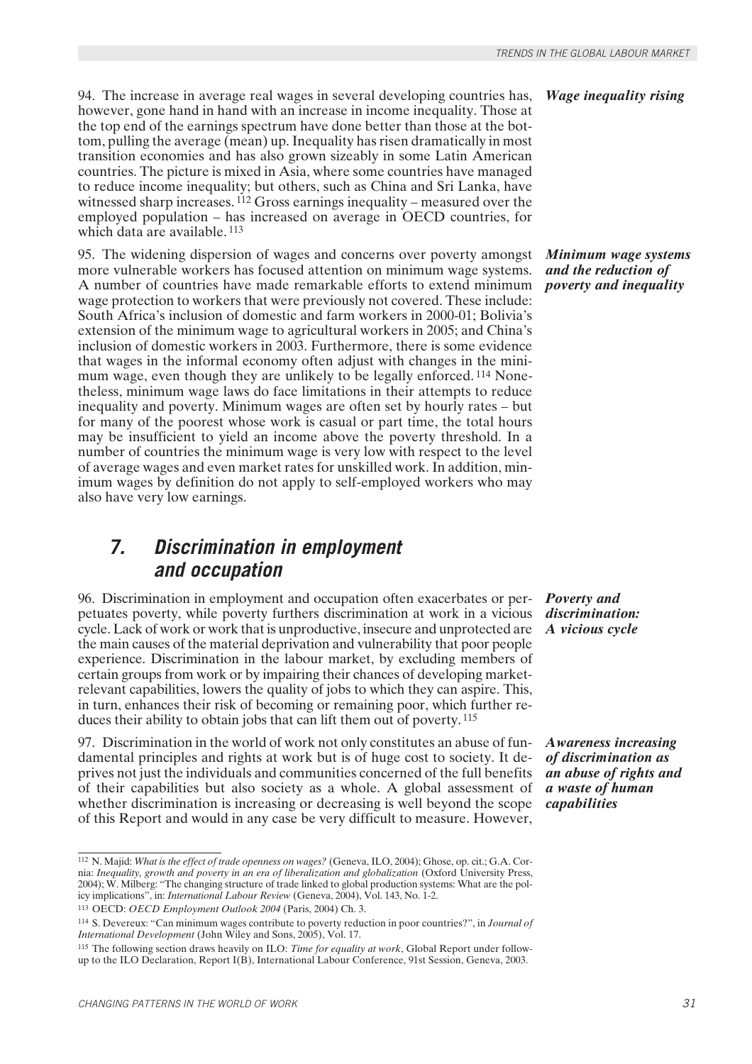94. The increase in average real wages in several developing countries has, however, gone hand in hand with an increase in income inequality. Those at the top end of the earnings spectrum have done better than those at the bottom, pulling the average (mean) up. Inequality has risen dramatically in most transition economies and has also grown sizeably in some Latin American countries. The picture is mixed in Asia, where some countries have managed to reduce income inequality; but others, such as China and Sri Lanka, have witnessed sharp increases.[112] Gross earnings inequality – measured over the employed population – has increased on average in OECD countries, for which data are available.[113]

***Wage inequality rising***

95. The widening dispersion of wages and concerns over poverty amongst more vulnerable workers has focused attention on minimum wage systems. A number of countries have made remarkable efforts to extend minimum wage protection to workers that were previously not covered. These include: South Africa's inclusion of domestic and farm workers in 2000-01; Bolivia's extension of the minimum wage to agricultural workers in 2005; and China's inclusion of domestic workers in 2003. Furthermore, there is some evidence that wages in the informal economy often adjust with changes in the minimum wage, even though they are unlikely to be legally enforced.[114] Nonetheless, minimum wage laws do face limitations in their attempts to reduce inequality and poverty. Minimum wages are often set by hourly rates – but for many of the poorest whose work is casual or part time, the total hours may be insufficient to yield an income above the poverty threshold. In a number of countries the minimum wage is very low with respect to the level of average wages and even market rates for unskilled work. In addition, minimum wages by definition do not apply to self-employed workers who may also have very low earnings.

***Minimum wage systems and the reduction of poverty and inequality***

## 7. Discrimination in employment and occupation

96. Discrimination in employment and occupation often exacerbates or perpetuates poverty, while poverty furthers discrimination at work in a vicious cycle. Lack of work or work that is unproductive, insecure and unprotected are the main causes of the material deprivation and vulnerability that poor people experience. Discrimination in the labour market, by excluding members of certain groups from work or by impairing their chances of developing market-relevant capabilities, lowers the quality of jobs to which they can aspire. This, in turn, enhances their risk of becoming or remaining poor, which further reduces their ability to obtain jobs that can lift them out of poverty.[115]

***Poverty and discrimination: A vicious cycle***

97. Discrimination in the world of work not only constitutes an abuse of fundamental principles and rights at work but is of huge cost to society. It deprives not just the individuals and communities concerned of the full benefits of their capabilities but also society as a whole. A global assessment of whether discrimination is increasing or decreasing is well beyond the scope of this Report and would in any case be very difficult to measure. However,

***Awareness increasing of discrimination as an abuse of rights and a waste of human capabilities***

---

[112] N. Majid: *What is the effect of trade openness on wages?* (Geneva, ILO, 2004); Ghose, op. cit.; G.A. Cornia: *Inequality, growth and poverty in an era of liberalization and globalization* (Oxford University Press, 2004); W. Milberg: "The changing structure of trade linked to global production systems: What are the policy implications", in: *International Labour Review* (Geneva, 2004), Vol. 143, No. 1-2.

[113] OECD: *OECD Employment Outlook 2004* (Paris, 2004) Ch. 3.

[114] S. Devereux: "Can minimum wages contribute to poverty reduction in poor countries?", in *Journal of International Development* (John Wiley and Sons, 2005), Vol. 17.

[115] The following section draws heavily on ILO: *Time for equality at work*, Global Report under follow-up to the ILO Declaration, Report I(B), International Labour Conference, 91st Session, Geneva, 2003.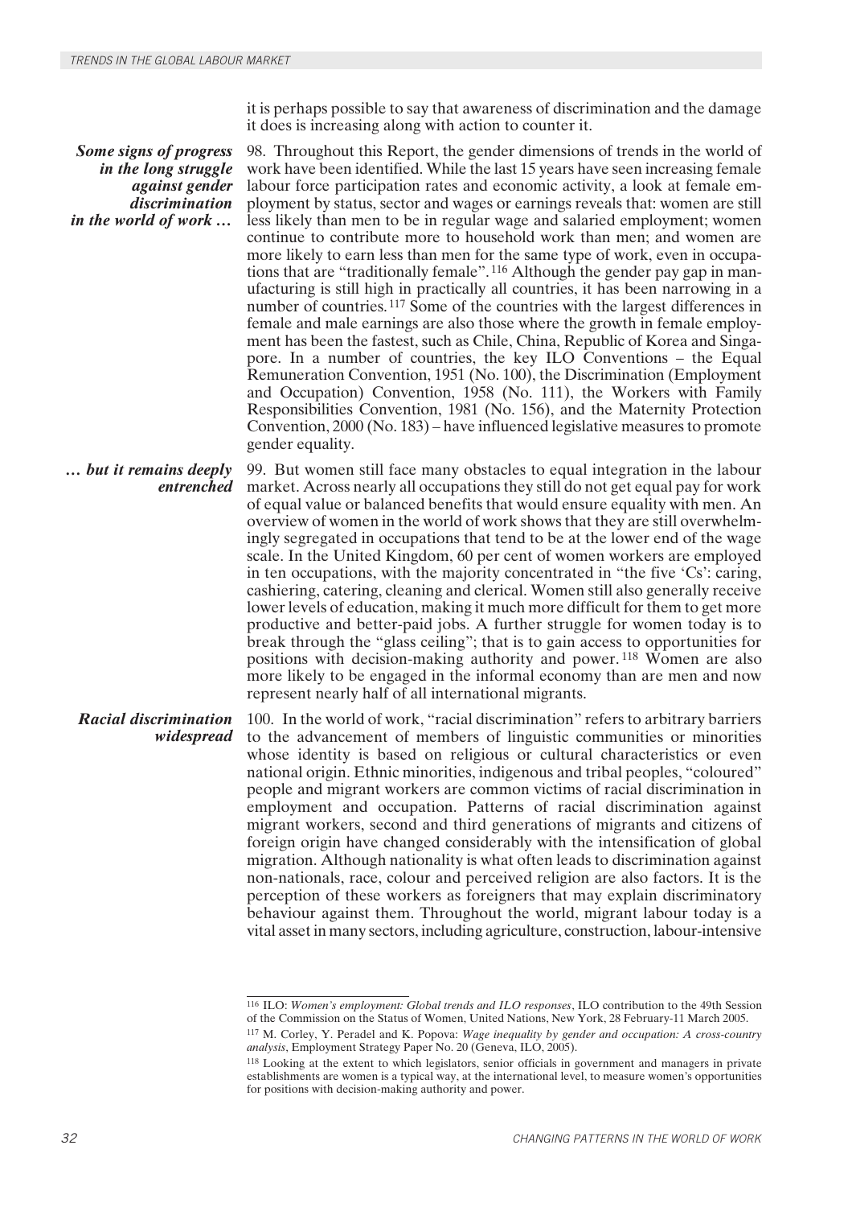it is perhaps possible to say that awareness of discrimination and the damage it does is increasing along with action to counter it.

***Some signs of progress in the long struggle against gender discrimination in the world of work …***

98. Throughout this Report, the gender dimensions of trends in the world of work have been identified. While the last 15 years have seen increasing female labour force participation rates and economic activity, a look at female employment by status, sector and wages or earnings reveals that: women are still less likely than men to be in regular wage and salaried employment; women continue to contribute more to household work than men; and women are more likely to earn less than men for the same type of work, even in occupations that are "traditionally female".[116] Although the gender pay gap in manufacturing is still high in practically all countries, it has been narrowing in a number of countries.[117] Some of the countries with the largest differences in female and male earnings are also those where the growth in female employment has been the fastest, such as Chile, China, Republic of Korea and Singapore. In a number of countries, the key ILO Conventions – the Equal Remuneration Convention, 1951 (No. 100), the Discrimination (Employment and Occupation) Convention, 1958 (No. 111), the Workers with Family Responsibilities Convention, 1981 (No. 156), and the Maternity Protection Convention, 2000 (No. 183) – have influenced legislative measures to promote gender equality.

***… but it remains deeply entrenched***

99. But women still face many obstacles to equal integration in the labour market. Across nearly all occupations they still do not get equal pay for work of equal value or balanced benefits that would ensure equality with men. An overview of women in the world of work shows that they are still overwhelmingly segregated in occupations that tend to be at the lower end of the wage scale. In the United Kingdom, 60 per cent of women workers are employed in ten occupations, with the majority concentrated in "the five 'Cs': caring, cashiering, catering, cleaning and clerical. Women still also generally receive lower levels of education, making it much more difficult for them to get more productive and better-paid jobs. A further struggle for women today is to break through the "glass ceiling"; that is to gain access to opportunities for positions with decision-making authority and power.[118] Women are also more likely to be engaged in the informal economy than are men and now represent nearly half of all international migrants.

***Racial discrimination widespread***

100. In the world of work, "racial discrimination" refers to arbitrary barriers to the advancement of members of linguistic communities or minorities whose identity is based on religious or cultural characteristics or even national origin. Ethnic minorities, indigenous and tribal peoples, "coloured" people and migrant workers are common victims of racial discrimination in employment and occupation. Patterns of racial discrimination against migrant workers, second and third generations of migrants and citizens of foreign origin have changed considerably with the intensification of global migration. Although nationality is what often leads to discrimination against non-nationals, race, colour and perceived religion are also factors. It is the perception of these workers as foreigners that may explain discriminatory behaviour against them. Throughout the world, migrant labour today is a vital asset in many sectors, including agriculture, construction, labour-intensive

---

[116] ILO: *Women's employment: Global trends and ILO responses*, ILO contribution to the 49th Session of the Commission on the Status of Women, United Nations, New York, 28 February-11 March 2005.

[117] M. Corley, Y. Peradel and K. Popova: *Wage inequality by gender and occupation: A cross-country analysis*, Employment Strategy Paper No. 20 (Geneva, ILO, 2005).

[118] Looking at the extent to which legislators, senior officials in government and managers in private establishments are women is a typical way, at the international level, to measure women's opportunities for positions with decision-making authority and power.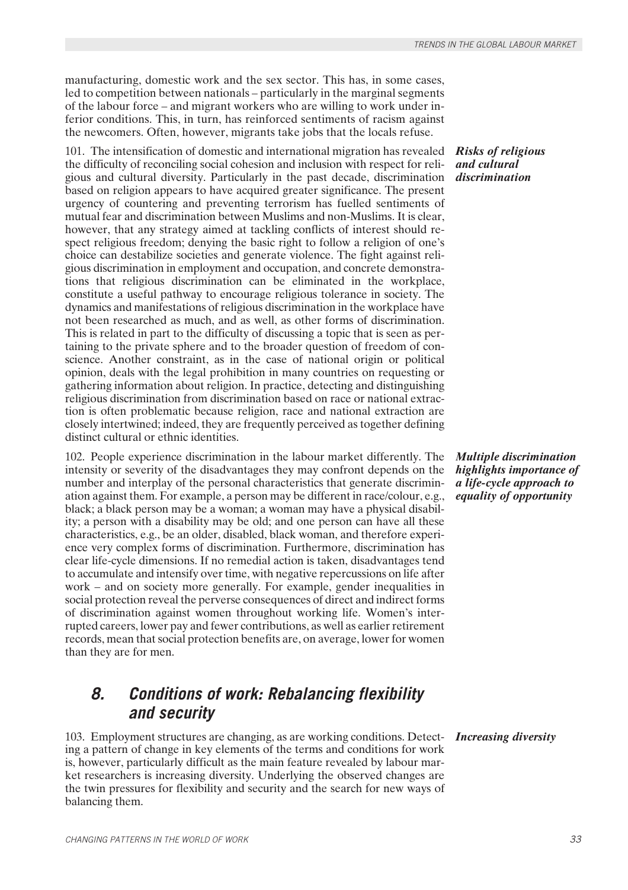manufacturing, domestic work and the sex sector. This has, in some cases, led to competition between nationals – particularly in the marginal segments of the labour force – and migrant workers who are willing to work under inferior conditions. This, in turn, has reinforced sentiments of racism against the newcomers. Often, however, migrants take jobs that the locals refuse.

***Risks of religious and cultural discrimination***

101. The intensification of domestic and international migration has revealed the difficulty of reconciling social cohesion and inclusion with respect for religious and cultural diversity. Particularly in the past decade, discrimination based on religion appears to have acquired greater significance. The present urgency of countering and preventing terrorism has fuelled sentiments of mutual fear and discrimination between Muslims and non-Muslims. It is clear, however, that any strategy aimed at tackling conflicts of interest should respect religious freedom; denying the basic right to follow a religion of one's choice can destabilize societies and generate violence. The fight against religious discrimination in employment and occupation, and concrete demonstrations that religious discrimination can be eliminated in the workplace, constitute a useful pathway to encourage religious tolerance in society. The dynamics and manifestations of religious discrimination in the workplace have not been researched as much, and as well, as other forms of discrimination. This is related in part to the difficulty of discussing a topic that is seen as pertaining to the private sphere and to the broader question of freedom of conscience. Another constraint, as in the case of national origin or political opinion, deals with the legal prohibition in many countries on requesting or gathering information about religion. In practice, detecting and distinguishing religious discrimination from discrimination based on race or national extraction is often problematic because religion, race and national extraction are closely intertwined; indeed, they are frequently perceived as together defining distinct cultural or ethnic identities.

***Multiple discrimination highlights importance of a life-cycle approach to equality of opportunity***

102. People experience discrimination in the labour market differently. The intensity or severity of the disadvantages they may confront depends on the number and interplay of the personal characteristics that generate discrimination against them. For example, a person may be different in race/colour, e.g., black; a black person may be a woman; a woman may have a physical disability; a person with a disability may be old; and one person can have all these characteristics, e.g., be an older, disabled, black woman, and therefore experience very complex forms of discrimination. Furthermore, discrimination has clear life-cycle dimensions. If no remedial action is taken, disadvantages tend to accumulate and intensify over time, with negative repercussions on life after work – and on society more generally. For example, gender inequalities in social protection reveal the perverse consequences of direct and indirect forms of discrimination against women throughout working life. Women's interrupted careers, lower pay and fewer contributions, as well as earlier retirement records, mean that social protection benefits are, on average, lower for women than they are for men.

## 8. Conditions of work: Rebalancing flexibility and security

***Increasing diversity***

103. Employment structures are changing, as are working conditions. Detecting a pattern of change in key elements of the terms and conditions for work is, however, particularly difficult as the main feature revealed by labour market researchers is increasing diversity. Underlying the observed changes are the twin pressures for flexibility and security and the search for new ways of balancing them.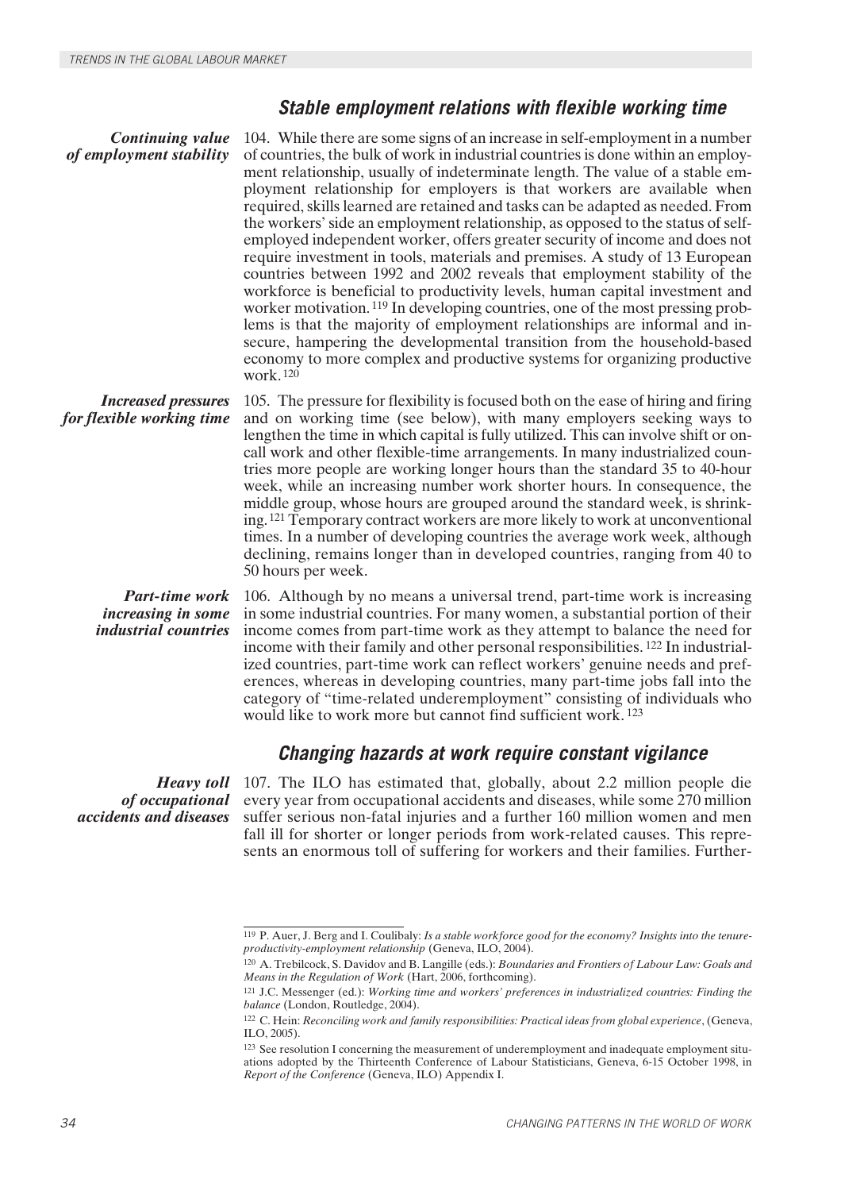### *Stable employment relations with flexible working time*

***Continuing value of employment stability***

104. While there are some signs of an increase in self-employment in a number of countries, the bulk of work in industrial countries is done within an employment relationship, usually of indeterminate length. The value of a stable employment relationship for employers is that workers are available when required, skills learned are retained and tasks can be adapted as needed. From the workers' side an employment relationship, as opposed to the status of self-employed independent worker, offers greater security of income and does not require investment in tools, materials and premises. A study of 13 European countries between 1992 and 2002 reveals that employment stability of the workforce is beneficial to productivity levels, human capital investment and worker motivation.[119] In developing countries, one of the most pressing problems is that the majority of employment relationships are informal and insecure, hampering the developmental transition from the household-based economy to more complex and productive systems for organizing productive work.[120]

***Increased pressures for flexible working time***

105. The pressure for flexibility is focused both on the ease of hiring and firing and on working time (see below), with many employers seeking ways to lengthen the time in which capital is fully utilized. This can involve shift or on-call work and other flexible-time arrangements. In many industrialized countries more people are working longer hours than the standard 35 to 40-hour week, while an increasing number work shorter hours. In consequence, the middle group, whose hours are grouped around the standard week, is shrinking.[121] Temporary contract workers are more likely to work at unconventional times. In a number of developing countries the average work week, although declining, remains longer than in developed countries, ranging from 40 to 50 hours per week.

***Part-time work increasing in some industrial countries***

106. Although by no means a universal trend, part-time work is increasing in some industrial countries. For many women, a substantial portion of their income comes from part-time work as they attempt to balance the need for income with their family and other personal responsibilities.[122] In industrialized countries, part-time work can reflect workers' genuine needs and preferences, whereas in developing countries, many part-time jobs fall into the category of "time-related underemployment" consisting of individuals who would like to work more but cannot find sufficient work.[123]

### *Changing hazards at work require constant vigilance*

***Heavy toll of occupational accidents and diseases***

107. The ILO has estimated that, globally, about 2.2 million people die every year from occupational accidents and diseases, while some 270 million suffer serious non-fatal injuries and a further 160 million women and men fall ill for shorter or longer periods from work-related causes. This represents an enormous toll of suffering for workers and their families. Further-

---

[119] P. Auer, J. Berg and I. Coulibaly: *Is a stable workforce good for the economy? Insights into the tenure-productivity-employment relationship* (Geneva, ILO, 2004).

[120] A. Trebilcock, S. Davidov and B. Langille (eds.): *Boundaries and Frontiers of Labour Law: Goals and Means in the Regulation of Work* (Hart, 2006, forthcoming).

[121] J.C. Messenger (ed.): *Working time and workers' preferences in industrialized countries: Finding the balance* (London, Routledge, 2004).

[122] C. Hein: *Reconciling work and family responsibilities: Practical ideas from global experience*, (Geneva, ILO, 2005).

[123] See resolution I concerning the measurement of underemployment and inadequate employment situations adopted by the Thirteenth Conference of Labour Statisticians, Geneva, 6-15 October 1998, in *Report of the Conference* (Geneva, ILO) Appendix I.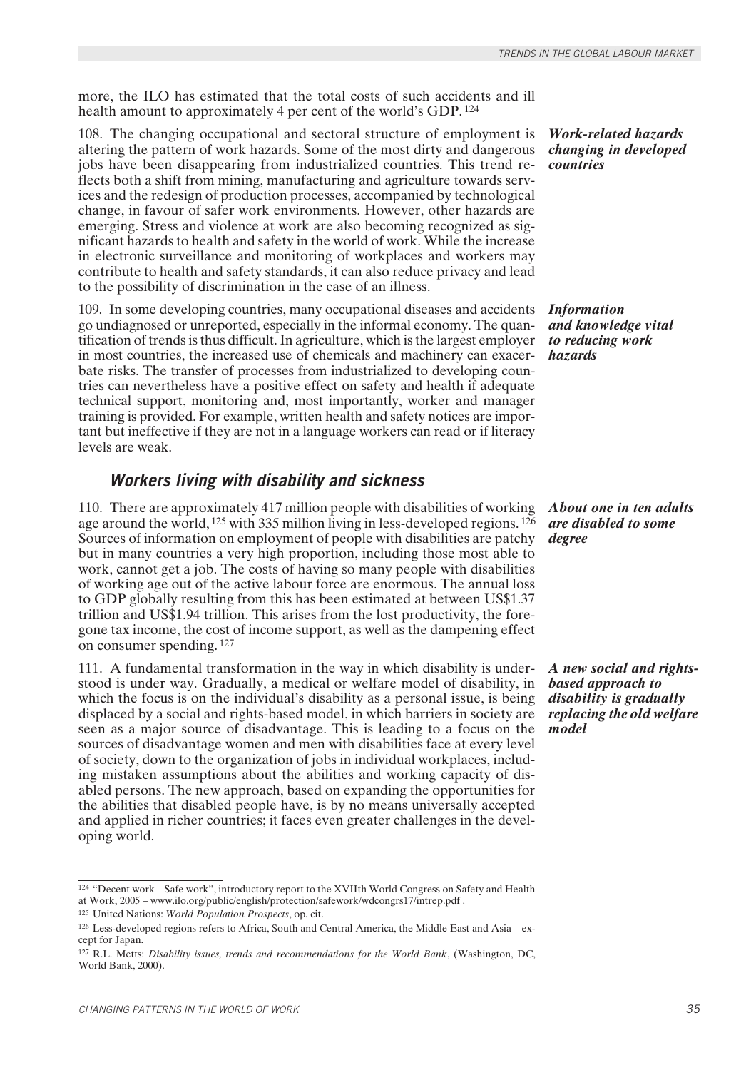more, the ILO has estimated that the total costs of such accidents and ill health amount to approximately 4 per cent of the world's GDP.[124]

***Work-related hazards changing in developed countries***

108. The changing occupational and sectoral structure of employment is altering the pattern of work hazards. Some of the most dirty and dangerous jobs have been disappearing from industrialized countries. This trend reflects both a shift from mining, manufacturing and agriculture towards services and the redesign of production processes, accompanied by technological change, in favour of safer work environments. However, other hazards are emerging. Stress and violence at work are also becoming recognized as significant hazards to health and safety in the world of work. While the increase in electronic surveillance and monitoring of workplaces and workers may contribute to health and safety standards, it can also reduce privacy and lead to the possibility of discrimination in the case of an illness.

***Information and knowledge vital to reducing work hazards***

109. In some developing countries, many occupational diseases and accidents go undiagnosed or unreported, especially in the informal economy. The quantification of trends is thus difficult. In agriculture, which is the largest employer in most countries, the increased use of chemicals and machinery can exacerbate risks. The transfer of processes from industrialized to developing countries can nevertheless have a positive effect on safety and health if adequate technical support, monitoring and, most importantly, worker and manager training is provided. For example, written health and safety notices are important but ineffective if they are not in a language workers can read or if literacy levels are weak.

## Workers living with disability and sickness

***About one in ten adults are disabled to some degree***

110. There are approximately 417 million people with disabilities of working age around the world,[125] with 335 million living in less-developed regions.[126] Sources of information on employment of people with disabilities are patchy but in many countries a very high proportion, including those most able to work, cannot get a job. The costs of having so many people with disabilities of working age out of the active labour force are enormous. The annual loss to GDP globally resulting from this has been estimated at between US$1.37 trillion and US$1.94 trillion. This arises from the lost productivity, the foregone tax income, the cost of income support, as well as the dampening effect on consumer spending.[127]

***A new social and rights-based approach to disability is gradually replacing the old welfare model***

111. A fundamental transformation in the way in which disability is understood is under way. Gradually, a medical or welfare model of disability, in which the focus is on the individual's disability as a personal issue, is being displaced by a social and rights-based model, in which barriers in society are seen as a major source of disadvantage. This is leading to a focus on the sources of disadvantage women and men with disabilities face at every level of society, down to the organization of jobs in individual workplaces, including mistaken assumptions about the abilities and working capacity of disabled persons. The new approach, based on expanding the opportunities for the abilities that disabled people have, is by no means universally accepted and applied in richer countries; it faces even greater challenges in the developing world.

---

[124] "Decent work – Safe work", introductory report to the XVIIth World Congress on Safety and Health at Work, 2005 – www.ilo.org/public/english/protection/safework/wdcongrs17/intrep.pdf .

[125] United Nations: *World Population Prospects*, op. cit.

[126] Less-developed regions refers to Africa, South and Central America, the Middle East and Asia – except for Japan.

[127] R.L. Metts: *Disability issues, trends and recommendations for the World Bank*, (Washington, DC, World Bank, 2000).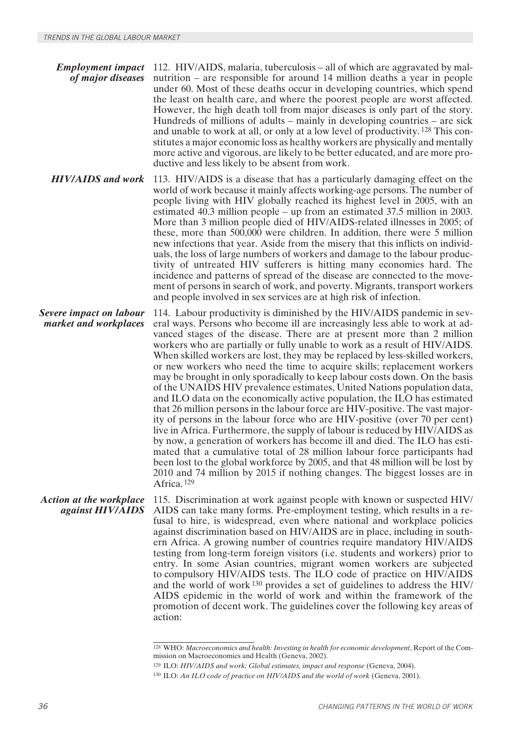***Employment impact of major diseases***

112. HIV/AIDS, malaria, tuberculosis – all of which are aggravated by malnutrition – are responsible for around 14 million deaths a year in people under 60. Most of these deaths occur in developing countries, which spend the least on health care, and where the poorest people are worst affected. However, the high death toll from major diseases is only part of the story. Hundreds of millions of adults – mainly in developing countries – are sick and unable to work at all, or only at a low level of productivity.[128] This constitutes a major economic loss as healthy workers are physically and mentally more active and vigorous, are likely to be better educated, and are more productive and less likely to be absent from work.

***HIV/AIDS and work***

113. HIV/AIDS is a disease that has a particularly damaging effect on the world of work because it mainly affects working-age persons. The number of people living with HIV globally reached its highest level in 2005, with an estimated 40.3 million people – up from an estimated 37.5 million in 2003. More than 3 million people died of HIV/AIDS-related illnesses in 2005; of these, more than 500,000 were children. In addition, there were 5 million new infections that year. Aside from the misery that this inflicts on individuals, the loss of large numbers of workers and damage to the labour productivity of untreated HIV sufferers is hitting many economies hard. The incidence and patterns of spread of the disease are connected to the movement of persons in search of work, and poverty. Migrants, transport workers and people involved in sex services are at high risk of infection.

***Severe impact on labour market and workplaces***

114. Labour productivity is diminished by the HIV/AIDS pandemic in several ways. Persons who become ill are increasingly less able to work at advanced stages of the disease. There are at present more than 2 million workers who are partially or fully unable to work as a result of HIV/AIDS. When skilled workers are lost, they may be replaced by less-skilled workers, or new workers who need the time to acquire skills; replacement workers may be brought in only sporadically to keep labour costs down. On the basis of the UNAIDS HIV prevalence estimates, United Nations population data, and ILO data on the economically active population, the ILO has estimated that 26 million persons in the labour force are HIV-positive. The vast majority of persons in the labour force who are HIV-positive (over 70 per cent) live in Africa. Furthermore, the supply of labour is reduced by HIV/AIDS as by now, a generation of workers has become ill and died. The ILO has estimated that a cumulative total of 28 million labour force participants had been lost to the global workforce by 2005, and that 48 million will be lost by 2010 and 74 million by 2015 if nothing changes. The biggest losses are in Africa.[129]

***Action at the workplace against HIV/AIDS***

115. Discrimination at work against people with known or suspected HIV/AIDS can take many forms. Pre-employment testing, which results in a refusal to hire, is widespread, even where national and workplace policies against discrimination based on HIV/AIDS are in place, including in southern Africa. A growing number of countries require mandatory HIV/AIDS testing from long-term foreign visitors (i.e. students and workers) prior to entry. In some Asian countries, migrant women workers are subjected to compulsory HIV/AIDS tests. The ILO code of practice on HIV/AIDS and the world of work[130] provides a set of guidelines to address the HIV/AIDS epidemic in the world of work and within the framework of the promotion of decent work. The guidelines cover the following key areas of action:

---

[128] WHO: *Macroeconomics and health: Investing in health for economic development*, Report of the Commission on Macroeconomics and Health (Geneva, 2002).

[129] ILO: *HIV/AIDS and work: Global estimates, impact and response* (Geneva, 2004).

[130] ILO: *An ILO code of practice on HIV/AIDS and the world of work* (Geneva, 2001).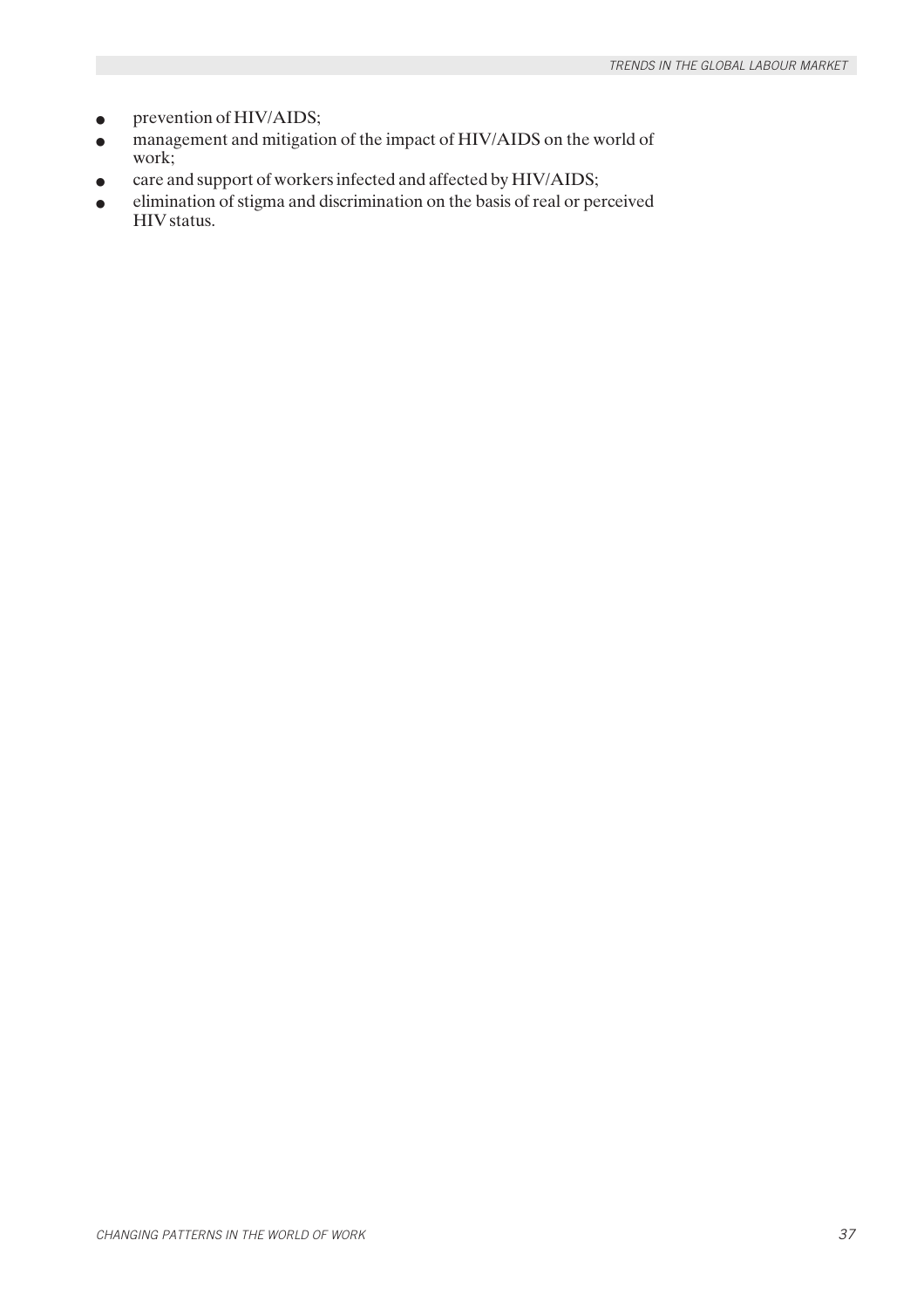- prevention of HIV/AIDS;
- management and mitigation of the impact of HIV/AIDS on the world of work;
- care and support of workers infected and affected by HIV/AIDS;
- elimination of stigma and discrimination on the basis of real or perceived HIV status.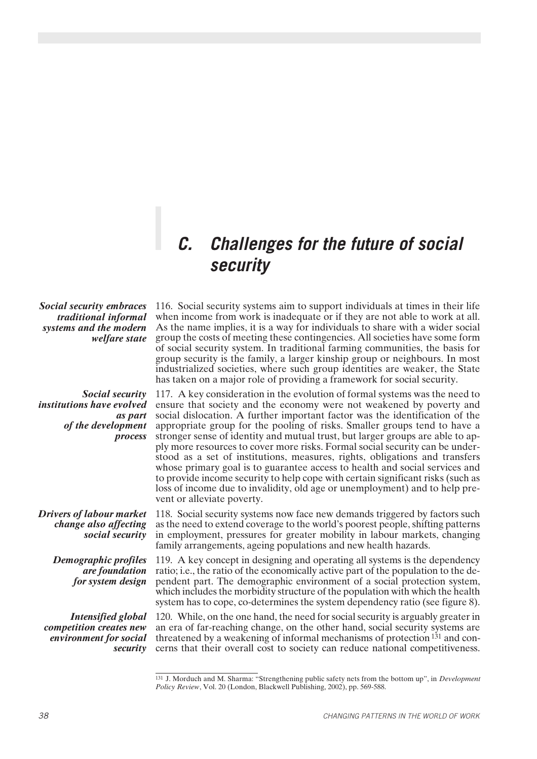## C. Challenges for the future of social security

*Social security embraces traditional informal systems and the modern welfare state*

116. Social security systems aim to support individuals at times in their life when income from work is inadequate or if they are not able to work at all. As the name implies, it is a way for individuals to share with a wider social group the costs of meeting these contingencies. All societies have some form of social security system. In traditional farming communities, the basis for group security is the family, a larger kinship group or neighbours. In most industrialized societies, where such group identities are weaker, the State has taken on a major role of providing a framework for social security.

*Social security institutions have evolved as part of the development process*

117. A key consideration in the evolution of formal systems was the need to ensure that society and the economy were not weakened by poverty and social dislocation. A further important factor was the identification of the appropriate group for the pooling of risks. Smaller groups tend to have a stronger sense of identity and mutual trust, but larger groups are able to apply more resources to cover more risks. Formal social security can be understood as a set of institutions, measures, rights, obligations and transfers whose primary goal is to guarantee access to health and social services and to provide income security to help cope with certain significant risks (such as loss of income due to invalidity, old age or unemployment) and to help prevent or alleviate poverty.

*Drivers of labour market change also affecting social security*

118. Social security systems now face new demands triggered by factors such as the need to extend coverage to the world's poorest people, shifting patterns in employment, pressures for greater mobility in labour markets, changing family arrangements, ageing populations and new health hazards.

*Demographic profiles are foundation for system design*

119. A key concept in designing and operating all systems is the dependency ratio; i.e., the ratio of the economically active part of the population to the dependent part. The demographic environment of a social protection system, which includes the morbidity structure of the population with which the health system has to cope, co-determines the system dependency ratio (see figure 8).

*Intensified global competition creates new environment for social security*

120. While, on the one hand, the need for social security is arguably greater in an era of far-reaching change, on the other hand, social security systems are threatened by a weakening of informal mechanisms of protection [131] and concerns that their overall cost to society can reduce national competitiveness.

---

[131] J. Morduch and M. Sharma: "Strengthening public safety nets from the bottom up", in *Development Policy Review*, Vol. 20 (London, Blackwell Publishing, 2002), pp. 569-588.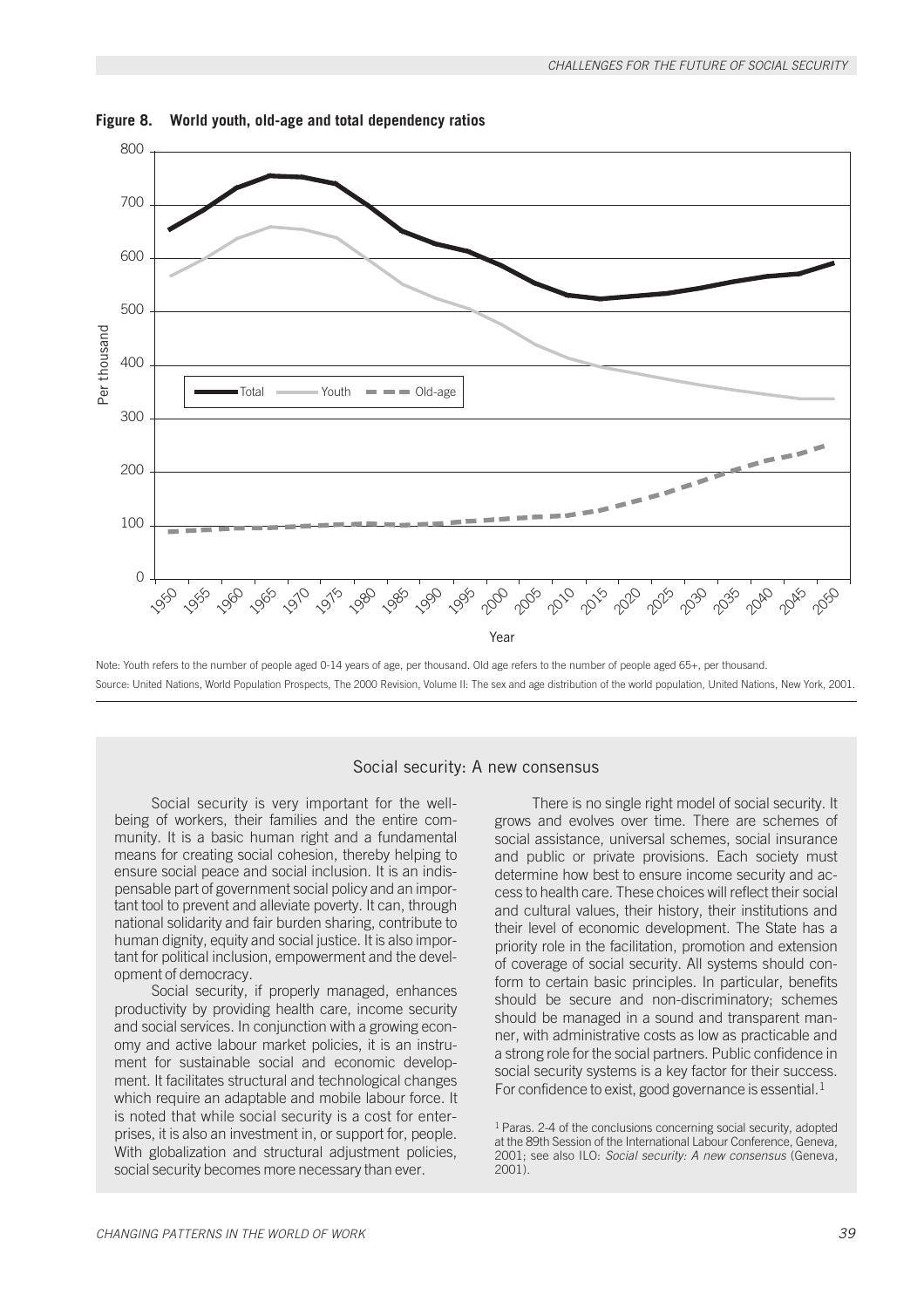**Figure 8. World youth, old-age and total dependency ratios**

Note: Youth refers to the number of people aged 0-14 years of age, per thousand. Old age refers to the number of people aged 65+, per thousand.

Source: United Nations, World Population Prospects, The 2000 Revision, Volume II: The sex and age distribution of the world population, United Nations, New York, 2001.

## Social security: A new consensus

Social security is very important for the well-being of workers, their families and the entire community. It is a basic human right and a fundamental means for creating social cohesion, thereby helping to ensure social peace and social inclusion. It is an indispensable part of government social policy and an important tool to prevent and alleviate poverty. It can, through national solidarity and fair burden sharing, contribute to human dignity, equity and social justice. It is also important for political inclusion, empowerment and the development of democracy.

Social security, if properly managed, enhances productivity by providing health care, income security and social services. In conjunction with a growing economy and active labour market policies, it is an instrument for sustainable social and economic development. It facilitates structural and technological changes which require an adaptable and mobile labour force. It is noted that while social security is a cost for enterprises, it is also an investment in, or support for, people. With globalization and structural adjustment policies, social security becomes more necessary than ever.

There is no single right model of social security. It grows and evolves over time. There are schemes of social assistance, universal schemes, social insurance and public or private provisions. Each society must determine how best to ensure income security and access to health care. These choices will reflect their social and cultural values, their history, their institutions and their level of economic development. The State has a priority role in the facilitation, promotion and extension of coverage of social security. All systems should conform to certain basic principles. In particular, benefits should be secure and non-discriminatory; schemes should be managed in a sound and transparent manner, with administrative costs as low as practicable and a strong role for the social partners. Public confidence in social security systems is a key factor for their success. For confidence to exist, good governance is essential.[1]

[1] Paras. 2-4 of the conclusions concerning social security, adopted at the 89th Session of the International Labour Conference, Geneva, 2001; see also ILO: *Social security: A new consensus* (Geneva, 2001).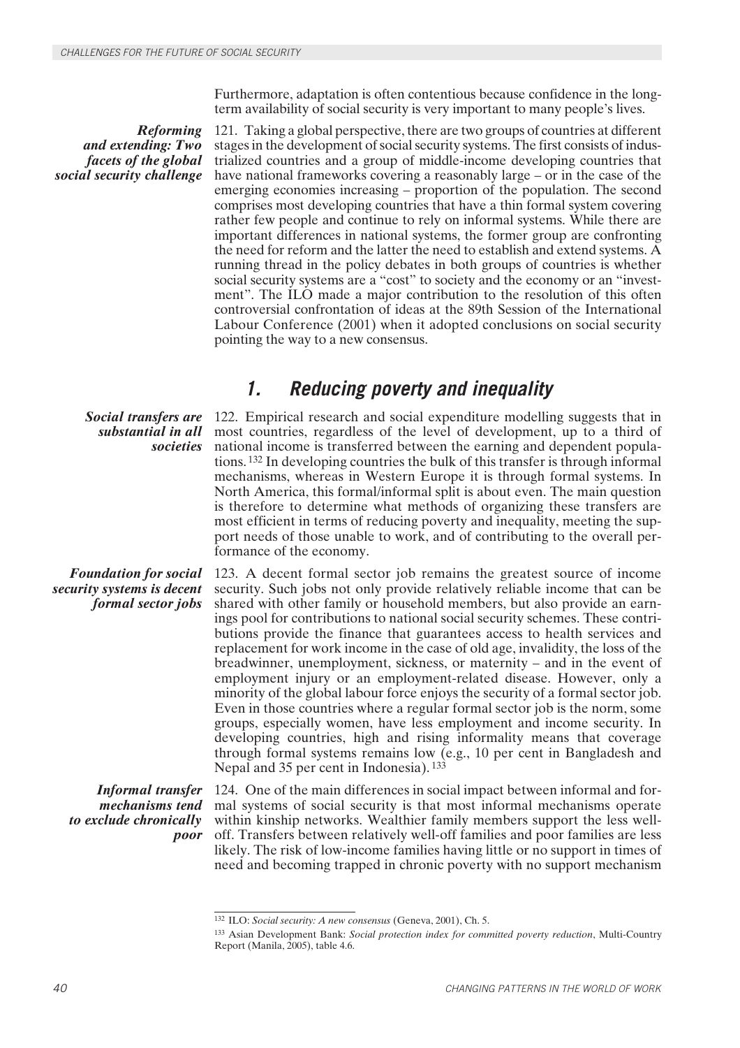Furthermore, adaptation is often contentious because confidence in the long-term availability of social security is very important to many people's lives.

***Reforming and extending: Two facets of the global social security challenge***

121. Taking a global perspective, there are two groups of countries at different stages in the development of social security systems. The first consists of industrialized countries and a group of middle-income developing countries that have national frameworks covering a reasonably large – or in the case of the emerging economies increasing – proportion of the population. The second comprises most developing countries that have a thin formal system covering rather few people and continue to rely on informal systems. While there are important differences in national systems, the former group are confronting the need for reform and the latter the need to establish and extend systems. A running thread in the policy debates in both groups of countries is whether social security systems are a "cost" to society and the economy or an "investment". The ILO made a major contribution to the resolution of this often controversial confrontation of ideas at the 89th Session of the International Labour Conference (2001) when it adopted conclusions on social security pointing the way to a new consensus.

## 1. Reducing poverty and inequality

***Social transfers are substantial in all societies***

122. Empirical research and social expenditure modelling suggests that in most countries, regardless of the level of development, up to a third of national income is transferred between the earning and dependent populations.[132] In developing countries the bulk of this transfer is through informal mechanisms, whereas in Western Europe it is through formal systems. In North America, this formal/informal split is about even. The main question is therefore to determine what methods of organizing these transfers are most efficient in terms of reducing poverty and inequality, meeting the support needs of those unable to work, and of contributing to the overall performance of the economy.

***Foundation for social security systems is decent formal sector jobs***

123. A decent formal sector job remains the greatest source of income security. Such jobs not only provide relatively reliable income that can be shared with other family or household members, but also provide an earnings pool for contributions to national social security schemes. These contributions provide the finance that guarantees access to health services and replacement for work income in the case of old age, invalidity, the loss of the breadwinner, unemployment, sickness, or maternity – and in the event of employment injury or an employment-related disease. However, only a minority of the global labour force enjoys the security of a formal sector job. Even in those countries where a regular formal sector job is the norm, some groups, especially women, have less employment and income security. In developing countries, high and rising informality means that coverage through formal systems remains low (e.g., 10 per cent in Bangladesh and Nepal and 35 per cent in Indonesia).[133]

***Informal transfer mechanisms tend to exclude chronically poor***

124. One of the main differences in social impact between informal and formal systems of social security is that most informal mechanisms operate within kinship networks. Wealthier family members support the less well-off. Transfers between relatively well-off families and poor families are less likely. The risk of low-income families having little or no support in times of need and becoming trapped in chronic poverty with no support mechanism

---

[132] ILO: *Social security: A new consensus* (Geneva, 2001), Ch. 5.

[133] Asian Development Bank: *Social protection index for committed poverty reduction*, Multi-Country Report (Manila, 2005), table 4.6.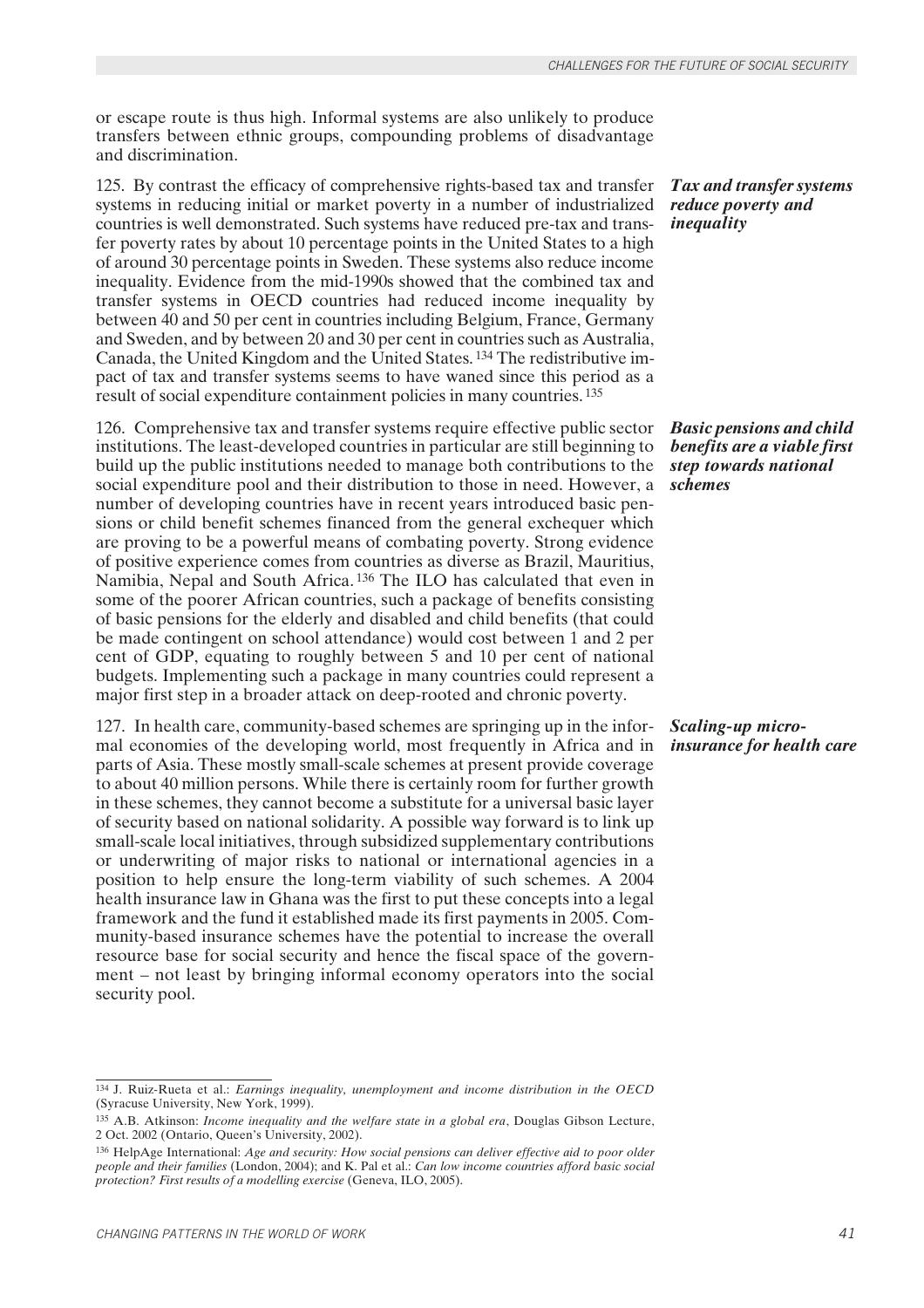or escape route is thus high. Informal systems are also unlikely to produce transfers between ethnic groups, compounding problems of disadvantage and discrimination.

***Tax and transfer systems reduce poverty and inequality***

125. By contrast the efficacy of comprehensive rights-based tax and transfer systems in reducing initial or market poverty in a number of industrialized countries is well demonstrated. Such systems have reduced pre-tax and transfer poverty rates by about 10 percentage points in the United States to a high of around 30 percentage points in Sweden. These systems also reduce income inequality. Evidence from the mid-1990s showed that the combined tax and transfer systems in OECD countries had reduced income inequality by between 40 and 50 per cent in countries including Belgium, France, Germany and Sweden, and by between 20 and 30 per cent in countries such as Australia, Canada, the United Kingdom and the United States.[134] The redistributive impact of tax and transfer systems seems to have waned since this period as a result of social expenditure containment policies in many countries.[135]

***Basic pensions and child benefits are a viable first step towards national schemes***

126. Comprehensive tax and transfer systems require effective public sector institutions. The least-developed countries in particular are still beginning to build up the public institutions needed to manage both contributions to the social expenditure pool and their distribution to those in need. However, a number of developing countries have in recent years introduced basic pensions or child benefit schemes financed from the general exchequer which are proving to be a powerful means of combating poverty. Strong evidence of positive experience comes from countries as diverse as Brazil, Mauritius, Namibia, Nepal and South Africa.[136] The ILO has calculated that even in some of the poorer African countries, such a package of benefits consisting of basic pensions for the elderly and disabled and child benefits (that could be made contingent on school attendance) would cost between 1 and 2 per cent of GDP, equating to roughly between 5 and 10 per cent of national budgets. Implementing such a package in many countries could represent a major first step in a broader attack on deep-rooted and chronic poverty.

***Scaling-up micro-insurance for health care***

127. In health care, community-based schemes are springing up in the informal economies of the developing world, most frequently in Africa and in parts of Asia. These mostly small-scale schemes at present provide coverage to about 40 million persons. While there is certainly room for further growth in these schemes, they cannot become a substitute for a universal basic layer of security based on national solidarity. A possible way forward is to link up small-scale local initiatives, through subsidized supplementary contributions or underwriting of major risks to national or international agencies in a position to help ensure the long-term viability of such schemes. A 2004 health insurance law in Ghana was the first to put these concepts into a legal framework and the fund it established made its first payments in 2005. Community-based insurance schemes have the potential to increase the overall resource base for social security and hence the fiscal space of the government – not least by bringing informal economy operators into the social security pool.

---

[134] J. Ruiz-Rueta et al.: *Earnings inequality, unemployment and income distribution in the OECD* (Syracuse University, New York, 1999).

[135] A.B. Atkinson: *Income inequality and the welfare state in a global era*, Douglas Gibson Lecture, 2 Oct. 2002 (Ontario, Queen's University, 2002).

[136] HelpAge International: *Age and security: How social pensions can deliver effective aid to poor older people and their families* (London, 2004); and K. Pal et al.: *Can low income countries afford basic social protection? First results of a modelling exercise* (Geneva, ILO, 2005).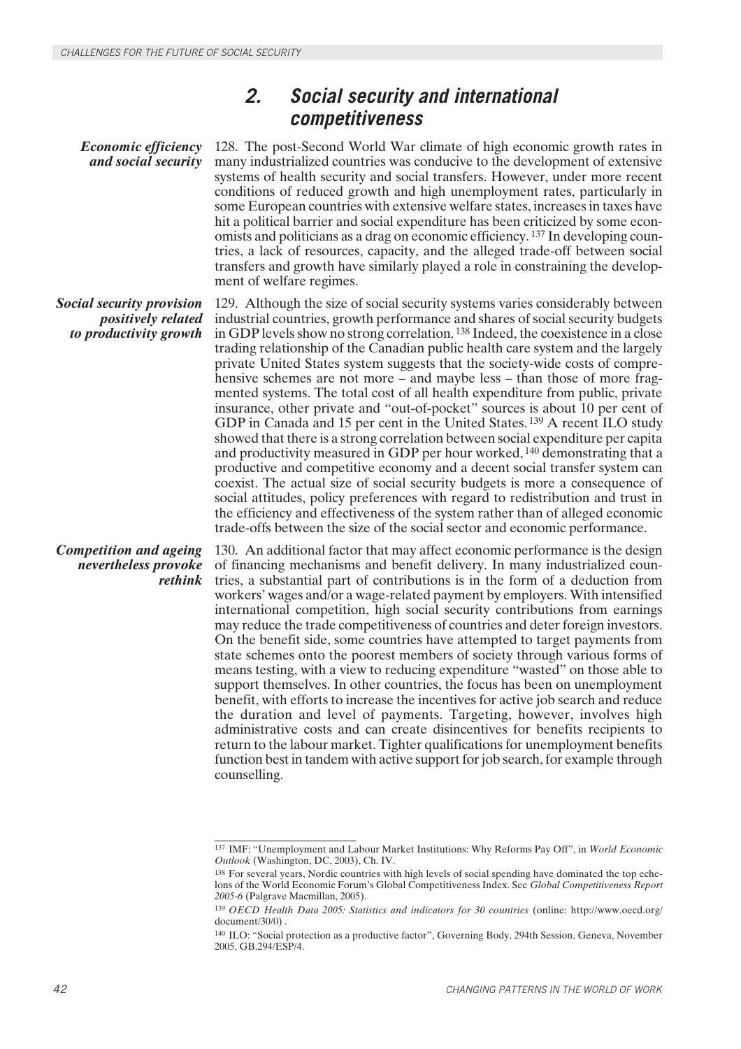## 2. Social security and international competitiveness

*Economic efficiency and social security*

128. The post-Second World War climate of high economic growth rates in many industrialized countries was conducive to the development of extensive systems of health security and social transfers. However, under more recent conditions of reduced growth and high unemployment rates, particularly in some European countries with extensive welfare states, increases in taxes have hit a political barrier and social expenditure has been criticized by some economists and politicians as a drag on economic efficiency.[137] In developing countries, a lack of resources, capacity, and the alleged trade-off between social transfers and growth have similarly played a role in constraining the development of welfare regimes.

*Social security provision positively related to productivity growth*

129. Although the size of social security systems varies considerably between industrial countries, growth performance and shares of social security budgets in GDP levels show no strong correlation.[138] Indeed, the coexistence in a close trading relationship of the Canadian public health care system and the largely private United States system suggests that the society-wide costs of comprehensive schemes are not more – and maybe less – than those of more fragmented systems. The total cost of all health expenditure from public, private insurance, other private and "out-of-pocket" sources is about 10 per cent of GDP in Canada and 15 per cent in the United States.[139] A recent ILO study showed that there is a strong correlation between social expenditure per capita and productivity measured in GDP per hour worked,[140] demonstrating that a productive and competitive economy and a decent social transfer system can coexist. The actual size of social security budgets is more a consequence of social attitudes, policy preferences with regard to redistribution and trust in the efficiency and effectiveness of the system rather than of alleged economic trade-offs between the size of the social sector and economic performance.

*Competition and ageing nevertheless provoke rethink*

130. An additional factor that may affect economic performance is the design of financing mechanisms and benefit delivery. In many industrialized countries, a substantial part of contributions is in the form of a deduction from workers' wages and/or a wage-related payment by employers. With intensified international competition, high social security contributions from earnings may reduce the trade competitiveness of countries and deter foreign investors. On the benefit side, some countries have attempted to target payments from state schemes onto the poorest members of society through various forms of means testing, with a view to reducing expenditure "wasted" on those able to support themselves. In other countries, the focus has been on unemployment benefit, with efforts to increase the incentives for active job search and reduce the duration and level of payments. Targeting, however, involves high administrative costs and can create disincentives for benefits recipients to return to the labour market. Tighter qualifications for unemployment benefits function best in tandem with active support for job search, for example through counselling.

---

[137] IMF: "Unemployment and Labour Market Institutions: Why Reforms Pay Off", in *World Economic Outlook* (Washington, DC, 2003), Ch. IV.

[138] For several years, Nordic countries with high levels of social spending have dominated the top echelons of the World Economic Forum's Global Competitiveness Index. See *Global Competitiveness Report 2005-6* (Palgrave Macmillan, 2005).

[139] *OECD Health Data 2005: Statistics and indicators for 30 countries* (online: http://www.oecd.org/document/30/0) .

[140] ILO: "Social protection as a productive factor", Governing Body, 294th Session, Geneva, November 2005, GB.294/ESP/4.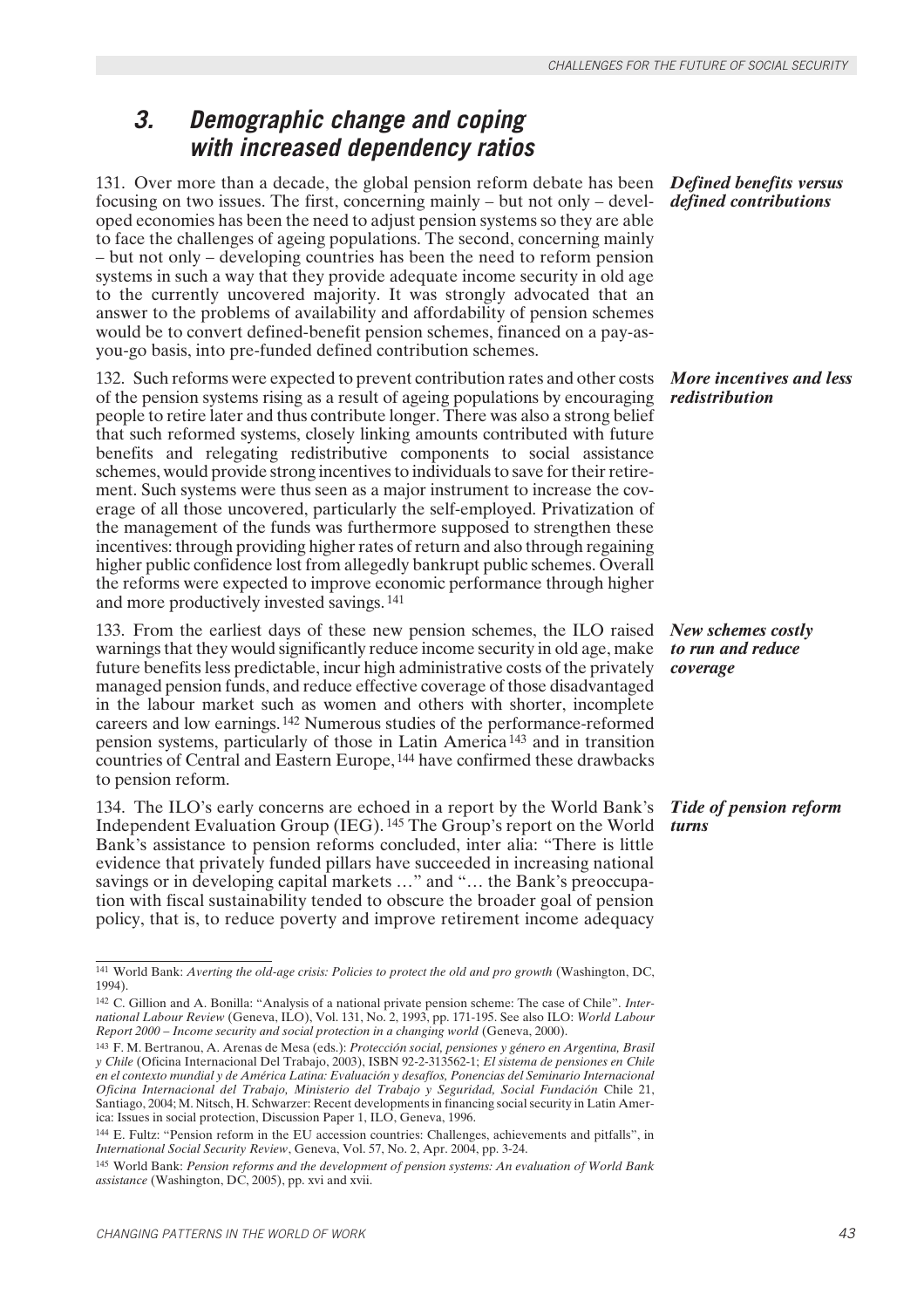## 3. Demographic change and coping with increased dependency ratios

*Defined benefits versus defined contributions*

131. Over more than a decade, the global pension reform debate has been focusing on two issues. The first, concerning mainly – but not only – developed economies has been the need to adjust pension systems so they are able to face the challenges of ageing populations. The second, concerning mainly – but not only – developing countries has been the need to reform pension systems in such a way that they provide adequate income security in old age to the currently uncovered majority. It was strongly advocated that an answer to the problems of availability and affordability of pension schemes would be to convert defined-benefit pension schemes, financed on a pay-as-you-go basis, into pre-funded defined contribution schemes.

*More incentives and less redistribution*

132. Such reforms were expected to prevent contribution rates and other costs of the pension systems rising as a result of ageing populations by encouraging people to retire later and thus contribute longer. There was also a strong belief that such reformed systems, closely linking amounts contributed with future benefits and relegating redistributive components to social assistance schemes, would provide strong incentives to individuals to save for their retirement. Such systems were thus seen as a major instrument to increase the coverage of all those uncovered, particularly the self-employed. Privatization of the management of the funds was furthermore supposed to strengthen these incentives: through providing higher rates of return and also through regaining higher public confidence lost from allegedly bankrupt public schemes. Overall the reforms were expected to improve economic performance through higher and more productively invested savings.[141]

*New schemes costly to run and reduce coverage*

133. From the earliest days of these new pension schemes, the ILO raised warnings that they would significantly reduce income security in old age, make future benefits less predictable, incur high administrative costs of the privately managed pension funds, and reduce effective coverage of those disadvantaged in the labour market such as women and others with shorter, incomplete careers and low earnings.[142] Numerous studies of the performance-reformed pension systems, particularly of those in Latin America[143] and in transition countries of Central and Eastern Europe,[144] have confirmed these drawbacks to pension reform.

*Tide of pension reform turns*

134. The ILO's early concerns are echoed in a report by the World Bank's Independent Evaluation Group (IEG).[145] The Group's report on the World Bank's assistance to pension reforms concluded, inter alia: "There is little evidence that privately funded pillars have succeeded in increasing national savings or in developing capital markets …" and "… the Bank's preoccupation with fiscal sustainability tended to obscure the broader goal of pension policy, that is, to reduce poverty and improve retirement income adequacy

---

[141] World Bank: *Averting the old-age crisis: Policies to protect the old and pro growth* (Washington, DC, 1994).

[142] C. Gillion and A. Bonilla: "Analysis of a national private pension scheme: The case of Chile". *International Labour Review* (Geneva, ILO), Vol. 131, No. 2, 1993, pp. 171-195. See also ILO: *World Labour Report 2000 – Income security and social protection in a changing world* (Geneva, 2000).

[143] F. M. Bertranou, A. Arenas de Mesa (eds.): *Protección social, pensiones y género en Argentina, Brasil y Chile* (Oficina Internacional Del Trabajo, 2003), ISBN 92-2-313562-1; *El sistema de pensiones en Chile en el contexto mundial y de América Latina: Evaluación y desafíos, Ponencias del Seminario Internacional Oficina Internacional del Trabajo, Ministerio del Trabajo y Seguridad, Social Fundación* Chile 21, Santiago, 2004; M. Nitsch, H. Schwarzer: Recent developments in financing social security in Latin America: Issues in social protection, Discussion Paper 1, ILO, Geneva, 1996.

[144] E. Fultz: "Pension reform in the EU accession countries: Challenges, achievements and pitfalls", in *International Social Security Review*, Geneva, Vol. 57, No. 2, Apr. 2004, pp. 3-24.

[145] World Bank: *Pension reforms and the development of pension systems: An evaluation of World Bank assistance* (Washington, DC, 2005), pp. xvi and xvii.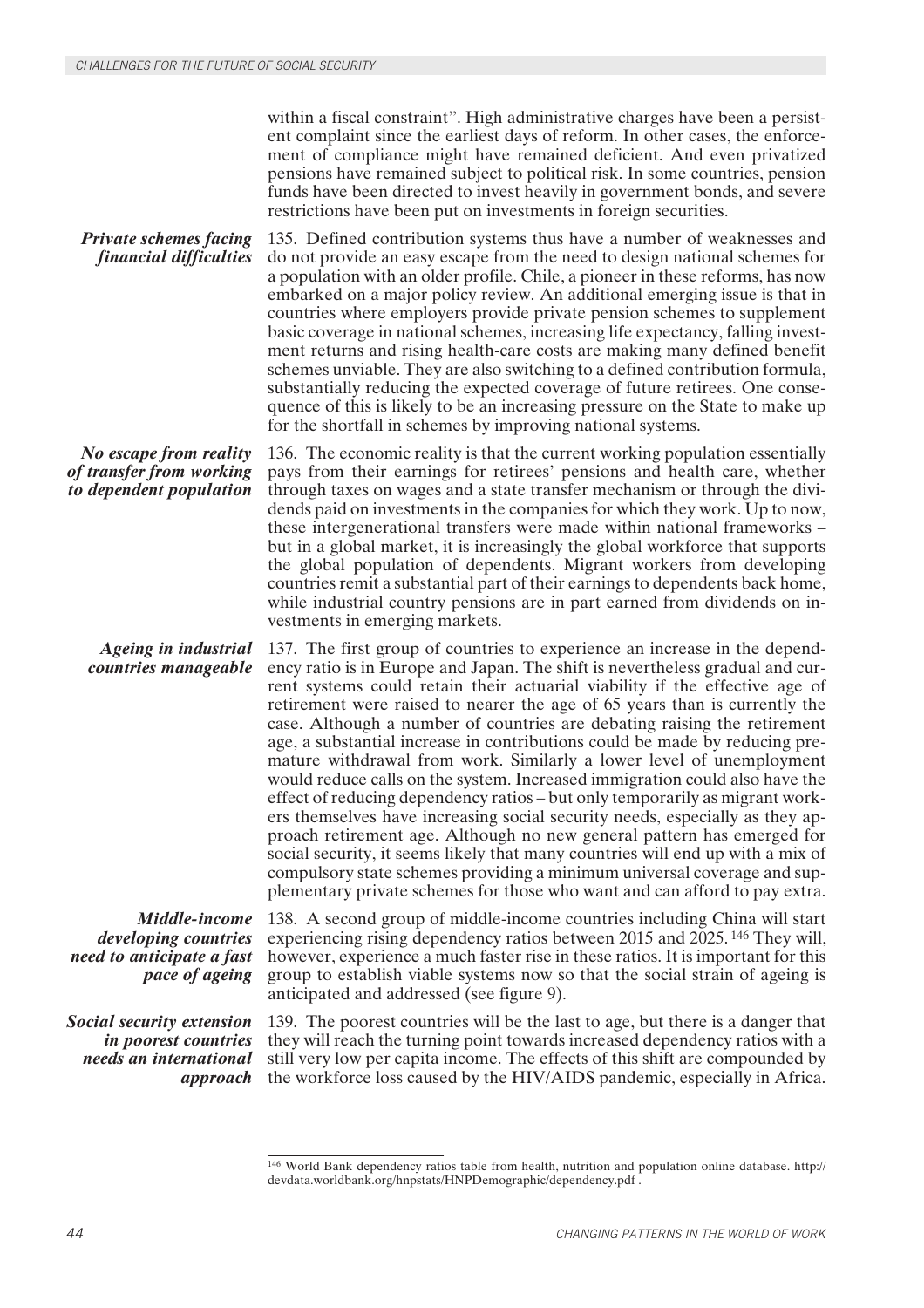within a fiscal constraint". High administrative charges have been a persistent complaint since the earliest days of reform. In other cases, the enforcement of compliance might have remained deficient. And even privatized pensions have remained subject to political risk. In some countries, pension funds have been directed to invest heavily in government bonds, and severe restrictions have been put on investments in foreign securities.

***Private schemes facing financial difficulties***

135. Defined contribution systems thus have a number of weaknesses and do not provide an easy escape from the need to design national schemes for a population with an older profile. Chile, a pioneer in these reforms, has now embarked on a major policy review. An additional emerging issue is that in countries where employers provide private pension schemes to supplement basic coverage in national schemes, increasing life expectancy, falling investment returns and rising health-care costs are making many defined benefit schemes unviable. They are also switching to a defined contribution formula, substantially reducing the expected coverage of future retirees. One consequence of this is likely to be an increasing pressure on the State to make up for the shortfall in schemes by improving national systems.

***No escape from reality of transfer from working to dependent population***

136. The economic reality is that the current working population essentially pays from their earnings for retirees' pensions and health care, whether through taxes on wages and a state transfer mechanism or through the dividends paid on investments in the companies for which they work. Up to now, these intergenerational transfers were made within national frameworks – but in a global market, it is increasingly the global workforce that supports the global population of dependents. Migrant workers from developing countries remit a substantial part of their earnings to dependents back home, while industrial country pensions are in part earned from dividends on investments in emerging markets.

***Ageing in industrial countries manageable***

137. The first group of countries to experience an increase in the dependency ratio is in Europe and Japan. The shift is nevertheless gradual and current systems could retain their actuarial viability if the effective age of retirement were raised to nearer the age of 65 years than is currently the case. Although a number of countries are debating raising the retirement age, a substantial increase in contributions could be made by reducing premature withdrawal from work. Similarly a lower level of unemployment would reduce calls on the system. Increased immigration could also have the effect of reducing dependency ratios – but only temporarily as migrant workers themselves have increasing social security needs, especially as they approach retirement age. Although no new general pattern has emerged for social security, it seems likely that many countries will end up with a mix of compulsory state schemes providing a minimum universal coverage and supplementary private schemes for those who want and can afford to pay extra.

***Middle-income developing countries need to anticipate a fast pace of ageing***

138. A second group of middle-income countries including China will start experiencing rising dependency ratios between 2015 and 2025.[146] They will, however, experience a much faster rise in these ratios. It is important for this group to establish viable systems now so that the social strain of ageing is anticipated and addressed (see figure 9).

***Social security extension in poorest countries needs an international approach***

139. The poorest countries will be the last to age, but there is a danger that they will reach the turning point towards increased dependency ratios with a still very low per capita income. The effects of this shift are compounded by the workforce loss caused by the HIV/AIDS pandemic, especially in Africa.

---

[146] World Bank dependency ratios table from health, nutrition and population online database. http://devdata.worldbank.org/hnpstats/HNPDemographic/dependency.pdf .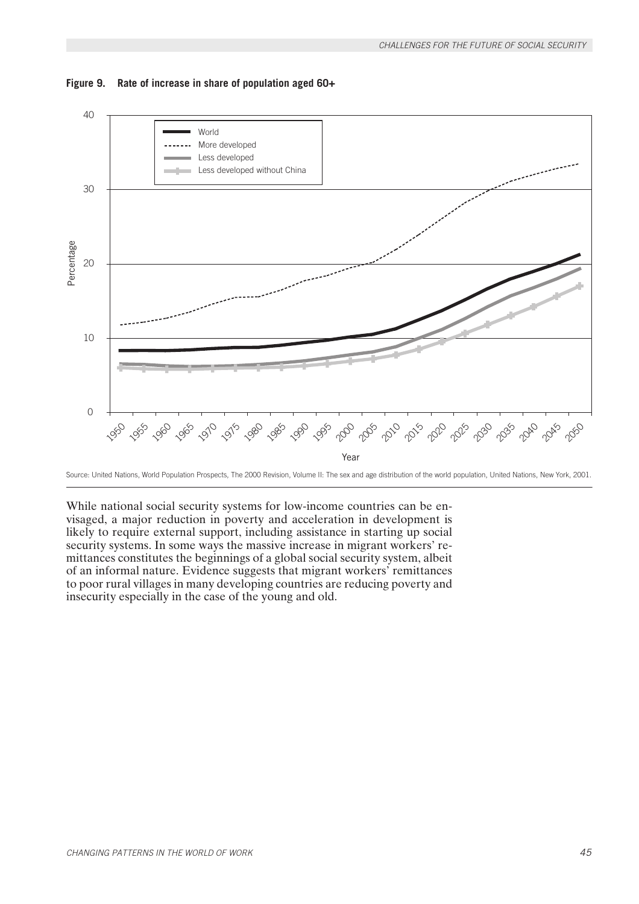**Figure 9. Rate of increase in share of population aged 60+**

Source: United Nations, World Population Prospects, The 2000 Revision, Volume II: The sex and age distribution of the world population, United Nations, New York, 2001.

While national social security systems for low-income countries can be envisaged, a major reduction in poverty and acceleration in development is likely to require external support, including assistance in starting up social security systems. In some ways the massive increase in migrant workers' remittances constitutes the beginnings of a global social security system, albeit of an informal nature. Evidence suggests that migrant workers' remittances to poor rural villages in many developing countries are reducing poverty and insecurity especially in the case of the young and old.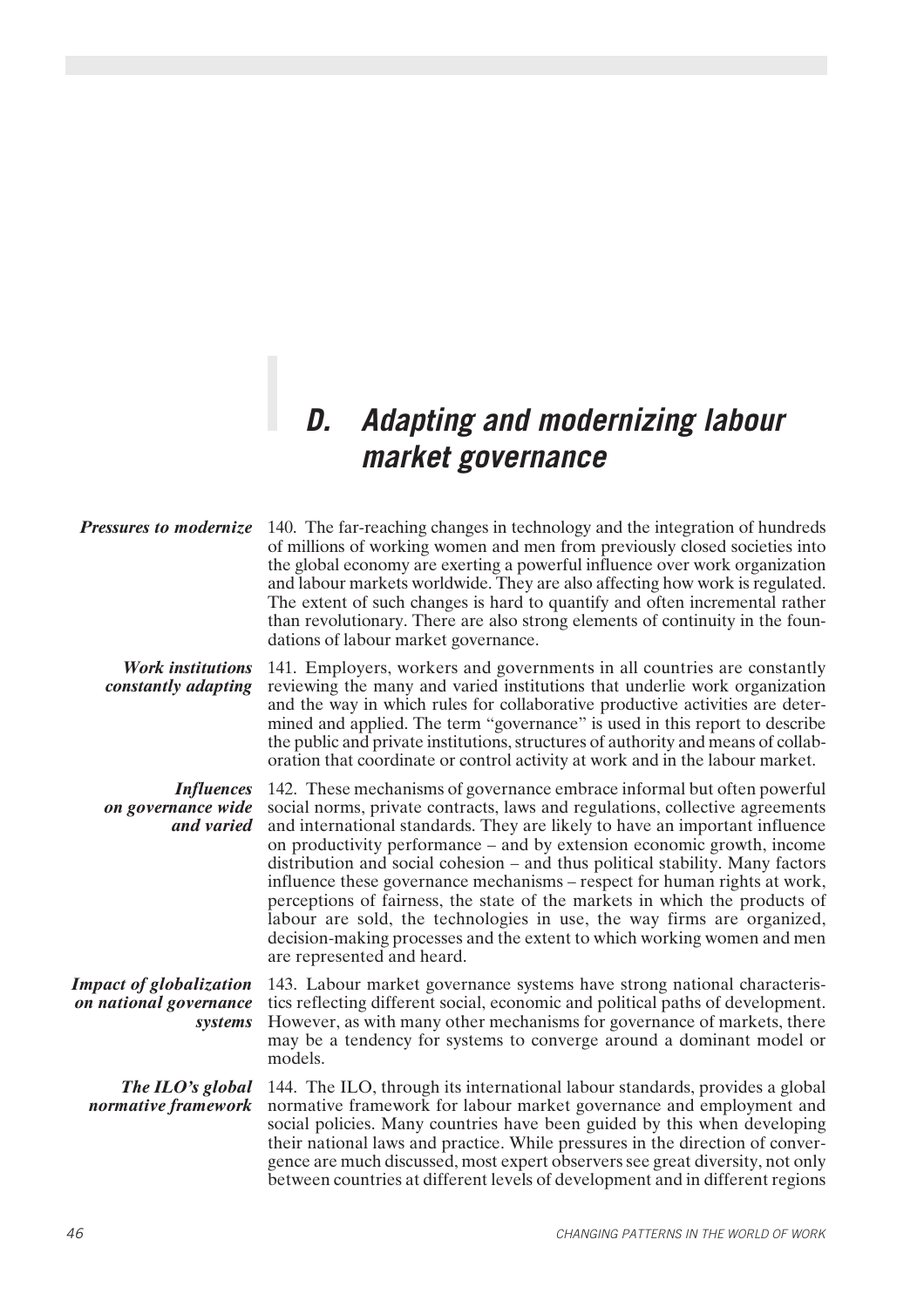# D. Adapting and modernizing labour market governance

***Pressures to modernize***

140. The far-reaching changes in technology and the integration of hundreds of millions of working women and men from previously closed societies into the global economy are exerting a powerful influence over work organization and labour markets worldwide. They are also affecting how work is regulated. The extent of such changes is hard to quantify and often incremental rather than revolutionary. There are also strong elements of continuity in the foundations of labour market governance.

***Work institutions constantly adapting***

141. Employers, workers and governments in all countries are constantly reviewing the many and varied institutions that underlie work organization and the way in which rules for collaborative productive activities are determined and applied. The term "governance" is used in this report to describe the public and private institutions, structures of authority and means of collaboration that coordinate or control activity at work and in the labour market.

***Influences on governance wide and varied***

142. These mechanisms of governance embrace informal but often powerful social norms, private contracts, laws and regulations, collective agreements and international standards. They are likely to have an important influence on productivity performance – and by extension economic growth, income distribution and social cohesion – and thus political stability. Many factors influence these governance mechanisms – respect for human rights at work, perceptions of fairness, the state of the markets in which the products of labour are sold, the technologies in use, the way firms are organized, decision-making processes and the extent to which working women and men are represented and heard.

***Impact of globalization on national governance systems***

143. Labour market governance systems have strong national characteristics reflecting different social, economic and political paths of development. However, as with many other mechanisms for governance of markets, there may be a tendency for systems to converge around a dominant model or models.

***The ILO's global normative framework***

144. The ILO, through its international labour standards, provides a global normative framework for labour market governance and employment and social policies. Many countries have been guided by this when developing their national laws and practice. While pressures in the direction of convergence are much discussed, most expert observers see great diversity, not only between countries at different levels of development and in different regions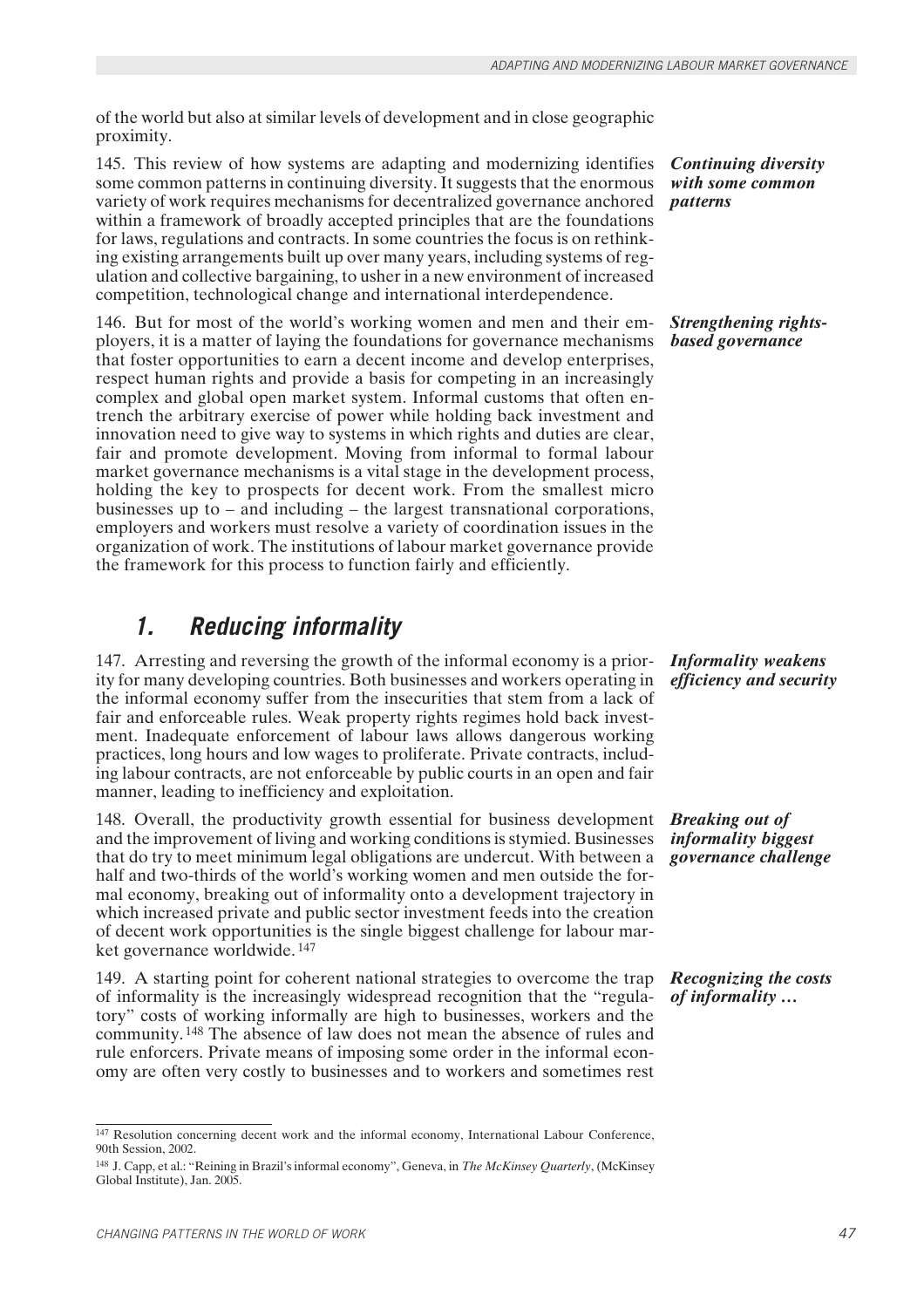of the world but also at similar levels of development and in close geographic proximity.

*Continuing diversity with some common patterns*

145. This review of how systems are adapting and modernizing identifies some common patterns in continuing diversity. It suggests that the enormous variety of work requires mechanisms for decentralized governance anchored within a framework of broadly accepted principles that are the foundations for laws, regulations and contracts. In some countries the focus is on rethinking existing arrangements built up over many years, including systems of regulation and collective bargaining, to usher in a new environment of increased competition, technological change and international interdependence.

*Strengthening rights-based governance*

146. But for most of the world's working women and men and their employers, it is a matter of laying the foundations for governance mechanisms that foster opportunities to earn a decent income and develop enterprises, respect human rights and provide a basis for competing in an increasingly complex and global open market system. Informal customs that often entrench the arbitrary exercise of power while holding back investment and innovation need to give way to systems in which rights and duties are clear, fair and promote development. Moving from informal to formal labour market governance mechanisms is a vital stage in the development process, holding the key to prospects for decent work. From the smallest micro businesses up to – and including – the largest transnational corporations, employers and workers must resolve a variety of coordination issues in the organization of work. The institutions of labour market governance provide the framework for this process to function fairly and efficiently.

## 1. Reducing informality

*Informality weakens efficiency and security*

147. Arresting and reversing the growth of the informal economy is a priority for many developing countries. Both businesses and workers operating in the informal economy suffer from the insecurities that stem from a lack of fair and enforceable rules. Weak property rights regimes hold back investment. Inadequate enforcement of labour laws allows dangerous working practices, long hours and low wages to proliferate. Private contracts, including labour contracts, are not enforceable by public courts in an open and fair manner, leading to inefficiency and exploitation.

*Breaking out of informality biggest governance challenge*

148. Overall, the productivity growth essential for business development and the improvement of living and working conditions is stymied. Businesses that do try to meet minimum legal obligations are undercut. With between a half and two-thirds of the world's working women and men outside the formal economy, breaking out of informality onto a development trajectory in which increased private and public sector investment feeds into the creation of decent work opportunities is the single biggest challenge for labour market governance worldwide.[147]

*Recognizing the costs of informality …*

149. A starting point for coherent national strategies to overcome the trap of informality is the increasingly widespread recognition that the "regulatory" costs of working informally are high to businesses, workers and the community.[148] The absence of law does not mean the absence of rules and rule enforcers. Private means of imposing some order in the informal economy are often very costly to businesses and to workers and sometimes rest

---

[147] Resolution concerning decent work and the informal economy, International Labour Conference, 90th Session, 2002.

[148] J. Capp, et al.: "Reining in Brazil's informal economy", Geneva, in *The McKinsey Quarterly*, (McKinsey Global Institute), Jan. 2005.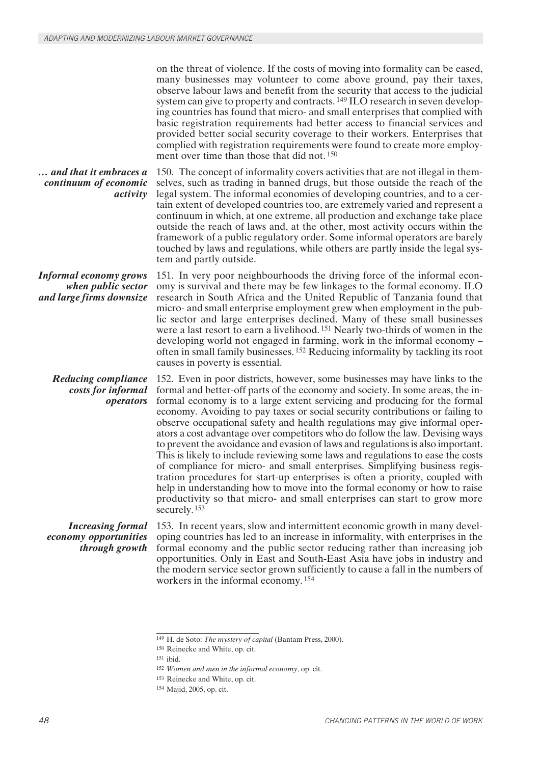on the threat of violence. If the costs of moving into formality can be eased, many businesses may volunteer to come above ground, pay their taxes, observe labour laws and benefit from the security that access to the judicial system can give to property and contracts.[149] ILO research in seven developing countries has found that micro- and small enterprises that complied with basic registration requirements had better access to financial services and provided better social security coverage to their workers. Enterprises that complied with registration requirements were found to create more employment over time than those that did not.[150]

***… and that it embraces a continuum of economic activity***

150. The concept of informality covers activities that are not illegal in themselves, such as trading in banned drugs, but those outside the reach of the legal system. The informal economies of developing countries, and to a certain extent of developed countries too, are extremely varied and represent a continuum in which, at one extreme, all production and exchange take place outside the reach of laws and, at the other, most activity occurs within the framework of a public regulatory order. Some informal operators are barely touched by laws and regulations, while others are partly inside the legal system and partly outside.

***Informal economy grows when public sector and large firms downsize***

151. In very poor neighbourhoods the driving force of the informal economy is survival and there may be few linkages to the formal economy. ILO research in South Africa and the United Republic of Tanzania found that micro- and small enterprise employment grew when employment in the public sector and large enterprises declined. Many of these small businesses were a last resort to earn a livelihood.[151] Nearly two-thirds of women in the developing world not engaged in farming, work in the informal economy – often in small family businesses.[152] Reducing informality by tackling its root causes in poverty is essential.

***Reducing compliance costs for informal operators***

152. Even in poor districts, however, some businesses may have links to the formal and better-off parts of the economy and society. In some areas, the informal economy is to a large extent servicing and producing for the formal economy. Avoiding to pay taxes or social security contributions or failing to observe occupational safety and health regulations may give informal operators a cost advantage over competitors who do follow the law. Devising ways to prevent the avoidance and evasion of laws and regulations is also important. This is likely to include reviewing some laws and regulations to ease the costs of compliance for micro- and small enterprises. Simplifying business registration procedures for start-up enterprises is often a priority, coupled with help in understanding how to move into the formal economy or how to raise productivity so that micro- and small enterprises can start to grow more securely.[153]

***Increasing formal economy opportunities through growth***

153. In recent years, slow and intermittent economic growth in many developing countries has led to an increase in informality, with enterprises in the formal economy and the public sector reducing rather than increasing job opportunities. Only in East and South-East Asia have jobs in industry and the modern service sector grown sufficiently to cause a fall in the numbers of workers in the informal economy.[154]

---

[149] H. de Soto: *The mystery of capital* (Bantam Press, 2000).

[150] Reinecke and White, op. cit.

[151] ibid.

[152] *Women and men in the informal economy*, op. cit.

[153] Reinecke and White, op. cit.

[154] Majid, 2005, op. cit.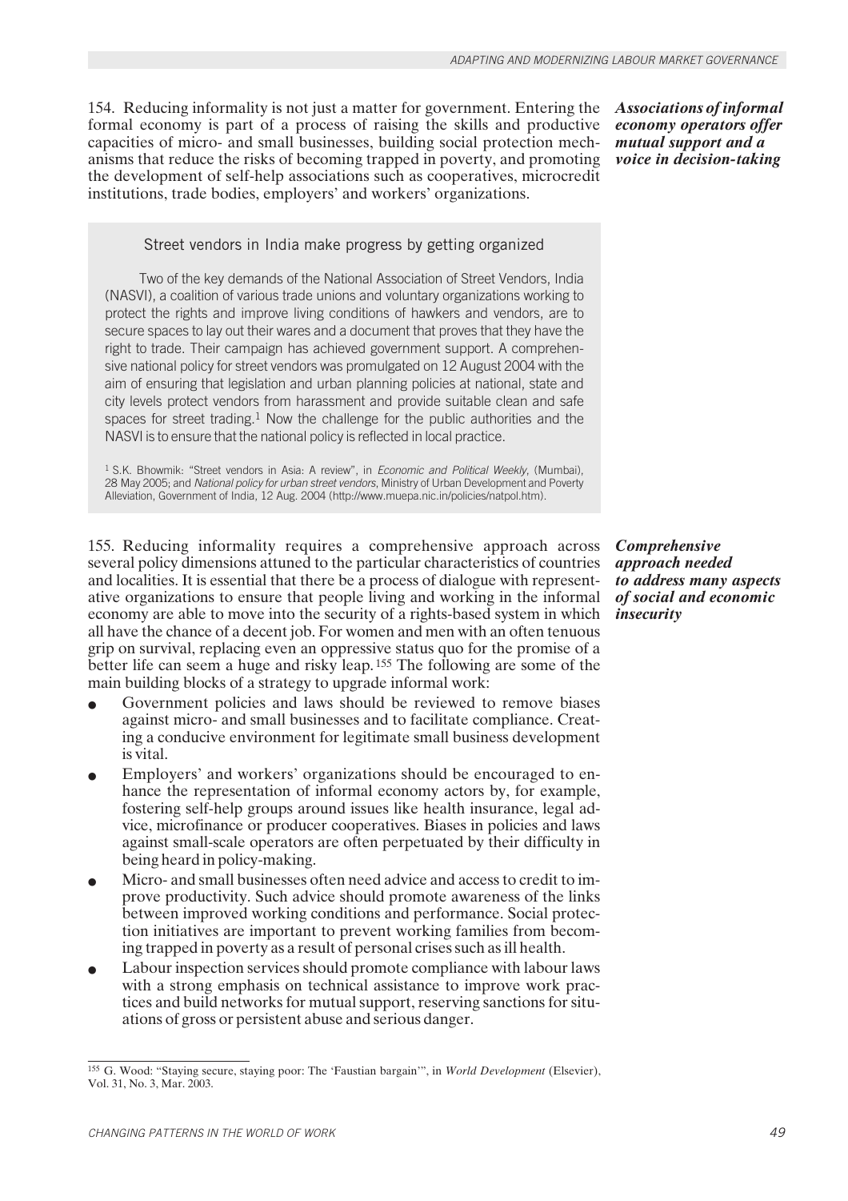154. Reducing informality is not just a matter for government. Entering the formal economy is part of a process of raising the skills and productive capacities of micro- and small businesses, building social protection mechanisms that reduce the risks of becoming trapped in poverty, and promoting the development of self-help associations such as cooperatives, microcredit institutions, trade bodies, employers' and workers' organizations.

***Associations of informal economy operators offer mutual support and a voice in decision-taking***

> **Street vendors in India make progress by getting organized**
>
> Two of the key demands of the National Association of Street Vendors, India (NASVI), a coalition of various trade unions and voluntary organizations working to protect the rights and improve living conditions of hawkers and vendors, are to secure spaces to lay out their wares and a document that proves that they have the right to trade. Their campaign has achieved government support. A comprehensive national policy for street vendors was promulgated on 12 August 2004 with the aim of ensuring that legislation and urban planning policies at national, state and city levels protect vendors from harassment and provide suitable clean and safe spaces for street trading.[1] Now the challenge for the public authorities and the NASVI is to ensure that the national policy is reflected in local practice.
>
> [1] S.K. Bhowmik: "Street vendors in Asia: A review", in *Economic and Political Weekly*, (Mumbai), 28 May 2005; and *National policy for urban street vendors*, Ministry of Urban Development and Poverty Alleviation, Government of India, 12 Aug. 2004 (http://www.muepa.nic.in/policies/natpol.htm).

155. Reducing informality requires a comprehensive approach across several policy dimensions attuned to the particular characteristics of countries and localities. It is essential that there be a process of dialogue with representative organizations to ensure that people living and working in the informal economy are able to move into the security of a rights-based system in which all have the chance of a decent job. For women and men with an often tenuous grip on survival, replacing even an oppressive status quo for the promise of a better life can seem a huge and risky leap.[155] The following are some of the main building blocks of a strategy to upgrade informal work:

***Comprehensive approach needed to address many aspects of social and economic insecurity***

- Government policies and laws should be reviewed to remove biases against micro- and small businesses and to facilitate compliance. Creating a conducive environment for legitimate small business development is vital.
- Employers' and workers' organizations should be encouraged to enhance the representation of informal economy actors by, for example, fostering self-help groups around issues like health insurance, legal advice, microfinance or producer cooperatives. Biases in policies and laws against small-scale operators are often perpetuated by their difficulty in being heard in policy-making.
- Micro- and small businesses often need advice and access to credit to improve productivity. Such advice should promote awareness of the links between improved working conditions and performance. Social protection initiatives are important to prevent working families from becoming trapped in poverty as a result of personal crises such as ill health.
- Labour inspection services should promote compliance with labour laws with a strong emphasis on technical assistance to improve work practices and build networks for mutual support, reserving sanctions for situations of gross or persistent abuse and serious danger.

---

[155] G. Wood: "Staying secure, staying poor: The 'Faustian bargain'", in *World Development* (Elsevier), Vol. 31, No. 3, Mar. 2003.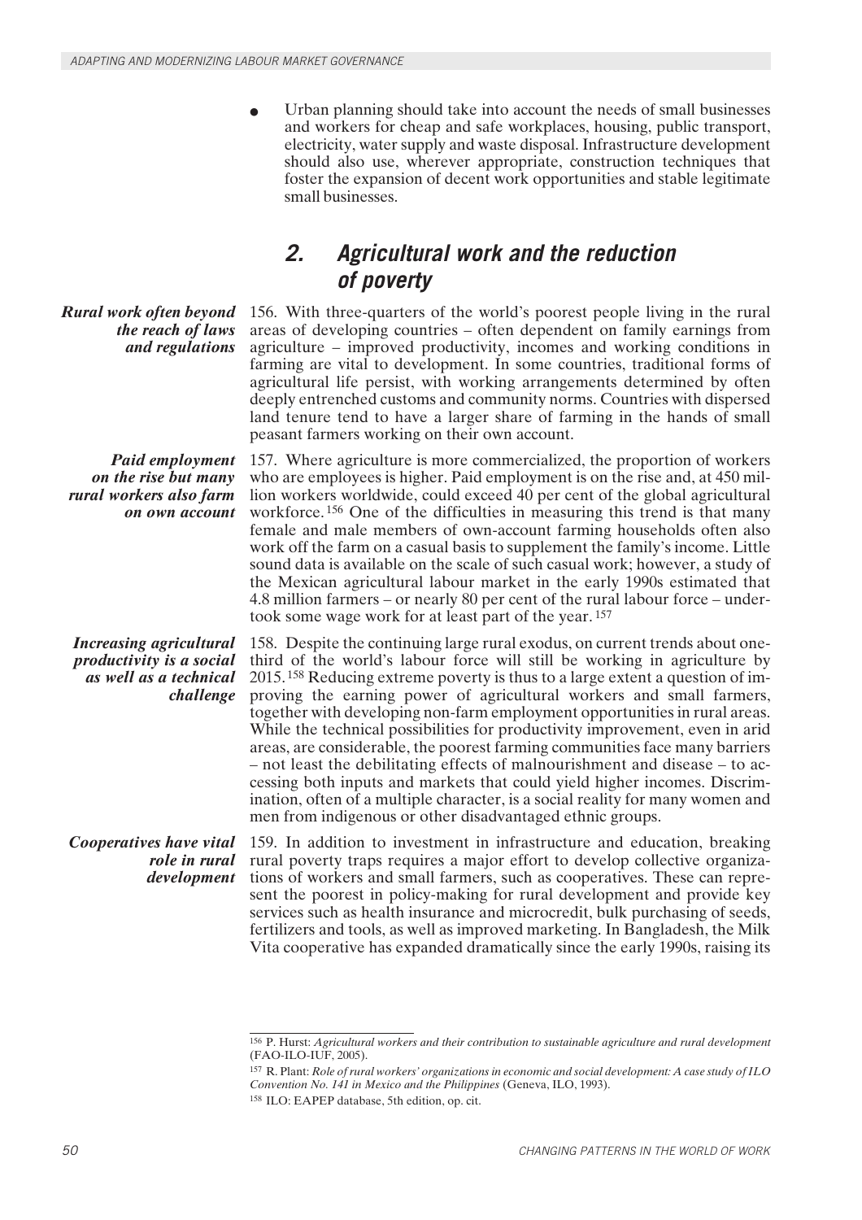- Urban planning should take into account the needs of small businesses and workers for cheap and safe workplaces, housing, public transport, electricity, water supply and waste disposal. Infrastructure development should also use, wherever appropriate, construction techniques that foster the expansion of decent work opportunities and stable legitimate small businesses.

## 2. Agricultural work and the reduction of poverty

***Rural work often beyond the reach of laws and regulations***

156. With three-quarters of the world's poorest people living in the rural areas of developing countries – often dependent on family earnings from agriculture – improved productivity, incomes and working conditions in farming are vital to development. In some countries, traditional forms of agricultural life persist, with working arrangements determined by often deeply entrenched customs and community norms. Countries with dispersed land tenure tend to have a larger share of farming in the hands of small peasant farmers working on their own account.

***Paid employment on the rise but many rural workers also farm on own account***

157. Where agriculture is more commercialized, the proportion of workers who are employees is higher. Paid employment is on the rise and, at 450 million workers worldwide, could exceed 40 per cent of the global agricultural workforce.[156] One of the difficulties in measuring this trend is that many female and male members of own-account farming households often also work off the farm on a casual basis to supplement the family's income. Little sound data is available on the scale of such casual work; however, a study of the Mexican agricultural labour market in the early 1990s estimated that 4.8 million farmers – or nearly 80 per cent of the rural labour force – undertook some wage work for at least part of the year.[157]

***Increasing agricultural productivity is a social as well as a technical challenge***

158. Despite the continuing large rural exodus, on current trends about one-third of the world's labour force will still be working in agriculture by 2015.[158] Reducing extreme poverty is thus to a large extent a question of improving the earning power of agricultural workers and small farmers, together with developing non-farm employment opportunities in rural areas. While the technical possibilities for productivity improvement, even in arid areas, are considerable, the poorest farming communities face many barriers – not least the debilitating effects of malnourishment and disease – to accessing both inputs and markets that could yield higher incomes. Discrimination, often of a multiple character, is a social reality for many women and men from indigenous or other disadvantaged ethnic groups.

***Cooperatives have vital role in rural development***

159. In addition to investment in infrastructure and education, breaking rural poverty traps requires a major effort to develop collective organizations of workers and small farmers, such as cooperatives. These can represent the poorest in policy-making for rural development and provide key services such as health insurance and microcredit, bulk purchasing of seeds, fertilizers and tools, as well as improved marketing. In Bangladesh, the Milk Vita cooperative has expanded dramatically since the early 1990s, raising its

---

[156] P. Hurst: *Agricultural workers and their contribution to sustainable agriculture and rural development* (FAO-ILO-IUF, 2005).

[157] R. Plant: *Role of rural workers' organizations in economic and social development: A case study of ILO Convention No. 141 in Mexico and the Philippines* (Geneva, ILO, 1993).

[158] ILO: EAPEP database, 5th edition, op. cit.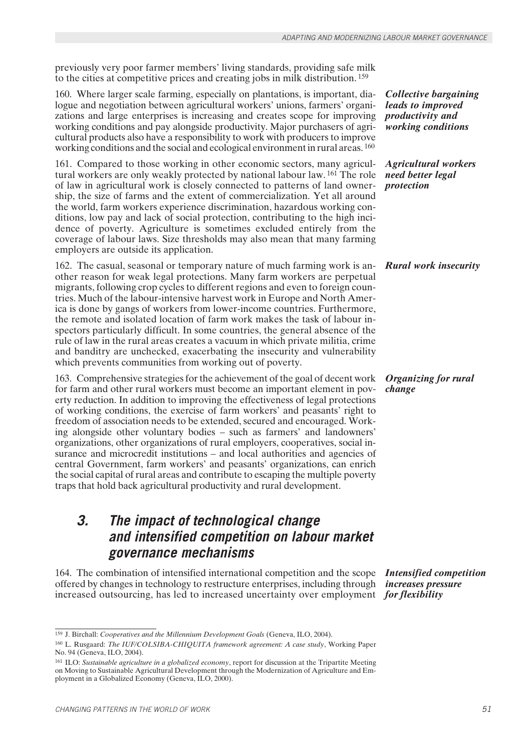previously very poor farmer members' living standards, providing safe milk to the cities at competitive prices and creating jobs in milk distribution.[159]

***Collective bargaining leads to improved productivity and working conditions***

160. Where larger scale farming, especially on plantations, is important, dialogue and negotiation between agricultural workers' unions, farmers' organizations and large enterprises is increasing and creates scope for improving working conditions and pay alongside productivity. Major purchasers of agricultural products also have a responsibility to work with producers to improve working conditions and the social and ecological environment in rural areas.[160]

***Agricultural workers need better legal protection***

161. Compared to those working in other economic sectors, many agricultural workers are only weakly protected by national labour law.[161] The role of law in agricultural work is closely connected to patterns of land ownership, the size of farms and the extent of commercialization. Yet all around the world, farm workers experience discrimination, hazardous working conditions, low pay and lack of social protection, contributing to the high incidence of poverty. Agriculture is sometimes excluded entirely from the coverage of labour laws. Size thresholds may also mean that many farming employers are outside its application.

***Rural work insecurity***

162. The casual, seasonal or temporary nature of much farming work is another reason for weak legal protections. Many farm workers are perpetual migrants, following crop cycles to different regions and even to foreign countries. Much of the labour-intensive harvest work in Europe and North America is done by gangs of workers from lower-income countries. Furthermore, the remote and isolated location of farm work makes the task of labour inspectors particularly difficult. In some countries, the general absence of the rule of law in the rural areas creates a vacuum in which private militia, crime and banditry are unchecked, exacerbating the insecurity and vulnerability which prevents communities from working out of poverty.

***Organizing for rural change***

163. Comprehensive strategies for the achievement of the goal of decent work for farm and other rural workers must become an important element in poverty reduction. In addition to improving the effectiveness of legal protections of working conditions, the exercise of farm workers' and peasants' right to freedom of association needs to be extended, secured and encouraged. Working alongside other voluntary bodies – such as farmers' and landowners' organizations, other organizations of rural employers, cooperatives, social insurance and microcredit institutions – and local authorities and agencies of central Government, farm workers' and peasants' organizations, can enrich the social capital of rural areas and contribute to escaping the multiple poverty traps that hold back agricultural productivity and rural development.

## 3. The impact of technological change and intensified competition on labour market governance mechanisms

***Intensified competition increases pressure for flexibility***

164. The combination of intensified international competition and the scope offered by changes in technology to restructure enterprises, including through increased outsourcing, has led to increased uncertainty over employment

---

[159] J. Birchall: *Cooperatives and the Millennium Development Goals* (Geneva, ILO, 2004).

[160] L. Rusgaard: *The IUF/COLSIBA-CHIQUITA framework agreement: A case study*, Working Paper No. 94 (Geneva, ILO, 2004).

[161] ILO: *Sustainable agriculture in a globalized economy*, report for discussion at the Tripartite Meeting on Moving to Sustainable Agricultural Development through the Modernization of Agriculture and Employment in a Globalized Economy (Geneva, ILO, 2000).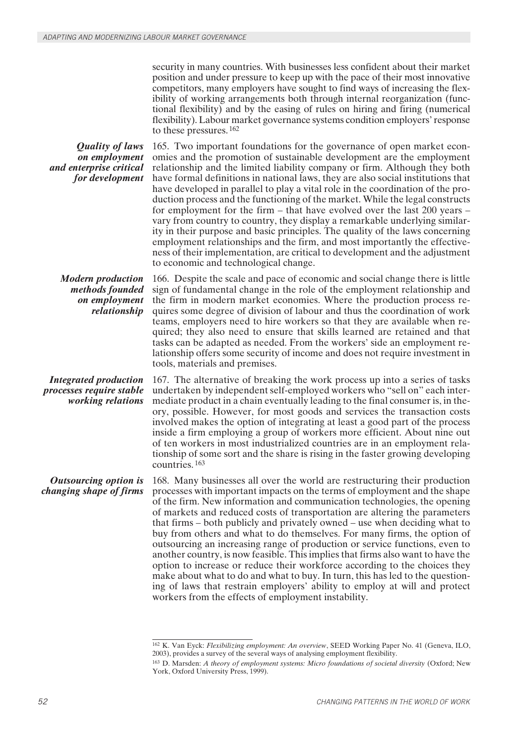security in many countries. With businesses less confident about their market position and under pressure to keep up with the pace of their most innovative competitors, many employers have sought to find ways of increasing the flexibility of working arrangements both through internal reorganization (functional flexibility) and by the easing of rules on hiring and firing (numerical flexibility). Labour market governance systems condition employers' response to these pressures.[162]

***Quality of laws on employment and enterprise critical for development***

165. Two important foundations for the governance of open market economies and the promotion of sustainable development are the employment relationship and the limited liability company or firm. Although they both have formal definitions in national laws, they are also social institutions that have developed in parallel to play a vital role in the coordination of the production process and the functioning of the market. While the legal constructs for employment for the firm – that have evolved over the last 200 years – vary from country to country, they display a remarkable underlying similarity in their purpose and basic principles. The quality of the laws concerning employment relationships and the firm, and most importantly the effectiveness of their implementation, are critical to development and the adjustment to economic and technological change.

***Modern production methods founded on employment relationship***

166. Despite the scale and pace of economic and social change there is little sign of fundamental change in the role of the employment relationship and the firm in modern market economies. Where the production process requires some degree of division of labour and thus the coordination of work teams, employers need to hire workers so that they are available when required; they also need to ensure that skills learned are retained and that tasks can be adapted as needed. From the workers' side an employment relationship offers some security of income and does not require investment in tools, materials and premises.

***Integrated production processes require stable working relations***

167. The alternative of breaking the work process up into a series of tasks undertaken by independent self-employed workers who "sell on" each intermediate product in a chain eventually leading to the final consumer is, in theory, possible. However, for most goods and services the transaction costs involved makes the option of integrating at least a good part of the process inside a firm employing a group of workers more efficient. About nine out of ten workers in most industrialized countries are in an employment relationship of some sort and the share is rising in the faster growing developing countries.[163]

***Outsourcing option is changing shape of firms***

168. Many businesses all over the world are restructuring their production processes with important impacts on the terms of employment and the shape of the firm. New information and communication technologies, the opening of markets and reduced costs of transportation are altering the parameters that firms – both publicly and privately owned – use when deciding what to buy from others and what to do themselves. For many firms, the option of outsourcing an increasing range of production or service functions, even to another country, is now feasible. This implies that firms also want to have the option to increase or reduce their workforce according to the choices they make about what to do and what to buy. In turn, this has led to the questioning of laws that restrain employers' ability to employ at will and protect workers from the effects of employment instability.

---

[162] K. Van Eyck: *Flexibilizing employment: An overview*, SEED Working Paper No. 41 (Geneva, ILO, 2003), provides a survey of the several ways of analysing employment flexibility.

[163] D. Marsden: *A theory of employment systems: Micro foundations of societal diversity* (Oxford; New York, Oxford University Press, 1999).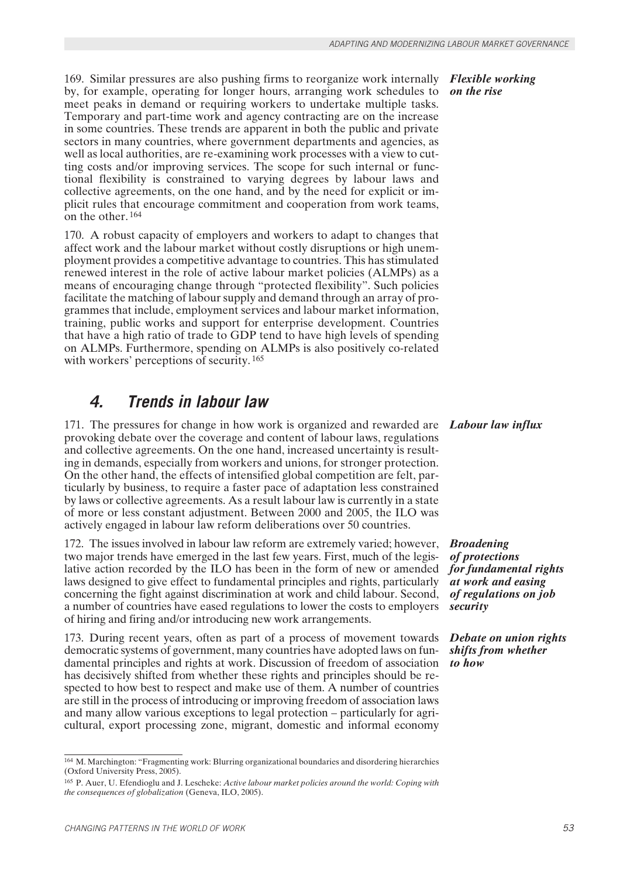*Flexible working on the rise*

169. Similar pressures are also pushing firms to reorganize work internally by, for example, operating for longer hours, arranging work schedules to meet peaks in demand or requiring workers to undertake multiple tasks. Temporary and part-time work and agency contracting are on the increase in some countries. These trends are apparent in both the public and private sectors in many countries, where government departments and agencies, as well as local authorities, are re-examining work processes with a view to cutting costs and/or improving services. The scope for such internal or functional flexibility is constrained to varying degrees by labour laws and collective agreements, on the one hand, and by the need for explicit or implicit rules that encourage commitment and cooperation from work teams, on the other.[164]

170. A robust capacity of employers and workers to adapt to changes that affect work and the labour market without costly disruptions or high unemployment provides a competitive advantage to countries. This has stimulated renewed interest in the role of active labour market policies (ALMPs) as a means of encouraging change through "protected flexibility". Such policies facilitate the matching of labour supply and demand through an array of programmes that include, employment services and labour market information, training, public works and support for enterprise development. Countries that have a high ratio of trade to GDP tend to have high levels of spending on ALMPs. Furthermore, spending on ALMPs is also positively co-related with workers' perceptions of security.[165]

## 4. Trends in labour law

*Labour law influx*

171. The pressures for change in how work is organized and rewarded are provoking debate over the coverage and content of labour laws, regulations and collective agreements. On the one hand, increased uncertainty is resulting in demands, especially from workers and unions, for stronger protection. On the other hand, the effects of intensified global competition are felt, particularly by business, to require a faster pace of adaptation less constrained by laws or collective agreements. As a result labour law is currently in a state of more or less constant adjustment. Between 2000 and 2005, the ILO was actively engaged in labour law reform deliberations over 50 countries.

*Broadening of protections for fundamental rights at work and easing of regulations on job security*

172. The issues involved in labour law reform are extremely varied; however, two major trends have emerged in the last few years. First, much of the legislative action recorded by the ILO has been in the form of new or amended laws designed to give effect to fundamental principles and rights, particularly concerning the fight against discrimination at work and child labour. Second, a number of countries have eased regulations to lower the costs to employers of hiring and firing and/or introducing new work arrangements.

*Debate on union rights shifts from whether to how*

173. During recent years, often as part of a process of movement towards democratic systems of government, many countries have adopted laws on fundamental principles and rights at work. Discussion of freedom of association has decisively shifted from whether these rights and principles should be respected to how best to respect and make use of them. A number of countries are still in the process of introducing or improving freedom of association laws and many allow various exceptions to legal protection – particularly for agricultural, export processing zone, migrant, domestic and informal economy

---

[164] M. Marchington: "Fragmenting work: Blurring organizational boundaries and disordering hierarchies (Oxford University Press, 2005).

[165] P. Auer, U. Efendioglu and J. Lescheke: *Active labour market policies around the world: Coping with the consequences of globalization* (Geneva, ILO, 2005).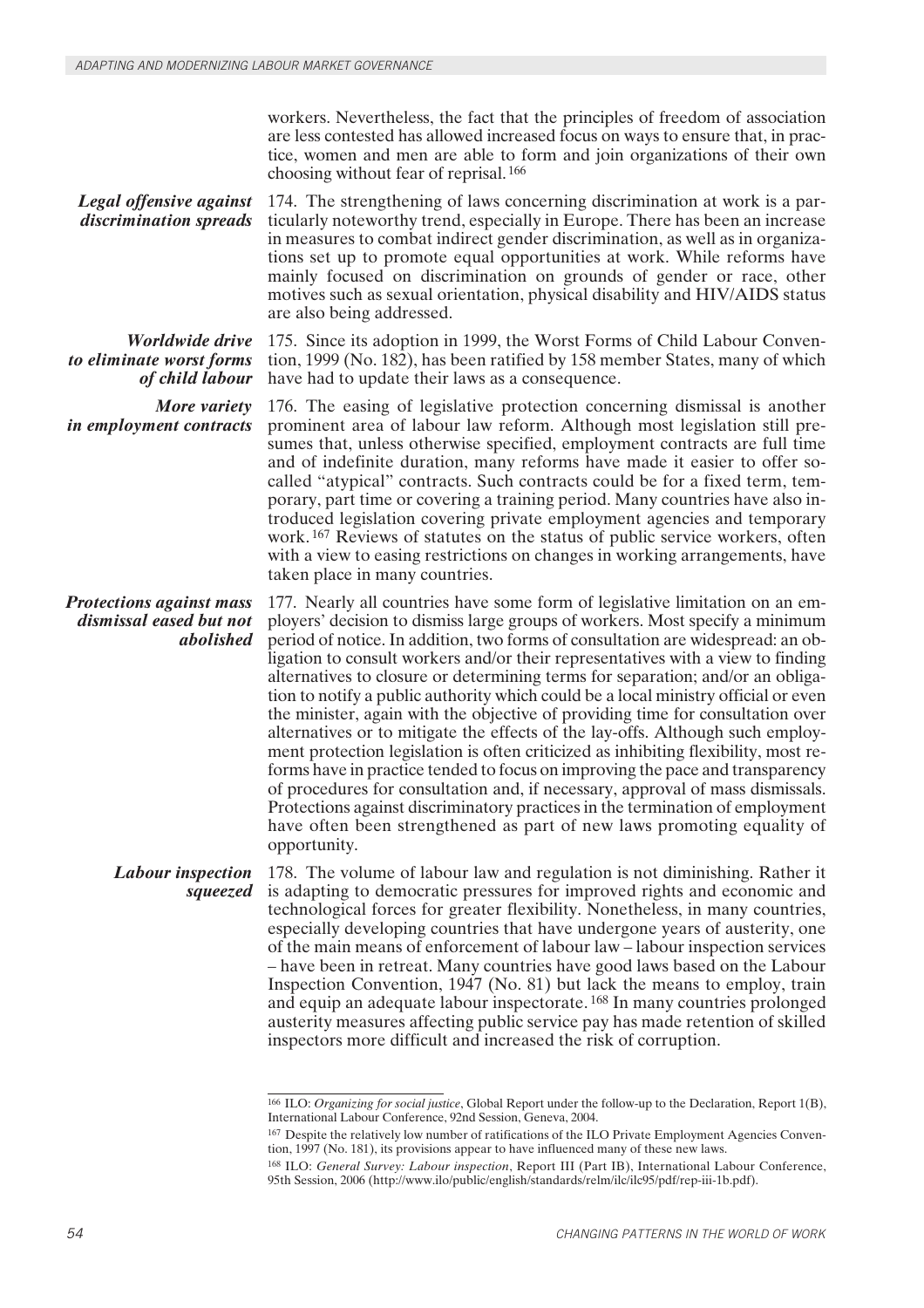workers. Nevertheless, the fact that the principles of freedom of association are less contested has allowed increased focus on ways to ensure that, in practice, women and men are able to form and join organizations of their own choosing without fear of reprisal.[166]

***Legal offensive against discrimination spreads***

174. The strengthening of laws concerning discrimination at work is a particularly noteworthy trend, especially in Europe. There has been an increase in measures to combat indirect gender discrimination, as well as in organizations set up to promote equal opportunities at work. While reforms have mainly focused on discrimination on grounds of gender or race, other motives such as sexual orientation, physical disability and HIV/AIDS status are also being addressed.

***Worldwide drive to eliminate worst forms of child labour***

175. Since its adoption in 1999, the Worst Forms of Child Labour Convention, 1999 (No. 182), has been ratified by 158 member States, many of which have had to update their laws as a consequence.

***More variety in employment contracts***

176. The easing of legislative protection concerning dismissal is another prominent area of labour law reform. Although most legislation still presumes that, unless otherwise specified, employment contracts are full time and of indefinite duration, many reforms have made it easier to offer so-called "atypical" contracts. Such contracts could be for a fixed term, temporary, part time or covering a training period. Many countries have also introduced legislation covering private employment agencies and temporary work.[167] Reviews of statutes on the status of public service workers, often with a view to easing restrictions on changes in working arrangements, have taken place in many countries.

***Protections against mass dismissal eased but not abolished***

177. Nearly all countries have some form of legislative limitation on an employers' decision to dismiss large groups of workers. Most specify a minimum period of notice. In addition, two forms of consultation are widespread: an obligation to consult workers and/or their representatives with a view to finding alternatives to closure or determining terms for separation; and/or an obligation to notify a public authority which could be a local ministry official or even the minister, again with the objective of providing time for consultation over alternatives or to mitigate the effects of the lay-offs. Although such employment protection legislation is often criticized as inhibiting flexibility, most reforms have in practice tended to focus on improving the pace and transparency of procedures for consultation and, if necessary, approval of mass dismissals. Protections against discriminatory practices in the termination of employment have often been strengthened as part of new laws promoting equality of opportunity.

***Labour inspection squeezed***

178. The volume of labour law and regulation is not diminishing. Rather it is adapting to democratic pressures for improved rights and economic and technological forces for greater flexibility. Nonetheless, in many countries, especially developing countries that have undergone years of austerity, one of the main means of enforcement of labour law – labour inspection services – have been in retreat. Many countries have good laws based on the Labour Inspection Convention, 1947 (No. 81) but lack the means to employ, train and equip an adequate labour inspectorate.[168] In many countries prolonged austerity measures affecting public service pay has made retention of skilled inspectors more difficult and increased the risk of corruption.

---

[166] ILO: *Organizing for social justice*, Global Report under the follow-up to the Declaration, Report 1(B), International Labour Conference, 92nd Session, Geneva, 2004.

[167] Despite the relatively low number of ratifications of the ILO Private Employment Agencies Convention, 1997 (No. 181), its provisions appear to have influenced many of these new laws.

[168] ILO: *General Survey: Labour inspection*, Report III (Part IB), International Labour Conference, 95th Session, 2006 (http://www.ilo/public/english/standards/relm/ilc/ilc95/pdf/rep-iii-1b.pdf).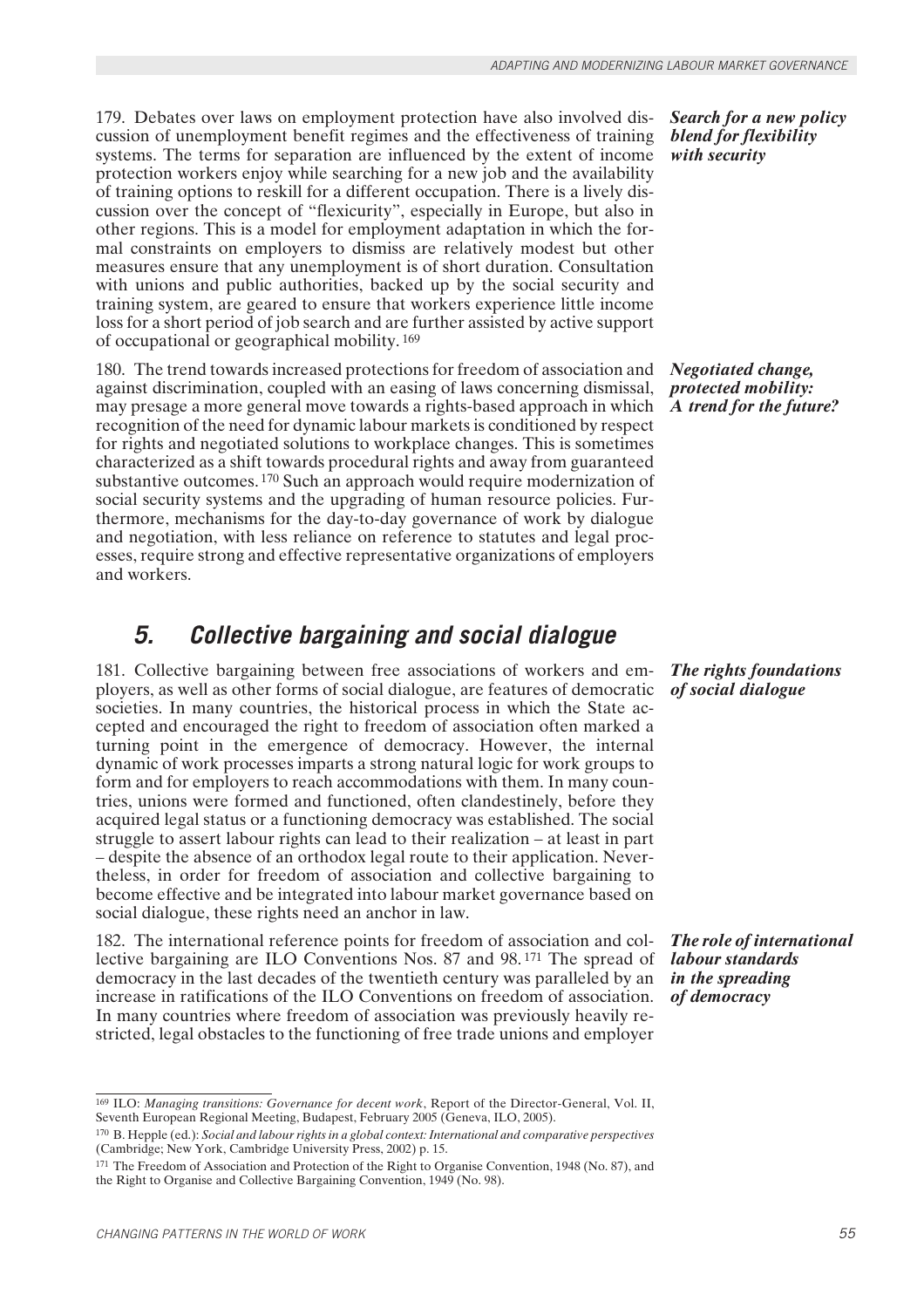179. Debates over laws on employment protection have also involved discussion of unemployment benefit regimes and the effectiveness of training systems. The terms for separation are influenced by the extent of income protection workers enjoy while searching for a new job and the availability of training options to reskill for a different occupation. There is a lively discussion over the concept of "flexicurity", especially in Europe, but also in other regions. This is a model for employment adaptation in which the formal constraints on employers to dismiss are relatively modest but other measures ensure that any unemployment is of short duration. Consultation with unions and public authorities, backed up by the social security and training system, are geared to ensure that workers experience little income loss for a short period of job search and are further assisted by active support of occupational or geographical mobility.[169]

***Search for a new policy blend for flexibility with security***

180. The trend towards increased protections for freedom of association and against discrimination, coupled with an easing of laws concerning dismissal, may presage a more general move towards a rights-based approach in which recognition of the need for dynamic labour markets is conditioned by respect for rights and negotiated solutions to workplace changes. This is sometimes characterized as a shift towards procedural rights and away from guaranteed substantive outcomes.[170] Such an approach would require modernization of social security systems and the upgrading of human resource policies. Furthermore, mechanisms for the day-to-day governance of work by dialogue and negotiation, with less reliance on reference to statutes and legal processes, require strong and effective representative organizations of employers and workers.

***Negotiated change, protected mobility: A trend for the future?***

## 5. Collective bargaining and social dialogue

181. Collective bargaining between free associations of workers and employers, as well as other forms of social dialogue, are features of democratic societies. In many countries, the historical process in which the State accepted and encouraged the right to freedom of association often marked a turning point in the emergence of democracy. However, the internal dynamic of work processes imparts a strong natural logic for work groups to form and for employers to reach accommodations with them. In many countries, unions were formed and functioned, often clandestinely, before they acquired legal status or a functioning democracy was established. The social struggle to assert labour rights can lead to their realization – at least in part – despite the absence of an orthodox legal route to their application. Nevertheless, in order for freedom of association and collective bargaining to become effective and be integrated into labour market governance based on social dialogue, these rights need an anchor in law.

***The rights foundations of social dialogue***

182. The international reference points for freedom of association and collective bargaining are ILO Conventions Nos. 87 and 98.[171] The spread of democracy in the last decades of the twentieth century was paralleled by an increase in ratifications of the ILO Conventions on freedom of association. In many countries where freedom of association was previously heavily restricted, legal obstacles to the functioning of free trade unions and employer

***The role of international labour standards in the spreading of democracy***

---

[169] ILO: *Managing transitions: Governance for decent work*, Report of the Director-General, Vol. II, Seventh European Regional Meeting, Budapest, February 2005 (Geneva, ILO, 2005).

[170] B. Hepple (ed.): *Social and labour rights in a global context: International and comparative perspectives* (Cambridge; New York, Cambridge University Press, 2002) p. 15.

[171] The Freedom of Association and Protection of the Right to Organise Convention, 1948 (No. 87), and the Right to Organise and Collective Bargaining Convention, 1949 (No. 98).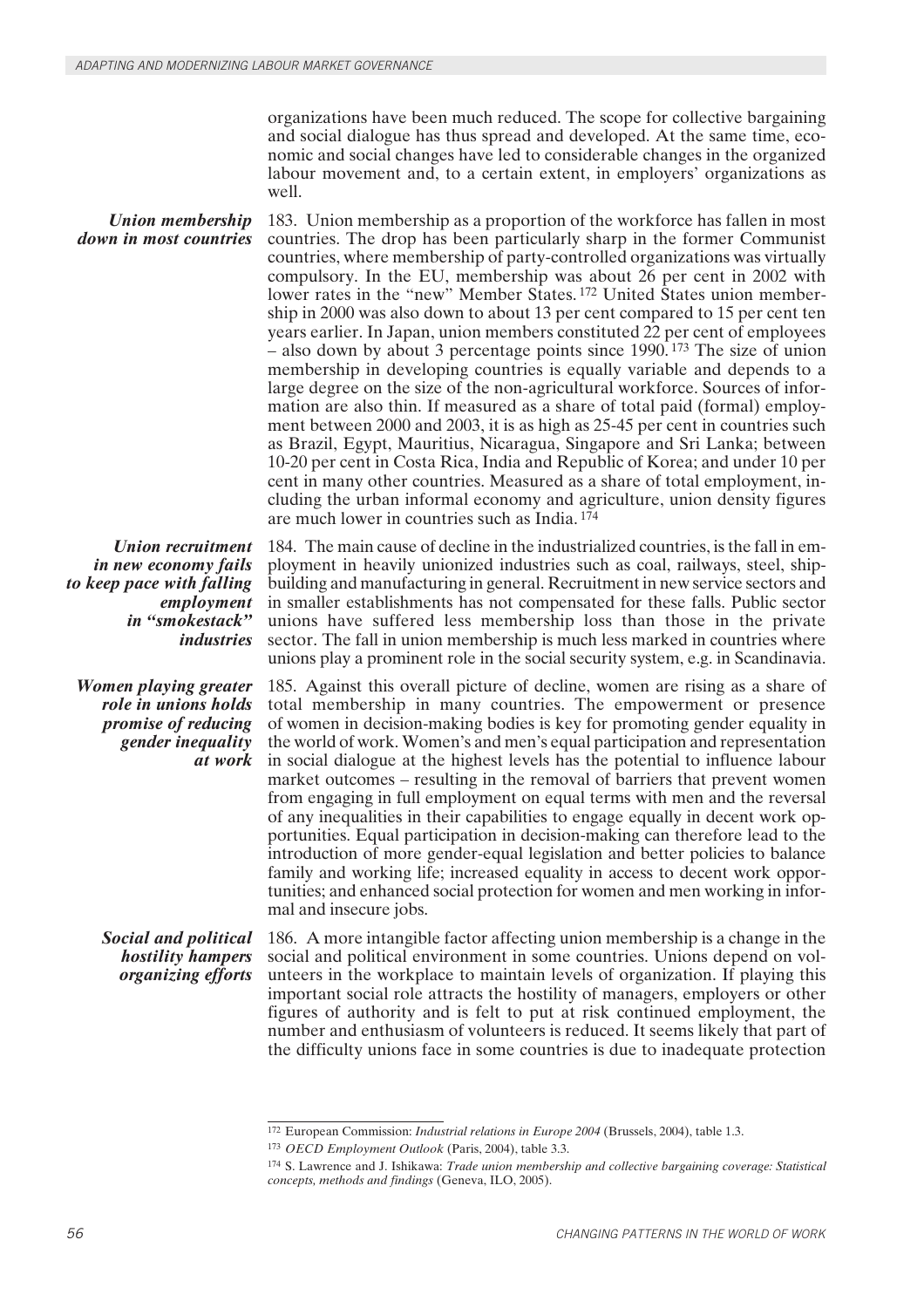organizations have been much reduced. The scope for collective bargaining and social dialogue has thus spread and developed. At the same time, economic and social changes have led to considerable changes in the organized labour movement and, to a certain extent, in employers' organizations as well.

***Union membership down in most countries***

183. Union membership as a proportion of the workforce has fallen in most countries. The drop has been particularly sharp in the former Communist countries, where membership of party-controlled organizations was virtually compulsory. In the EU, membership was about 26 per cent in 2002 with lower rates in the "new" Member States.[172] United States union membership in 2000 was also down to about 13 per cent compared to 15 per cent ten years earlier. In Japan, union members constituted 22 per cent of employees – also down by about 3 percentage points since 1990.[173] The size of union membership in developing countries is equally variable and depends to a large degree on the size of the non-agricultural workforce. Sources of information are also thin. If measured as a share of total paid (formal) employment between 2000 and 2003, it is as high as 25-45 per cent in countries such as Brazil, Egypt, Mauritius, Nicaragua, Singapore and Sri Lanka; between 10-20 per cent in Costa Rica, India and Republic of Korea; and under 10 per cent in many other countries. Measured as a share of total employment, including the urban informal economy and agriculture, union density figures are much lower in countries such as India.[174]

***Union recruitment in new economy fails to keep pace with falling employment in "smokestack" industries***

184. The main cause of decline in the industrialized countries, is the fall in employment in heavily unionized industries such as coal, railways, steel, shipbuilding and manufacturing in general. Recruitment in new service sectors and in smaller establishments has not compensated for these falls. Public sector unions have suffered less membership loss than those in the private sector. The fall in union membership is much less marked in countries where unions play a prominent role in the social security system, e.g. in Scandinavia.

***Women playing greater role in unions holds promise of reducing gender inequality at work***

185. Against this overall picture of decline, women are rising as a share of total membership in many countries. The empowerment or presence of women in decision-making bodies is key for promoting gender equality in the world of work. Women's and men's equal participation and representation in social dialogue at the highest levels has the potential to influence labour market outcomes – resulting in the removal of barriers that prevent women from engaging in full employment on equal terms with men and the reversal of any inequalities in their capabilities to engage equally in decent work opportunities. Equal participation in decision-making can therefore lead to the introduction of more gender-equal legislation and better policies to balance family and working life; increased equality in access to decent work opportunities; and enhanced social protection for women and men working in informal and insecure jobs.

***Social and political hostility hampers organizing efforts***

186. A more intangible factor affecting union membership is a change in the social and political environment in some countries. Unions depend on volunteers in the workplace to maintain levels of organization. If playing this important social role attracts the hostility of managers, employers or other figures of authority and is felt to put at risk continued employment, the number and enthusiasm of volunteers is reduced. It seems likely that part of the difficulty unions face in some countries is due to inadequate protection

---

[172] European Commission: *Industrial relations in Europe 2004* (Brussels, 2004), table 1.3.

[173] *OECD Employment Outlook* (Paris, 2004), table 3.3.

[174] S. Lawrence and J. Ishikawa: *Trade union membership and collective bargaining coverage: Statistical concepts, methods and findings* (Geneva, ILO, 2005).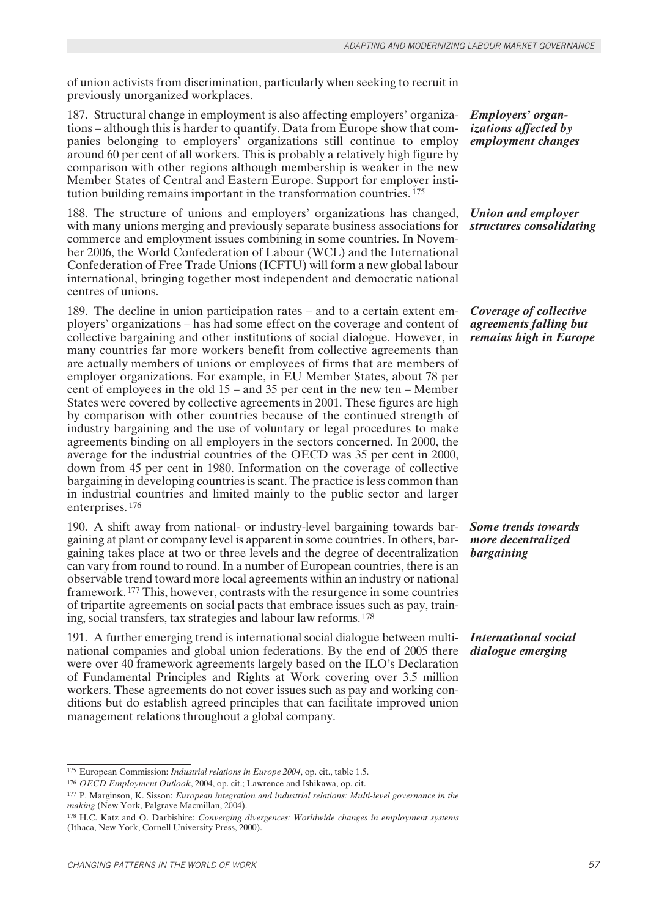of union activists from discrimination, particularly when seeking to recruit in previously unorganized workplaces.

***Employers' organizations affected by employment changes***

187. Structural change in employment is also affecting employers' organizations – although this is harder to quantify. Data from Europe show that companies belonging to employers' organizations still continue to employ around 60 per cent of all workers. This is probably a relatively high figure by comparison with other regions although membership is weaker in the new Member States of Central and Eastern Europe. Support for employer institution building remains important in the transformation countries. [175]

***Union and employer structures consolidating***

188. The structure of unions and employers' organizations has changed, with many unions merging and previously separate business associations for commerce and employment issues combining in some countries. In November 2006, the World Confederation of Labour (WCL) and the International Confederation of Free Trade Unions (ICFTU) will form a new global labour international, bringing together most independent and democratic national centres of unions.

***Coverage of collective agreements falling but remains high in Europe***

189. The decline in union participation rates – and to a certain extent employers' organizations – has had some effect on the coverage and content of collective bargaining and other institutions of social dialogue. However, in many countries far more workers benefit from collective agreements than are actually members of unions or employees of firms that are members of employer organizations. For example, in EU Member States, about 78 per cent of employees in the old 15 – and 35 per cent in the new ten – Member States were covered by collective agreements in 2001. These figures are high by comparison with other countries because of the continued strength of industry bargaining and the use of voluntary or legal procedures to make agreements binding on all employers in the sectors concerned. In 2000, the average for the industrial countries of the OECD was 35 per cent in 2000, down from 45 per cent in 1980. Information on the coverage of collective bargaining in developing countries is scant. The practice is less common than in industrial countries and limited mainly to the public sector and larger enterprises. [176]

***Some trends towards more decentralized bargaining***

190. A shift away from national- or industry-level bargaining towards bargaining at plant or company level is apparent in some countries. In others, bargaining takes place at two or three levels and the degree of decentralization can vary from round to round. In a number of European countries, there is an observable trend toward more local agreements within an industry or national framework. [177] This, however, contrasts with the resurgence in some countries of tripartite agreements on social pacts that embrace issues such as pay, training, social transfers, tax strategies and labour law reforms. [178]

***International social dialogue emerging***

191. A further emerging trend is international social dialogue between multinational companies and global union federations. By the end of 2005 there were over 40 framework agreements largely based on the ILO's Declaration of Fundamental Principles and Rights at Work covering over 3.5 million workers. These agreements do not cover issues such as pay and working conditions but do establish agreed principles that can facilitate improved union management relations throughout a global company.

---

[175] European Commission: *Industrial relations in Europe 2004*, op. cit., table 1.5.

[176] *OECD Employment Outlook*, 2004, op. cit.; Lawrence and Ishikawa, op. cit.

[177] P. Marginson, K. Sisson: *European integration and industrial relations: Multi-level governance in the making* (New York, Palgrave Macmillan, 2004).

[178] H.C. Katz and O. Darbishire: *Converging divergences: Worldwide changes in employment systems* (Ithaca, New York, Cornell University Press, 2000).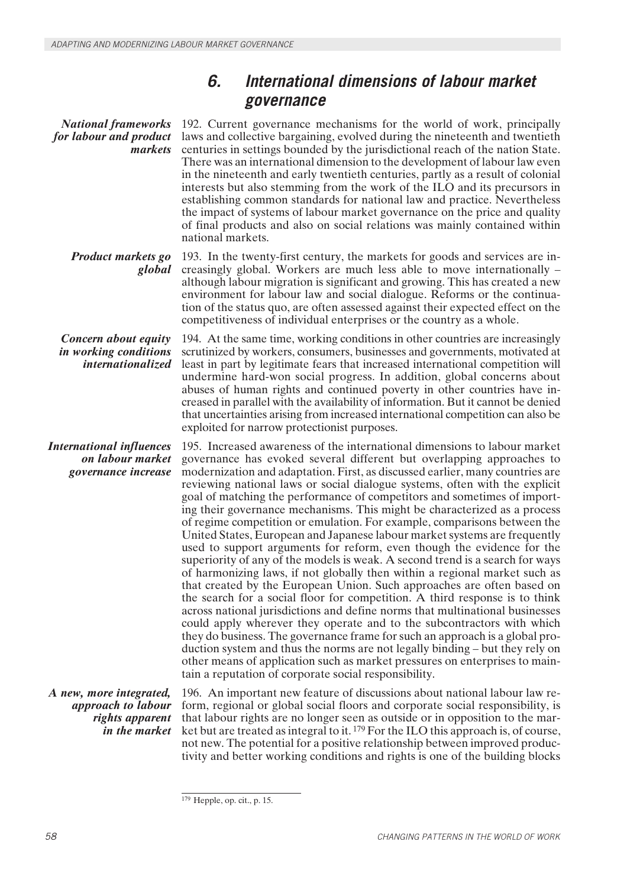## 6. International dimensions of labour market governance

***National frameworks for labour and product markets***

192. Current governance mechanisms for the world of work, principally laws and collective bargaining, evolved during the nineteenth and twentieth centuries in settings bounded by the jurisdictional reach of the nation State. There was an international dimension to the development of labour law even in the nineteenth and early twentieth centuries, partly as a result of colonial interests but also stemming from the work of the ILO and its precursors in establishing common standards for national law and practice. Nevertheless the impact of systems of labour market governance on the price and quality of final products and also on social relations was mainly contained within national markets.

***Product markets go global***

193. In the twenty-first century, the markets for goods and services are increasingly global. Workers are much less able to move internationally – although labour migration is significant and growing. This has created a new environment for labour law and social dialogue. Reforms or the continuation of the status quo, are often assessed against their expected effect on the competitiveness of individual enterprises or the country as a whole.

***Concern about equity in working conditions internationalized***

194. At the same time, working conditions in other countries are increasingly scrutinized by workers, consumers, businesses and governments, motivated at least in part by legitimate fears that increased international competition will undermine hard-won social progress. In addition, global concerns about abuses of human rights and continued poverty in other countries have increased in parallel with the availability of information. But it cannot be denied that uncertainties arising from increased international competition can also be exploited for narrow protectionist purposes.

***International influences on labour market governance increase***

195. Increased awareness of the international dimensions to labour market governance has evoked several different but overlapping approaches to modernization and adaptation. First, as discussed earlier, many countries are reviewing national laws or social dialogue systems, often with the explicit goal of matching the performance of competitors and sometimes of importing their governance mechanisms. This might be characterized as a process of regime competition or emulation. For example, comparisons between the United States, European and Japanese labour market systems are frequently used to support arguments for reform, even though the evidence for the superiority of any of the models is weak. A second trend is a search for ways of harmonizing laws, if not globally then within a regional market such as that created by the European Union. Such approaches are often based on the search for a social floor for competition. A third response is to think across national jurisdictions and define norms that multinational businesses could apply wherever they operate and to the subcontractors with which they do business. The governance frame for such an approach is a global production system and thus the norms are not legally binding – but they rely on other means of application such as market pressures on enterprises to maintain a reputation of corporate social responsibility.

***A new, more integrated, approach to labour rights apparent in the market***

196. An important new feature of discussions about national labour law reform, regional or global social floors and corporate social responsibility, is that labour rights are no longer seen as outside or in opposition to the market but are treated as integral to it.[179] For the ILO this approach is, of course, not new. The potential for a positive relationship between improved productivity and better working conditions and rights is one of the building blocks

[179] Hepple, op. cit., p. 15.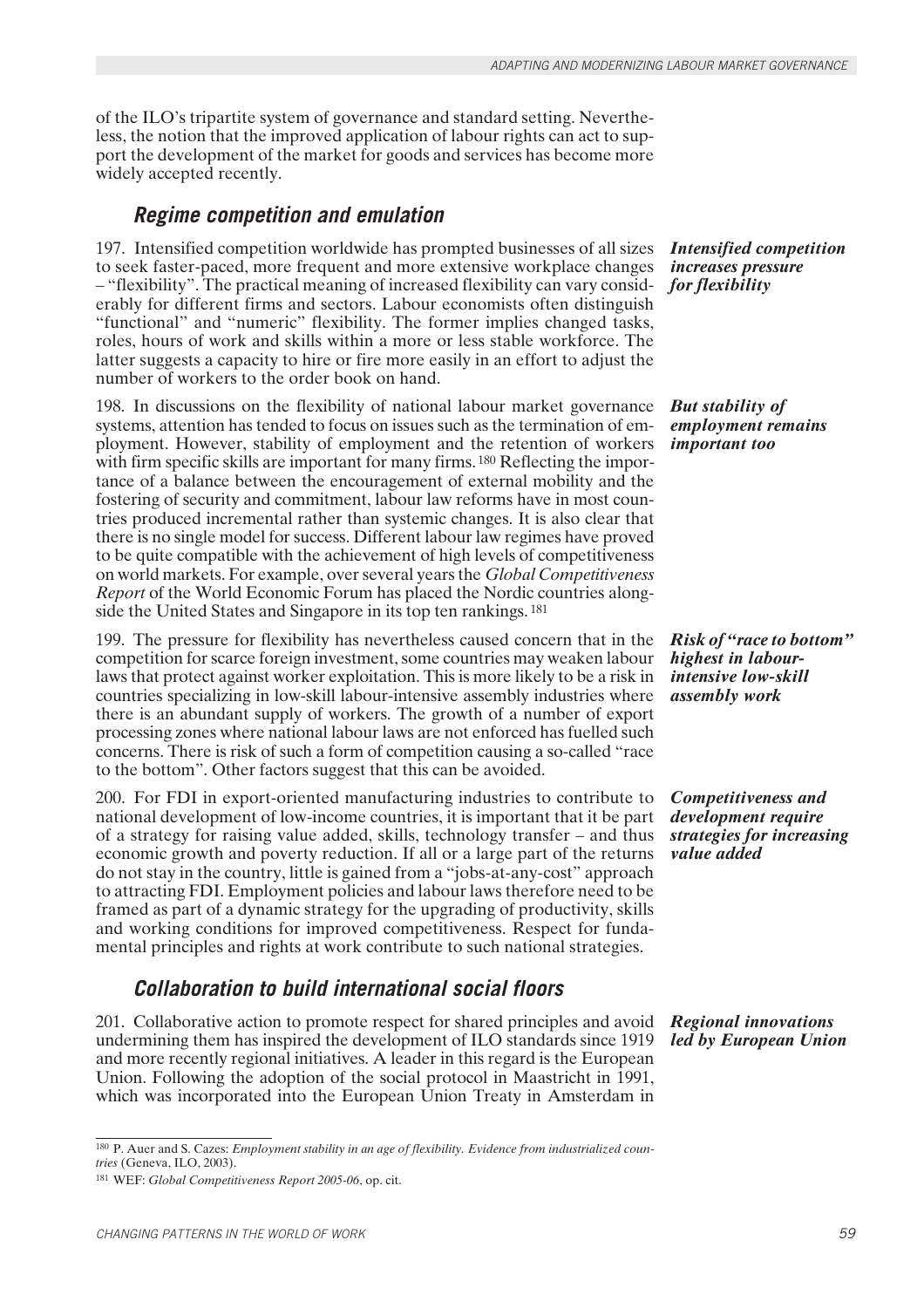of the ILO's tripartite system of governance and standard setting. Nevertheless, the notion that the improved application of labour rights can act to support the development of the market for goods and services has become more widely accepted recently.

### *Regime competition and emulation*

***Intensified competition increases pressure for flexibility***

197. Intensified competition worldwide has prompted businesses of all sizes to seek faster-paced, more frequent and more extensive workplace changes – "flexibility". The practical meaning of increased flexibility can vary considerably for different firms and sectors. Labour economists often distinguish "functional" and "numeric" flexibility. The former implies changed tasks, roles, hours of work and skills within a more or less stable workforce. The latter suggests a capacity to hire or fire more easily in an effort to adjust the number of workers to the order book on hand.

***But stability of employment remains important too***

198. In discussions on the flexibility of national labour market governance systems, attention has tended to focus on issues such as the termination of employment. However, stability of employment and the retention of workers with firm specific skills are important for many firms.[180] Reflecting the importance of a balance between the encouragement of external mobility and the fostering of security and commitment, labour law reforms have in most countries produced incremental rather than systemic changes. It is also clear that there is no single model for success. Different labour law regimes have proved to be quite compatible with the achievement of high levels of competitiveness on world markets. For example, over several years the *Global Competitiveness Report* of the World Economic Forum has placed the Nordic countries alongside the United States and Singapore in its top ten rankings.[181]

***Risk of "race to bottom" highest in labour-intensive low-skill assembly work***

199. The pressure for flexibility has nevertheless caused concern that in the competition for scarce foreign investment, some countries may weaken labour laws that protect against worker exploitation. This is more likely to be a risk in countries specializing in low-skill labour-intensive assembly industries where there is an abundant supply of workers. The growth of a number of export processing zones where national labour laws are not enforced has fuelled such concerns. There is risk of such a form of competition causing a so-called "race to the bottom". Other factors suggest that this can be avoided.

***Competitiveness and development require strategies for increasing value added***

200. For FDI in export-oriented manufacturing industries to contribute to national development of low-income countries, it is important that it be part of a strategy for raising value added, skills, technology transfer – and thus economic growth and poverty reduction. If all or a large part of the returns do not stay in the country, little is gained from a "jobs-at-any-cost" approach to attracting FDI. Employment policies and labour laws therefore need to be framed as part of a dynamic strategy for the upgrading of productivity, skills and working conditions for improved competitiveness. Respect for fundamental principles and rights at work contribute to such national strategies.

### *Collaboration to build international social floors*

***Regional innovations led by European Union***

201. Collaborative action to promote respect for shared principles and avoid undermining them has inspired the development of ILO standards since 1919 and more recently regional initiatives. A leader in this regard is the European Union. Following the adoption of the social protocol in Maastricht in 1991, which was incorporated into the European Union Treaty in Amsterdam in

---

[180] P. Auer and S. Cazes: *Employment stability in an age of flexibility. Evidence from industrialized countries* (Geneva, ILO, 2003).

[181] WEF: *Global Competitiveness Report 2005-06*, op. cit.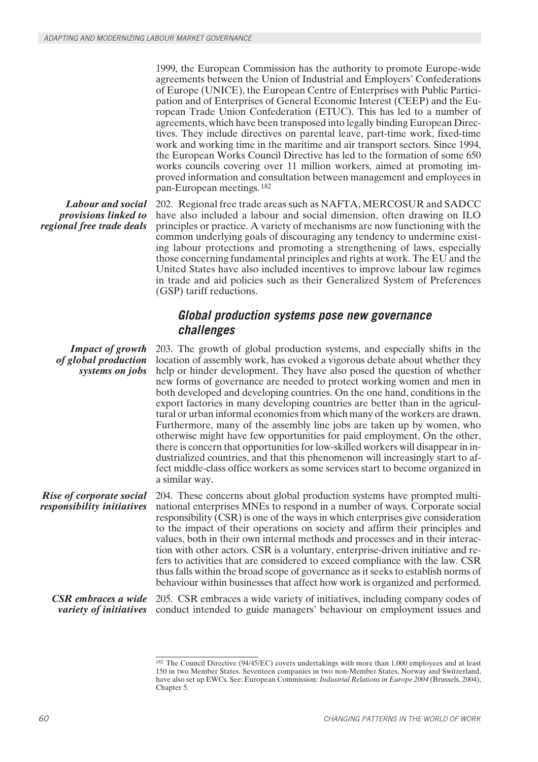1999, the European Commission has the authority to promote Europe-wide agreements between the Union of Industrial and Employers' Confederations of Europe (UNICE), the European Centre of Enterprises with Public Participation and of Enterprises of General Economic Interest (CEEP) and the European Trade Union Confederation (ETUC). This has led to a number of agreements, which have been transposed into legally binding European Directives. They include directives on parental leave, part-time work, fixed-time work and working time in the maritime and air transport sectors. Since 1994, the European Works Council Directive has led to the formation of some 650 works councils covering over 11 million workers, aimed at promoting improved information and consultation between management and employees in pan-European meetings.[182]

***Labour and social provisions linked to regional free trade deals***

202. Regional free trade areas such as NAFTA, MERCOSUR and SADCC have also included a labour and social dimension, often drawing on ILO principles or practice. A variety of mechanisms are now functioning with the common underlying goals of discouraging any tendency to undermine existing labour protections and promoting a strengthening of laws, especially those concerning fundamental principles and rights at work. The EU and the United States have also included incentives to improve labour law regimes in trade and aid policies such as their Generalized System of Preferences (GSP) tariff reductions.

## *Global production systems pose new governance challenges*

***Impact of growth of global production systems on jobs***

203. The growth of global production systems, and especially shifts in the location of assembly work, has evoked a vigorous debate about whether they help or hinder development. They have also posed the question of whether new forms of governance are needed to protect working women and men in both developed and developing countries. On the one hand, conditions in the export factories in many developing countries are better than in the agricultural or urban informal economies from which many of the workers are drawn. Furthermore, many of the assembly line jobs are taken up by women, who otherwise might have few opportunities for paid employment. On the other, there is concern that opportunities for low-skilled workers will disappear in industrialized countries, and that this phenomenon will increasingly start to affect middle-class office workers as some services start to become organized in a similar way.

***Rise of corporate social responsibility initiatives***

204. These concerns about global production systems have prompted multinational enterprises MNEs to respond in a number of ways. Corporate social responsibility (CSR) is one of the ways in which enterprises give consideration to the impact of their operations on society and affirm their principles and values, both in their own internal methods and processes and in their interaction with other actors. CSR is a voluntary, enterprise-driven initiative and refers to activities that are considered to exceed compliance with the law. CSR thus falls within the broad scope of governance as it seeks to establish norms of behaviour within businesses that affect how work is organized and performed.

***CSR embraces a wide variety of initiatives***

205. CSR embraces a wide variety of initiatives, including company codes of conduct intended to guide managers' behaviour on employment issues and

---

[182] The Council Directive (94/45/EC) covers undertakings with more than 1,000 employees and at least 150 in two Member States. Seventeen companies in two non-Member States, Norway and Switzerland, have also set up EWCs. See: European Commission: *Industrial Relations in Europe 2004* (Brussels, 2004), Chapter 5.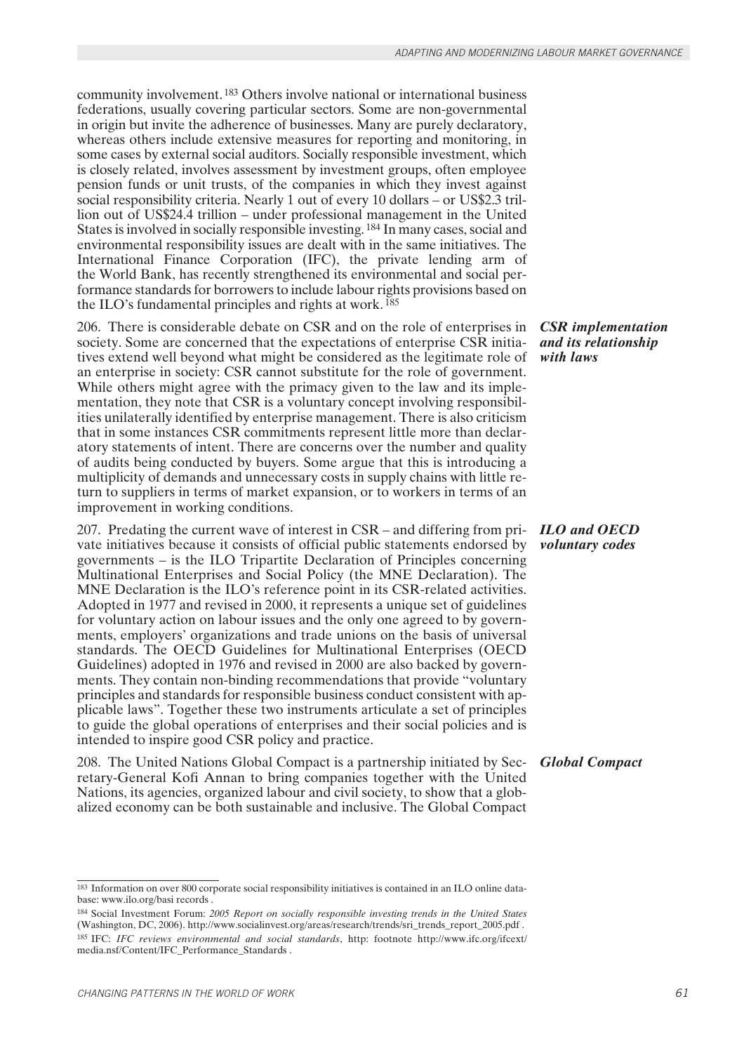community involvement.[183] Others involve national or international business federations, usually covering particular sectors. Some are non-governmental in origin but invite the adherence of businesses. Many are purely declaratory, whereas others include extensive measures for reporting and monitoring, in some cases by external social auditors. Socially responsible investment, which is closely related, involves assessment by investment groups, often employee pension funds or unit trusts, of the companies in which they invest against social responsibility criteria. Nearly 1 out of every 10 dollars – or US$2.3 trillion out of US$24.4 trillion – under professional management in the United States is involved in socially responsible investing.[184] In many cases, social and environmental responsibility issues are dealt with in the same initiatives. The International Finance Corporation (IFC), the private lending arm of the World Bank, has recently strengthened its environmental and social performance standards for borrowers to include labour rights provisions based on the ILO's fundamental principles and rights at work.[185]

***CSR implementation and its relationship with laws***

206. There is considerable debate on CSR and on the role of enterprises in society. Some are concerned that the expectations of enterprise CSR initiatives extend well beyond what might be considered as the legitimate role of an enterprise in society: CSR cannot substitute for the role of government. While others might agree with the primacy given to the law and its implementation, they note that CSR is a voluntary concept involving responsibilities unilaterally identified by enterprise management. There is also criticism that in some instances CSR commitments represent little more than declaratory statements of intent. There are concerns over the number and quality of audits being conducted by buyers. Some argue that this is introducing a multiplicity of demands and unnecessary costs in supply chains with little return to suppliers in terms of market expansion, or to workers in terms of an improvement in working conditions.

***ILO and OECD voluntary codes***

207. Predating the current wave of interest in CSR – and differing from private initiatives because it consists of official public statements endorsed by governments – is the ILO Tripartite Declaration of Principles concerning Multinational Enterprises and Social Policy (the MNE Declaration). The MNE Declaration is the ILO's reference point in its CSR-related activities. Adopted in 1977 and revised in 2000, it represents a unique set of guidelines for voluntary action on labour issues and the only one agreed to by governments, employers' organizations and trade unions on the basis of universal standards. The OECD Guidelines for Multinational Enterprises (OECD Guidelines) adopted in 1976 and revised in 2000 are also backed by governments. They contain non-binding recommendations that provide "voluntary principles and standards for responsible business conduct consistent with applicable laws". Together these two instruments articulate a set of principles to guide the global operations of enterprises and their social policies and is intended to inspire good CSR policy and practice.

***Global Compact***

208. The United Nations Global Compact is a partnership initiated by Secretary-General Kofi Annan to bring companies together with the United Nations, its agencies, organized labour and civil society, to show that a globalized economy can be both sustainable and inclusive. The Global Compact

---

[183] Information on over 800 corporate social responsibility initiatives is contained in an ILO online database: www.ilo.org/basi records .

[184] Social Investment Forum: *2005 Report on socially responsible investing trends in the United States* (Washington, DC, 2006). http://www.socialinvest.org/areas/research/trends/sri_trends_report_2005.pdf .

[185] IFC: *IFC reviews environmental and social standards*, http: footnote http://www.ifc.org/ifcext/media.nsf/Content/IFC_Performance_Standards .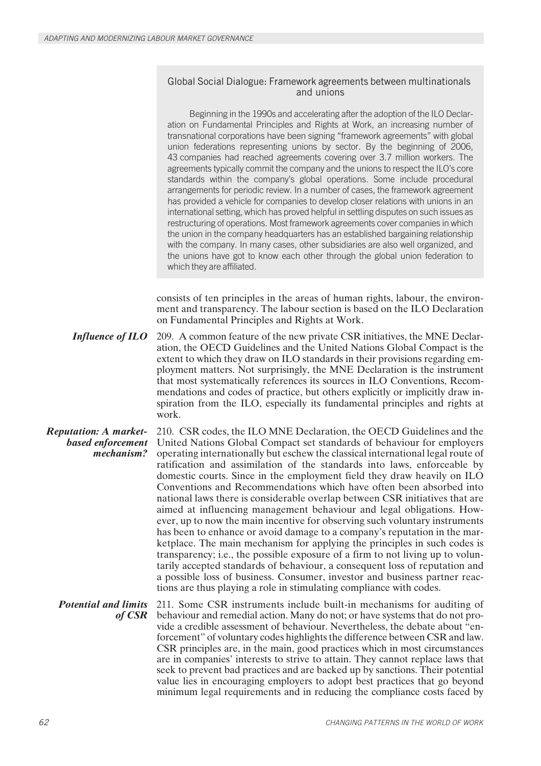> **Global Social Dialogue: Framework agreements between multinationals and unions**
>
> Beginning in the 1990s and accelerating after the adoption of the ILO Declaration on Fundamental Principles and Rights at Work, an increasing number of transnational corporations have been signing "framework agreements" with global union federations representing unions by sector. By the beginning of 2006, 43 companies had reached agreements covering over 3.7 million workers. The agreements typically commit the company and the unions to respect the ILO's core standards within the company's global operations. Some include procedural arrangements for periodic review. In a number of cases, the framework agreement has provided a vehicle for companies to develop closer relations with unions in an international setting, which has proved helpful in settling disputes on such issues as restructuring of operations. Most framework agreements cover companies in which the union in the company headquarters has an established bargaining relationship with the company. In many cases, other subsidiaries are also well organized, and the unions have got to know each other through the global union federation to which they are affiliated.

consists of ten principles in the areas of human rights, labour, the environment and transparency. The labour section is based on the ILO Declaration on Fundamental Principles and Rights at Work.

***Influence of ILO***

209. A common feature of the new private CSR initiatives, the MNE Declaration, the OECD Guidelines and the United Nations Global Compact is the extent to which they draw on ILO standards in their provisions regarding employment matters. Not surprisingly, the MNE Declaration is the instrument that most systematically references its sources in ILO Conventions, Recommendations and codes of practice, but others explicitly or implicitly draw inspiration from the ILO, especially its fundamental principles and rights at work.

***Reputation: A market-based enforcement mechanism?***

210. CSR codes, the ILO MNE Declaration, the OECD Guidelines and the United Nations Global Compact set standards of behaviour for employers operating internationally but eschew the classical international legal route of ratification and assimilation of the standards into laws, enforceable by domestic courts. Since in the employment field they draw heavily on ILO Conventions and Recommendations which have often been absorbed into national laws there is considerable overlap between CSR initiatives that are aimed at influencing management behaviour and legal obligations. However, up to now the main incentive for observing such voluntary instruments has been to enhance or avoid damage to a company's reputation in the marketplace. The main mechanism for applying the principles in such codes is transparency; i.e., the possible exposure of a firm to not living up to voluntarily accepted standards of behaviour, a consequent loss of reputation and a possible loss of business. Consumer, investor and business partner reactions are thus playing a role in stimulating compliance with codes.

***Potential and limits of CSR***

211. Some CSR instruments include built-in mechanisms for auditing of behaviour and remedial action. Many do not; or have systems that do not provide a credible assessment of behaviour. Nevertheless, the debate about "enforcement" of voluntary codes highlights the difference between CSR and law. CSR principles are, in the main, good practices which in most circumstances are in companies' interests to strive to attain. They cannot replace laws that seek to prevent bad practices and are backed up by sanctions. Their potential value lies in encouraging employers to adopt best practices that go beyond minimum legal requirements and in reducing the compliance costs faced by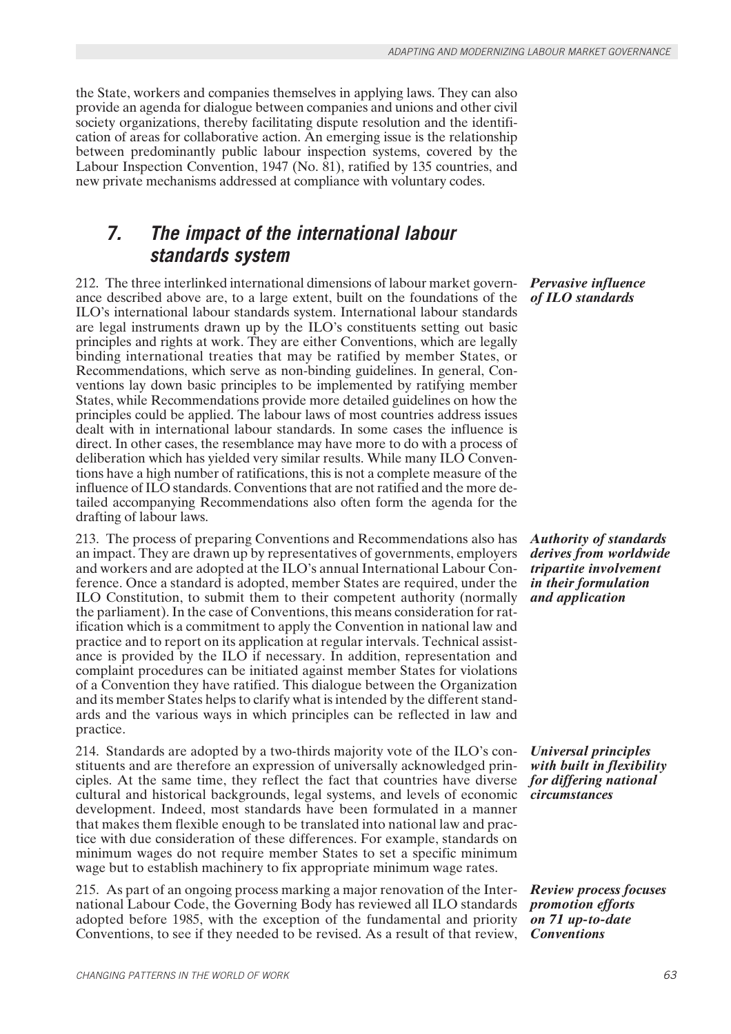the State, workers and companies themselves in applying laws. They can also provide an agenda for dialogue between companies and unions and other civil society organizations, thereby facilitating dispute resolution and the identification of areas for collaborative action. An emerging issue is the relationship between predominantly public labour inspection systems, covered by the Labour Inspection Convention, 1947 (No. 81), ratified by 135 countries, and new private mechanisms addressed at compliance with voluntary codes.

## 7. The impact of the international labour standards system

***Pervasive influence of ILO standards***

212. The three interlinked international dimensions of labour market governance described above are, to a large extent, built on the foundations of the ILO's international labour standards system. International labour standards are legal instruments drawn up by the ILO's constituents setting out basic principles and rights at work. They are either Conventions, which are legally binding international treaties that may be ratified by member States, or Recommendations, which serve as non-binding guidelines. In general, Conventions lay down basic principles to be implemented by ratifying member States, while Recommendations provide more detailed guidelines on how the principles could be applied. The labour laws of most countries address issues dealt with in international labour standards. In some cases the influence is direct. In other cases, the resemblance may have more to do with a process of deliberation which has yielded very similar results. While many ILO Conventions have a high number of ratifications, this is not a complete measure of the influence of ILO standards. Conventions that are not ratified and the more detailed accompanying Recommendations also often form the agenda for the drafting of labour laws.

***Authority of standards derives from worldwide tripartite involvement in their formulation and application***

213. The process of preparing Conventions and Recommendations also has an impact. They are drawn up by representatives of governments, employers and workers and are adopted at the ILO's annual International Labour Conference. Once a standard is adopted, member States are required, under the ILO Constitution, to submit them to their competent authority (normally the parliament). In the case of Conventions, this means consideration for ratification which is a commitment to apply the Convention in national law and practice and to report on its application at regular intervals. Technical assistance is provided by the ILO if necessary. In addition, representation and complaint procedures can be initiated against member States for violations of a Convention they have ratified. This dialogue between the Organization and its member States helps to clarify what is intended by the different standards and the various ways in which principles can be reflected in law and practice.

***Universal principles with built in flexibility for differing national circumstances***

214. Standards are adopted by a two-thirds majority vote of the ILO's constituents and are therefore an expression of universally acknowledged principles. At the same time, they reflect the fact that countries have diverse cultural and historical backgrounds, legal systems, and levels of economic development. Indeed, most standards have been formulated in a manner that makes them flexible enough to be translated into national law and practice with due consideration of these differences. For example, standards on minimum wages do not require member States to set a specific minimum wage but to establish machinery to fix appropriate minimum wage rates.

***Review process focuses promotion efforts on 71 up-to-date Conventions***

215. As part of an ongoing process marking a major renovation of the International Labour Code, the Governing Body has reviewed all ILO standards adopted before 1985, with the exception of the fundamental and priority Conventions, to see if they needed to be revised. As a result of that review,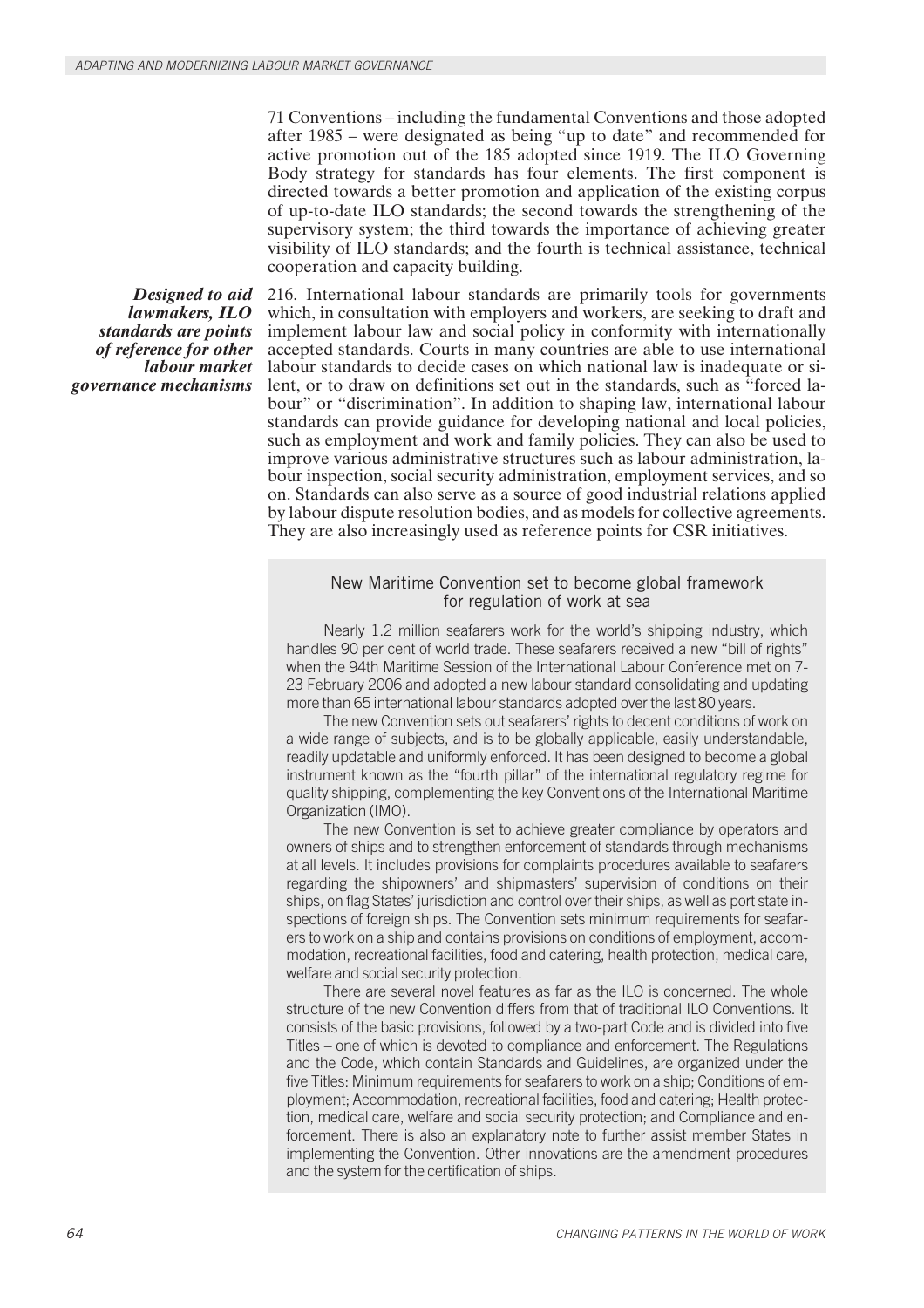71 Conventions – including the fundamental Conventions and those adopted after 1985 – were designated as being "up to date" and recommended for active promotion out of the 185 adopted since 1919. The ILO Governing Body strategy for standards has four elements. The first component is directed towards a better promotion and application of the existing corpus of up-to-date ILO standards; the second towards the strengthening of the supervisory system; the third towards the importance of achieving greater visibility of ILO standards; and the fourth is technical assistance, technical cooperation and capacity building.

***Designed to aid lawmakers, ILO standards are points of reference for other labour market governance mechanisms***

216. International labour standards are primarily tools for governments which, in consultation with employers and workers, are seeking to draft and implement labour law and social policy in conformity with internationally accepted standards. Courts in many countries are able to use international labour standards to decide cases on which national law is inadequate or silent, or to draw on definitions set out in the standards, such as "forced labour" or "discrimination". In addition to shaping law, international labour standards can provide guidance for developing national and local policies, such as employment and work and family policies. They can also be used to improve various administrative structures such as labour administration, labour inspection, social security administration, employment services, and so on. Standards can also serve as a source of good industrial relations applied by labour dispute resolution bodies, and as models for collective agreements. They are also increasingly used as reference points for CSR initiatives.

### New Maritime Convention set to become global framework for regulation of work at sea

Nearly 1.2 million seafarers work for the world's shipping industry, which handles 90 per cent of world trade. These seafarers received a new "bill of rights" when the 94th Maritime Session of the International Labour Conference met on 7-23 February 2006 and adopted a new labour standard consolidating and updating more than 65 international labour standards adopted over the last 80 years.

The new Convention sets out seafarers' rights to decent conditions of work on a wide range of subjects, and is to be globally applicable, easily understandable, readily updatable and uniformly enforced. It has been designed to become a global instrument known as the "fourth pillar" of the international regulatory regime for quality shipping, complementing the key Conventions of the International Maritime Organization (IMO).

The new Convention is set to achieve greater compliance by operators and owners of ships and to strengthen enforcement of standards through mechanisms at all levels. It includes provisions for complaints procedures available to seafarers regarding the shipowners' and shipmasters' supervision of conditions on their ships, on flag States' jurisdiction and control over their ships, as well as port state inspections of foreign ships. The Convention sets minimum requirements for seafarers to work on a ship and contains provisions on conditions of employment, accommodation, recreational facilities, food and catering, health protection, medical care, welfare and social security protection.

There are several novel features as far as the ILO is concerned. The whole structure of the new Convention differs from that of traditional ILO Conventions. It consists of the basic provisions, followed by a two-part Code and is divided into five Titles – one of which is devoted to compliance and enforcement. The Regulations and the Code, which contain Standards and Guidelines, are organized under the five Titles: Minimum requirements for seafarers to work on a ship; Conditions of employment; Accommodation, recreational facilities, food and catering; Health protection, medical care, welfare and social security protection; and Compliance and enforcement. There is also an explanatory note to further assist member States in implementing the Convention. Other innovations are the amendment procedures and the system for the certification of ships.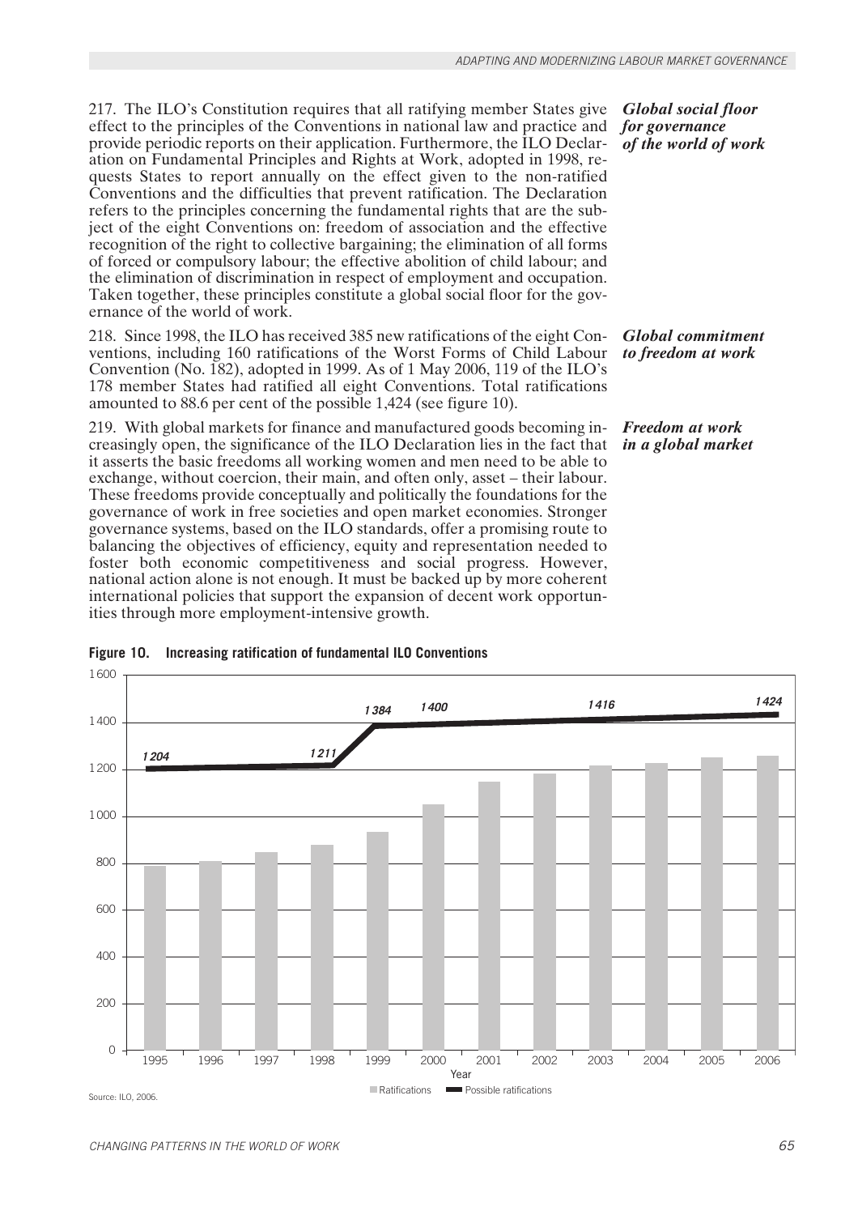217. The ILO's Constitution requires that all ratifying member States give effect to the principles of the Conventions in national law and practice and provide periodic reports on their application. Furthermore, the ILO Declaration on Fundamental Principles and Rights at Work, adopted in 1998, requests States to report annually on the effect given to the non-ratified Conventions and the difficulties that prevent ratification. The Declaration refers to the principles concerning the fundamental rights that are the subject of the eight Conventions on: freedom of association and the effective recognition of the right to collective bargaining; the elimination of all forms of forced or compulsory labour; the effective abolition of child labour; and the elimination of discrimination in respect of employment and occupation. Taken together, these principles constitute a global social floor for the governance of the world of work.

***Global social floor for governance of the world of work***

218. Since 1998, the ILO has received 385 new ratifications of the eight Conventions, including 160 ratifications of the Worst Forms of Child Labour Convention (No. 182), adopted in 1999. As of 1 May 2006, 119 of the ILO's 178 member States had ratified all eight Conventions. Total ratifications amounted to 88.6 per cent of the possible 1,424 (see figure 10).

***Global commitment to freedom at work***

219. With global markets for finance and manufactured goods becoming increasingly open, the significance of the ILO Declaration lies in the fact that it asserts the basic freedoms all working women and men need to be able to exchange, without coercion, their main, and often only, asset – their labour. These freedoms provide conceptually and politically the foundations for the governance of work in free societies and open market economies. Stronger governance systems, based on the ILO standards, offer a promising route to balancing the objectives of efficiency, equity and representation needed to foster both economic competitiveness and social progress. However, national action alone is not enough. It must be backed up by more coherent international policies that support the expansion of decent work opportunities through more employment-intensive growth.

***Freedom at work in a global market***

**Figure 10. Increasing ratification of fundamental ILO Conventions**

Possible ratifications (line labels): 1995: 1 204; 1998: 1 211; 1999: 1 384; 2000: 1 400; 2003: 1 416; 2006: 1 424

Legend: Ratifications; Possible ratifications

Source: ILO, 2006.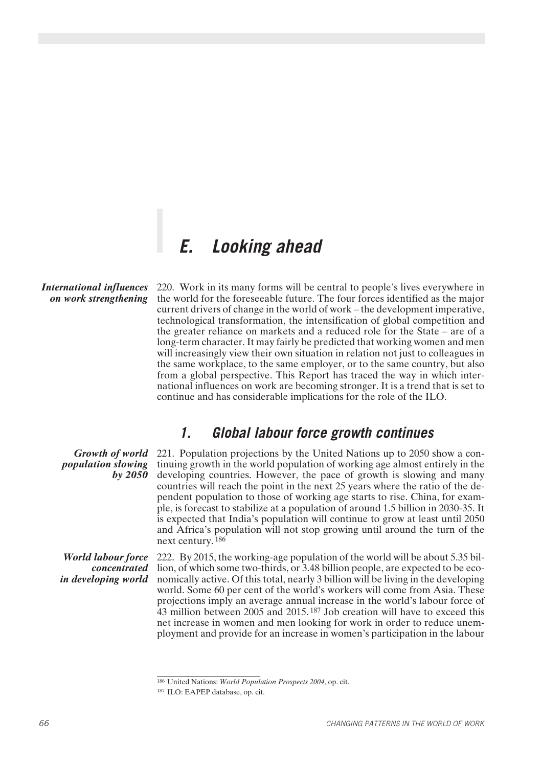## E. Looking ahead

*International influences on work strengthening*

220. Work in its many forms will be central to people's lives everywhere in the world for the foreseeable future. The four forces identified as the major current drivers of change in the world of work – the development imperative, technological transformation, the intensification of global competition and the greater reliance on markets and a reduced role for the State – are of a long-term character. It may fairly be predicted that working women and men will increasingly view their own situation in relation not just to colleagues in the same workplace, to the same employer, or to the same country, but also from a global perspective. This Report has traced the way in which international influences on work are becoming stronger. It is a trend that is set to continue and has considerable implications for the role of the ILO.

### 1. Global labour force growth continues

*Growth of world population slowing by 2050*

221. Population projections by the United Nations up to 2050 show a continuing growth in the world population of working age almost entirely in the developing countries. However, the pace of growth is slowing and many countries will reach the point in the next 25 years where the ratio of the dependent population to those of working age starts to rise. China, for example, is forecast to stabilize at a population of around 1.5 billion in 2030-35. It is expected that India's population will continue to grow at least until 2050 and Africa's population will not stop growing until around the turn of the next century.[186]

*World labour force concentrated in developing world*

222. By 2015, the working-age population of the world will be about 5.35 billion, of which some two-thirds, or 3.48 billion people, are expected to be economically active. Of this total, nearly 3 billion will be living in the developing world. Some 60 per cent of the world's workers will come from Asia. These projections imply an average annual increase in the world's labour force of 43 million between 2005 and 2015.[187] Job creation will have to exceed this net increase in women and men looking for work in order to reduce unemployment and provide for an increase in women's participation in the labour

---

[186] United Nations: *World Population Prospects 2004*, op. cit.

[187] ILO: EAPEP database, op. cit.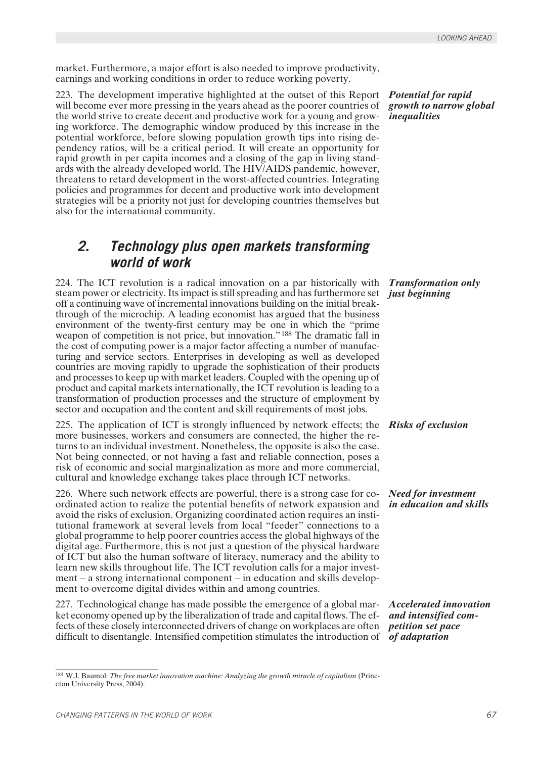market. Furthermore, a major effort is also needed to improve productivity, earnings and working conditions in order to reduce working poverty.

***Potential for rapid growth to narrow global inequalities***

223. The development imperative highlighted at the outset of this Report will become ever more pressing in the years ahead as the poorer countries of the world strive to create decent and productive work for a young and growing workforce. The demographic window produced by this increase in the potential workforce, before slowing population growth tips into rising dependency ratios, will be a critical period. It will create an opportunity for rapid growth in per capita incomes and a closing of the gap in living standards with the already developed world. The HIV/AIDS pandemic, however, threatens to retard development in the worst-affected countries. Integrating policies and programmes for decent and productive work into development strategies will be a priority not just for developing countries themselves but also for the international community.

## *2. Technology plus open markets transforming world of work*

***Transformation only just beginning***

224. The ICT revolution is a radical innovation on a par historically with steam power or electricity. Its impact is still spreading and has furthermore set off a continuing wave of incremental innovations building on the initial breakthrough of the microchip. A leading economist has argued that the business environment of the twenty-first century may be one in which the "prime weapon of competition is not price, but innovation."[188] The dramatic fall in the cost of computing power is a major factor affecting a number of manufacturing and service sectors. Enterprises in developing as well as developed countries are moving rapidly to upgrade the sophistication of their products and processes to keep up with market leaders. Coupled with the opening up of product and capital markets internationally, the ICT revolution is leading to a transformation of production processes and the structure of employment by sector and occupation and the content and skill requirements of most jobs.

***Risks of exclusion***

225. The application of ICT is strongly influenced by network effects; the more businesses, workers and consumers are connected, the higher the returns to an individual investment. Nonetheless, the opposite is also the case. Not being connected, or not having a fast and reliable connection, poses a risk of economic and social marginalization as more and more commercial, cultural and knowledge exchange takes place through ICT networks.

***Need for investment in education and skills***

226. Where such network effects are powerful, there is a strong case for coordinated action to realize the potential benefits of network expansion and avoid the risks of exclusion. Organizing coordinated action requires an institutional framework at several levels from local "feeder" connections to a global programme to help poorer countries access the global highways of the digital age. Furthermore, this is not just a question of the physical hardware of ICT but also the human software of literacy, numeracy and the ability to learn new skills throughout life. The ICT revolution calls for a major investment – a strong international component – in education and skills development to overcome digital divides within and among countries.

***Accelerated innovation and intensified competition set pace of adaptation***

227. Technological change has made possible the emergence of a global market economy opened up by the liberalization of trade and capital flows. The effects of these closely interconnected drivers of change on workplaces are often difficult to disentangle. Intensified competition stimulates the introduction of

---

[188] W.J. Baumol: *The free market innovation machine: Analyzing the growth miracle of capitalism* (Princeton University Press, 2004).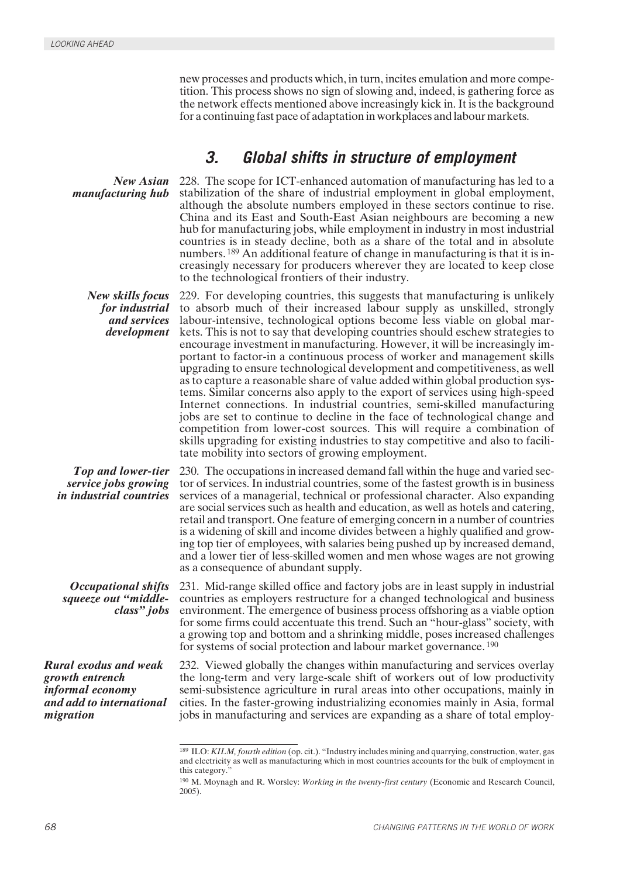new processes and products which, in turn, incites emulation and more competition. This process shows no sign of slowing and, indeed, is gathering force as the network effects mentioned above increasingly kick in. It is the background for a continuing fast pace of adaptation in workplaces and labour markets.

## 3. Global shifts in structure of employment

***New Asian manufacturing hub***

228. The scope for ICT-enhanced automation of manufacturing has led to a stabilization of the share of industrial employment in global employment, although the absolute numbers employed in these sectors continue to rise. China and its East and South-East Asian neighbours are becoming a new hub for manufacturing jobs, while employment in industry in most industrial countries is in steady decline, both as a share of the total and in absolute numbers.[189] An additional feature of change in manufacturing is that it is increasingly necessary for producers wherever they are located to keep close to the technological frontiers of their industry.

***New skills focus for industrial and services development***

229. For developing countries, this suggests that manufacturing is unlikely to absorb much of their increased labour supply as unskilled, strongly labour-intensive, technological options become less viable on global markets. This is not to say that developing countries should eschew strategies to encourage investment in manufacturing. However, it will be increasingly important to factor-in a continuous process of worker and management skills upgrading to ensure technological development and competitiveness, as well as to capture a reasonable share of value added within global production systems. Similar concerns also apply to the export of services using high-speed Internet connections. In industrial countries, semi-skilled manufacturing jobs are set to continue to decline in the face of technological change and competition from lower-cost sources. This will require a combination of skills upgrading for existing industries to stay competitive and also to facilitate mobility into sectors of growing employment.

***Top and lower-tier service jobs growing in industrial countries***

230. The occupations in increased demand fall within the huge and varied sector of services. In industrial countries, some of the fastest growth is in business services of a managerial, technical or professional character. Also expanding are social services such as health and education, as well as hotels and catering, retail and transport. One feature of emerging concern in a number of countries is a widening of skill and income divides between a highly qualified and growing top tier of employees, with salaries being pushed up by increased demand, and a lower tier of less-skilled women and men whose wages are not growing as a consequence of abundant supply.

***Occupational shifts squeeze out "middle-class" jobs***

231. Mid-range skilled office and factory jobs are in least supply in industrial countries as employers restructure for a changed technological and business environment. The emergence of business process offshoring as a viable option for some firms could accentuate this trend. Such an "hour-glass" society, with a growing top and bottom and a shrinking middle, poses increased challenges for systems of social protection and labour market governance.[190]

***Rural exodus and weak growth entrench informal economy and add to international migration***

232. Viewed globally the changes within manufacturing and services overlay the long-term and very large-scale shift of workers out of low productivity semi-subsistence agriculture in rural areas into other occupations, mainly in cities. In the faster-growing industrializing economies mainly in Asia, formal jobs in manufacturing and services are expanding as a share of total employ-

---

[189] ILO: *KILM, fourth edition* (op. cit.). "Industry includes mining and quarrying, construction, water, gas and electricity as well as manufacturing which in most countries accounts for the bulk of employment in this category."

[190] M. Moynagh and R. Worsley: *Working in the twenty-first century* (Economic and Research Council, 2005).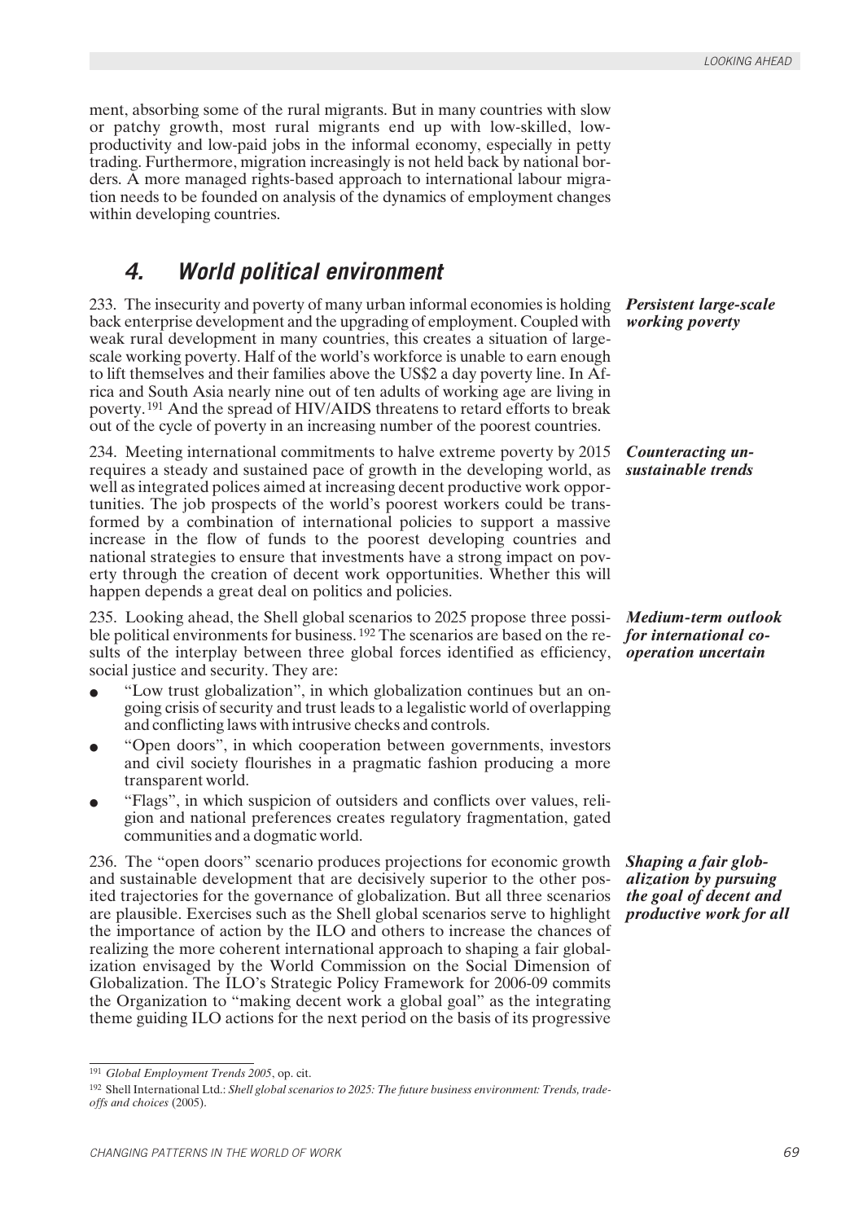ment, absorbing some of the rural migrants. But in many countries with slow or patchy growth, most rural migrants end up with low-skilled, low-productivity and low-paid jobs in the informal economy, especially in petty trading. Furthermore, migration increasingly is not held back by national borders. A more managed rights-based approach to international labour migration needs to be founded on analysis of the dynamics of employment changes within developing countries.

## 4. World political environment

***Persistent large-scale working poverty***

233. The insecurity and poverty of many urban informal economies is holding back enterprise development and the upgrading of employment. Coupled with weak rural development in many countries, this creates a situation of large-scale working poverty. Half of the world's workforce is unable to earn enough to lift themselves and their families above the US$2 a day poverty line. In Africa and South Asia nearly nine out of ten adults of working age are living in poverty.[191] And the spread of HIV/AIDS threatens to retard efforts to break out of the cycle of poverty in an increasing number of the poorest countries.

***Counteracting unsustainable trends***

234. Meeting international commitments to halve extreme poverty by 2015 requires a steady and sustained pace of growth in the developing world, as well as integrated polices aimed at increasing decent productive work opportunities. The job prospects of the world's poorest workers could be transformed by a combination of international policies to support a massive increase in the flow of funds to the poorest developing countries and national strategies to ensure that investments have a strong impact on poverty through the creation of decent work opportunities. Whether this will happen depends a great deal on politics and policies.

***Medium-term outlook for international co-operation uncertain***

235. Looking ahead, the Shell global scenarios to 2025 propose three possible political environments for business.[192] The scenarios are based on the results of the interplay between three global forces identified as efficiency, social justice and security. They are:

- "Low trust globalization", in which globalization continues but an ongoing crisis of security and trust leads to a legalistic world of overlapping and conflicting laws with intrusive checks and controls.
- "Open doors", in which cooperation between governments, investors and civil society flourishes in a pragmatic fashion producing a more transparent world.
- "Flags", in which suspicion of outsiders and conflicts over values, religion and national preferences creates regulatory fragmentation, gated communities and a dogmatic world.

***Shaping a fair globalization by pursuing the goal of decent and productive work for all***

236. The "open doors" scenario produces projections for economic growth and sustainable development that are decisively superior to the other posited trajectories for the governance of globalization. But all three scenarios are plausible. Exercises such as the Shell global scenarios serve to highlight the importance of action by the ILO and others to increase the chances of realizing the more coherent international approach to shaping a fair globalization envisaged by the World Commission on the Social Dimension of Globalization. The ILO's Strategic Policy Framework for 2006-09 commits the Organization to "making decent work a global goal" as the integrating theme guiding ILO actions for the next period on the basis of its progressive

---

[191] *Global Employment Trends 2005*, op. cit.

[192] Shell International Ltd.: *Shell global scenarios to 2025: The future business environment: Trends, trade-offs and choices* (2005).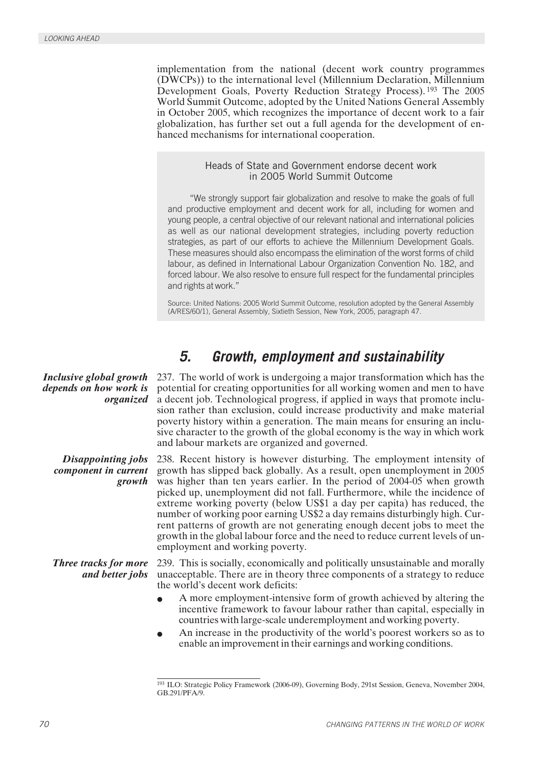implementation from the national (decent work country programmes (DWCPs)) to the international level (Millennium Declaration, Millennium Development Goals, Poverty Reduction Strategy Process).[193] The 2005 World Summit Outcome, adopted by the United Nations General Assembly in October 2005, which recognizes the importance of decent work to a fair globalization, has further set out a full agenda for the development of enhanced mechanisms for international cooperation.

> **Heads of State and Government endorse decent work in 2005 World Summit Outcome**
>
> "We strongly support fair globalization and resolve to make the goals of full and productive employment and decent work for all, including for women and young people, a central objective of our relevant national and international policies as well as our national development strategies, including poverty reduction strategies, as part of our efforts to achieve the Millennium Development Goals. These measures should also encompass the elimination of the worst forms of child labour, as defined in International Labour Organization Convention No. 182, and forced labour. We also resolve to ensure full respect for the fundamental principles and rights at work."
>
> Source: United Nations: 2005 World Summit Outcome, resolution adopted by the General Assembly (A/RES/60/1), General Assembly, Sixtieth Session, New York, 2005, paragraph 47.

## 5. Growth, employment and sustainability

***Inclusive global growth depends on how work is organized***

237. The world of work is undergoing a major transformation which has the potential for creating opportunities for all working women and men to have a decent job. Technological progress, if applied in ways that promote inclusion rather than exclusion, could increase productivity and make material poverty history within a generation. The main means for ensuring an inclusive character to the growth of the global economy is the way in which work and labour markets are organized and governed.

***Disappointing jobs component in current growth***

238. Recent history is however disturbing. The employment intensity of growth has slipped back globally. As a result, open unemployment in 2005 was higher than ten years earlier. In the period of 2004-05 when growth picked up, unemployment did not fall. Furthermore, while the incidence of extreme working poverty (below US$1 a day per capita) has reduced, the number of working poor earning US$2 a day remains disturbingly high. Current patterns of growth are not generating enough decent jobs to meet the growth in the global labour force and the need to reduce current levels of unemployment and working poverty.

***Three tracks for more and better jobs***

239. This is socially, economically and politically unsustainable and morally unacceptable. There are in theory three components of a strategy to reduce the world's decent work deficits:

- A more employment-intensive form of growth achieved by altering the incentive framework to favour labour rather than capital, especially in countries with large-scale underemployment and working poverty.
- An increase in the productivity of the world's poorest workers so as to enable an improvement in their earnings and working conditions.

---

[193] ILO: Strategic Policy Framework (2006-09), Governing Body, 291st Session, Geneva, November 2004, GB.291/PFA/9.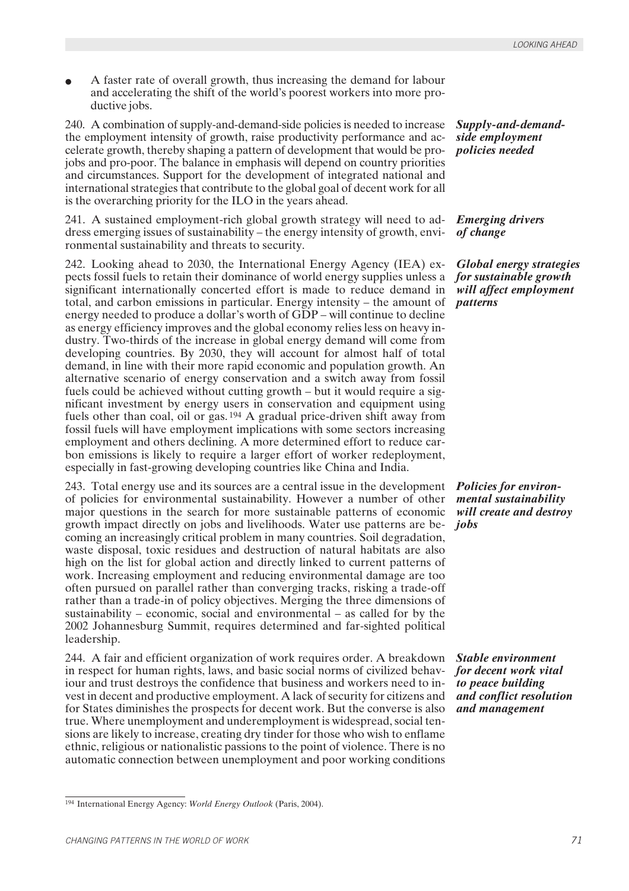- A faster rate of overall growth, thus increasing the demand for labour and accelerating the shift of the world's poorest workers into more productive jobs.

***Supply-and-demand-side employment policies needed***

240. A combination of supply-and-demand-side policies is needed to increase the employment intensity of growth, raise productivity performance and accelerate growth, thereby shaping a pattern of development that would be pro-jobs and pro-poor. The balance in emphasis will depend on country priorities and circumstances. Support for the development of integrated national and international strategies that contribute to the global goal of decent work for all is the overarching priority for the ILO in the years ahead.

***Emerging drivers of change***

241. A sustained employment-rich global growth strategy will need to address emerging issues of sustainability – the energy intensity of growth, environmental sustainability and threats to security.

***Global energy strategies for sustainable growth will affect employment patterns***

242. Looking ahead to 2030, the International Energy Agency (IEA) expects fossil fuels to retain their dominance of world energy supplies unless a significant internationally concerted effort is made to reduce demand in total, and carbon emissions in particular. Energy intensity – the amount of energy needed to produce a dollar's worth of GDP – will continue to decline as energy efficiency improves and the global economy relies less on heavy industry. Two-thirds of the increase in global energy demand will come from developing countries. By 2030, they will account for almost half of total demand, in line with their more rapid economic and population growth. An alternative scenario of energy conservation and a switch away from fossil fuels could be achieved without cutting growth – but it would require a significant investment by energy users in conservation and equipment using fuels other than coal, oil or gas.[194] A gradual price-driven shift away from fossil fuels will have employment implications with some sectors increasing employment and others declining. A more determined effort to reduce carbon emissions is likely to require a larger effort of worker redeployment, especially in fast-growing developing countries like China and India.

***Policies for environmental sustainability will create and destroy jobs***

243. Total energy use and its sources are a central issue in the development of policies for environmental sustainability. However a number of other major questions in the search for more sustainable patterns of economic growth impact directly on jobs and livelihoods. Water use patterns are becoming an increasingly critical problem in many countries. Soil degradation, waste disposal, toxic residues and destruction of natural habitats are also high on the list for global action and directly linked to current patterns of work. Increasing employment and reducing environmental damage are too often pursued on parallel rather than converging tracks, risking a trade-off rather than a trade-in of policy objectives. Merging the three dimensions of sustainability – economic, social and environmental – as called for by the 2002 Johannesburg Summit, requires determined and far-sighted political leadership.

***Stable environment for decent work vital to peace building and conflict resolution and management***

244. A fair and efficient organization of work requires order. A breakdown in respect for human rights, laws, and basic social norms of civilized behaviour and trust destroys the confidence that business and workers need to invest in decent and productive employment. A lack of security for citizens and for States diminishes the prospects for decent work. But the converse is also true. Where unemployment and underemployment is widespread, social tensions are likely to increase, creating dry tinder for those who wish to enflame ethnic, religious or nationalistic passions to the point of violence. There is no automatic connection between unemployment and poor working conditions

---

[194] International Energy Agency: *World Energy Outlook* (Paris, 2004).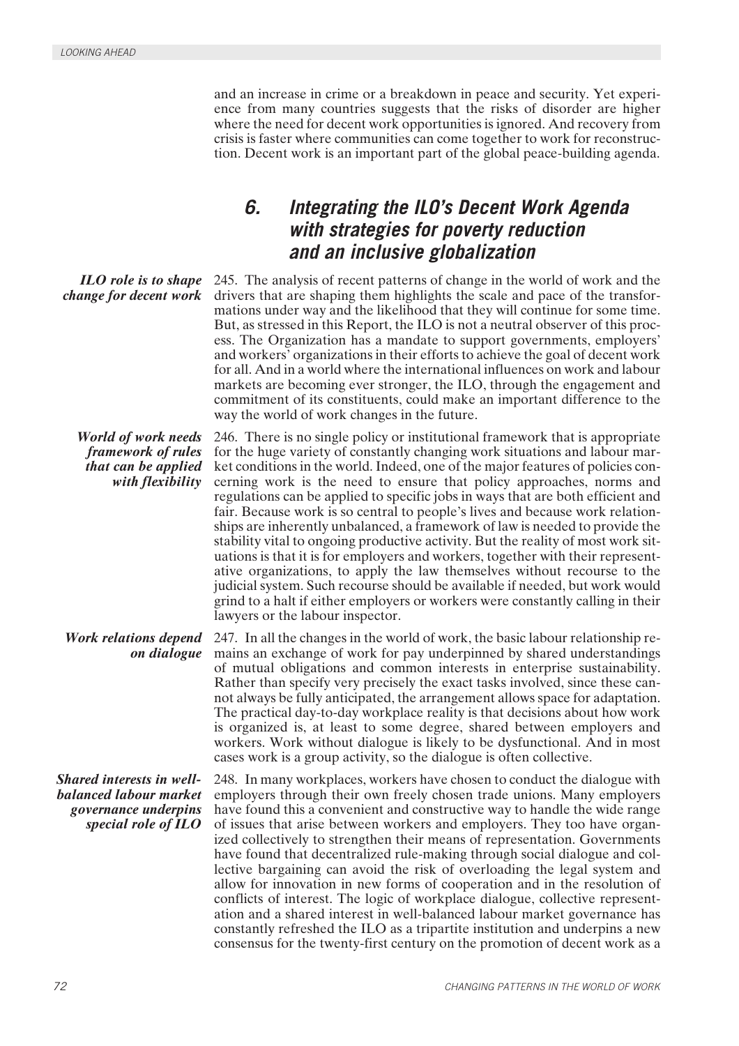and an increase in crime or a breakdown in peace and security. Yet experience from many countries suggests that the risks of disorder are higher where the need for decent work opportunities is ignored. And recovery from crisis is faster where communities can come together to work for reconstruction. Decent work is an important part of the global peace-building agenda.

## 6. Integrating the ILO's Decent Work Agenda with strategies for poverty reduction and an inclusive globalization

***ILO role is to shape change for decent work***

245. The analysis of recent patterns of change in the world of work and the drivers that are shaping them highlights the scale and pace of the transformations under way and the likelihood that they will continue for some time. But, as stressed in this Report, the ILO is not a neutral observer of this process. The Organization has a mandate to support governments, employers' and workers' organizations in their efforts to achieve the goal of decent work for all. And in a world where the international influences on work and labour markets are becoming ever stronger, the ILO, through the engagement and commitment of its constituents, could make an important difference to the way the world of work changes in the future.

***World of work needs framework of rules that can be applied with flexibility***

246. There is no single policy or institutional framework that is appropriate for the huge variety of constantly changing work situations and labour market conditions in the world. Indeed, one of the major features of policies concerning work is the need to ensure that policy approaches, norms and regulations can be applied to specific jobs in ways that are both efficient and fair. Because work is so central to people's lives and because work relationships are inherently unbalanced, a framework of law is needed to provide the stability vital to ongoing productive activity. But the reality of most work situations is that it is for employers and workers, together with their representative organizations, to apply the law themselves without recourse to the judicial system. Such recourse should be available if needed, but work would grind to a halt if either employers or workers were constantly calling in their lawyers or the labour inspector.

***Work relations depend on dialogue***

247. In all the changes in the world of work, the basic labour relationship remains an exchange of work for pay underpinned by shared understandings of mutual obligations and common interests in enterprise sustainability. Rather than specify very precisely the exact tasks involved, since these cannot always be fully anticipated, the arrangement allows space for adaptation. The practical day-to-day workplace reality is that decisions about how work is organized is, at least to some degree, shared between employers and workers. Work without dialogue is likely to be dysfunctional. And in most cases work is a group activity, so the dialogue is often collective.

***Shared interests in well-balanced labour market governance underpins special role of ILO***

248. In many workplaces, workers have chosen to conduct the dialogue with employers through their own freely chosen trade unions. Many employers have found this a convenient and constructive way to handle the wide range of issues that arise between workers and employers. They too have organized collectively to strengthen their means of representation. Governments have found that decentralized rule-making through social dialogue and collective bargaining can avoid the risk of overloading the legal system and allow for innovation in new forms of cooperation and in the resolution of conflicts of interest. The logic of workplace dialogue, collective representation and a shared interest in well-balanced labour market governance has constantly refreshed the ILO as a tripartite institution and underpins a new consensus for the twenty-first century on the promotion of decent work as a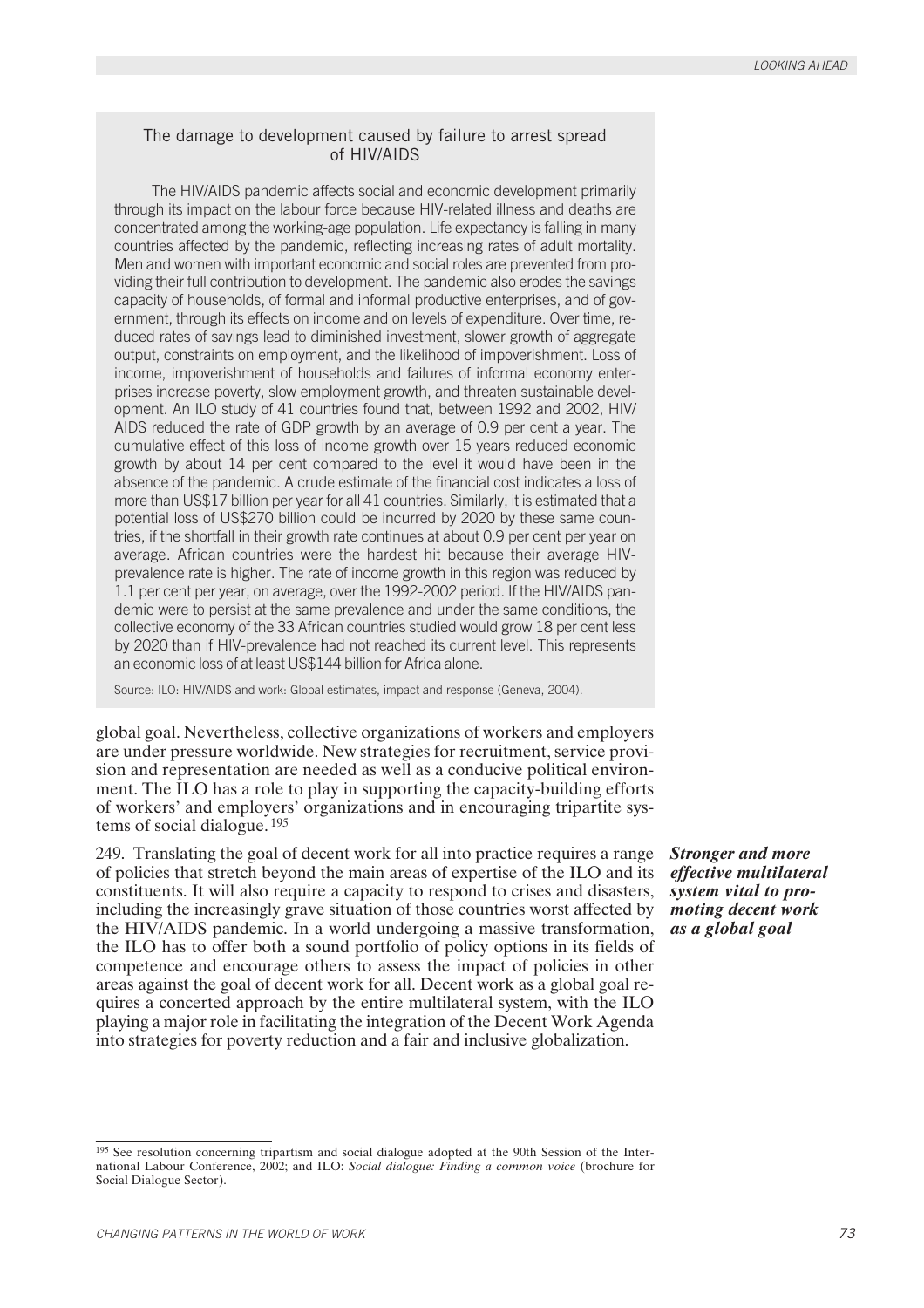### The damage to development caused by failure to arrest spread of HIV/AIDS

The HIV/AIDS pandemic affects social and economic development primarily through its impact on the labour force because HIV-related illness and deaths are concentrated among the working-age population. Life expectancy is falling in many countries affected by the pandemic, reflecting increasing rates of adult mortality. Men and women with important economic and social roles are prevented from providing their full contribution to development. The pandemic also erodes the savings capacity of households, of formal and informal productive enterprises, and of government, through its effects on income and on levels of expenditure. Over time, reduced rates of savings lead to diminished investment, slower growth of aggregate output, constraints on employment, and the likelihood of impoverishment. Loss of income, impoverishment of households and failures of informal economy enterprises increase poverty, slow employment growth, and threaten sustainable development. An ILO study of 41 countries found that, between 1992 and 2002, HIV/AIDS reduced the rate of GDP growth by an average of 0.9 per cent a year. The cumulative effect of this loss of income growth over 15 years reduced economic growth by about 14 per cent compared to the level it would have been in the absence of the pandemic. A crude estimate of the financial cost indicates a loss of more than US$17 billion per year for all 41 countries. Similarly, it is estimated that a potential loss of US$270 billion could be incurred by 2020 by these same countries, if the shortfall in their growth rate continues at about 0.9 per cent per year on average. African countries were the hardest hit because their average HIV-prevalence rate is higher. The rate of income growth in this region was reduced by 1.1 per cent per year, on average, over the 1992-2002 period. If the HIV/AIDS pandemic were to persist at the same prevalence and under the same conditions, the collective economy of the 33 African countries studied would grow 18 per cent less by 2020 than if HIV-prevalence had not reached its current level. This represents an economic loss of at least US$144 billion for Africa alone.

Source: ILO: HIV/AIDS and work: Global estimates, impact and response (Geneva, 2004).

global goal. Nevertheless, collective organizations of workers and employers are under pressure worldwide. New strategies for recruitment, service provision and representation are needed as well as a conducive political environment. The ILO has a role to play in supporting the capacity-building efforts of workers' and employers' organizations and in encouraging tripartite systems of social dialogue.[195]

***Stronger and more effective multilateral system vital to promoting decent work as a global goal***

249. Translating the goal of decent work for all into practice requires a range of policies that stretch beyond the main areas of expertise of the ILO and its constituents. It will also require a capacity to respond to crises and disasters, including the increasingly grave situation of those countries worst affected by the HIV/AIDS pandemic. In a world undergoing a massive transformation, the ILO has to offer both a sound portfolio of policy options in its fields of competence and encourage others to assess the impact of policies in other areas against the goal of decent work for all. Decent work as a global goal requires a concerted approach by the entire multilateral system, with the ILO playing a major role in facilitating the integration of the Decent Work Agenda into strategies for poverty reduction and a fair and inclusive globalization.

[195] See resolution concerning tripartism and social dialogue adopted at the 90th Session of the International Labour Conference, 2002; and ILO: *Social dialogue: Finding a common voice* (brochure for Social Dialogue Sector).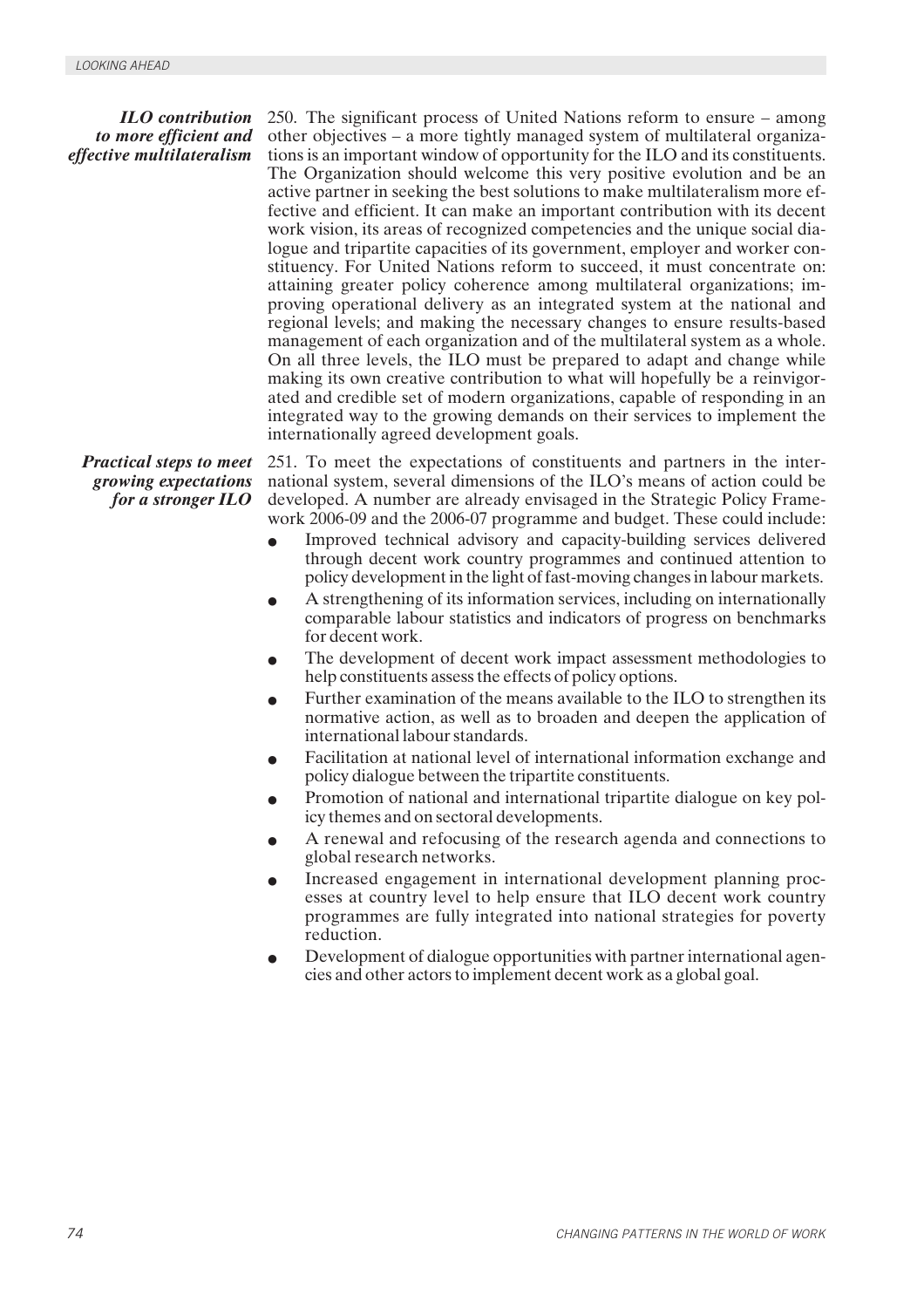***ILO contribution to more efficient and effective multilateralism***

250. The significant process of United Nations reform to ensure – among other objectives – a more tightly managed system of multilateral organizations is an important window of opportunity for the ILO and its constituents. The Organization should welcome this very positive evolution and be an active partner in seeking the best solutions to make multilateralism more effective and efficient. It can make an important contribution with its decent work vision, its areas of recognized competencies and the unique social dialogue and tripartite capacities of its government, employer and worker constituency. For United Nations reform to succeed, it must concentrate on: attaining greater policy coherence among multilateral organizations; improving operational delivery as an integrated system at the national and regional levels; and making the necessary changes to ensure results-based management of each organization and of the multilateral system as a whole. On all three levels, the ILO must be prepared to adapt and change while making its own creative contribution to what will hopefully be a reinvigorated and credible set of modern organizations, capable of responding in an integrated way to the growing demands on their services to implement the internationally agreed development goals.

***Practical steps to meet growing expectations for a stronger ILO***

251. To meet the expectations of constituents and partners in the international system, several dimensions of the ILO's means of action could be developed. A number are already envisaged in the Strategic Policy Framework 2006-09 and the 2006-07 programme and budget. These could include:

- Improved technical advisory and capacity-building services delivered through decent work country programmes and continued attention to policy development in the light of fast-moving changes in labour markets.
- A strengthening of its information services, including on internationally comparable labour statistics and indicators of progress on benchmarks for decent work.
- The development of decent work impact assessment methodologies to help constituents assess the effects of policy options.
- Further examination of the means available to the ILO to strengthen its normative action, as well as to broaden and deepen the application of international labour standards.
- Facilitation at national level of international information exchange and policy dialogue between the tripartite constituents.
- Promotion of national and international tripartite dialogue on key policy themes and on sectoral developments.
- A renewal and refocusing of the research agenda and connections to global research networks.
- Increased engagement in international development planning processes at country level to help ensure that ILO decent work country programmes are fully integrated into national strategies for poverty reduction.
- Development of dialogue opportunities with partner international agencies and other actors to implement decent work as a global goal.